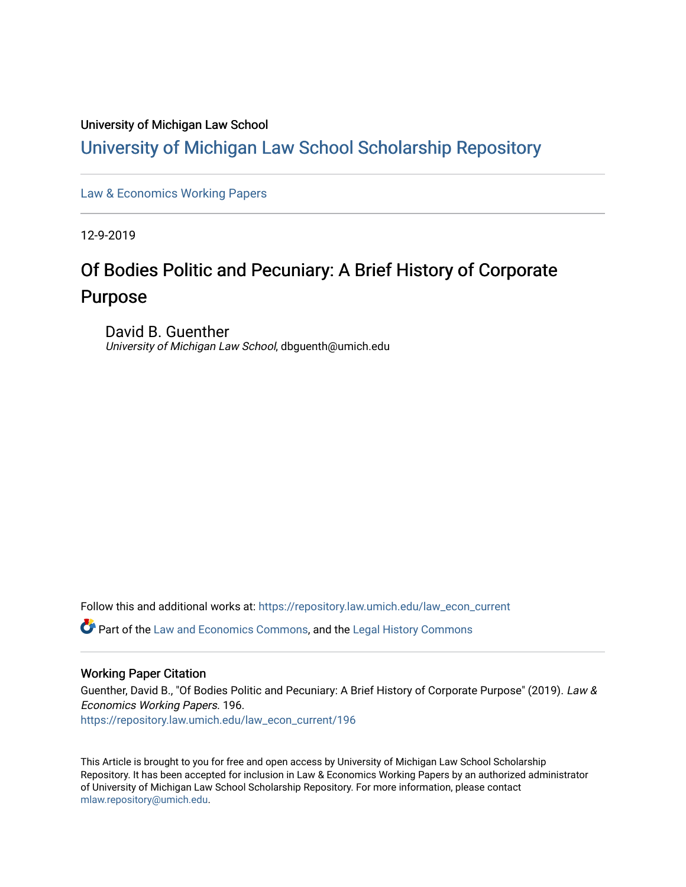University of Michigan Law School

# University of Michigan Law School Scholarship Repository

Law & Economics Working Papers

12-9-2019

## Of Bodies Politic and Pecuniary: A Brief History of Corporate Purpose

David B. Guenther
*University of Michigan Law School*, dbguenth@umich.edu

Follow this and additional works at: https://repository.law.umich.edu/law_econ_current

Part of the Law and Economics Commons, and the Legal History Commons

### Working Paper Citation

Guenther, David B., "Of Bodies Politic and Pecuniary: A Brief History of Corporate Purpose" (2019). *Law & Economics Working Papers*. 196.
https://repository.law.umich.edu/law_econ_current/196

This Article is brought to you for free and open access by University of Michigan Law School Scholarship Repository. It has been accepted for inclusion in Law & Economics Working Papers by an authorized administrator of University of Michigan Law School Scholarship Repository. For more information, please contact mlaw.repository@umich.edu.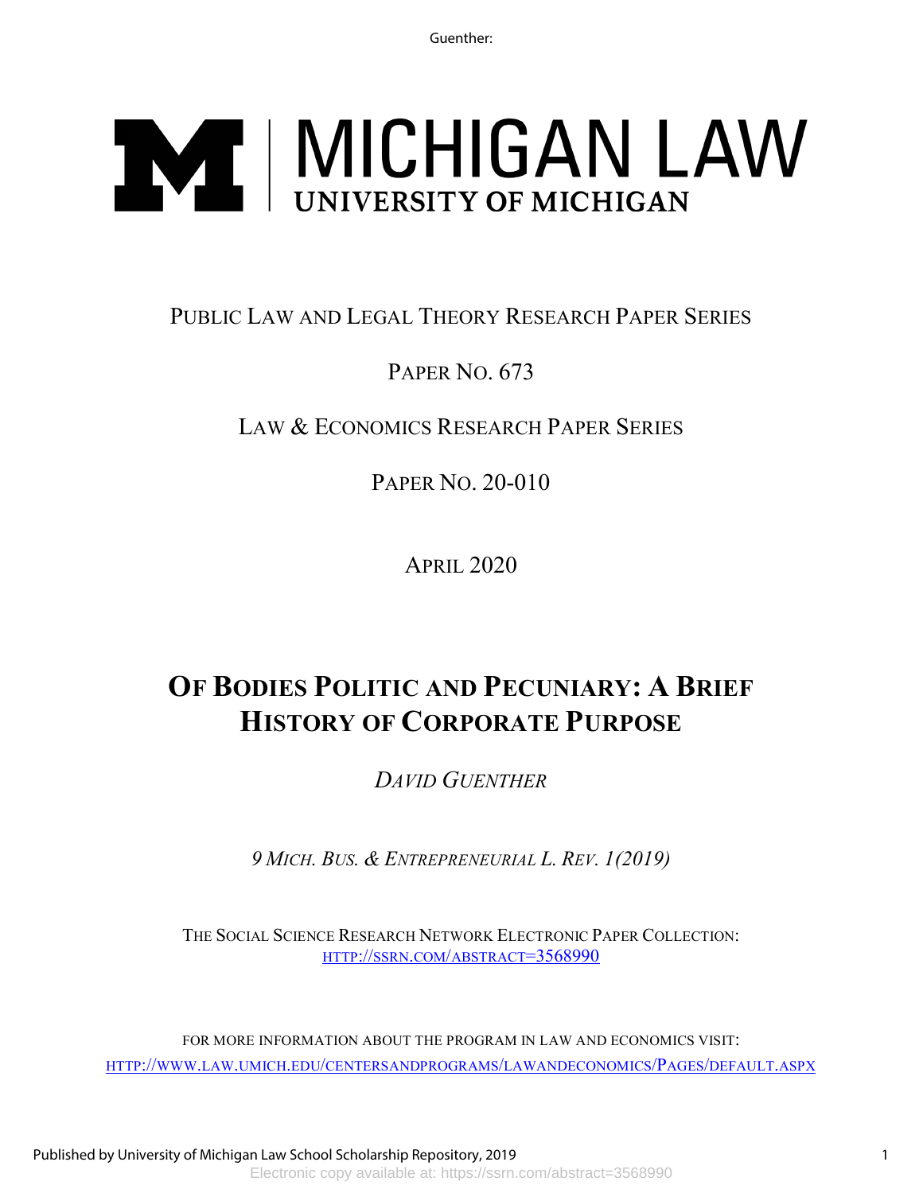MICHIGAN LAW

UNIVERSITY OF MICHIGAN

PUBLIC LAW AND LEGAL THEORY RESEARCH PAPER SERIES

PAPER NO. 673

LAW & ECONOMICS RESEARCH PAPER SERIES

PAPER NO. 20-010

APRIL 2020

# OF BODIES POLITIC AND PECUNIARY: A BRIEF HISTORY OF CORPORATE PURPOSE

*DAVID GUENTHER*

*9 MICH. BUS. & ENTREPRENEURIAL L. REV. 1(2019)*

THE SOCIAL SCIENCE RESEARCH NETWORK ELECTRONIC PAPER COLLECTION:
HTTP://SSRN.COM/ABSTRACT=3568990

FOR MORE INFORMATION ABOUT THE PROGRAM IN LAW AND ECONOMICS VISIT:
HTTP://WWW.LAW.UMICH.EDU/CENTERSANDPROGRAMS/LAWANDECONOMICS/PAGES/DEFAULT.ASPX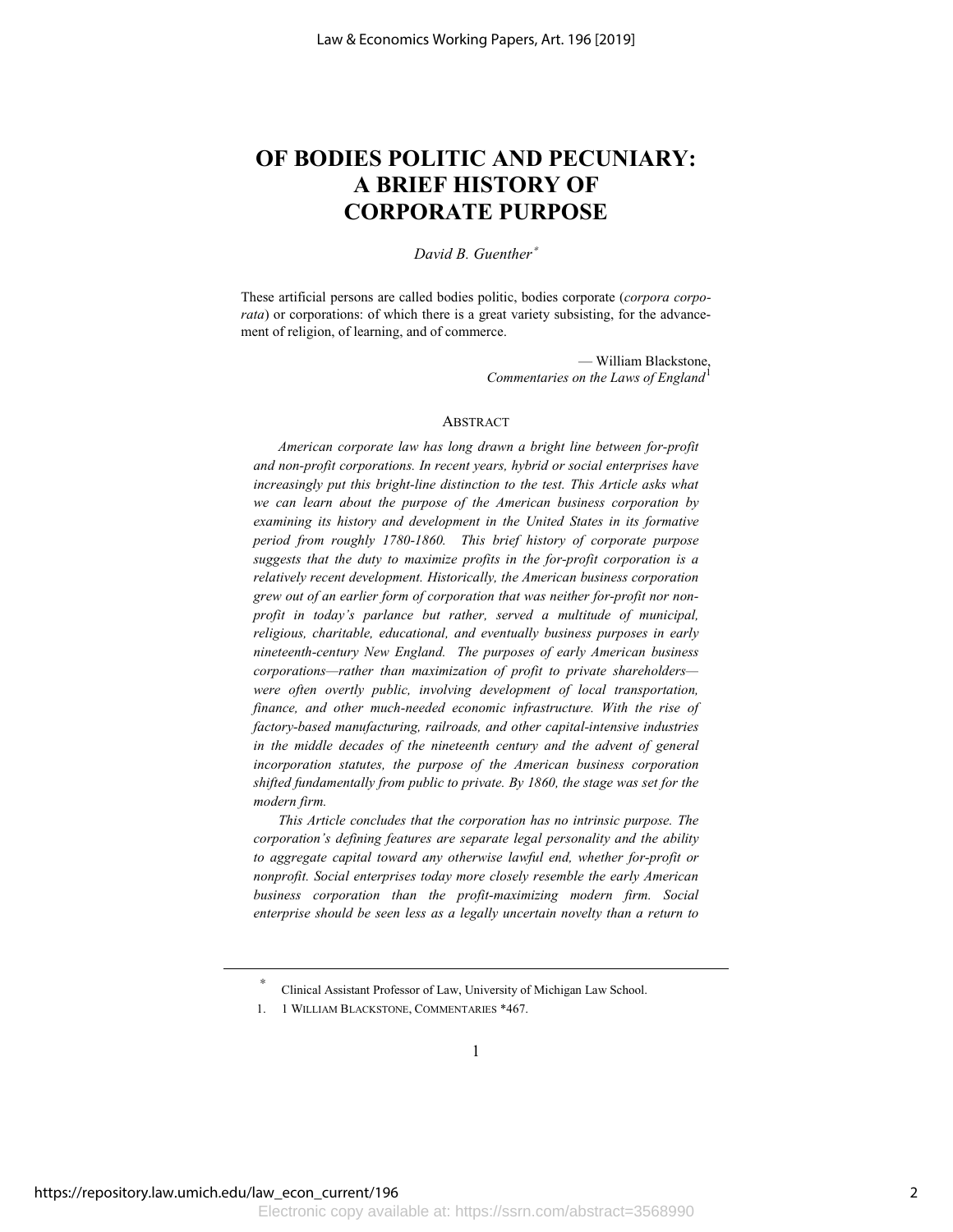# OF BODIES POLITIC AND PECUNIARY: A BRIEF HISTORY OF CORPORATE PURPOSE

*David B. Guenther*[*]

These artificial persons are called bodies politic, bodies corporate (*corpora corporata*) or corporations: of which there is a great variety subsisting, for the advancement of religion, of learning, and of commerce.

— William Blackstone, *Commentaries on the Laws of England*[1]

## ABSTRACT

*American corporate law has long drawn a bright line between for-profit and non-profit corporations. In recent years, hybrid or social enterprises have increasingly put this bright-line distinction to the test. This Article asks what we can learn about the purpose of the American business corporation by examining its history and development in the United States in its formative period from roughly 1780-1860. This brief history of corporate purpose suggests that the duty to maximize profits in the for-profit corporation is a relatively recent development. Historically, the American business corporation grew out of an earlier form of corporation that was neither for-profit nor non-profit in today's parlance but rather, served a multitude of municipal, religious, charitable, educational, and eventually business purposes in early nineteenth-century New England. The purposes of early American business corporations—rather than maximization of profit to private shareholders—were often overtly public, involving development of local transportation, finance, and other much-needed economic infrastructure. With the rise of factory-based manufacturing, railroads, and other capital-intensive industries in the middle decades of the nineteenth century and the advent of general incorporation statutes, the purpose of the American business corporation shifted fundamentally from public to private. By 1860, the stage was set for the modern firm.*

*This Article concludes that the corporation has no intrinsic purpose. The corporation's defining features are separate legal personality and the ability to aggregate capital toward any otherwise lawful end, whether for-profit or nonprofit. Social enterprises today more closely resemble the early American business corporation than the profit-maximizing modern firm. Social enterprise should be seen less as a legally uncertain novelty than a return to*

---

[*] Clinical Assistant Professor of Law, University of Michigan Law School.

1. 1 WILLIAM BLACKSTONE, COMMENTARIES *467.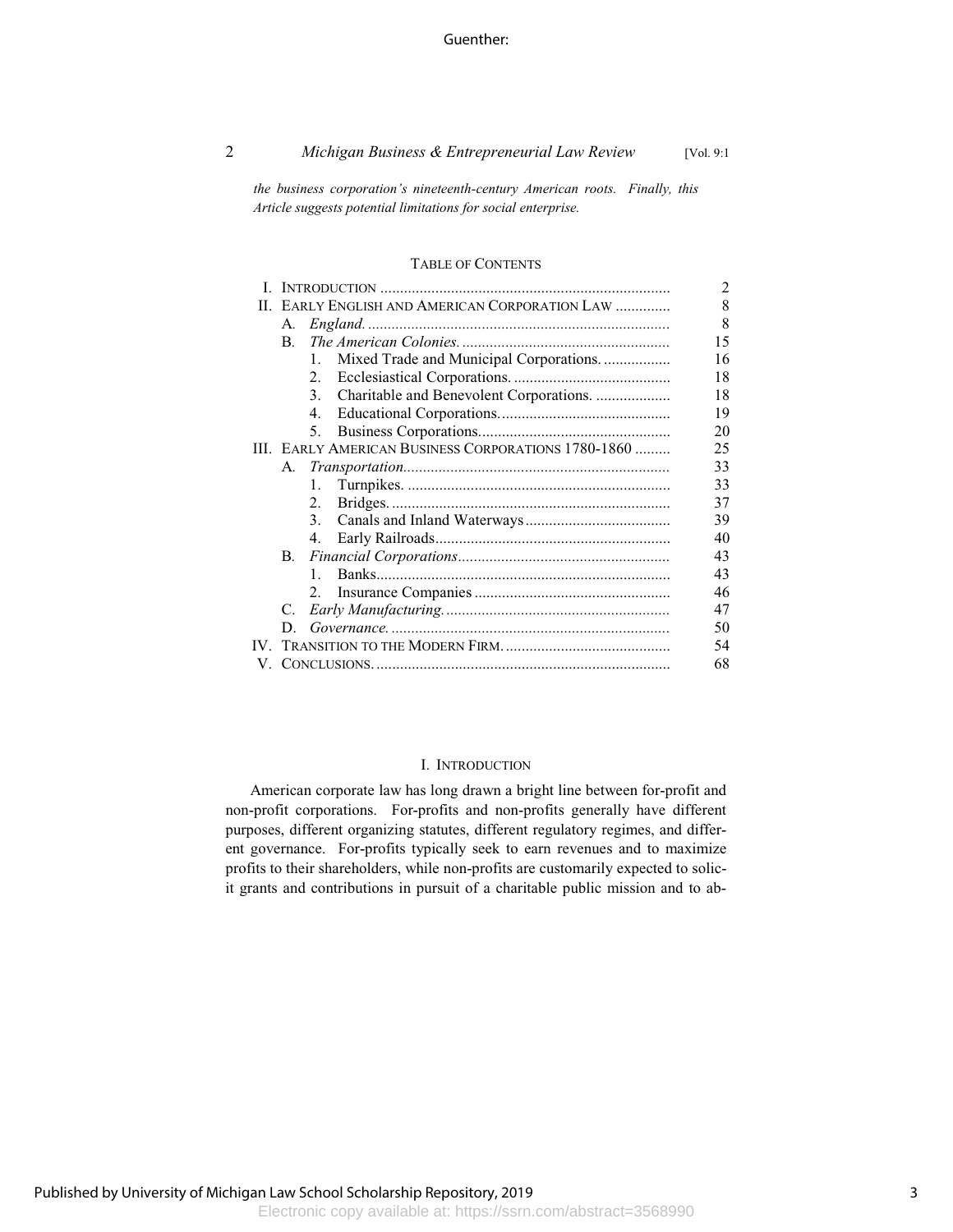*the business corporation's nineteenth-century American roots. Finally, this Article suggests potential limitations for social enterprise.*

TABLE OF CONTENTS

| | |
|---|---|
| I. INTRODUCTION | 2 |
| II. EARLY ENGLISH AND AMERICAN CORPORATION LAW | 8 |
| A. *England.* | 8 |
| B. *The American Colonies.* | 15 |
| 1. Mixed Trade and Municipal Corporations. | 16 |
| 2. Ecclesiastical Corporations. | 18 |
| 3. Charitable and Benevolent Corporations. | 18 |
| 4. Educational Corporations. | 19 |
| 5. Business Corporations. | 20 |
| III. EARLY AMERICAN BUSINESS CORPORATIONS 1780-1860 | 25 |
| A. *Transportation.* | 33 |
| 1. Turnpikes. | 33 |
| 2. Bridges. | 37 |
| 3. Canals and Inland Waterways | 39 |
| 4. Early Railroads | 40 |
| B. *Financial Corporations* | 43 |
| 1. Banks | 43 |
| 2. Insurance Companies | 46 |
| C. *Early Manufacturing.* | 47 |
| D. *Governance.* | 50 |
| IV. TRANSITION TO THE MODERN FIRM. | 54 |
| V. CONCLUSIONS. | 68 |

## I. INTRODUCTION

American corporate law has long drawn a bright line between for-profit and non-profit corporations. For-profits and non-profits generally have different purposes, different organizing statutes, different regulatory regimes, and different governance. For-profits typically seek to earn revenues and to maximize profits to their shareholders, while non-profits are customarily expected to solicit grants and contributions in pursuit of a charitable public mission and to ab-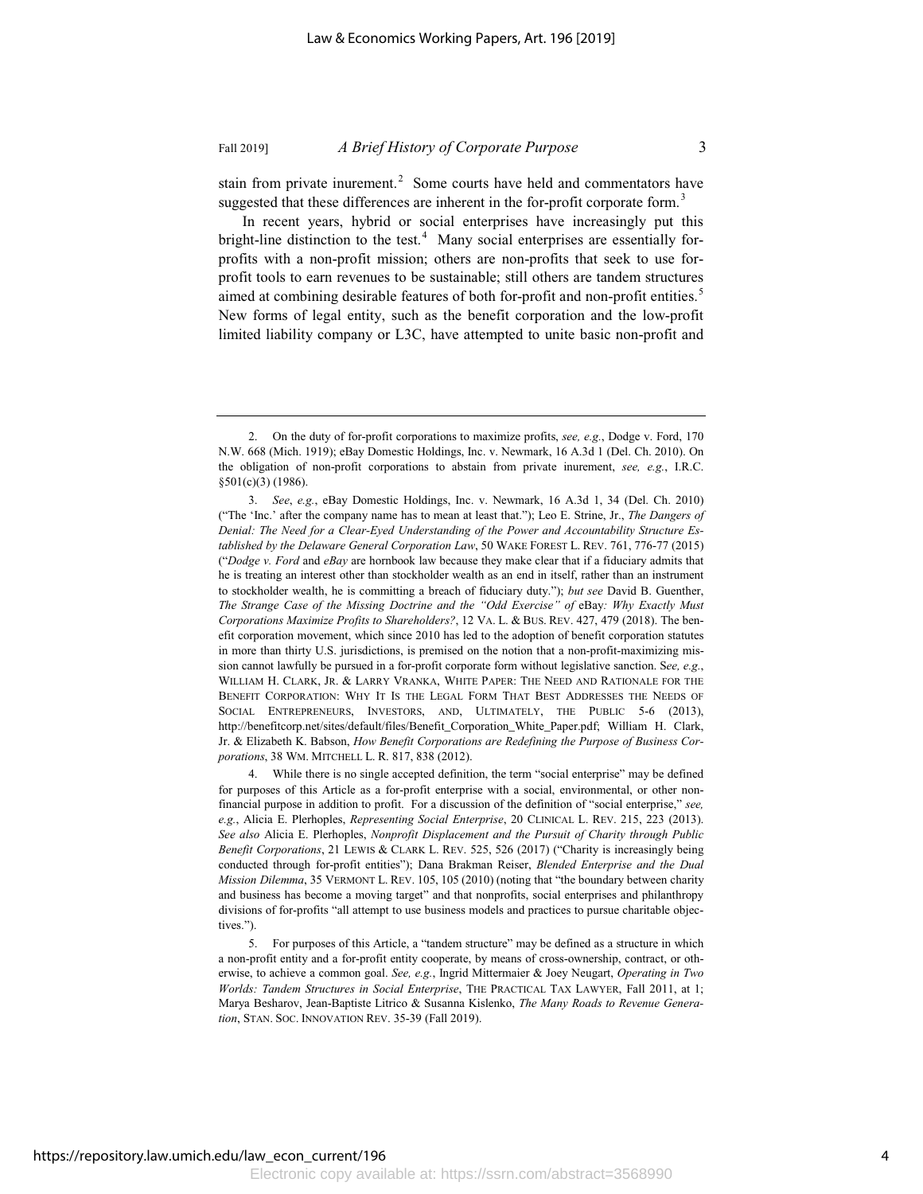stain from private inurement.[2] Some courts have held and commentators have suggested that these differences are inherent in the for-profit corporate form.[3]

In recent years, hybrid or social enterprises have increasingly put this bright-line distinction to the test.[4] Many social enterprises are essentially for-profits with a non-profit mission; others are non-profits that seek to use for-profit tools to earn revenues to be sustainable; still others are tandem structures aimed at combining desirable features of both for-profit and non-profit entities.[5] New forms of legal entity, such as the benefit corporation and the low-profit limited liability company or L3C, have attempted to unite basic non-profit and

---

2. On the duty of for-profit corporations to maximize profits, *see, e.g.*, Dodge v. Ford, 170 N.W. 668 (Mich. 1919); eBay Domestic Holdings, Inc. v. Newmark, 16 A.3d 1 (Del. Ch. 2010). On the obligation of non-profit corporations to abstain from private inurement, *see, e.g.*, I.R.C. §501(c)(3) (1986).

3. *See*, *e.g.*, eBay Domestic Holdings, Inc. v. Newmark, 16 A.3d 1, 34 (Del. Ch. 2010) ("The 'Inc.' after the company name has to mean at least that."); Leo E. Strine, Jr., *The Dangers of Denial: The Need for a Clear-Eyed Understanding of the Power and Accountability Structure Established by the Delaware General Corporation Law*, 50 WAKE FOREST L. REV. 761, 776-77 (2015) ("*Dodge v. Ford* and *eBay* are hornbook law because they make clear that if a fiduciary admits that he is treating an interest other than stockholder wealth as an end in itself, rather than an instrument to stockholder wealth, he is committing a breach of fiduciary duty."); *but see* David B. Guenther, *The Strange Case of the Missing Doctrine and the "Odd Exercise" of* eBay*: Why Exactly Must Corporations Maximize Profits to Shareholders?*, 12 VA. L. & BUS. REV. 427, 479 (2018). The benefit corporation movement, which since 2010 has led to the adoption of benefit corporation statutes in more than thirty U.S. jurisdictions, is premised on the notion that a non-profit-maximizing mission cannot lawfully be pursued in a for-profit corporate form without legislative sanction. S*ee, e.g.*, WILLIAM H. CLARK, JR. & LARRY VRANKA, WHITE PAPER: THE NEED AND RATIONALE FOR THE BENEFIT CORPORATION: WHY IT IS THE LEGAL FORM THAT BEST ADDRESSES THE NEEDS OF SOCIAL ENTREPRENEURS, INVESTORS, AND, ULTIMATELY, THE PUBLIC 5-6 (2013), http://benefitcorp.net/sites/default/files/Benefit_Corporation_White_Paper.pdf; William H. Clark, Jr. & Elizabeth K. Babson, *How Benefit Corporations are Redefining the Purpose of Business Corporations*, 38 WM. MITCHELL L. R. 817, 838 (2012).

4. While there is no single accepted definition, the term "social enterprise" may be defined for purposes of this Article as a for-profit enterprise with a social, environmental, or other non-financial purpose in addition to profit. For a discussion of the definition of "social enterprise," *see, e.g.*, Alicia E. Plerhoples, *Representing Social Enterprise*, 20 CLINICAL L. REV. 215, 223 (2013). *See also* Alicia E. Plerhoples, *Nonprofit Displacement and the Pursuit of Charity through Public Benefit Corporations*, 21 LEWIS & CLARK L. REV. 525, 526 (2017) ("Charity is increasingly being conducted through for-profit entities"); Dana Brakman Reiser, *Blended Enterprise and the Dual Mission Dilemma*, 35 VERMONT L. REV. 105, 105 (2010) (noting that "the boundary between charity and business has become a moving target" and that nonprofits, social enterprises and philanthropy divisions of for-profits "all attempt to use business models and practices to pursue charitable objectives.").

5. For purposes of this Article, a "tandem structure" may be defined as a structure in which a non-profit entity and a for-profit entity cooperate, by means of cross-ownership, contract, or otherwise, to achieve a common goal. *See, e.g.*, Ingrid Mittermaier & Joey Neugart, *Operating in Two Worlds: Tandem Structures in Social Enterprise*, THE PRACTICAL TAX LAWYER, Fall 2011, at 1; Marya Besharov, Jean-Baptiste Litrico & Susanna Kislenko, *The Many Roads to Revenue Generation*, STAN. SOC. INNOVATION REV. 35-39 (Fall 2019).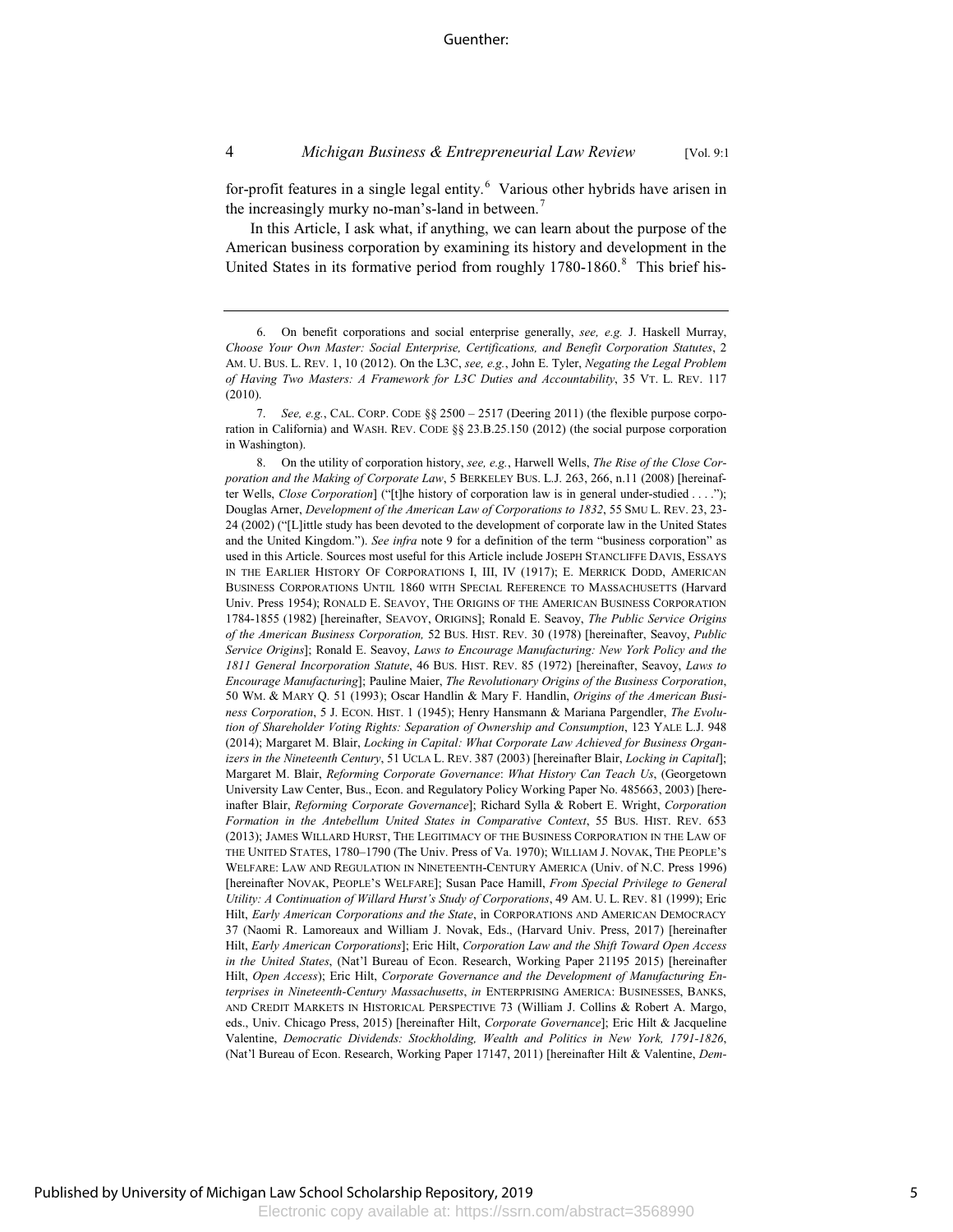for-profit features in a single legal entity.[6] Various other hybrids have arisen in the increasingly murky no-man's-land in between.[7]

In this Article, I ask what, if anything, we can learn about the purpose of the American business corporation by examining its history and development in the United States in its formative period from roughly 1780-1860.[8] This brief his-

---

6. On benefit corporations and social enterprise generally, *see, e.g.* J. Haskell Murray, *Choose Your Own Master: Social Enterprise, Certifications, and Benefit Corporation Statutes*, 2 AM. U. BUS. L. REV. 1, 10 (2012). On the L3C, *see, e.g.*, John E. Tyler, *Negating the Legal Problem of Having Two Masters: A Framework for L3C Duties and Accountability*, 35 VT. L. REV. 117 (2010).

7. *See, e.g.*, CAL. CORP. CODE §§ 2500 – 2517 (Deering 2011) (the flexible purpose corporation in California) and WASH. REV. CODE §§ 23.B.25.150 (2012) (the social purpose corporation in Washington).

8. On the utility of corporation history, *see, e.g.*, Harwell Wells, *The Rise of the Close Corporation and the Making of Corporate Law*, 5 BERKELEY BUS. L.J. 263, 266, n.11 (2008) [hereinafter Wells, *Close Corporation*] ("[t]he history of corporation law is in general under-studied . . . ."); Douglas Arner, *Development of the American Law of Corporations to 1832*, 55 SMU L. REV. 23, 23-24 (2002) ("[L]ittle study has been devoted to the development of corporate law in the United States and the United Kingdom."). *See infra* note 9 for a definition of the term "business corporation" as used in this Article. Sources most useful for this Article include JOSEPH STANCLIFFE DAVIS, ESSAYS IN THE EARLIER HISTORY OF CORPORATIONS I, III, IV (1917); E. MERRICK DODD, AMERICAN BUSINESS CORPORATIONS UNTIL 1860 WITH SPECIAL REFERENCE TO MASSACHUSETTS (Harvard Univ. Press 1954); RONALD E. SEAVOY, THE ORIGINS OF THE AMERICAN BUSINESS CORPORATION 1784-1855 (1982) [hereinafter, SEAVOY, ORIGINS]; Ronald E. Seavoy, *The Public Service Origins of the American Business Corporation,* 52 BUS. HIST. REV. 30 (1978) [hereinafter, Seavoy, *Public Service Origins*]; Ronald E. Seavoy, *Laws to Encourage Manufacturing: New York Policy and the 1811 General Incorporation Statute*, 46 BUS. HIST. REV. 85 (1972) [hereinafter, Seavoy, *Laws to Encourage Manufacturing*]; Pauline Maier, *The Revolutionary Origins of the Business Corporation*, 50 WM. & MARY Q. 51 (1993); Oscar Handlin & Mary F. Handlin, *Origins of the American Business Corporation*, 5 J. ECON. HIST. 1 (1945); Henry Hansmann & Mariana Pargendler, *The Evolution of Shareholder Voting Rights: Separation of Ownership and Consumption*, 123 YALE L.J. 948 (2014); Margaret M. Blair, *Locking in Capital: What Corporate Law Achieved for Business Organizers in the Nineteenth Century*, 51 UCLA L. REV. 387 (2003) [hereinafter Blair, *Locking in Capital*]; Margaret M. Blair, *Reforming Corporate Governance*: *What History Can Teach Us*, (Georgetown University Law Center, Bus., Econ. and Regulatory Policy Working Paper No. 485663, 2003) [hereinafter Blair, *Reforming Corporate Governance*]; Richard Sylla & Robert E. Wright, *Corporation Formation in the Antebellum United States in Comparative Context*, 55 BUS. HIST. REV. 653 (2013); JAMES WILLARD HURST, THE LEGITIMACY OF THE BUSINESS CORPORATION IN THE LAW OF THE UNITED STATES, 1780–1790 (The Univ. Press of Va. 1970); WILLIAM J. NOVAK, THE PEOPLE'S WELFARE: LAW AND REGULATION IN NINETEENTH-CENTURY AMERICA (Univ. of N.C. Press 1996) [hereinafter NOVAK, PEOPLE'S WELFARE]; Susan Pace Hamill, *From Special Privilege to General Utility: A Continuation of Willard Hurst's Study of Corporations*, 49 AM. U. L. REV. 81 (1999); Eric Hilt, *Early American Corporations and the State*, in CORPORATIONS AND AMERICAN DEMOCRACY 37 (Naomi R. Lamoreaux and William J. Novak, Eds., (Harvard Univ. Press, 2017) [hereinafter Hilt, *Early American Corporations*]; Eric Hilt, *Corporation Law and the Shift Toward Open Access in the United States*, (Nat'l Bureau of Econ. Research, Working Paper 21195 2015) [hereinafter Hilt, *Open Access*); Eric Hilt, *Corporate Governance and the Development of Manufacturing Enterprises in Nineteenth-Century Massachusetts*, *in* ENTERPRISING AMERICA: BUSINESSES, BANKS, AND CREDIT MARKETS IN HISTORICAL PERSPECTIVE 73 (William J. Collins & Robert A. Margo, eds., Univ. Chicago Press, 2015) [hereinafter Hilt, *Corporate Governance*]; Eric Hilt & Jacqueline Valentine, *Democratic Dividends: Stockholding, Wealth and Politics in New York, 1791-1826*, (Nat'l Bureau of Econ. Research, Working Paper 17147, 2011) [hereinafter Hilt & Valentine, *Dem-*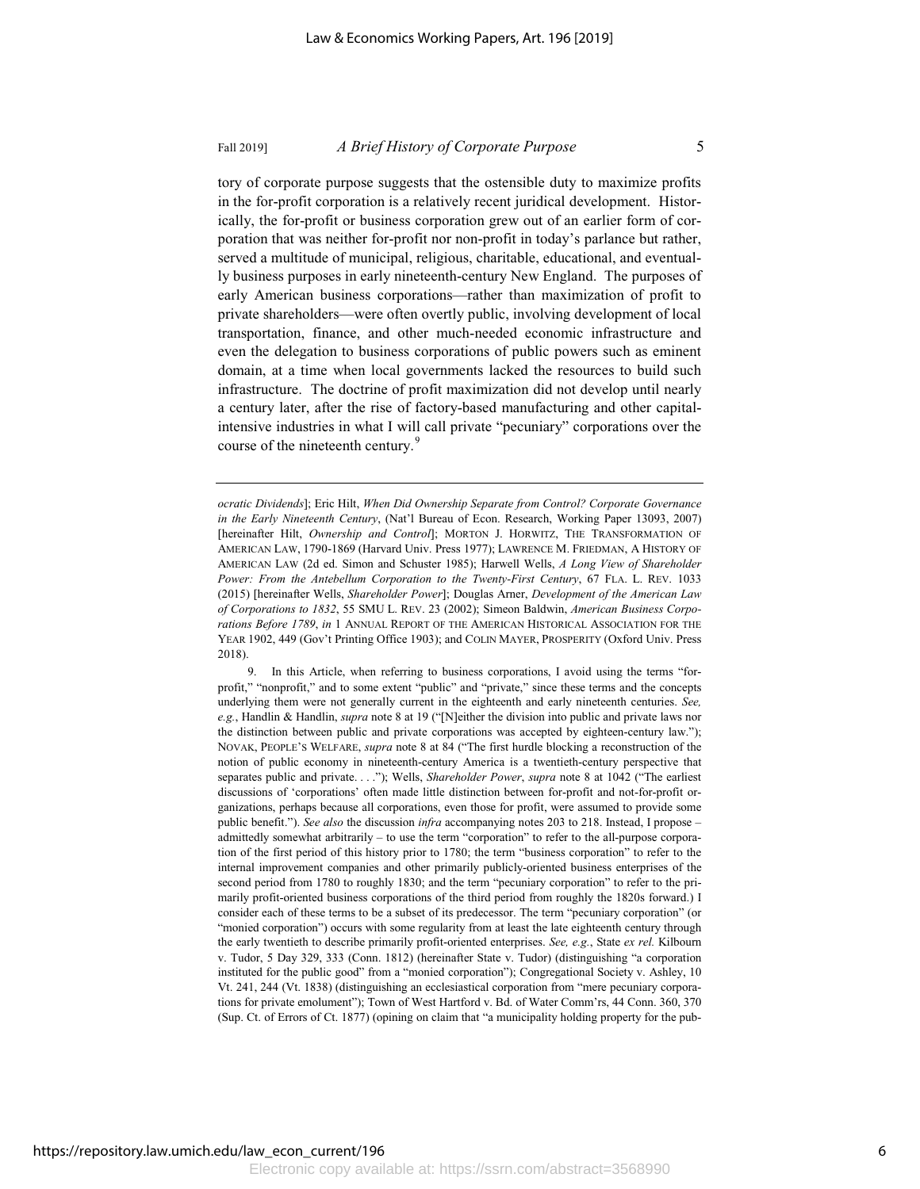tory of corporate purpose suggests that the ostensible duty to maximize profits in the for-profit corporation is a relatively recent juridical development. Historically, the for-profit or business corporation grew out of an earlier form of corporation that was neither for-profit nor non-profit in today's parlance but rather, served a multitude of municipal, religious, charitable, educational, and eventually business purposes in early nineteenth-century New England. The purposes of early American business corporations—rather than maximization of profit to private shareholders—were often overtly public, involving development of local transportation, finance, and other much-needed economic infrastructure and even the delegation to business corporations of public powers such as eminent domain, at a time when local governments lacked the resources to build such infrastructure. The doctrine of profit maximization did not develop until nearly a century later, after the rise of factory-based manufacturing and other capital-intensive industries in what I will call private "pecuniary" corporations over the course of the nineteenth century.[9]

---

*ocratic Dividends*]; Eric Hilt, *When Did Ownership Separate from Control? Corporate Governance in the Early Nineteenth Century*, (Nat'l Bureau of Econ. Research, Working Paper 13093, 2007) [hereinafter Hilt, *Ownership and Control*]; MORTON J. HORWITZ, THE TRANSFORMATION OF AMERICAN LAW, 1790-1869 (Harvard Univ. Press 1977); LAWRENCE M. FRIEDMAN, A HISTORY OF AMERICAN LAW (2d ed. Simon and Schuster 1985); Harwell Wells, *A Long View of Shareholder Power: From the Antebellum Corporation to the Twenty-First Century*, 67 FLA. L. REV. 1033 (2015) [hereinafter Wells, *Shareholder Power*]; Douglas Arner, *Development of the American Law of Corporations to 1832*, 55 SMU L. REV. 23 (2002); Simeon Baldwin, *American Business Corporations Before 1789*, *in* 1 ANNUAL REPORT OF THE AMERICAN HISTORICAL ASSOCIATION FOR THE YEAR 1902, 449 (Gov't Printing Office 1903); and COLIN MAYER, PROSPERITY (Oxford Univ. Press 2018).

9. In this Article, when referring to business corporations, I avoid using the terms "for-profit," "nonprofit," and to some extent "public" and "private," since these terms and the concepts underlying them were not generally current in the eighteenth and early nineteenth centuries. *See, e.g.*, Handlin & Handlin, *supra* note 8 at 19 ("[N]either the division into public and private laws nor the distinction between public and private corporations was accepted by eighteen-century law."); NOVAK, PEOPLE'S WELFARE, *supra* note 8 at 84 ("The first hurdle blocking a reconstruction of the notion of public economy in nineteenth-century America is a twentieth-century perspective that separates public and private. . . ."); Wells, *Shareholder Power*, *supra* note 8 at 1042 ("The earliest discussions of 'corporations' often made little distinction between for-profit and not-for-profit organizations, perhaps because all corporations, even those for profit, were assumed to provide some public benefit."). *See also* the discussion *infra* accompanying notes 203 to 218. Instead, I propose – admittedly somewhat arbitrarily – to use the term "corporation" to refer to the all-purpose corporation of the first period of this history prior to 1780; the term "business corporation" to refer to the internal improvement companies and other primarily publicly-oriented business enterprises of the second period from 1780 to roughly 1830; and the term "pecuniary corporation" to refer to the primarily profit-oriented business corporations of the third period from roughly the 1820s forward.) I consider each of these terms to be a subset of its predecessor. The term "pecuniary corporation" (or "monied corporation") occurs with some regularity from at least the late eighteenth century through the early twentieth to describe primarily profit-oriented enterprises. *See, e.g.*, State *ex rel.* Kilbourn v. Tudor, 5 Day 329, 333 (Conn. 1812) (hereinafter State v. Tudor) (distinguishing "a corporation instituted for the public good" from a "monied corporation"); Congregational Society v. Ashley, 10 Vt. 241, 244 (Vt. 1838) (distinguishing an ecclesiastical corporation from "mere pecuniary corporations for private emolument"); Town of West Hartford v. Bd. of Water Comm'rs, 44 Conn. 360, 370 (Sup. Ct. of Errors of Ct. 1877) (opining on claim that "a municipality holding property for the pub-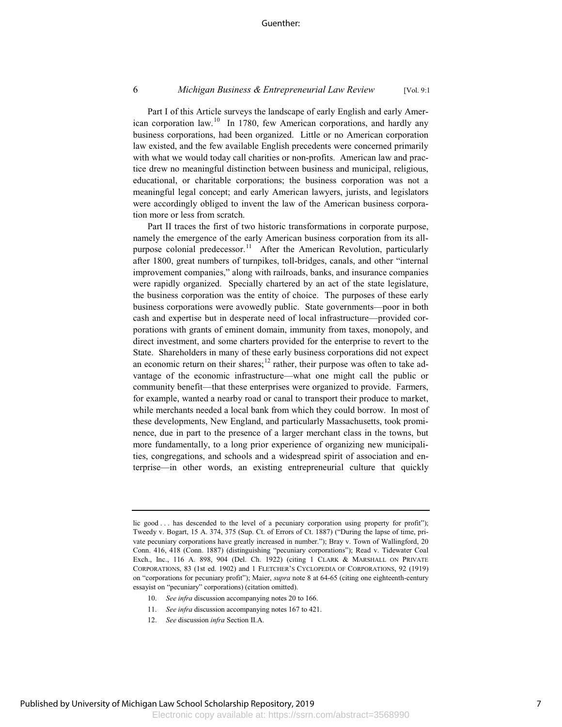Part I of this Article surveys the landscape of early English and early American corporation law.[10] In 1780, few American corporations, and hardly any business corporations, had been organized. Little or no American corporation law existed, and the few available English precedents were concerned primarily with what we would today call charities or non-profits. American law and practice drew no meaningful distinction between business and municipal, religious, educational, or charitable corporations; the business corporation was not a meaningful legal concept; and early American lawyers, jurists, and legislators were accordingly obliged to invent the law of the American business corporation more or less from scratch.

Part II traces the first of two historic transformations in corporate purpose, namely the emergence of the early American business corporation from its all-purpose colonial predecessor.[11] After the American Revolution, particularly after 1800, great numbers of turnpikes, toll-bridges, canals, and other "internal improvement companies," along with railroads, banks, and insurance companies were rapidly organized. Specially chartered by an act of the state legislature, the business corporation was the entity of choice. The purposes of these early business corporations were avowedly public. State governments—poor in both cash and expertise but in desperate need of local infrastructure—provided corporations with grants of eminent domain, immunity from taxes, monopoly, and direct investment, and some charters provided for the enterprise to revert to the State. Shareholders in many of these early business corporations did not expect an economic return on their shares;[12] rather, their purpose was often to take advantage of the economic infrastructure—what one might call the public or community benefit—that these enterprises were organized to provide. Farmers, for example, wanted a nearby road or canal to transport their produce to market, while merchants needed a local bank from which they could borrow. In most of these developments, New England, and particularly Massachusetts, took prominence, due in part to the presence of a larger merchant class in the towns, but more fundamentally, to a long prior experience of organizing new municipalities, congregations, and schools and a widespread spirit of association and enterprise—in other words, an existing entrepreneurial culture that quickly

---

lic good . . . has descended to the level of a pecuniary corporation using property for profit"); Tweedy v. Bogart, 15 A. 374, 375 (Sup. Ct. of Errors of Ct. 1887) ("During the lapse of time, private pecuniary corporations have greatly increased in number."); Bray v. Town of Wallingford, 20 Conn. 416, 418 (Conn. 1887) (distinguishing "pecuniary corporations"); Read v. Tidewater Coal Exch., Inc., 116 A. 898, 904 (Del. Ch. 1922) (citing 1 CLARK & MARSHALL ON PRIVATE CORPORATIONS, 83 (1st ed. 1902) and 1 FLETCHER'S CYCLOPEDIA OF CORPORATIONS, 92 (1919) on "corporations for pecuniary profit"); Maier, *supra* note 8 at 64-65 (citing one eighteenth-century essayist on "pecuniary" corporations) (citation omitted).

10. *See infra* discussion accompanying notes 20 to 166.

11. *See infra* discussion accompanying notes 167 to 421.

12. *See* discussion *infra* Section II.A.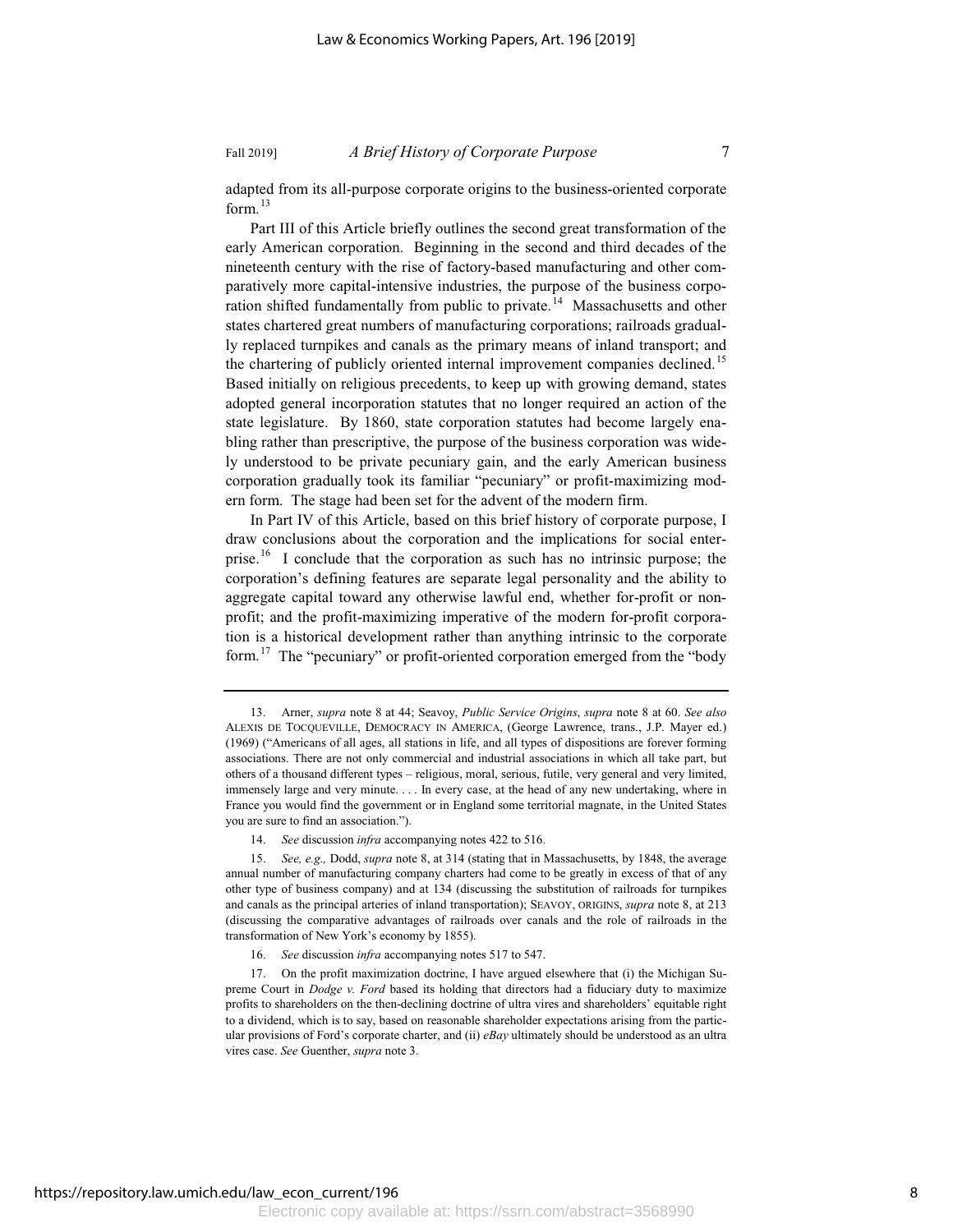adapted from its all-purpose corporate origins to the business-oriented corporate form.[13]

Part III of this Article briefly outlines the second great transformation of the early American corporation. Beginning in the second and third decades of the nineteenth century with the rise of factory-based manufacturing and other comparatively more capital-intensive industries, the purpose of the business corporation shifted fundamentally from public to private.[14] Massachusetts and other states chartered great numbers of manufacturing corporations; railroads gradually replaced turnpikes and canals as the primary means of inland transport; and the chartering of publicly oriented internal improvement companies declined.[15] Based initially on religious precedents, to keep up with growing demand, states adopted general incorporation statutes that no longer required an action of the state legislature. By 1860, state corporation statutes had become largely enabling rather than prescriptive, the purpose of the business corporation was widely understood to be private pecuniary gain, and the early American business corporation gradually took its familiar "pecuniary" or profit-maximizing modern form. The stage had been set for the advent of the modern firm.

In Part IV of this Article, based on this brief history of corporate purpose, I draw conclusions about the corporation and the implications for social enterprise.[16] I conclude that the corporation as such has no intrinsic purpose; the corporation's defining features are separate legal personality and the ability to aggregate capital toward any otherwise lawful end, whether for-profit or nonprofit; and the profit-maximizing imperative of the modern for-profit corporation is a historical development rather than anything intrinsic to the corporate form.[17] The "pecuniary" or profit-oriented corporation emerged from the "body

---

13. Arner, *supra* note 8 at 44; Seavoy, *Public Service Origins*, *supra* note 8 at 60. *See also* ALEXIS DE TOCQUEVILLE, DEMOCRACY IN AMERICA, (George Lawrence, trans., J.P. Mayer ed.) (1969) ("Americans of all ages, all stations in life, and all types of dispositions are forever forming associations. There are not only commercial and industrial associations in which all take part, but others of a thousand different types – religious, moral, serious, futile, very general and very limited, immensely large and very minute. . . . In every case, at the head of any new undertaking, where in France you would find the government or in England some territorial magnate, in the United States you are sure to find an association.").

14. *See* discussion *infra* accompanying notes 422 to 516.

15. *See, e.g.,* Dodd, *supra* note 8, at 314 (stating that in Massachusetts, by 1848, the average annual number of manufacturing company charters had come to be greatly in excess of that of any other type of business company) and at 134 (discussing the substitution of railroads for turnpikes and canals as the principal arteries of inland transportation); SEAVOY, ORIGINS, *supra* note 8, at 213 (discussing the comparative advantages of railroads over canals and the role of railroads in the transformation of New York's economy by 1855).

16. *See* discussion *infra* accompanying notes 517 to 547.

17. On the profit maximization doctrine, I have argued elsewhere that (i) the Michigan Supreme Court in *Dodge v. Ford* based its holding that directors had a fiduciary duty to maximize profits to shareholders on the then-declining doctrine of ultra vires and shareholders' equitable right to a dividend, which is to say, based on reasonable shareholder expectations arising from the particular provisions of Ford's corporate charter, and (ii) *eBay* ultimately should be understood as an ultra vires case. *See* Guenther, *supra* note 3.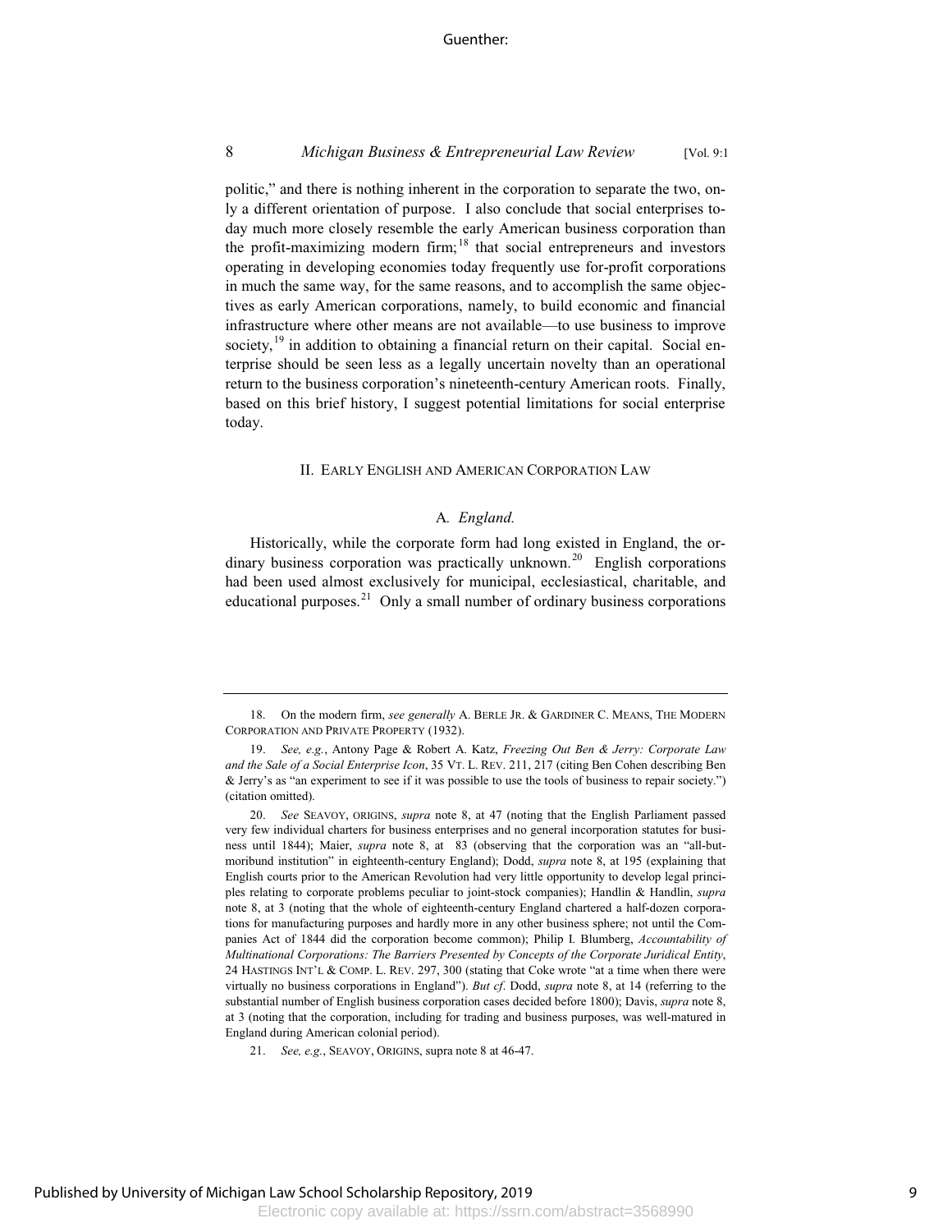politic," and there is nothing inherent in the corporation to separate the two, only a different orientation of purpose. I also conclude that social enterprises today much more closely resemble the early American business corporation than the profit-maximizing modern firm;[18] that social entrepreneurs and investors operating in developing economies today frequently use for-profit corporations in much the same way, for the same reasons, and to accomplish the same objectives as early American corporations, namely, to build economic and financial infrastructure where other means are not available—to use business to improve society,[19] in addition to obtaining a financial return on their capital. Social enterprise should be seen less as a legally uncertain novelty than an operational return to the business corporation's nineteenth-century American roots. Finally, based on this brief history, I suggest potential limitations for social enterprise today.

## II. Early English and American Corporation Law

### A. *England.*

Historically, while the corporate form had long existed in England, the ordinary business corporation was practically unknown.[20] English corporations had been used almost exclusively for municipal, ecclesiastical, charitable, and educational purposes.[21] Only a small number of ordinary business corporations

---

18. On the modern firm, *see generally* A. Berle Jr. & Gardiner C. Means, The Modern Corporation and Private Property (1932).

19. *See, e.g.*, Antony Page & Robert A. Katz, *Freezing Out Ben & Jerry: Corporate Law and the Sale of a Social Enterprise Icon*, 35 Vt. L. Rev. 211, 217 (citing Ben Cohen describing Ben & Jerry's as "an experiment to see if it was possible to use the tools of business to repair society.") (citation omitted).

20. *See* Seavoy, Origins, *supra* note 8, at 47 (noting that the English Parliament passed very few individual charters for business enterprises and no general incorporation statutes for business until 1844); Maier, *supra* note 8, at 83 (observing that the corporation was an "all-but-moribund institution" in eighteenth-century England); Dodd, *supra* note 8, at 195 (explaining that English courts prior to the American Revolution had very little opportunity to develop legal principles relating to corporate problems peculiar to joint-stock companies); Handlin & Handlin, *supra* note 8, at 3 (noting that the whole of eighteenth-century England chartered a half-dozen corporations for manufacturing purposes and hardly more in any other business sphere; not until the Companies Act of 1844 did the corporation become common); Philip I. Blumberg, *Accountability of Multinational Corporations: The Barriers Presented by Concepts of the Corporate Juridical Entity*, 24 Hastings Int'l & Comp. L. Rev. 297, 300 (stating that Coke wrote "at a time when there were virtually no business corporations in England"). *But cf*. Dodd, *supra* note 8, at 14 (referring to the substantial number of English business corporation cases decided before 1800); Davis, *supra* note 8, at 3 (noting that the corporation, including for trading and business purposes, was well-matured in England during American colonial period).

21. *See, e.g.*, Seavoy, Origins, supra note 8 at 46-47.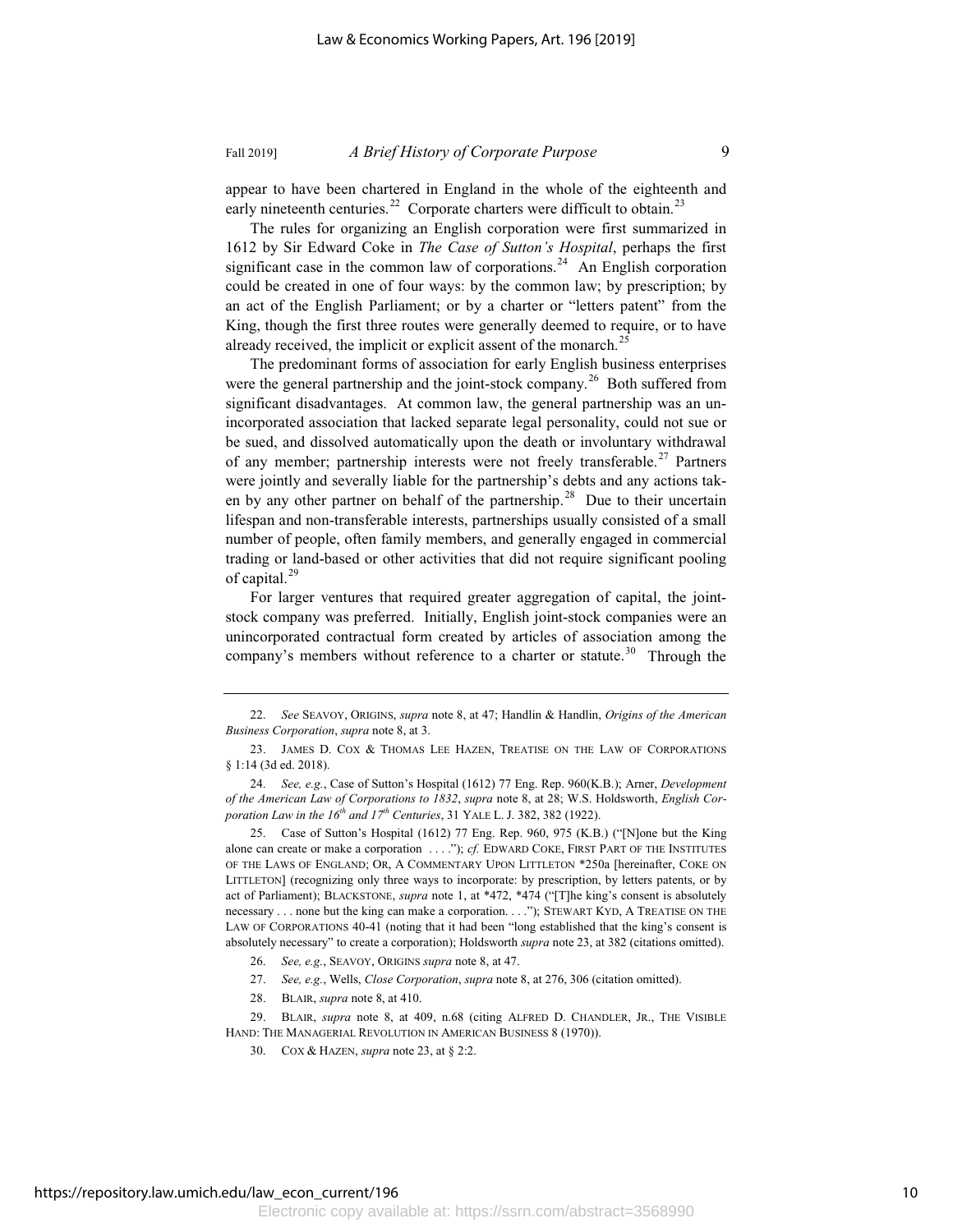appear to have been chartered in England in the whole of the eighteenth and early nineteenth centuries.[22] Corporate charters were difficult to obtain.[23]

The rules for organizing an English corporation were first summarized in 1612 by Sir Edward Coke in *The Case of Sutton's Hospital*, perhaps the first significant case in the common law of corporations.[24] An English corporation could be created in one of four ways: by the common law; by prescription; by an act of the English Parliament; or by a charter or "letters patent" from the King, though the first three routes were generally deemed to require, or to have already received, the implicit or explicit assent of the monarch.[25]

The predominant forms of association for early English business enterprises were the general partnership and the joint-stock company.[26] Both suffered from significant disadvantages. At common law, the general partnership was an unincorporated association that lacked separate legal personality, could not sue or be sued, and dissolved automatically upon the death or involuntary withdrawal of any member; partnership interests were not freely transferable.[27] Partners were jointly and severally liable for the partnership's debts and any actions taken by any other partner on behalf of the partnership.[28] Due to their uncertain lifespan and non-transferable interests, partnerships usually consisted of a small number of people, often family members, and generally engaged in commercial trading or land-based or other activities that did not require significant pooling of capital.[29]

For larger ventures that required greater aggregation of capital, the joint-stock company was preferred. Initially, English joint-stock companies were an unincorporated contractual form created by articles of association among the company's members without reference to a charter or statute.[30] Through the

---

22. *See* SEAVOY, ORIGINS, *supra* note 8, at 47; Handlin & Handlin, *Origins of the American Business Corporation*, *supra* note 8, at 3.

23. JAMES D. COX & THOMAS LEE HAZEN, TREATISE ON THE LAW OF CORPORATIONS § 1:14 (3d ed. 2018).

24. *See, e.g.*, Case of Sutton's Hospital (1612) 77 Eng. Rep. 960(K.B.); Arner, *Development of the American Law of Corporations to 1832*, *supra* note 8, at 28; W.S. Holdsworth, *English Corporation Law in the 16th and 17th Centuries*, 31 YALE L. J. 382, 382 (1922).

25. Case of Sutton's Hospital (1612) 77 Eng. Rep. 960, 975 (K.B.) ("[N]one but the King alone can create or make a corporation . . . ."); *cf.* EDWARD COKE, FIRST PART OF THE INSTITUTES OF THE LAWS OF ENGLAND; OR, A COMMENTARY UPON LITTLETON *250a [hereinafter, COKE ON LITTLETON] (recognizing only three ways to incorporate: by prescription, by letters patents, or by act of Parliament); BLACKSTONE, *supra* note 1, at *472, *474 ("[T]he king's consent is absolutely necessary . . . none but the king can make a corporation. . . ."); STEWART KYD, A TREATISE ON THE LAW OF CORPORATIONS 40-41 (noting that it had been "long established that the king's consent is absolutely necessary" to create a corporation); Holdsworth *supra* note 23, at 382 (citations omitted).

26. *See, e.g.*, SEAVOY, ORIGINS *supra* note 8, at 47.

27. *See, e.g.*, Wells, *Close Corporation*, *supra* note 8, at 276, 306 (citation omitted).

28. BLAIR, *supra* note 8, at 410.

29. BLAIR, *supra* note 8, at 409, n.68 (citing ALFRED D. CHANDLER, JR., THE VISIBLE HAND: THE MANAGERIAL REVOLUTION IN AMERICAN BUSINESS 8 (1970)).

30. COX & HAZEN, *supra* note 23, at § 2:2.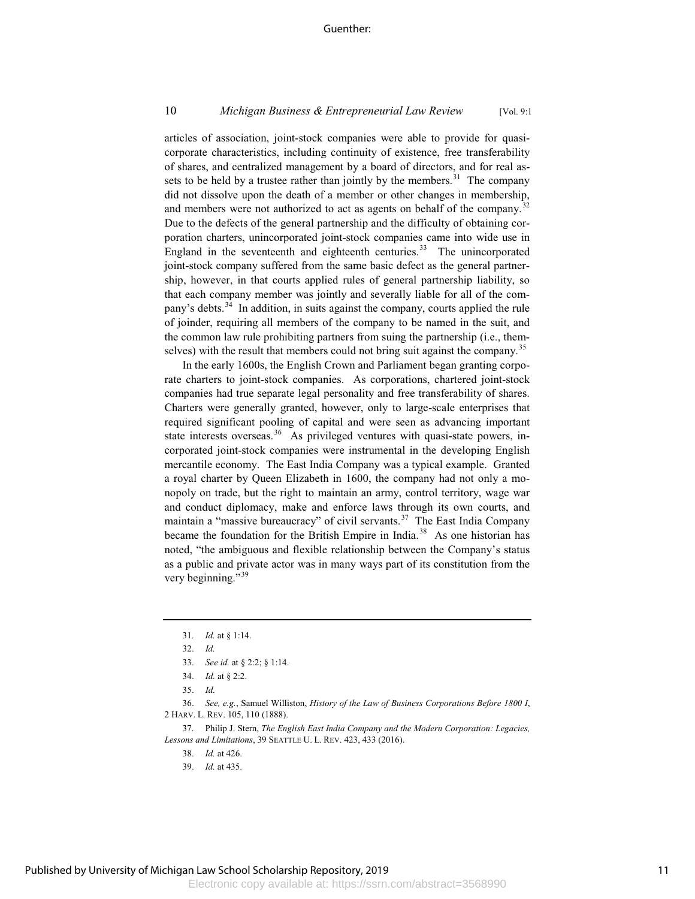articles of association, joint-stock companies were able to provide for quasi-corporate characteristics, including continuity of existence, free transferability of shares, and centralized management by a board of directors, and for real assets to be held by a trustee rather than jointly by the members.[31] The company did not dissolve upon the death of a member or other changes in membership, and members were not authorized to act as agents on behalf of the company.[32] Due to the defects of the general partnership and the difficulty of obtaining corporation charters, unincorporated joint-stock companies came into wide use in England in the seventeenth and eighteenth centuries.[33] The unincorporated joint-stock company suffered from the same basic defect as the general partnership, however, in that courts applied rules of general partnership liability, so that each company member was jointly and severally liable for all of the company's debts.[34] In addition, in suits against the company, courts applied the rule of joinder, requiring all members of the company to be named in the suit, and the common law rule prohibiting partners from suing the partnership (i.e., themselves) with the result that members could not bring suit against the company.[35]

In the early 1600s, the English Crown and Parliament began granting corporate charters to joint-stock companies. As corporations, chartered joint-stock companies had true separate legal personality and free transferability of shares. Charters were generally granted, however, only to large-scale enterprises that required significant pooling of capital and were seen as advancing important state interests overseas.[36] As privileged ventures with quasi-state powers, incorporated joint-stock companies were instrumental in the developing English mercantile economy. The East India Company was a typical example. Granted a royal charter by Queen Elizabeth in 1600, the company had not only a monopoly on trade, but the right to maintain an army, control territory, wage war and conduct diplomacy, make and enforce laws through its own courts, and maintain a "massive bureaucracy" of civil servants.[37] The East India Company became the foundation for the British Empire in India.[38] As one historian has noted, "the ambiguous and flexible relationship between the Company's status as a public and private actor was in many ways part of its constitution from the very beginning."[39]

---

31. *Id.* at § 1:14.
32. *Id.*
33. *See id.* at § 2:2; § 1:14.
34. *Id.* at § 2:2.
35. *Id.*
36. *See, e.g.*, Samuel Williston, *History of the Law of Business Corporations Before 1800 I*, 2 HARV. L. REV. 105, 110 (1888).
37. Philip J. Stern, *The English East India Company and the Modern Corporation: Legacies, Lessons and Limitations*, 39 SEATTLE U. L. REV. 423, 433 (2016).
38. *Id.* at 426.
39. *Id.* at 435.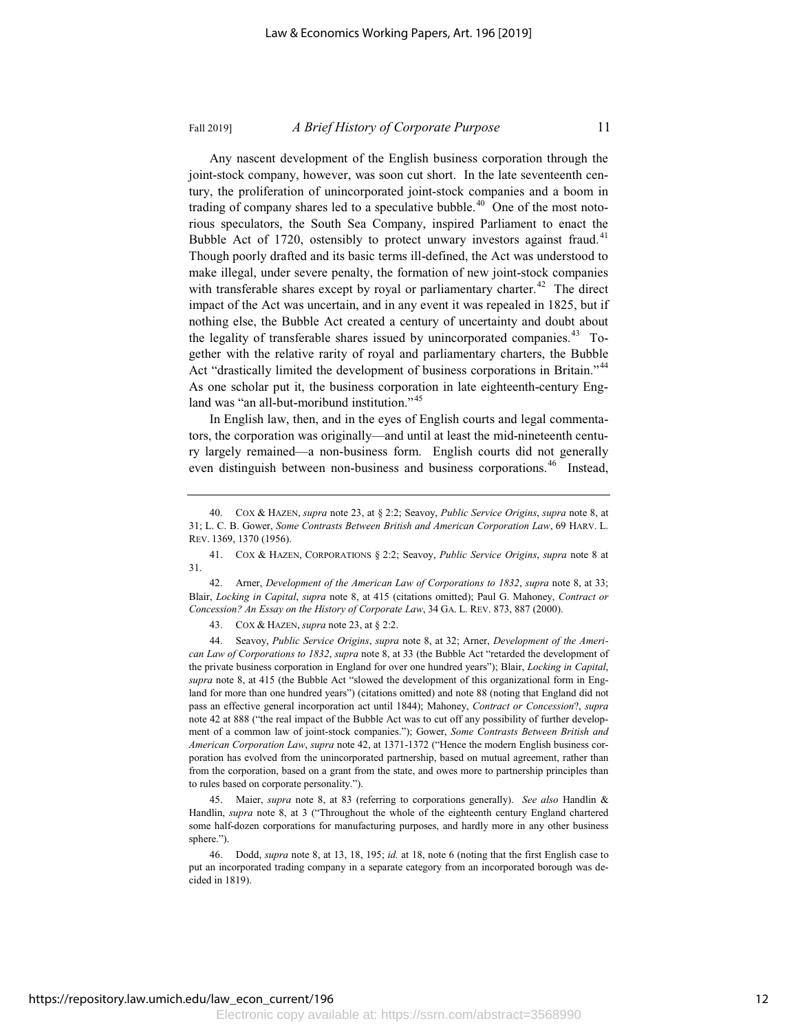Any nascent development of the English business corporation through the joint-stock company, however, was soon cut short. In the late seventeenth century, the proliferation of unincorporated joint-stock companies and a boom in trading of company shares led to a speculative bubble.[40] One of the most notorious speculators, the South Sea Company, inspired Parliament to enact the Bubble Act of 1720, ostensibly to protect unwary investors against fraud.[41] Though poorly drafted and its basic terms ill-defined, the Act was understood to make illegal, under severe penalty, the formation of new joint-stock companies with transferable shares except by royal or parliamentary charter.[42] The direct impact of the Act was uncertain, and in any event it was repealed in 1825, but if nothing else, the Bubble Act created a century of uncertainty and doubt about the legality of transferable shares issued by unincorporated companies.[43] Together with the relative rarity of royal and parliamentary charters, the Bubble Act "drastically limited the development of business corporations in Britain."[44] As one scholar put it, the business corporation in late eighteenth-century England was "an all-but-moribund institution."[45]

In English law, then, and in the eyes of English courts and legal commentators, the corporation was originally—and until at least the mid-nineteenth century largely remained—a non-business form. English courts did not generally even distinguish between non-business and business corporations.[46] Instead,

---

40. COX & HAZEN, *supra* note 23, at § 2:2; Seavoy, *Public Service Origins*, *supra* note 8, at 31; L. C. B. Gower, *Some Contrasts Between British and American Corporation Law*, 69 HARV. L. REV. 1369, 1370 (1956).

41. COX & HAZEN, CORPORATIONS § 2:2; Seavoy, *Public Service Origins*, *supra* note 8 at 31.

42. Arner, *Development of the American Law of Corporations to 1832*, *supra* note 8, at 33; Blair, *Locking in Capital*, *supra* note 8, at 415 (citations omitted); Paul G. Mahoney, *Contract or Concession? An Essay on the History of Corporate Law*, 34 GA. L. REV. 873, 887 (2000).

43. COX & HAZEN, *supra* note 23, at § 2:2.

44. Seavoy, *Public Service Origins*, *supra* note 8, at 32; Arner, *Development of the American Law of Corporations to 1832*, *supra* note 8, at 33 (the Bubble Act "retarded the development of the private business corporation in England for over one hundred years"); Blair, *Locking in Capital*, *supra* note 8, at 415 (the Bubble Act "slowed the development of this organizational form in England for more than one hundred years") (citations omitted) and note 88 (noting that England did not pass an effective general incorporation act until 1844); Mahoney, *Contract or Concession*?, *supra* note 42 at 888 ("the real impact of the Bubble Act was to cut off any possibility of further development of a common law of joint-stock companies."); Gower, *Some Contrasts Between British and American Corporation Law*, *supra* note 42, at 1371-1372 ("Hence the modern English business corporation has evolved from the unincorporated partnership, based on mutual agreement, rather than from the corporation, based on a grant from the state, and owes more to partnership principles than to rules based on corporate personality.").

45. Maier, *supra* note 8, at 83 (referring to corporations generally). *See also* Handlin & Handlin, *supra* note 8, at 3 ("Throughout the whole of the eighteenth century England chartered some half-dozen corporations for manufacturing purposes, and hardly more in any other business sphere.").

46. Dodd, *supra* note 8, at 13, 18, 195; *id.* at 18, note 6 (noting that the first English case to put an incorporated trading company in a separate category from an incorporated borough was decided in 1819).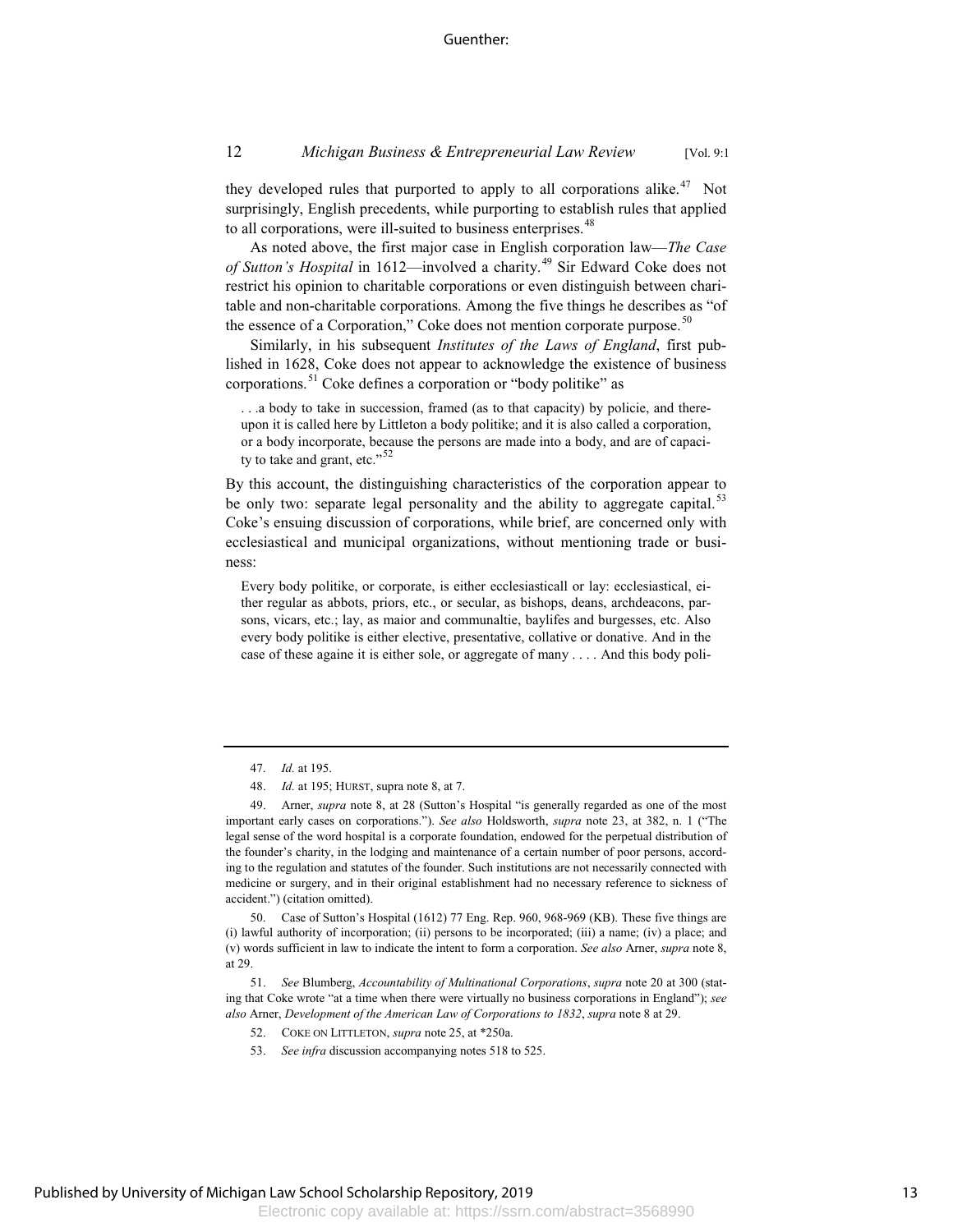they developed rules that purported to apply to all corporations alike.[47] Not surprisingly, English precedents, while purporting to establish rules that applied to all corporations, were ill-suited to business enterprises.[48]

As noted above, the first major case in English corporation law—*The Case of Sutton's Hospital* in 1612—involved a charity.[49] Sir Edward Coke does not restrict his opinion to charitable corporations or even distinguish between charitable and non-charitable corporations. Among the five things he describes as "of the essence of a Corporation," Coke does not mention corporate purpose.[50]

Similarly, in his subsequent *Institutes of the Laws of England*, first published in 1628, Coke does not appear to acknowledge the existence of business corporations.[51] Coke defines a corporation or "body politike" as

> . . .a body to take in succession, framed (as to that capacity) by policie, and thereupon it is called here by Littleton a body politike; and it is also called a corporation, or a body incorporate, because the persons are made into a body, and are of capacity to take and grant, etc."[52]

By this account, the distinguishing characteristics of the corporation appear to be only two: separate legal personality and the ability to aggregate capital.[53] Coke's ensuing discussion of corporations, while brief, are concerned only with ecclesiastical and municipal organizations, without mentioning trade or business:

> Every body politike, or corporate, is either ecclesiasticall or lay: ecclesiastical, either regular as abbots, priors, etc., or secular, as bishops, deans, archdeacons, parsons, vicars, etc.; lay, as maior and communaltie, baylifes and burgesses, etc. Also every body politike is either elective, presentative, collative or donative. And in the case of these againe it is either sole, or aggregate of many . . . . And this body poli-

---

47. *Id.* at 195.

48. *Id.* at 195; HURST, supra note 8, at 7.

49. Arner, *supra* note 8, at 28 (Sutton's Hospital "is generally regarded as one of the most important early cases on corporations."). *See also* Holdsworth, *supra* note 23, at 382, n. 1 ("The legal sense of the word hospital is a corporate foundation, endowed for the perpetual distribution of the founder's charity, in the lodging and maintenance of a certain number of poor persons, according to the regulation and statutes of the founder. Such institutions are not necessarily connected with medicine or surgery, and in their original establishment had no necessary reference to sickness of accident.") (citation omitted).

50. Case of Sutton's Hospital (1612) 77 Eng. Rep. 960, 968-969 (KB). These five things are (i) lawful authority of incorporation; (ii) persons to be incorporated; (iii) a name; (iv) a place; and (v) words sufficient in law to indicate the intent to form a corporation. *See also* Arner, *supra* note 8, at 29.

51. *See* Blumberg, *Accountability of Multinational Corporations*, *supra* note 20 at 300 (stating that Coke wrote "at a time when there were virtually no business corporations in England"); *see also* Arner, *Development of the American Law of Corporations to 1832*, *supra* note 8 at 29.

52. COKE ON LITTLETON, *supra* note 25, at *250a.

53. *See infra* discussion accompanying notes 518 to 525.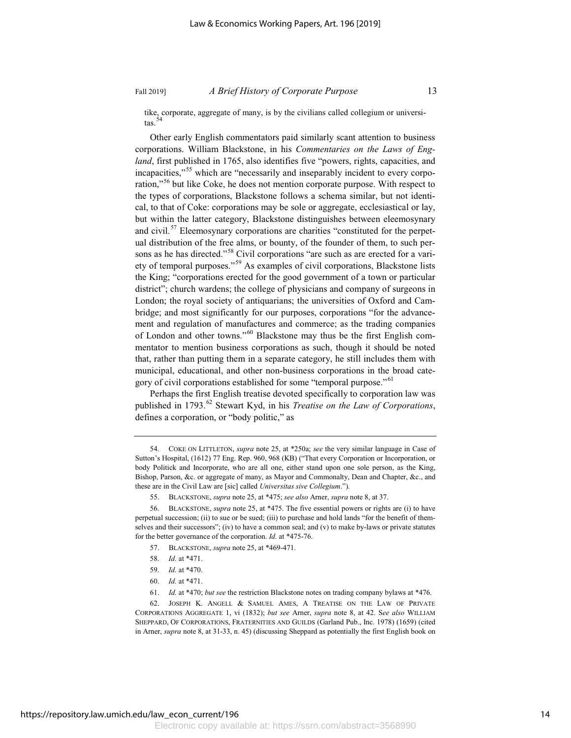tike, corporate, aggregate of many, is by the civilians called collegium or universitas.[54]

Other early English commentators paid similarly scant attention to business corporations. William Blackstone, in his *Commentaries on the Laws of England*, first published in 1765, also identifies five "powers, rights, capacities, and incapacities,"[55] which are "necessarily and inseparably incident to every corporation,"[56] but like Coke, he does not mention corporate purpose. With respect to the types of corporations, Blackstone follows a schema similar, but not identical, to that of Coke: corporations may be sole or aggregate, ecclesiastical or lay, but within the latter category, Blackstone distinguishes between eleemosynary and civil.[57] Eleemosynary corporations are charities "constituted for the perpetual distribution of the free alms, or bounty, of the founder of them, to such persons as he has directed."[58] Civil corporations "are such as are erected for a variety of temporal purposes."[59] As examples of civil corporations, Blackstone lists the King; "corporations erected for the good government of a town or particular district"; church wardens; the college of physicians and company of surgeons in London; the royal society of antiquarians; the universities of Oxford and Cambridge; and most significantly for our purposes, corporations "for the advancement and regulation of manufactures and commerce; as the trading companies of London and other towns."[60] Blackstone may thus be the first English commentator to mention business corporations as such, though it should be noted that, rather than putting them in a separate category, he still includes them with municipal, educational, and other non-business corporations in the broad category of civil corporations established for some "temporal purpose."[61]

Perhaps the first English treatise devoted specifically to corporation law was published in 1793.[62] Stewart Kyd, in his *Treatise on the Law of Corporations*, defines a corporation, or "body politic," as

54. COKE ON LITTLETON, *supra* note 25, at *250a; *see* the very similar language in Case of Sutton's Hospital, (1612) 77 Eng. Rep. 960, 968 (KB) ("That every Corporation or Incorporation, or body Politick and Incorporate, who are all one, either stand upon one sole person, as the King, Bishop, Parson, &c. or aggregate of many, as Mayor and Commonalty, Dean and Chapter, &c., and these are in the Civil Law are [sic] called *Universitas sive Collegium*.").

55. BLACKSTONE, *supra* note 25, at *475; *see also* Arner, *supra* note 8, at 37.

56. BLACKSTONE, *supra* note 25, at *475. The five essential powers or rights are (i) to have perpetual succession; (ii) to sue or be sued; (iii) to purchase and hold lands "for the benefit of themselves and their successors"; (iv) to have a common seal; and (v) to make by-laws or private statutes for the better governance of the corporation. *Id.* at *475-76.

57. BLACKSTONE, *supra* note 25, at *469-471.

58. *Id.* at *471.

59. *Id.* at *470.

60. *Id.* at *471.

61. *Id.* at *470; *but see* the restriction Blackstone notes on trading company bylaws at *476.

62. JOSEPH K. ANGELL & SAMUEL AMES, A TREATISE ON THE LAW OF PRIVATE CORPORATIONS AGGREGATE 1, vi (1832); *but see* Arner, *supra* note 8, at 42. S*ee also* WILLIAM SHEPPARD, OF CORPORATIONS, FRATERNITIES AND GUILDS (Garland Pub., Inc. 1978) (1659) (cited in Arner, *supra* note 8, at 31-33, n. 45) (discussing Sheppard as potentially the first English book on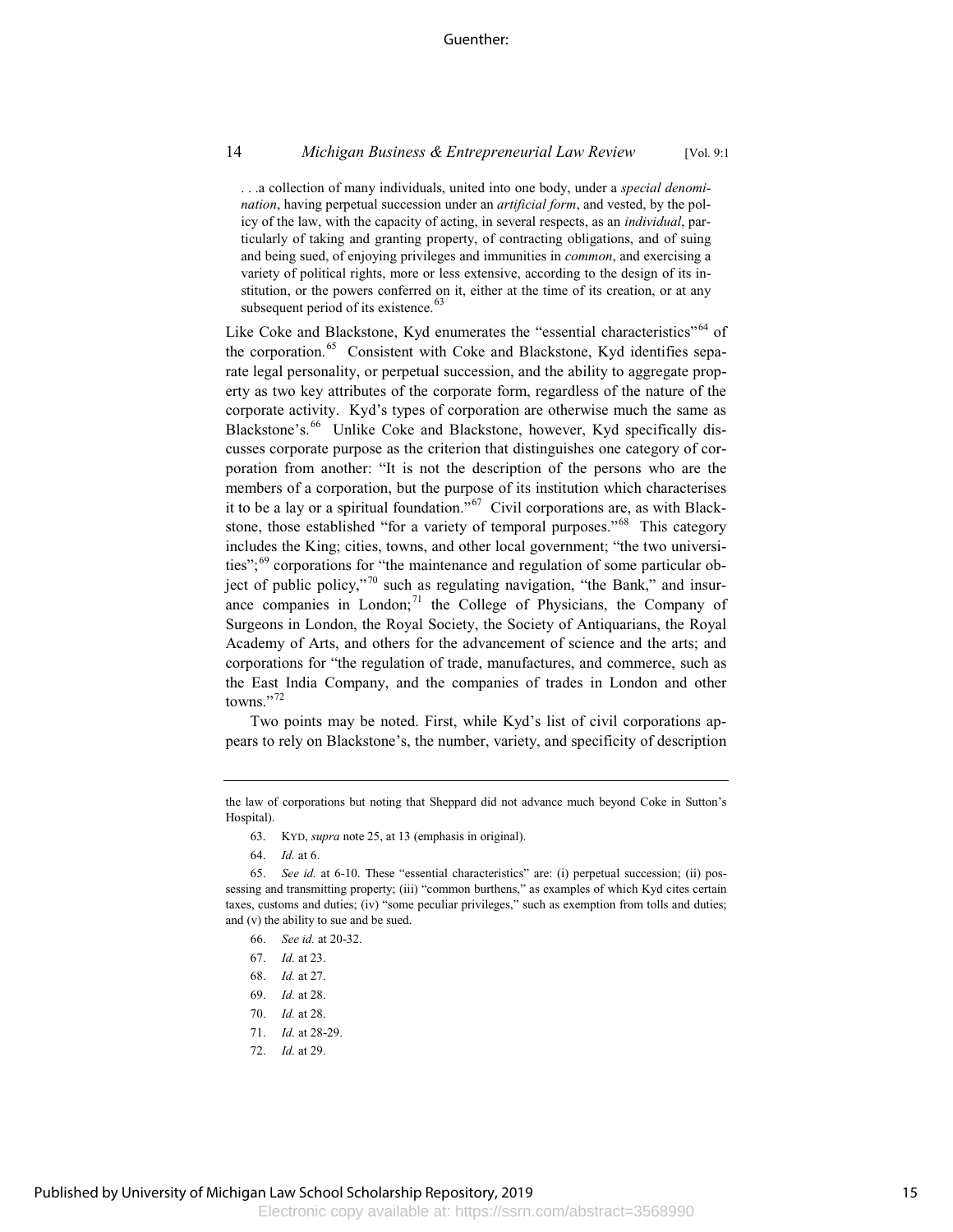> . . .a collection of many individuals, united into one body, under a *special denomination*, having perpetual succession under an *artificial form*, and vested, by the policy of the law, with the capacity of acting, in several respects, as an *individual*, particularly of taking and granting property, of contracting obligations, and of suing and being sued, of enjoying privileges and immunities in *common*, and exercising a variety of political rights, more or less extensive, according to the design of its institution, or the powers conferred on it, either at the time of its creation, or at any subsequent period of its existence.[63]

Like Coke and Blackstone, Kyd enumerates the "essential characteristics"[64] of the corporation.[65] Consistent with Coke and Blackstone, Kyd identifies separate legal personality, or perpetual succession, and the ability to aggregate property as two key attributes of the corporate form, regardless of the nature of the corporate activity. Kyd's types of corporation are otherwise much the same as Blackstone's.[66] Unlike Coke and Blackstone, however, Kyd specifically discusses corporate purpose as the criterion that distinguishes one category of corporation from another: "It is not the description of the persons who are the members of a corporation, but the purpose of its institution which characterises it to be a lay or a spiritual foundation."[67] Civil corporations are, as with Blackstone, those established "for a variety of temporal purposes."[68] This category includes the King; cities, towns, and other local government; "the two universities";[69] corporations for "the maintenance and regulation of some particular object of public policy,"[70] such as regulating navigation, "the Bank," and insurance companies in London;[71] the College of Physicians, the Company of Surgeons in London, the Royal Society, the Society of Antiquarians, the Royal Academy of Arts, and others for the advancement of science and the arts; and corporations for "the regulation of trade, manufactures, and commerce, such as the East India Company, and the companies of trades in London and other towns."[72]

Two points may be noted. First, while Kyd's list of civil corporations appears to rely on Blackstone's, the number, variety, and specificity of description

---

the law of corporations but noting that Sheppard did not advance much beyond Coke in Sutton's Hospital).

63. KYD, *supra* note 25, at 13 (emphasis in original).

64. *Id.* at 6.

65. *See id.* at 6-10. These "essential characteristics" are: (i) perpetual succession; (ii) possessing and transmitting property; (iii) "common burthens," as examples of which Kyd cites certain taxes, customs and duties; (iv) "some peculiar privileges," such as exemption from tolls and duties; and (v) the ability to sue and be sued.

66. *See id.* at 20-32.

67. *Id.* at 23.

68. *Id.* at 27.

69. *Id.* at 28.

70. *Id.* at 28.

71. *Id.* at 28-29.

72. *Id.* at 29.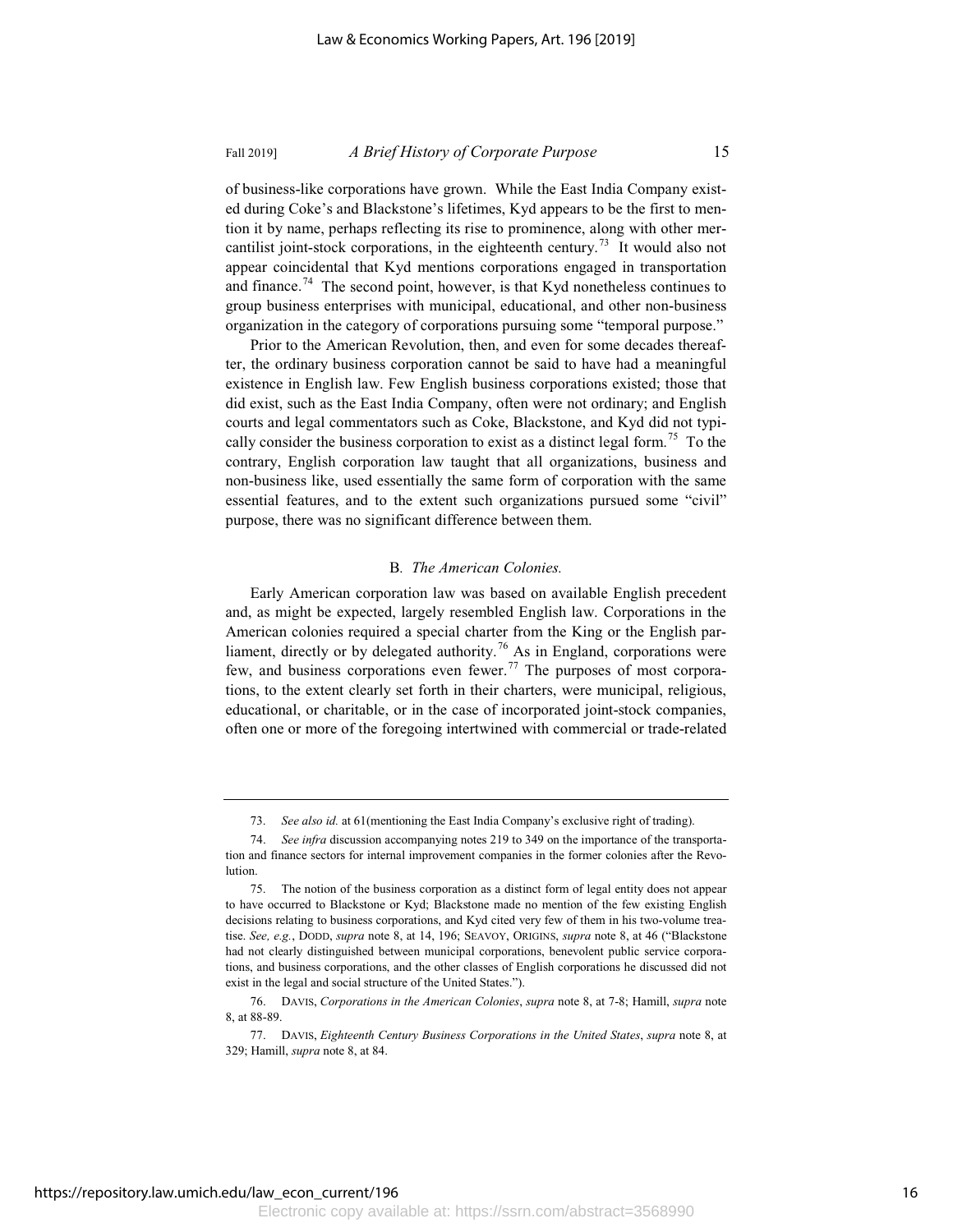of business-like corporations have grown. While the East India Company existed during Coke's and Blackstone's lifetimes, Kyd appears to be the first to mention it by name, perhaps reflecting its rise to prominence, along with other mercantilist joint-stock corporations, in the eighteenth century.[73] It would also not appear coincidental that Kyd mentions corporations engaged in transportation and finance.[74] The second point, however, is that Kyd nonetheless continues to group business enterprises with municipal, educational, and other non-business organization in the category of corporations pursuing some "temporal purpose."

Prior to the American Revolution, then, and even for some decades thereafter, the ordinary business corporation cannot be said to have had a meaningful existence in English law. Few English business corporations existed; those that did exist, such as the East India Company, often were not ordinary; and English courts and legal commentators such as Coke, Blackstone, and Kyd did not typically consider the business corporation to exist as a distinct legal form.[75] To the contrary, English corporation law taught that all organizations, business and non-business like, used essentially the same form of corporation with the same essential features, and to the extent such organizations pursued some "civil" purpose, there was no significant difference between them.

### B. *The American Colonies.*

Early American corporation law was based on available English precedent and, as might be expected, largely resembled English law. Corporations in the American colonies required a special charter from the King or the English parliament, directly or by delegated authority.[76] As in England, corporations were few, and business corporations even fewer.[77] The purposes of most corporations, to the extent clearly set forth in their charters, were municipal, religious, educational, or charitable, or in the case of incorporated joint-stock companies, often one or more of the foregoing intertwined with commercial or trade-related

---

73. *See also id.* at 61(mentioning the East India Company's exclusive right of trading).

74. *See infra* discussion accompanying notes 219 to 349 on the importance of the transportation and finance sectors for internal improvement companies in the former colonies after the Revolution.

75. The notion of the business corporation as a distinct form of legal entity does not appear to have occurred to Blackstone or Kyd; Blackstone made no mention of the few existing English decisions relating to business corporations, and Kyd cited very few of them in his two-volume treatise. *See, e.g.*, DODD, *supra* note 8, at 14, 196; SEAVOY, ORIGINS, *supra* note 8, at 46 ("Blackstone had not clearly distinguished between municipal corporations, benevolent public service corporations, and business corporations, and the other classes of English corporations he discussed did not exist in the legal and social structure of the United States.").

76. DAVIS, *Corporations in the American Colonies*, *supra* note 8, at 7-8; Hamill, *supra* note 8, at 88-89.

77. DAVIS, *Eighteenth Century Business Corporations in the United States*, *supra* note 8, at 329; Hamill, *supra* note 8, at 84.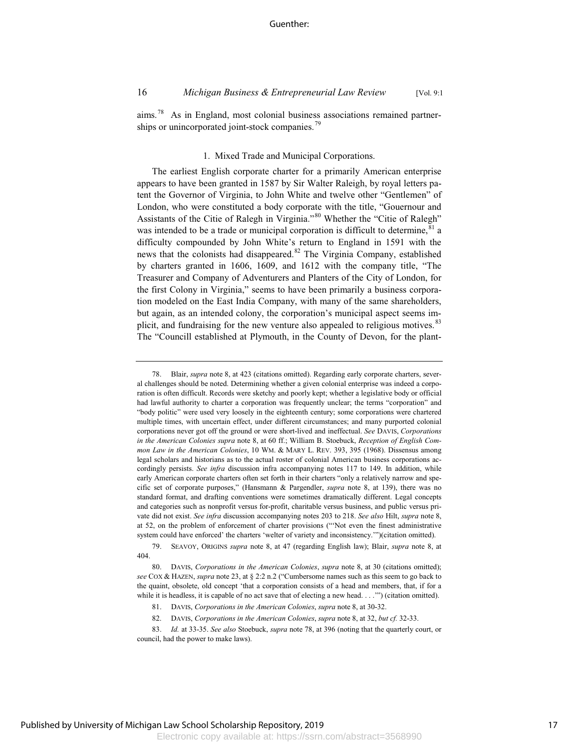aims.[78] As in England, most colonial business associations remained partnerships or unincorporated joint-stock companies.[79]

### 1. Mixed Trade and Municipal Corporations.

The earliest English corporate charter for a primarily American enterprise appears to have been granted in 1587 by Sir Walter Raleigh, by royal letters patent the Governor of Virginia, to John White and twelve other "Gentlemen" of London, who were constituted a body corporate with the title, "Gouernour and Assistants of the Citie of Ralegh in Virginia."[80] Whether the "Citie of Ralegh" was intended to be a trade or municipal corporation is difficult to determine,[81] a difficulty compounded by John White's return to England in 1591 with the news that the colonists had disappeared.[82] The Virginia Company, established by charters granted in 1606, 1609, and 1612 with the company title, "The Treasurer and Company of Adventurers and Planters of the City of London, for the first Colony in Virginia," seems to have been primarily a business corporation modeled on the East India Company, with many of the same shareholders, but again, as an intended colony, the corporation's municipal aspect seems implicit, and fundraising for the new venture also appealed to religious motives.[83] The "Councill established at Plymouth, in the County of Devon, for the plant-

---

78. Blair, *supra* note 8, at 423 (citations omitted). Regarding early corporate charters, several challenges should be noted. Determining whether a given colonial enterprise was indeed a corporation is often difficult. Records were sketchy and poorly kept; whether a legislative body or official had lawful authority to charter a corporation was frequently unclear; the terms "corporation" and "body politic" were used very loosely in the eighteenth century; some corporations were chartered multiple times, with uncertain effect, under different circumstances; and many purported colonial corporations never got off the ground or were short-lived and ineffectual. *See* DAVIS, *Corporations in the American Colonies supra* note 8, at 60 ff.; William B. Stoebuck, *Reception of English Common Law in the American Colonies*, 10 WM. & MARY L. REV. 393, 395 (1968). Dissensus among legal scholars and historians as to the actual roster of colonial American business corporations accordingly persists. *See infra* discussion infra accompanying notes 117 to 149. In addition, while early American corporate charters often set forth in their charters "only a relatively narrow and specific set of corporate purposes," (Hansmann & Pargendler, *supra* note 8, at 139), there was no standard format, and drafting conventions were sometimes dramatically different. Legal concepts and categories such as nonprofit versus for-profit, charitable versus business, and public versus private did not exist. *See infra* discussion accompanying notes 203 to 218. *See also* Hilt, *supra* note 8, at 52, on the problem of enforcement of charter provisions ("'Not even the finest administrative system could have enforced' the charters 'welter of variety and inconsistency.'")(citation omitted).

79. SEAVOY, ORIGINS *supra* note 8, at 47 (regarding English law); Blair, *supra* note 8, at 404.

80. DAVIS, *Corporations in the American Colonies*, *supra* note 8, at 30 (citations omitted); *see* COX & HAZEN, *supra* note 23, at § 2:2 n.2 ("Cumbersome names such as this seem to go back to the quaint, obsolete, old concept 'that a corporation consists of a head and members, that, if for a while it is headless, it is capable of no act save that of electing a new head. . . .'") (citation omitted).

81. DAVIS, *Corporations in the American Colonies*, *supra* note 8, at 30-32.

82. DAVIS, *Corporations in the American Colonies*, *supra* note 8, at 32, *but cf.* 32-33.

83. *Id.* at 33-35. *See also* Stoebuck, *supra* note 78, at 396 (noting that the quarterly court, or council, had the power to make laws).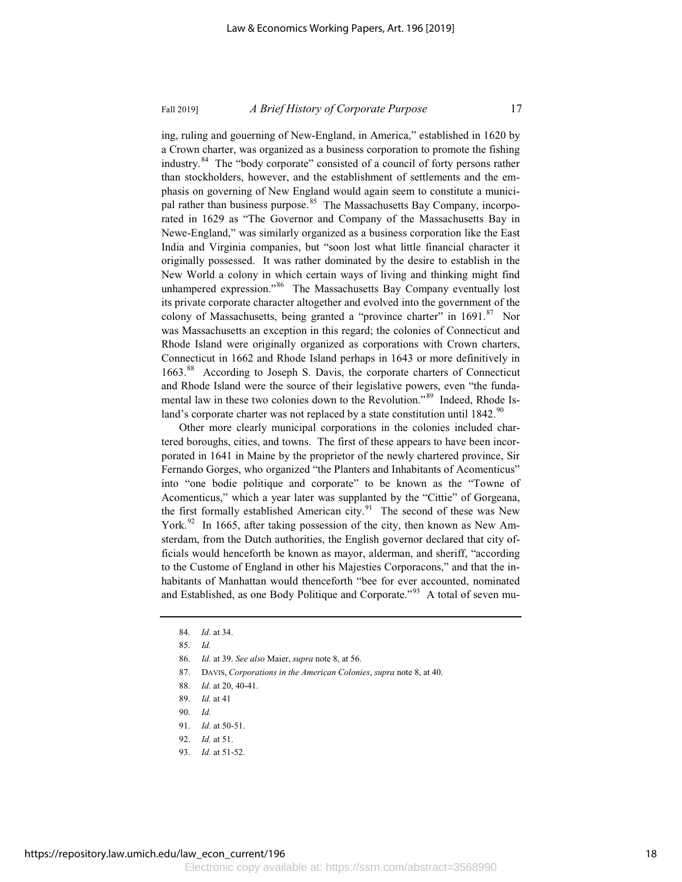ing, ruling and gouerning of New-England, in America," established in 1620 by a Crown charter, was organized as a business corporation to promote the fishing industry.[84] The "body corporate" consisted of a council of forty persons rather than stockholders, however, and the establishment of settlements and the emphasis on governing of New England would again seem to constitute a municipal rather than business purpose.[85] The Massachusetts Bay Company, incorporated in 1629 as "The Governor and Company of the Massachusetts Bay in Newe-England," was similarly organized as a business corporation like the East India and Virginia companies, but "soon lost what little financial character it originally possessed. It was rather dominated by the desire to establish in the New World a colony in which certain ways of living and thinking might find unhampered expression."[86] The Massachusetts Bay Company eventually lost its private corporate character altogether and evolved into the government of the colony of Massachusetts, being granted a "province charter" in 1691.[87] Nor was Massachusetts an exception in this regard; the colonies of Connecticut and Rhode Island were originally organized as corporations with Crown charters, Connecticut in 1662 and Rhode Island perhaps in 1643 or more definitively in 1663.[88] According to Joseph S. Davis, the corporate charters of Connecticut and Rhode Island were the source of their legislative powers, even "the fundamental law in these two colonies down to the Revolution."[89] Indeed, Rhode Island's corporate charter was not replaced by a state constitution until 1842.[90]

Other more clearly municipal corporations in the colonies included chartered boroughs, cities, and towns. The first of these appears to have been incorporated in 1641 in Maine by the proprietor of the newly chartered province, Sir Fernando Gorges, who organized "the Planters and Inhabitants of Acomenticus" into "one bodie politique and corporate" to be known as the "Towne of Acomenticus," which a year later was supplanted by the "Cittie" of Gorgeana, the first formally established American city.[91] The second of these was New York.[92] In 1665, after taking possession of the city, then known as New Amsterdam, from the Dutch authorities, the English governor declared that city officials would henceforth be known as mayor, alderman, and sheriff, "according to the Custome of England in other his Majesties Corporacons," and that the inhabitants of Manhattan would thenceforth "bee for ever accounted, nominated and Established, as one Body Politique and Corporate."[93] A total of seven mu-

84. *Id.* at 34.

85. *Id.*

86. *Id.* at 39. *See also* Maier, *supra* note 8, at 56.

87. DAVIS, *Corporations in the American Colonies*, *supra* note 8, at 40.

88. *Id.* at 20, 40-41.

89. *Id.* at 41

90. *Id.*

91. *Id.* at 50-51.

92. *Id.* at 51.

93. *Id.* at 51-52.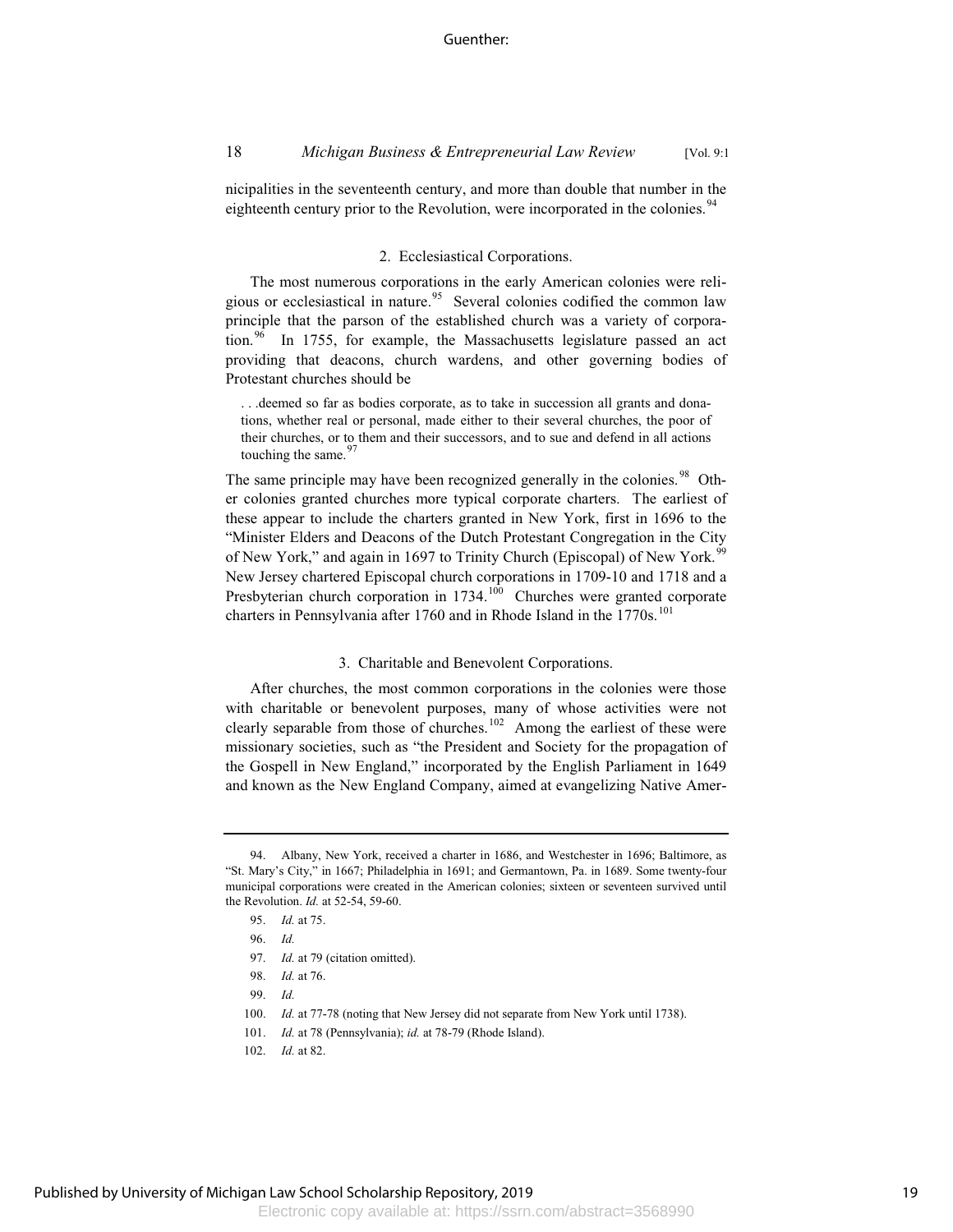nicipalities in the seventeenth century, and more than double that number in the eighteenth century prior to the Revolution, were incorporated in the colonies.[94]

### 2. Ecclesiastical Corporations.

The most numerous corporations in the early American colonies were religious or ecclesiastical in nature.[95] Several colonies codified the common law principle that the parson of the established church was a variety of corporation.[96] In 1755, for example, the Massachusetts legislature passed an act providing that deacons, church wardens, and other governing bodies of Protestant churches should be

> . . .deemed so far as bodies corporate, as to take in succession all grants and donations, whether real or personal, made either to their several churches, the poor of their churches, or to them and their successors, and to sue and defend in all actions touching the same.[97]

The same principle may have been recognized generally in the colonies.[98] Other colonies granted churches more typical corporate charters. The earliest of these appear to include the charters granted in New York, first in 1696 to the "Minister Elders and Deacons of the Dutch Protestant Congregation in the City of New York," and again in 1697 to Trinity Church (Episcopal) of New York.[99] New Jersey chartered Episcopal church corporations in 1709-10 and 1718 and a Presbyterian church corporation in 1734.[100] Churches were granted corporate charters in Pennsylvania after 1760 and in Rhode Island in the 1770s.[101]

### 3. Charitable and Benevolent Corporations.

After churches, the most common corporations in the colonies were those with charitable or benevolent purposes, many of whose activities were not clearly separable from those of churches.[102] Among the earliest of these were missionary societies, such as "the President and Society for the propagation of the Gospell in New England," incorporated by the English Parliament in 1649 and known as the New England Company, aimed at evangelizing Native Amer-

---

94. Albany, New York, received a charter in 1686, and Westchester in 1696; Baltimore, as "St. Mary's City," in 1667; Philadelphia in 1691; and Germantown, Pa. in 1689. Some twenty-four municipal corporations were created in the American colonies; sixteen or seventeen survived until the Revolution. *Id.* at 52-54, 59-60.

95. *Id.* at 75.

96. *Id.*

97. *Id.* at 79 (citation omitted).

98. *Id.* at 76.

99. *Id.*

100. *Id.* at 77-78 (noting that New Jersey did not separate from New York until 1738).

101. *Id.* at 78 (Pennsylvania); *id.* at 78-79 (Rhode Island).

102. *Id.* at 82.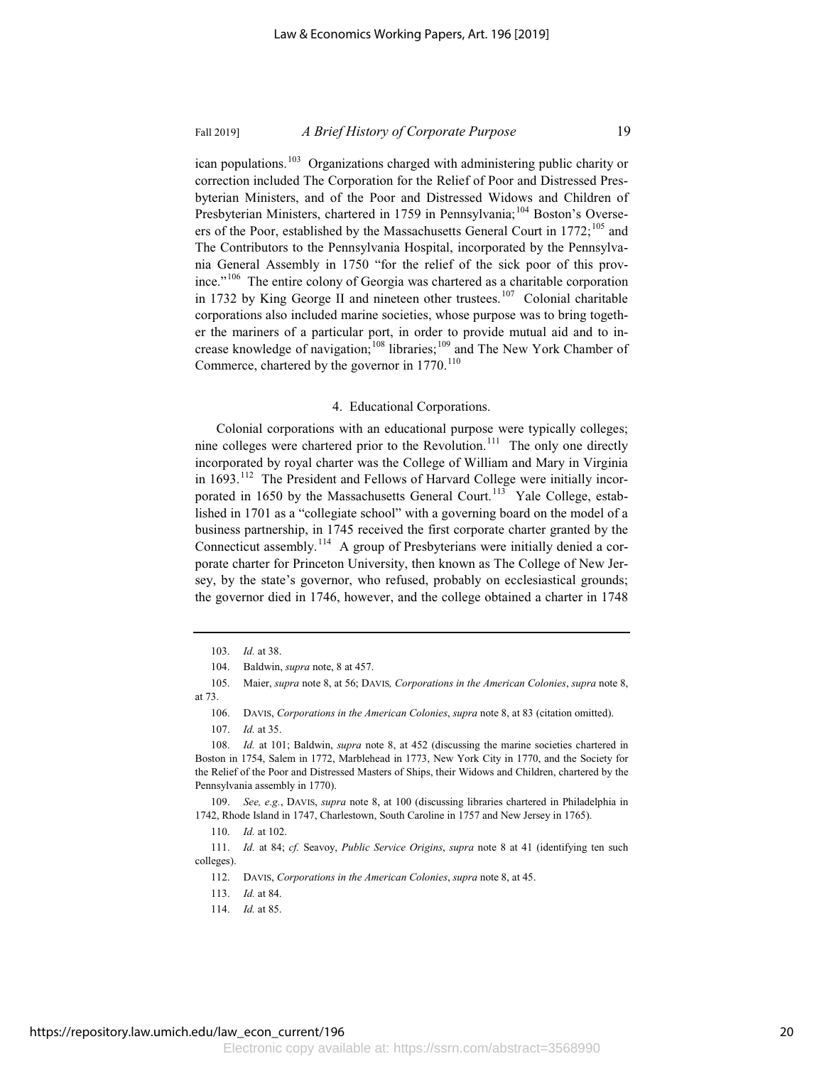ican populations.[103] Organizations charged with administering public charity or correction included The Corporation for the Relief of Poor and Distressed Presbyterian Ministers, and of the Poor and Distressed Widows and Children of Presbyterian Ministers, chartered in 1759 in Pennsylvania;[104] Boston's Overseers of the Poor, established by the Massachusetts General Court in 1772;[105] and The Contributors to the Pennsylvania Hospital, incorporated by the Pennsylvania General Assembly in 1750 "for the relief of the sick poor of this province."[106] The entire colony of Georgia was chartered as a charitable corporation in 1732 by King George II and nineteen other trustees.[107] Colonial charitable corporations also included marine societies, whose purpose was to bring together the mariners of a particular port, in order to provide mutual aid and to increase knowledge of navigation;[108] libraries;[109] and The New York Chamber of Commerce, chartered by the governor in 1770.[110]

4. Educational Corporations.

Colonial corporations with an educational purpose were typically colleges; nine colleges were chartered prior to the Revolution.[111] The only one directly incorporated by royal charter was the College of William and Mary in Virginia in 1693.[112] The President and Fellows of Harvard College were initially incorporated in 1650 by the Massachusetts General Court.[113] Yale College, established in 1701 as a "collegiate school" with a governing board on the model of a business partnership, in 1745 received the first corporate charter granted by the Connecticut assembly.[114] A group of Presbyterians were initially denied a corporate charter for Princeton University, then known as The College of New Jersey, by the state's governor, who refused, probably on ecclesiastical grounds; the governor died in 1746, however, and the college obtained a charter in 1748

---

103. *Id.* at 38.

104. Baldwin, *supra* note, 8 at 457.

105. Maier, *supra* note 8, at 56; DAVIS*, Corporations in the American Colonies*, *supra* note 8, at 73.

106. DAVIS, *Corporations in the American Colonies*, *supra* note 8, at 83 (citation omitted).

107. *Id.* at 35.

108. *Id.* at 101; Baldwin, *supra* note 8, at 452 (discussing the marine societies chartered in Boston in 1754, Salem in 1772, Marblehead in 1773, New York City in 1770, and the Society for the Relief of the Poor and Distressed Masters of Ships, their Widows and Children, chartered by the Pennsylvania assembly in 1770).

109. *See, e.g.*, DAVIS, *supra* note 8, at 100 (discussing libraries chartered in Philadelphia in 1742, Rhode Island in 1747, Charlestown, South Caroline in 1757 and New Jersey in 1765).

110. *Id.* at 102.

111. *Id.* at 84; *cf.* Seavoy, *Public Service Origins*, *supra* note 8 at 41 (identifying ten such colleges).

112. DAVIS, *Corporations in the American Colonies*, *supra* note 8, at 45.

113. *Id.* at 84.

114. *Id.* at 85.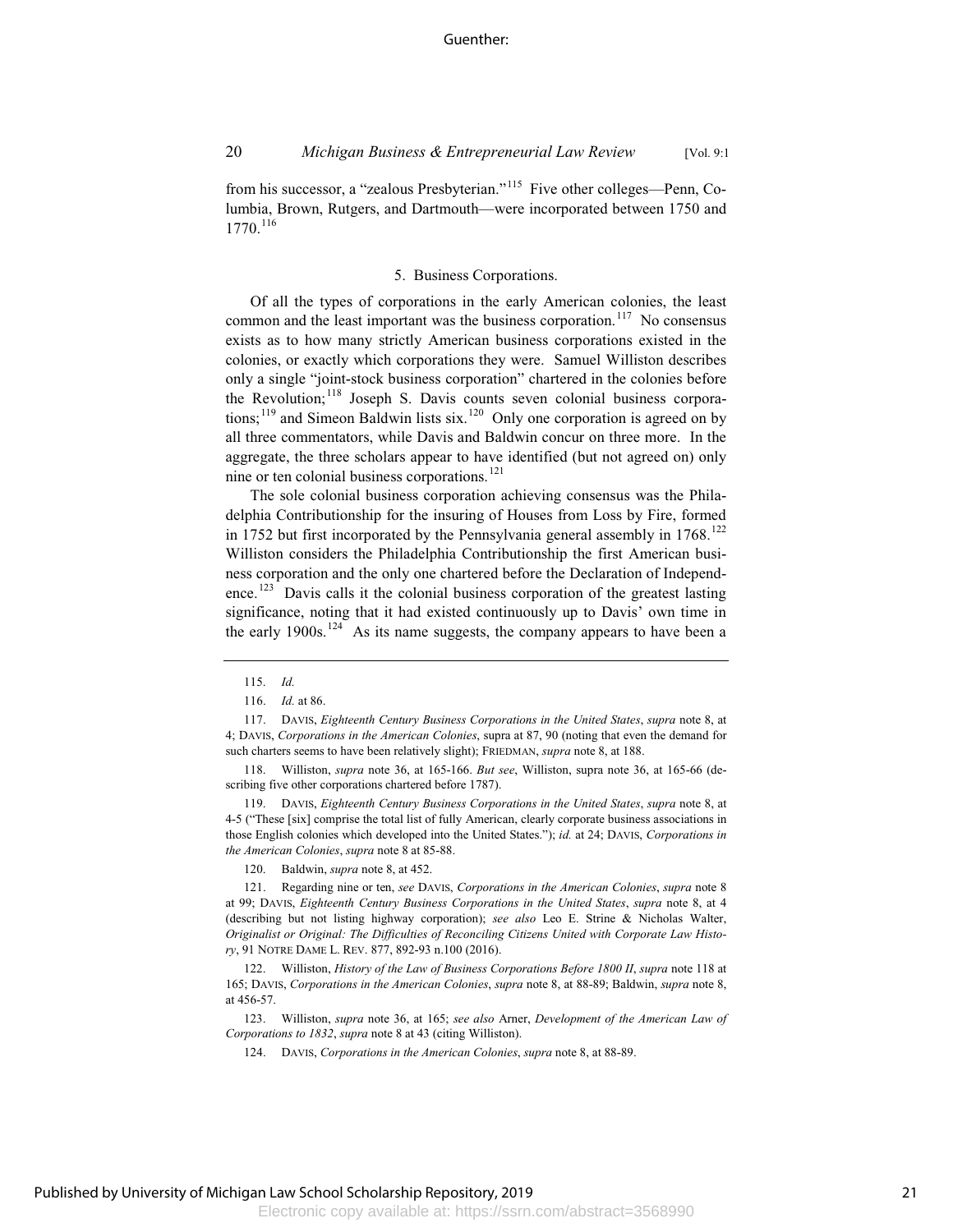from his successor, a "zealous Presbyterian."[115] Five other colleges—Penn, Columbia, Brown, Rutgers, and Dartmouth—were incorporated between 1750 and 1770.[116]

### 5. Business Corporations.

Of all the types of corporations in the early American colonies, the least common and the least important was the business corporation.[117] No consensus exists as to how many strictly American business corporations existed in the colonies, or exactly which corporations they were. Samuel Williston describes only a single "joint-stock business corporation" chartered in the colonies before the Revolution;[118] Joseph S. Davis counts seven colonial business corporations;[119] and Simeon Baldwin lists six.[120] Only one corporation is agreed on by all three commentators, while Davis and Baldwin concur on three more. In the aggregate, the three scholars appear to have identified (but not agreed on) only nine or ten colonial business corporations.[121]

The sole colonial business corporation achieving consensus was the Philadelphia Contributionship for the insuring of Houses from Loss by Fire, formed in 1752 but first incorporated by the Pennsylvania general assembly in 1768.[122] Williston considers the Philadelphia Contributionship the first American business corporation and the only one chartered before the Declaration of Independence.[123] Davis calls it the colonial business corporation of the greatest lasting significance, noting that it had existed continuously up to Davis' own time in the early 1900s.[124] As its name suggests, the company appears to have been a

---

115. *Id.*

116. *Id.* at 86.

117. DAVIS, *Eighteenth Century Business Corporations in the United States*, *supra* note 8, at 4; DAVIS, *Corporations in the American Colonies*, supra at 87, 90 (noting that even the demand for such charters seems to have been relatively slight); FRIEDMAN, *supra* note 8, at 188.

118. Williston, *supra* note 36, at 165-166. *But see*, Williston, supra note 36, at 165-66 (describing five other corporations chartered before 1787).

119. DAVIS, *Eighteenth Century Business Corporations in the United States*, *supra* note 8, at 4-5 ("These [six] comprise the total list of fully American, clearly corporate business associations in those English colonies which developed into the United States."); *id.* at 24; DAVIS, *Corporations in the American Colonies*, *supra* note 8 at 85-88.

120. Baldwin, *supra* note 8, at 452.

121. Regarding nine or ten, *see* DAVIS, *Corporations in the American Colonies*, *supra* note 8 at 99; DAVIS, *Eighteenth Century Business Corporations in the United States*, *supra* note 8, at 4 (describing but not listing highway corporation); *see also* Leo E. Strine & Nicholas Walter, *Originalist or Original: The Difficulties of Reconciling Citizens United with Corporate Law History*, 91 NOTRE DAME L. REV. 877, 892-93 n.100 (2016).

122. Williston, *History of the Law of Business Corporations Before 1800 II*, *supra* note 118 at 165; DAVIS, *Corporations in the American Colonies*, *supra* note 8, at 88-89; Baldwin, *supra* note 8, at 456-57.

123. Williston, *supra* note 36, at 165; *see also* Arner, *Development of the American Law of Corporations to 1832*, *supra* note 8 at 43 (citing Williston).

124. DAVIS, *Corporations in the American Colonies*, *supra* note 8, at 88-89.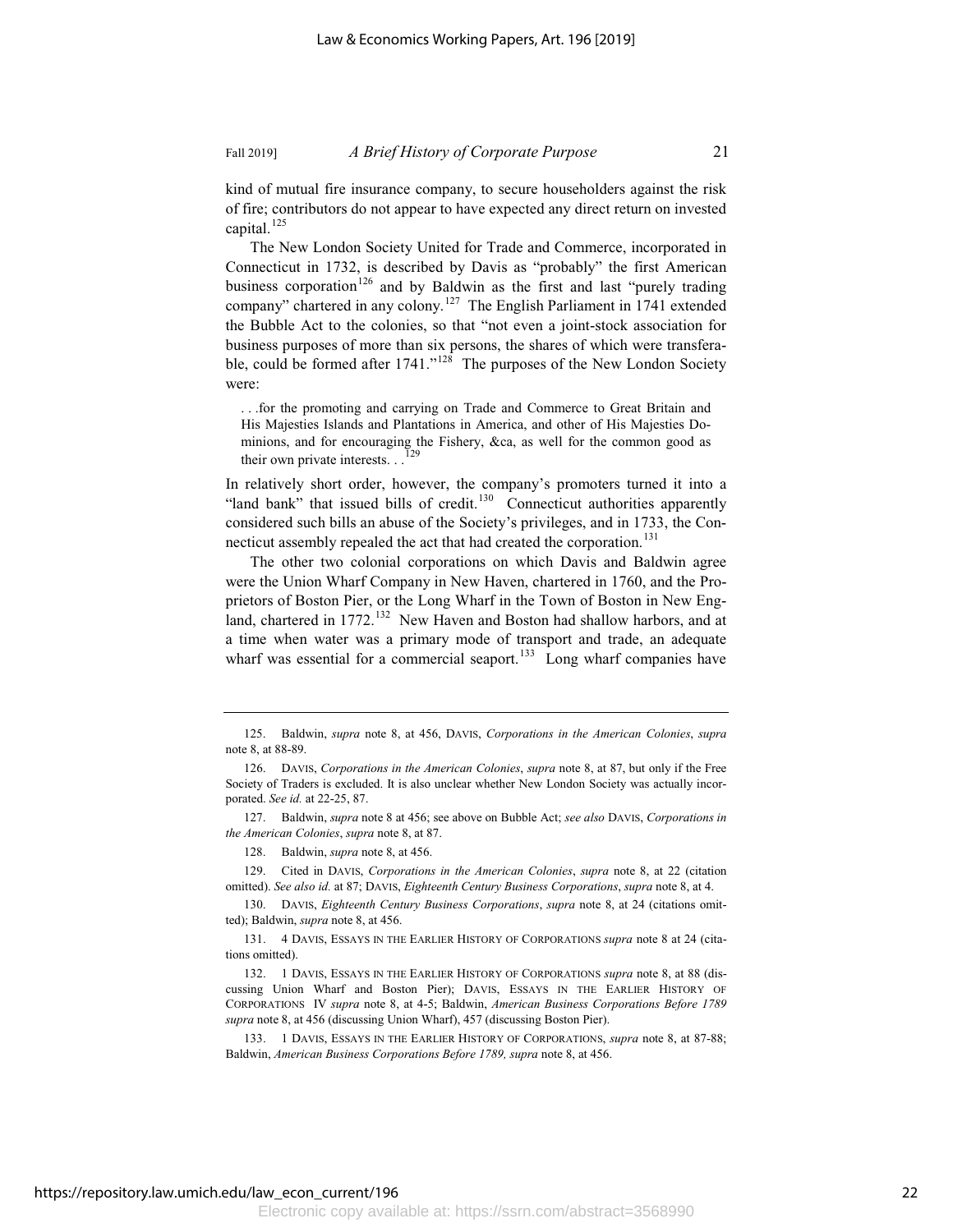kind of mutual fire insurance company, to secure householders against the risk of fire; contributors do not appear to have expected any direct return on invested capital.[125]

The New London Society United for Trade and Commerce, incorporated in Connecticut in 1732, is described by Davis as "probably" the first American business corporation[126] and by Baldwin as the first and last "purely trading company" chartered in any colony.[127] The English Parliament in 1741 extended the Bubble Act to the colonies, so that "not even a joint-stock association for business purposes of more than six persons, the shares of which were transferable, could be formed after 1741."[128] The purposes of the New London Society were:

> . . .for the promoting and carrying on Trade and Commerce to Great Britain and His Majesties Islands and Plantations in America, and other of His Majesties Dominions, and for encouraging the Fishery, &ca, as well for the common good as their own private interests. . .[129]

In relatively short order, however, the company's promoters turned it into a "land bank" that issued bills of credit.[130] Connecticut authorities apparently considered such bills an abuse of the Society's privileges, and in 1733, the Connecticut assembly repealed the act that had created the corporation.[131]

The other two colonial corporations on which Davis and Baldwin agree were the Union Wharf Company in New Haven, chartered in 1760, and the Proprietors of Boston Pier, or the Long Wharf in the Town of Boston in New England, chartered in 1772.[132] New Haven and Boston had shallow harbors, and at a time when water was a primary mode of transport and trade, an adequate wharf was essential for a commercial seaport.[133] Long wharf companies have

---

125. Baldwin, *supra* note 8, at 456, DAVIS, *Corporations in the American Colonies*, *supra* note 8, at 88-89.

126. DAVIS, *Corporations in the American Colonies*, *supra* note 8, at 87, but only if the Free Society of Traders is excluded. It is also unclear whether New London Society was actually incorporated. *See id.* at 22-25, 87.

127. Baldwin, *supra* note 8 at 456; see above on Bubble Act; *see also* DAVIS, *Corporations in the American Colonies*, *supra* note 8, at 87.

128. Baldwin, *supra* note 8, at 456.

129. Cited in DAVIS, *Corporations in the American Colonies*, *supra* note 8, at 22 (citation omitted). *See also id.* at 87; DAVIS, *Eighteenth Century Business Corporations*, *supra* note 8, at 4.

130. DAVIS, *Eighteenth Century Business Corporations*, *supra* note 8, at 24 (citations omitted); Baldwin, *supra* note 8, at 456.

131. 4 DAVIS, ESSAYS IN THE EARLIER HISTORY OF CORPORATIONS *supra* note 8 at 24 (citations omitted).

132. 1 DAVIS, ESSAYS IN THE EARLIER HISTORY OF CORPORATIONS *supra* note 8, at 88 (discussing Union Wharf and Boston Pier); DAVIS, ESSAYS IN THE EARLIER HISTORY OF CORPORATIONS IV *supra* note 8, at 4-5; Baldwin, *American Business Corporations Before 1789* *supra* note 8, at 456 (discussing Union Wharf), 457 (discussing Boston Pier).

133. 1 DAVIS, ESSAYS IN THE EARLIER HISTORY OF CORPORATIONS, *supra* note 8, at 87-88; Baldwin, *American Business Corporations Before 1789, supra* note 8, at 456.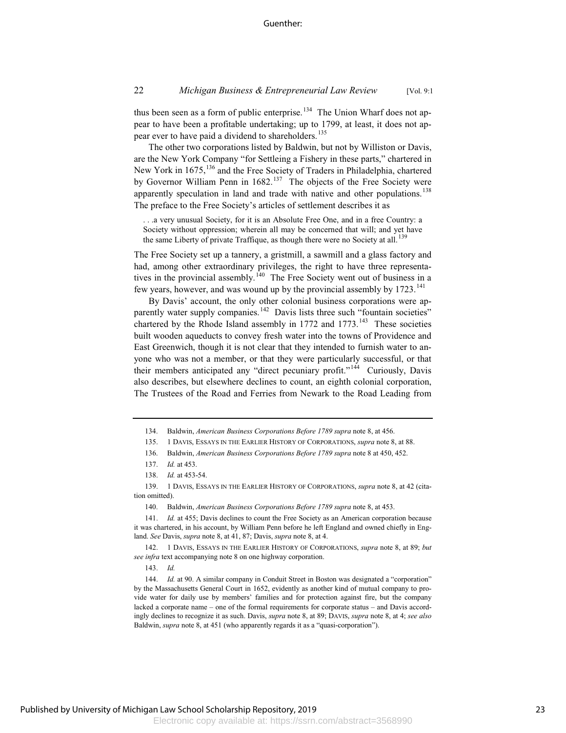thus been seen as a form of public enterprise.[134] The Union Wharf does not appear to have been a profitable undertaking; up to 1799, at least, it does not appear ever to have paid a dividend to shareholders.[135]

The other two corporations listed by Baldwin, but not by Williston or Davis, are the New York Company "for Settleing a Fishery in these parts," chartered in New York in 1675,[136] and the Free Society of Traders in Philadelphia, chartered by Governor William Penn in 1682.[137] The objects of the Free Society were apparently speculation in land and trade with native and other populations.[138] The preface to the Free Society's articles of settlement describes it as

> . . .a very unusual Society, for it is an Absolute Free One, and in a free Country: a Society without oppression; wherein all may be concerned that will; and yet have the same Liberty of private Traffique, as though there were no Society at all.[139]

The Free Society set up a tannery, a gristmill, a sawmill and a glass factory and had, among other extraordinary privileges, the right to have three representatives in the provincial assembly.[140] The Free Society went out of business in a few years, however, and was wound up by the provincial assembly by 1723.[141]

By Davis' account, the only other colonial business corporations were apparently water supply companies.[142] Davis lists three such "fountain societies" chartered by the Rhode Island assembly in 1772 and 1773.[143] These societies built wooden aqueducts to convey fresh water into the towns of Providence and East Greenwich, though it is not clear that they intended to furnish water to anyone who was not a member, or that they were particularly successful, or that their members anticipated any "direct pecuniary profit."[144] Curiously, Davis also describes, but elsewhere declines to count, an eighth colonial corporation, The Trustees of the Road and Ferries from Newark to the Road Leading from

---

134. Baldwin, *American Business Corporations Before 1789 supra* note 8, at 456.

135. 1 DAVIS, ESSAYS IN THE EARLIER HISTORY OF CORPORATIONS, *supra* note 8, at 88.

136. Baldwin, *American Business Corporations Before 1789 supra* note 8 at 450, 452.

137. *Id.* at 453.

138. *Id.* at 453-54.

139. 1 DAVIS, ESSAYS IN THE EARLIER HISTORY OF CORPORATIONS, *supra* note 8, at 42 (citation omitted).

140. Baldwin, *American Business Corporations Before 1789 supra* note 8, at 453.

141. *Id.* at 455; Davis declines to count the Free Society as an American corporation because it was chartered, in his account, by William Penn before he left England and owned chiefly in England. *See* Davis, *supra* note 8, at 41, 87; Davis, *supra* note 8, at 4.

142. 1 DAVIS, ESSAYS IN THE EARLIER HISTORY OF CORPORATIONS, *supra* note 8, at 89; *but see infra* text accompanying note 8 on one highway corporation.

143. *Id.*

144. *Id.* at 90. A similar company in Conduit Street in Boston was designated a "corporation" by the Massachusetts General Court in 1652, evidently as another kind of mutual company to provide water for daily use by members' families and for protection against fire, but the company lacked a corporate name – one of the formal requirements for corporate status – and Davis accordingly declines to recognize it as such. Davis, *supra* note 8, at 89; DAVIS, *supra* note 8, at 4; *see also* Baldwin, *supra* note 8, at 451 (who apparently regards it as a "quasi-corporation").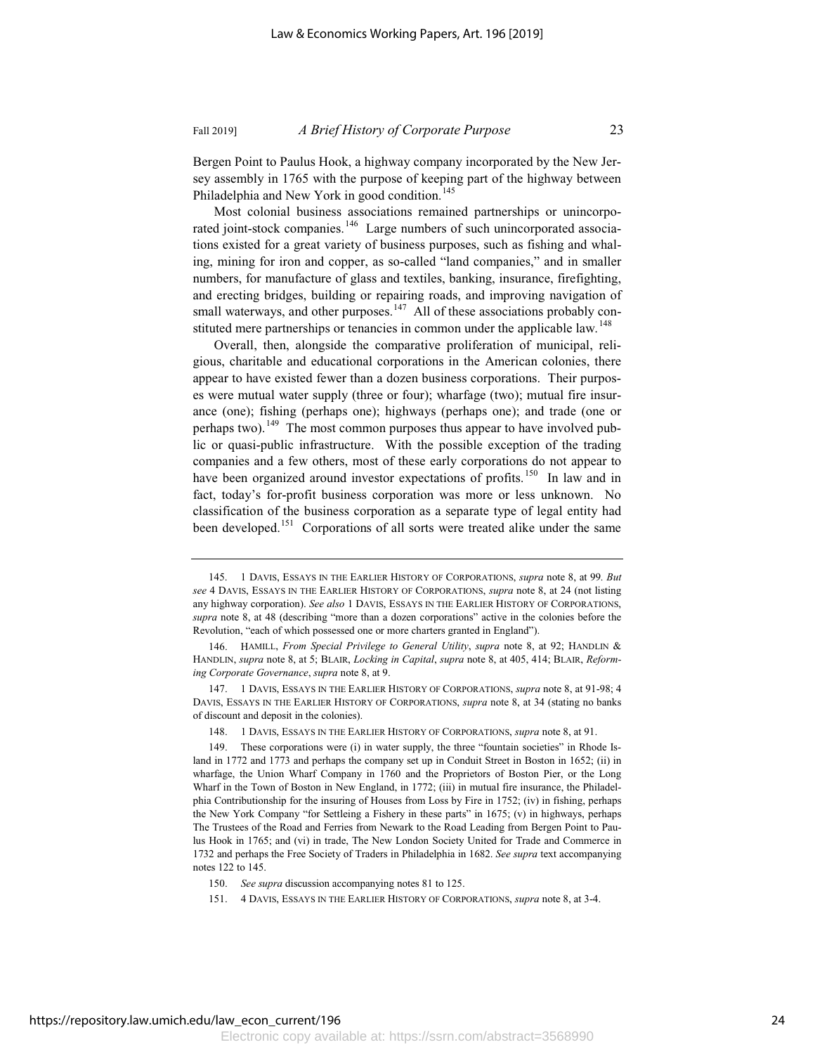Bergen Point to Paulus Hook, a highway company incorporated by the New Jersey assembly in 1765 with the purpose of keeping part of the highway between Philadelphia and New York in good condition.[145]

Most colonial business associations remained partnerships or unincorporated joint-stock companies.[146] Large numbers of such unincorporated associations existed for a great variety of business purposes, such as fishing and whaling, mining for iron and copper, as so-called "land companies," and in smaller numbers, for manufacture of glass and textiles, banking, insurance, firefighting, and erecting bridges, building or repairing roads, and improving navigation of small waterways, and other purposes.[147] All of these associations probably constituted mere partnerships or tenancies in common under the applicable law.[148]

Overall, then, alongside the comparative proliferation of municipal, religious, charitable and educational corporations in the American colonies, there appear to have existed fewer than a dozen business corporations. Their purposes were mutual water supply (three or four); wharfage (two); mutual fire insurance (one); fishing (perhaps one); highways (perhaps one); and trade (one or perhaps two).[149] The most common purposes thus appear to have involved public or quasi-public infrastructure. With the possible exception of the trading companies and a few others, most of these early corporations do not appear to have been organized around investor expectations of profits.[150] In law and in fact, today's for-profit business corporation was more or less unknown. No classification of the business corporation as a separate type of legal entity had been developed.[151] Corporations of all sorts were treated alike under the same

145. 1 DAVIS, ESSAYS IN THE EARLIER HISTORY OF CORPORATIONS, *supra* note 8, at 99. *But see* 4 DAVIS, ESSAYS IN THE EARLIER HISTORY OF CORPORATIONS, *supra* note 8, at 24 (not listing any highway corporation). *See also* 1 DAVIS, ESSAYS IN THE EARLIER HISTORY OF CORPORATIONS, *supra* note 8, at 48 (describing "more than a dozen corporations" active in the colonies before the Revolution, "each of which possessed one or more charters granted in England").

146. HAMILL, *From Special Privilege to General Utility*, *supra* note 8, at 92; HANDLIN & HANDLIN, *supra* note 8, at 5; BLAIR, *Locking in Capital*, *supra* note 8, at 405, 414; BLAIR, *Reforming Corporate Governance*, *supra* note 8, at 9.

147. 1 DAVIS, ESSAYS IN THE EARLIER HISTORY OF CORPORATIONS, *supra* note 8, at 91-98; 4 DAVIS, ESSAYS IN THE EARLIER HISTORY OF CORPORATIONS, *supra* note 8, at 34 (stating no banks of discount and deposit in the colonies).

148. 1 DAVIS, ESSAYS IN THE EARLIER HISTORY OF CORPORATIONS, *supra* note 8, at 91.

149. These corporations were (i) in water supply, the three "fountain societies" in Rhode Island in 1772 and 1773 and perhaps the company set up in Conduit Street in Boston in 1652; (ii) in wharfage, the Union Wharf Company in 1760 and the Proprietors of Boston Pier, or the Long Wharf in the Town of Boston in New England, in 1772; (iii) in mutual fire insurance, the Philadelphia Contributionship for the insuring of Houses from Loss by Fire in 1752; (iv) in fishing, perhaps the New York Company "for Settleing a Fishery in these parts" in 1675; (v) in highways, perhaps The Trustees of the Road and Ferries from Newark to the Road Leading from Bergen Point to Paulus Hook in 1765; and (vi) in trade, The New London Society United for Trade and Commerce in 1732 and perhaps the Free Society of Traders in Philadelphia in 1682. *See supra* text accompanying notes 122 to 145.

150. *See supra* discussion accompanying notes 81 to 125.

151. 4 DAVIS, ESSAYS IN THE EARLIER HISTORY OF CORPORATIONS, *supra* note 8, at 3-4.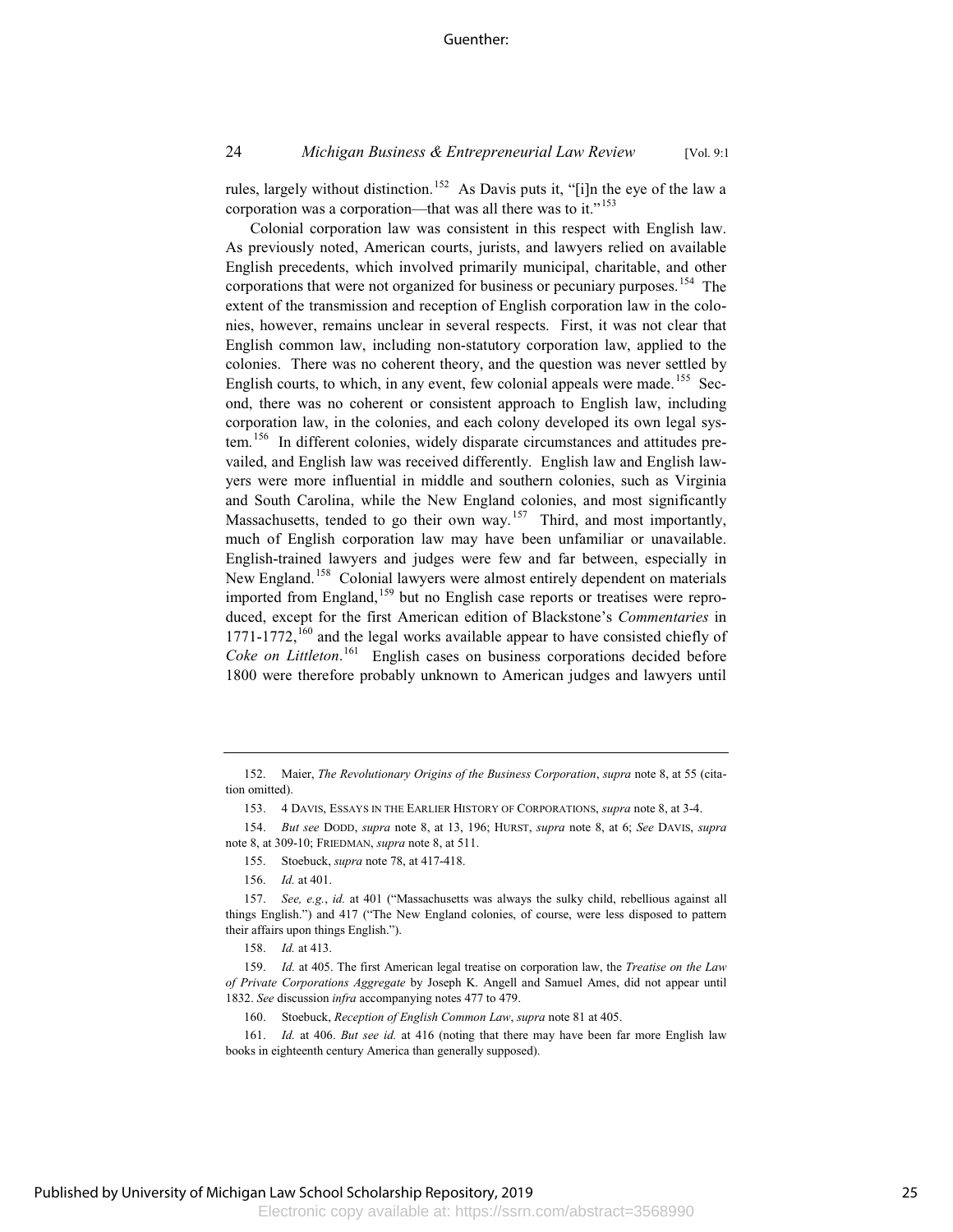rules, largely without distinction.[152] As Davis puts it, "[i]n the eye of the law a corporation was a corporation—that was all there was to it."[153]

Colonial corporation law was consistent in this respect with English law. As previously noted, American courts, jurists, and lawyers relied on available English precedents, which involved primarily municipal, charitable, and other corporations that were not organized for business or pecuniary purposes.[154] The extent of the transmission and reception of English corporation law in the colonies, however, remains unclear in several respects. First, it was not clear that English common law, including non-statutory corporation law, applied to the colonies. There was no coherent theory, and the question was never settled by English courts, to which, in any event, few colonial appeals were made.[155] Second, there was no coherent or consistent approach to English law, including corporation law, in the colonies, and each colony developed its own legal system.[156] In different colonies, widely disparate circumstances and attitudes prevailed, and English law was received differently. English law and English lawyers were more influential in middle and southern colonies, such as Virginia and South Carolina, while the New England colonies, and most significantly Massachusetts, tended to go their own way.[157] Third, and most importantly, much of English corporation law may have been unfamiliar or unavailable. English-trained lawyers and judges were few and far between, especially in New England.[158] Colonial lawyers were almost entirely dependent on materials imported from England,[159] but no English case reports or treatises were reproduced, except for the first American edition of Blackstone's *Commentaries* in 1771-1772,[160] and the legal works available appear to have consisted chiefly of *Coke on Littleton*.[161] English cases on business corporations decided before 1800 were therefore probably unknown to American judges and lawyers until

---

152. Maier, *The Revolutionary Origins of the Business Corporation*, *supra* note 8, at 55 (citation omitted).

153. 4 DAVIS, ESSAYS IN THE EARLIER HISTORY OF CORPORATIONS, *supra* note 8, at 3-4.

154. *But see* DODD, *supra* note 8, at 13, 196; HURST, *supra* note 8, at 6; *See* DAVIS, *supra* note 8, at 309-10; FRIEDMAN, *supra* note 8, at 511.

155. Stoebuck, *supra* note 78, at 417-418.

156. *Id.* at 401.

157. *See, e.g.*, *id.* at 401 ("Massachusetts was always the sulky child, rebellious against all things English.") and 417 ("The New England colonies, of course, were less disposed to pattern their affairs upon things English.").

158. *Id.* at 413.

159. *Id.* at 405. The first American legal treatise on corporation law, the *Treatise on the Law of Private Corporations Aggregate* by Joseph K. Angell and Samuel Ames, did not appear until 1832. *See* discussion *infra* accompanying notes 477 to 479.

160. Stoebuck, *Reception of English Common Law*, *supra* note 81 at 405.

161. *Id.* at 406. *But see id.* at 416 (noting that there may have been far more English law books in eighteenth century America than generally supposed).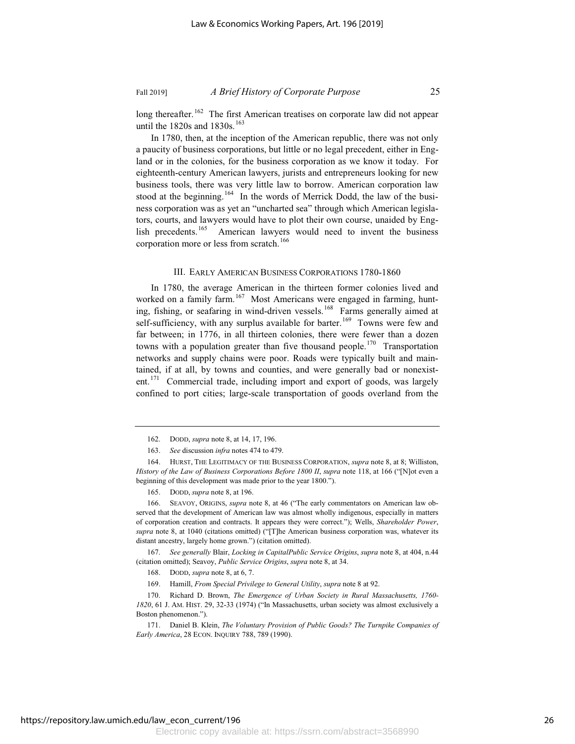long thereafter.[162] The first American treatises on corporate law did not appear until the 1820s and 1830s.[163]

In 1780, then, at the inception of the American republic, there was not only a paucity of business corporations, but little or no legal precedent, either in England or in the colonies, for the business corporation as we know it today. For eighteenth-century American lawyers, jurists and entrepreneurs looking for new business tools, there was very little law to borrow. American corporation law stood at the beginning.[164] In the words of Merrick Dodd, the law of the business corporation was as yet an "uncharted sea" through which American legislators, courts, and lawyers would have to plot their own course, unaided by English precedents.[165] American lawyers would need to invent the business corporation more or less from scratch.[166]

## III. EARLY AMERICAN BUSINESS CORPORATIONS 1780-1860

In 1780, the average American in the thirteen former colonies lived and worked on a family farm.[167] Most Americans were engaged in farming, hunting, fishing, or seafaring in wind-driven vessels.[168] Farms generally aimed at self-sufficiency, with any surplus available for barter.[169] Towns were few and far between; in 1776, in all thirteen colonies, there were fewer than a dozen towns with a population greater than five thousand people.[170] Transportation networks and supply chains were poor. Roads were typically built and maintained, if at all, by towns and counties, and were generally bad or nonexistent.[171] Commercial trade, including import and export of goods, was largely confined to port cities; large-scale transportation of goods overland from the

---

162. DODD, *supra* note 8, at 14, 17, 196.

163. *See* discussion *infra* notes 474 to 479.

164. HURST, THE LEGITIMACY OF THE BUSINESS CORPORATION, *supra* note 8, at 8; Williston, *History of the Law of Business Corporations Before 1800 II*, *supra* note 118, at 166 ("[N]ot even a beginning of this development was made prior to the year 1800.").

165. DODD, *supra* note 8, at 196.

166. SEAVOY, ORIGINS, *supra* note 8, at 46 ("The early commentators on American law observed that the development of American law was almost wholly indigenous, especially in matters of corporation creation and contracts. It appears they were correct."); Wells, *Shareholder Power*, *supra* note 8, at 1040 (citations omitted) ("[T]he American business corporation was, whatever its distant ancestry, largely home grown.") (citation omitted).

167. *See generally* Blair, *Locking in CapitalPublic Service Origins*, *supra* note 8, at 404, n.44 (citation omitted); Seavoy, *Public Service Origins*, *supra* note 8, at 34.

168. DODD, *supra* note 8, at 6, 7.

169. Hamill, *From Special Privilege to General Utility*, *supra* note 8 at 92.

170. Richard D. Brown, *The Emergence of Urban Society in Rural Massachusetts, 1760-1820*, 61 J. AM. HIST. 29, 32-33 (1974) ("In Massachusetts, urban society was almost exclusively a Boston phenomenon.").

171. Daniel B. Klein, *The Voluntary Provision of Public Goods? The Turnpike Companies of Early America*, 28 ECON. INQUIRY 788, 789 (1990).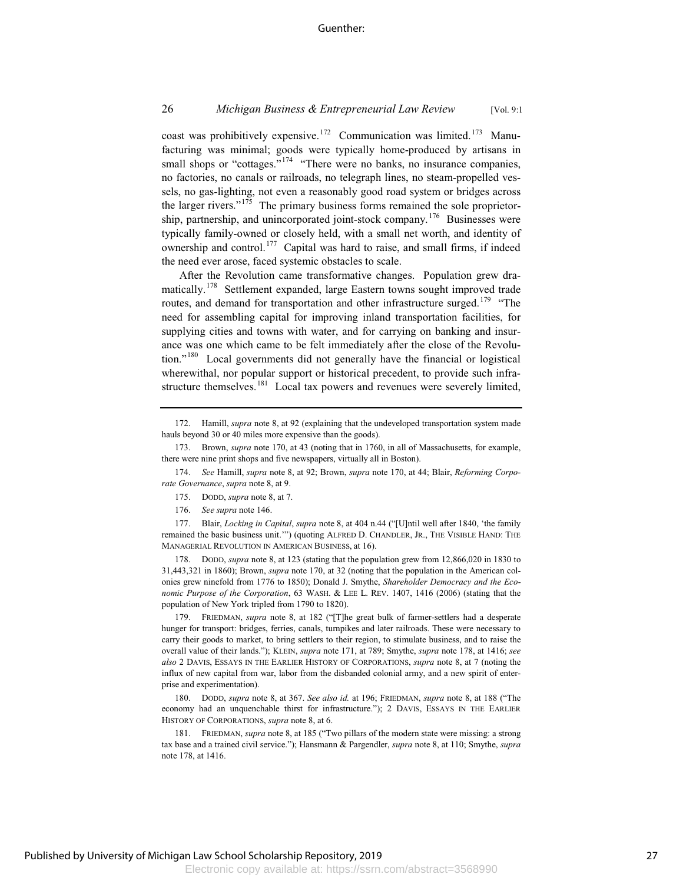coast was prohibitively expensive.[172] Communication was limited.[173] Manufacturing was minimal; goods were typically home-produced by artisans in small shops or "cottages."[174] "There were no banks, no insurance companies, no factories, no canals or railroads, no telegraph lines, no steam-propelled vessels, no gas-lighting, not even a reasonably good road system or bridges across the larger rivers."[175] The primary business forms remained the sole proprietorship, partnership, and unincorporated joint-stock company.[176] Businesses were typically family-owned or closely held, with a small net worth, and identity of ownership and control.[177] Capital was hard to raise, and small firms, if indeed the need ever arose, faced systemic obstacles to scale.

After the Revolution came transformative changes. Population grew dramatically.[178] Settlement expanded, large Eastern towns sought improved trade routes, and demand for transportation and other infrastructure surged.[179] "The need for assembling capital for improving inland transportation facilities, for supplying cities and towns with water, and for carrying on banking and insurance was one which came to be felt immediately after the close of the Revolution."[180] Local governments did not generally have the financial or logistical wherewithal, nor popular support or historical precedent, to provide such infrastructure themselves.[181] Local tax powers and revenues were severely limited,

---

172. Hamill, *supra* note 8, at 92 (explaining that the undeveloped transportation system made hauls beyond 30 or 40 miles more expensive than the goods).

173. Brown, *supra* note 170, at 43 (noting that in 1760, in all of Massachusetts, for example, there were nine print shops and five newspapers, virtually all in Boston).

174. *See* Hamill, *supra* note 8, at 92; Brown, *supra* note 170, at 44; Blair, *Reforming Corporate Governance*, *supra* note 8, at 9.

175. DODD, *supra* note 8, at 7.

176. *See supra* note 146.

177. Blair, *Locking in Capital*, *supra* note 8, at 404 n.44 ("[U]ntil well after 1840, 'the family remained the basic business unit.'") (quoting ALFRED D. CHANDLER, JR., THE VISIBLE HAND: THE MANAGERIAL REVOLUTION IN AMERICAN BUSINESS, at 16).

178. DODD, *supra* note 8, at 123 (stating that the population grew from 12,866,020 in 1830 to 31,443,321 in 1860); Brown, *supra* note 170, at 32 (noting that the population in the American colonies grew ninefold from 1776 to 1850); Donald J. Smythe, *Shareholder Democracy and the Economic Purpose of the Corporation*, 63 WASH. & LEE L. REV. 1407, 1416 (2006) (stating that the population of New York tripled from 1790 to 1820).

179. FRIEDMAN, *supra* note 8, at 182 ("[T]he great bulk of farmer-settlers had a desperate hunger for transport: bridges, ferries, canals, turnpikes and later railroads. These were necessary to carry their goods to market, to bring settlers to their region, to stimulate business, and to raise the overall value of their lands."); KLEIN, *supra* note 171, at 789; Smythe, *supra* note 178, at 1416; *see also* 2 DAVIS, ESSAYS IN THE EARLIER HISTORY OF CORPORATIONS, *supra* note 8, at 7 (noting the influx of new capital from war, labor from the disbanded colonial army, and a new spirit of enterprise and experimentation).

180. DODD, *supra* note 8, at 367. *See also id.* at 196; FRIEDMAN, *supra* note 8, at 188 ("The economy had an unquenchable thirst for infrastructure."); 2 DAVIS, ESSAYS IN THE EARLIER HISTORY OF CORPORATIONS, *supra* note 8, at 6.

181. FRIEDMAN, *supra* note 8, at 185 ("Two pillars of the modern state were missing: a strong tax base and a trained civil service."); Hansmann & Pargendler, *supra* note 8, at 110; Smythe, *supra* note 178, at 1416.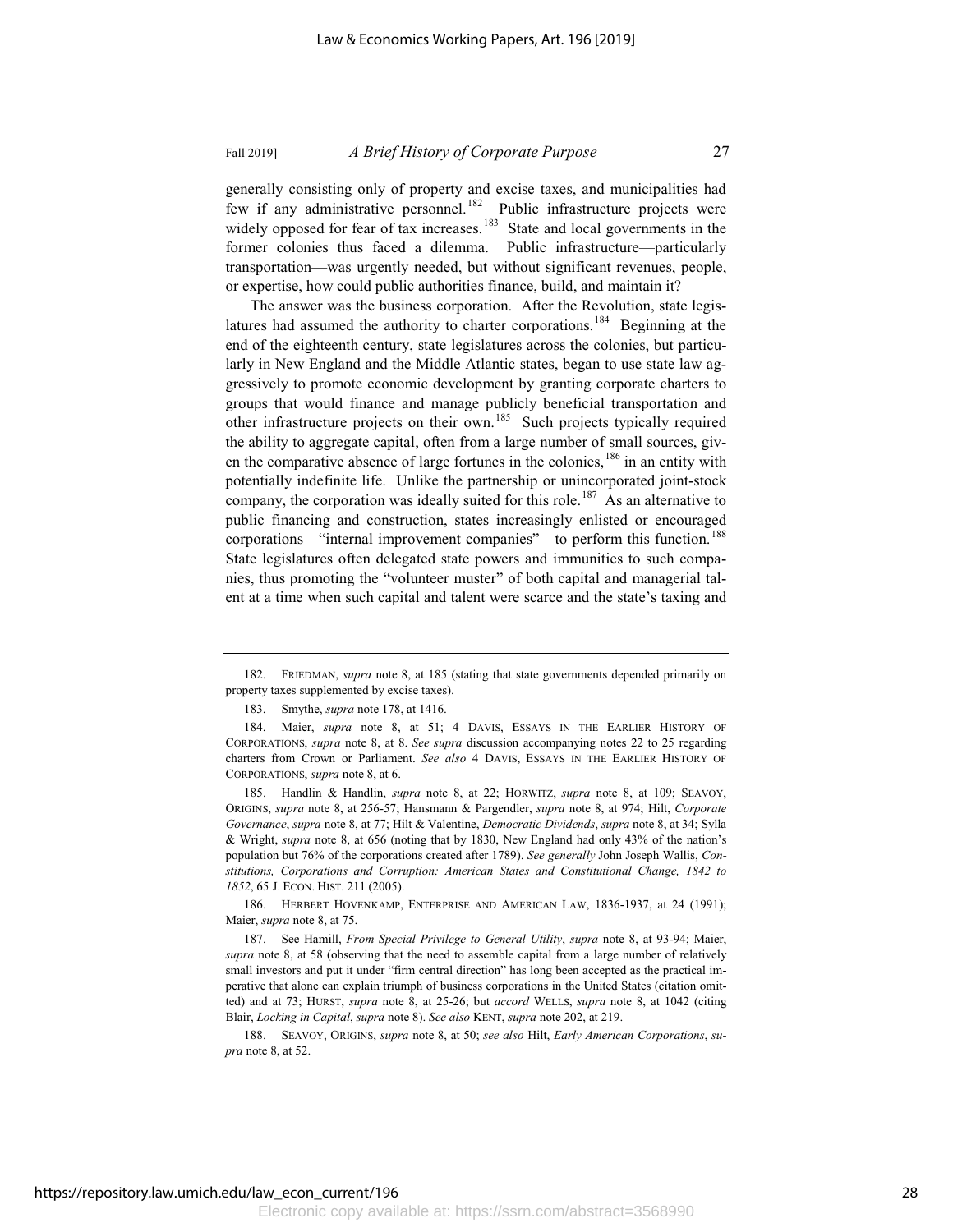generally consisting only of property and excise taxes, and municipalities had few if any administrative personnel.[182] Public infrastructure projects were widely opposed for fear of tax increases.[183] State and local governments in the former colonies thus faced a dilemma. Public infrastructure—particularly transportation—was urgently needed, but without significant revenues, people, or expertise, how could public authorities finance, build, and maintain it?

The answer was the business corporation. After the Revolution, state legislatures had assumed the authority to charter corporations.[184] Beginning at the end of the eighteenth century, state legislatures across the colonies, but particularly in New England and the Middle Atlantic states, began to use state law aggressively to promote economic development by granting corporate charters to groups that would finance and manage publicly beneficial transportation and other infrastructure projects on their own.[185] Such projects typically required the ability to aggregate capital, often from a large number of small sources, given the comparative absence of large fortunes in the colonies,[186] in an entity with potentially indefinite life. Unlike the partnership or unincorporated joint-stock company, the corporation was ideally suited for this role.[187] As an alternative to public financing and construction, states increasingly enlisted or encouraged corporations—"internal improvement companies"—to perform this function.[188] State legislatures often delegated state powers and immunities to such companies, thus promoting the "volunteer muster" of both capital and managerial talent at a time when such capital and talent were scarce and the state's taxing and

---

182. FRIEDMAN, *supra* note 8, at 185 (stating that state governments depended primarily on property taxes supplemented by excise taxes).

183. Smythe, *supra* note 178, at 1416.

184. Maier, *supra* note 8, at 51; 4 DAVIS, ESSAYS IN THE EARLIER HISTORY OF CORPORATIONS, *supra* note 8, at 8. *See supra* discussion accompanying notes 22 to 25 regarding charters from Crown or Parliament. *See also* 4 DAVIS, ESSAYS IN THE EARLIER HISTORY OF CORPORATIONS, *supra* note 8, at 6.

185. Handlin & Handlin, *supra* note 8, at 22; HORWITZ, *supra* note 8, at 109; SEAVOY, ORIGINS, *supra* note 8, at 256-57; Hansmann & Pargendler, *supra* note 8, at 974; Hilt, *Corporate Governance*, *supra* note 8, at 77; Hilt & Valentine, *Democratic Dividends*, *supra* note 8, at 34; Sylla & Wright, *supra* note 8, at 656 (noting that by 1830, New England had only 43% of the nation's population but 76% of the corporations created after 1789). *See generally* John Joseph Wallis, *Constitutions, Corporations and Corruption: American States and Constitutional Change, 1842 to 1852*, 65 J. ECON. HIST. 211 (2005).

186. HERBERT HOVENKAMP, ENTERPRISE AND AMERICAN LAW, 1836-1937, at 24 (1991); Maier, *supra* note 8, at 75.

187. See Hamill, *From Special Privilege to General Utility*, *supra* note 8, at 93-94; Maier, *supra* note 8, at 58 (observing that the need to assemble capital from a large number of relatively small investors and put it under "firm central direction" has long been accepted as the practical imperative that alone can explain triumph of business corporations in the United States (citation omitted) and at 73; HURST, *supra* note 8, at 25-26; but *accord* WELLS, *supra* note 8, at 1042 (citing Blair, *Locking in Capital*, *supra* note 8). *See also* KENT, *supra* note 202, at 219.

188. SEAVOY, ORIGINS, *supra* note 8, at 50; *see also* Hilt, *Early American Corporations*, *supra* note 8, at 52.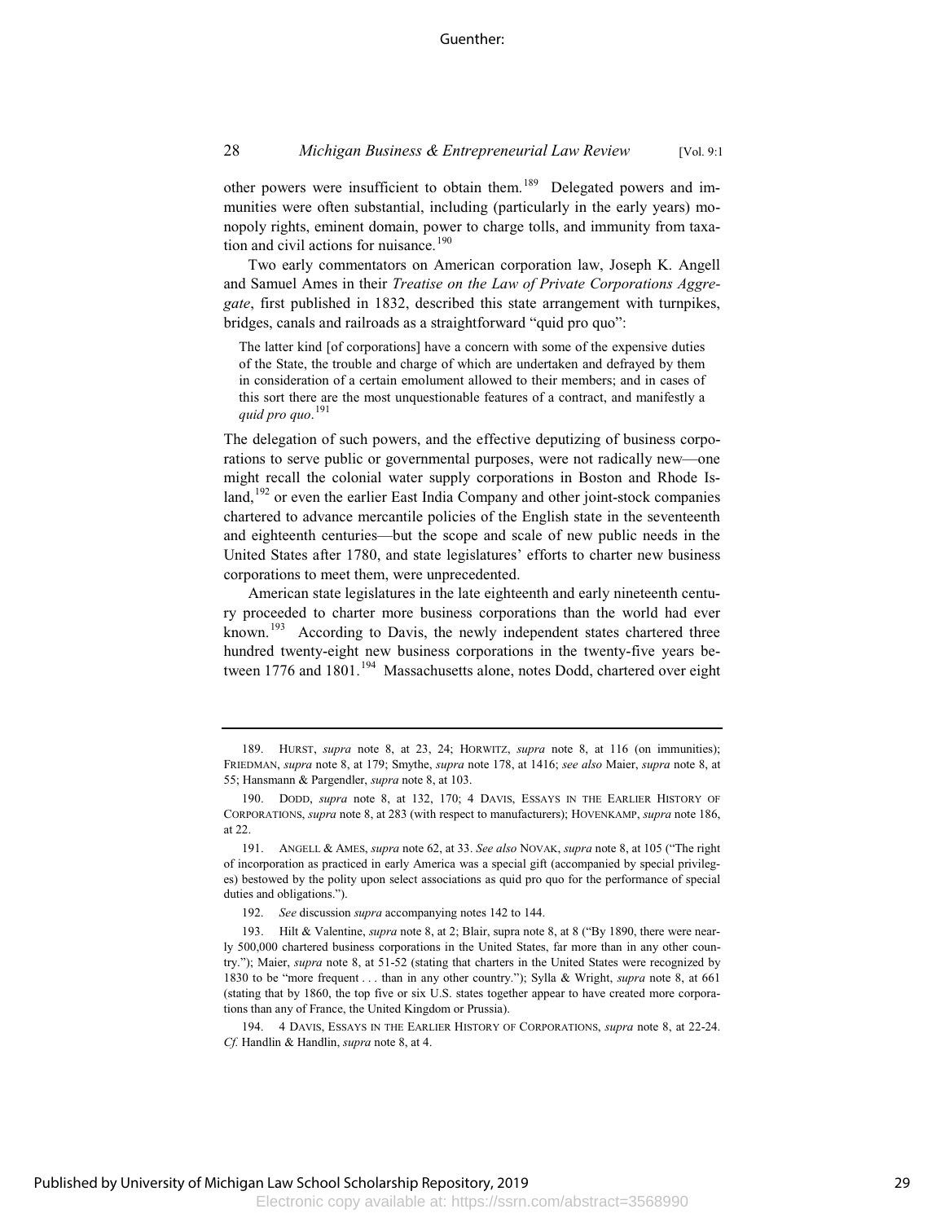other powers were insufficient to obtain them.[189] Delegated powers and immunities were often substantial, including (particularly in the early years) monopoly rights, eminent domain, power to charge tolls, and immunity from taxation and civil actions for nuisance.[190]

Two early commentators on American corporation law, Joseph K. Angell and Samuel Ames in their *Treatise on the Law of Private Corporations Aggregate*, first published in 1832, described this state arrangement with turnpikes, bridges, canals and railroads as a straightforward "quid pro quo":

> The latter kind [of corporations] have a concern with some of the expensive duties of the State, the trouble and charge of which are undertaken and defrayed by them in consideration of a certain emolument allowed to their members; and in cases of this sort there are the most unquestionable features of a contract, and manifestly a *quid pro quo*.[191]

The delegation of such powers, and the effective deputizing of business corporations to serve public or governmental purposes, were not radically new—one might recall the colonial water supply corporations in Boston and Rhode Island,[192] or even the earlier East India Company and other joint-stock companies chartered to advance mercantile policies of the English state in the seventeenth and eighteenth centuries—but the scope and scale of new public needs in the United States after 1780, and state legislatures' efforts to charter new business corporations to meet them, were unprecedented.

American state legislatures in the late eighteenth and early nineteenth century proceeded to charter more business corporations than the world had ever known.[193] According to Davis, the newly independent states chartered three hundred twenty-eight new business corporations in the twenty-five years between 1776 and 1801.[194] Massachusetts alone, notes Dodd, chartered over eight

---

189. HURST, *supra* note 8, at 23, 24; HORWITZ, *supra* note 8, at 116 (on immunities); FRIEDMAN, *supra* note 8, at 179; Smythe, *supra* note 178, at 1416; *see also* Maier, *supra* note 8, at 55; Hansmann & Pargendler, *supra* note 8, at 103.

190. DODD, *supra* note 8, at 132, 170; 4 DAVIS, ESSAYS IN THE EARLIER HISTORY OF CORPORATIONS, *supra* note 8, at 283 (with respect to manufacturers); HOVENKAMP, *supra* note 186, at 22.

191. ANGELL & AMES, *supra* note 62, at 33. *See also* NOVAK, *supra* note 8, at 105 ("The right of incorporation as practiced in early America was a special gift (accompanied by special privileges) bestowed by the polity upon select associations as quid pro quo for the performance of special duties and obligations.").

192. *See* discussion *supra* accompanying notes 142 to 144.

193. Hilt & Valentine, *supra* note 8, at 2; Blair, supra note 8, at 8 ("By 1890, there were nearly 500,000 chartered business corporations in the United States, far more than in any other country."); Maier, *supra* note 8, at 51-52 (stating that charters in the United States were recognized by 1830 to be "more frequent . . . than in any other country."); Sylla & Wright, *supra* note 8, at 661 (stating that by 1860, the top five or six U.S. states together appear to have created more corporations than any of France, the United Kingdom or Prussia).

194. 4 DAVIS, ESSAYS IN THE EARLIER HISTORY OF CORPORATIONS, *supra* note 8, at 22-24. *Cf.* Handlin & Handlin, *supra* note 8, at 4.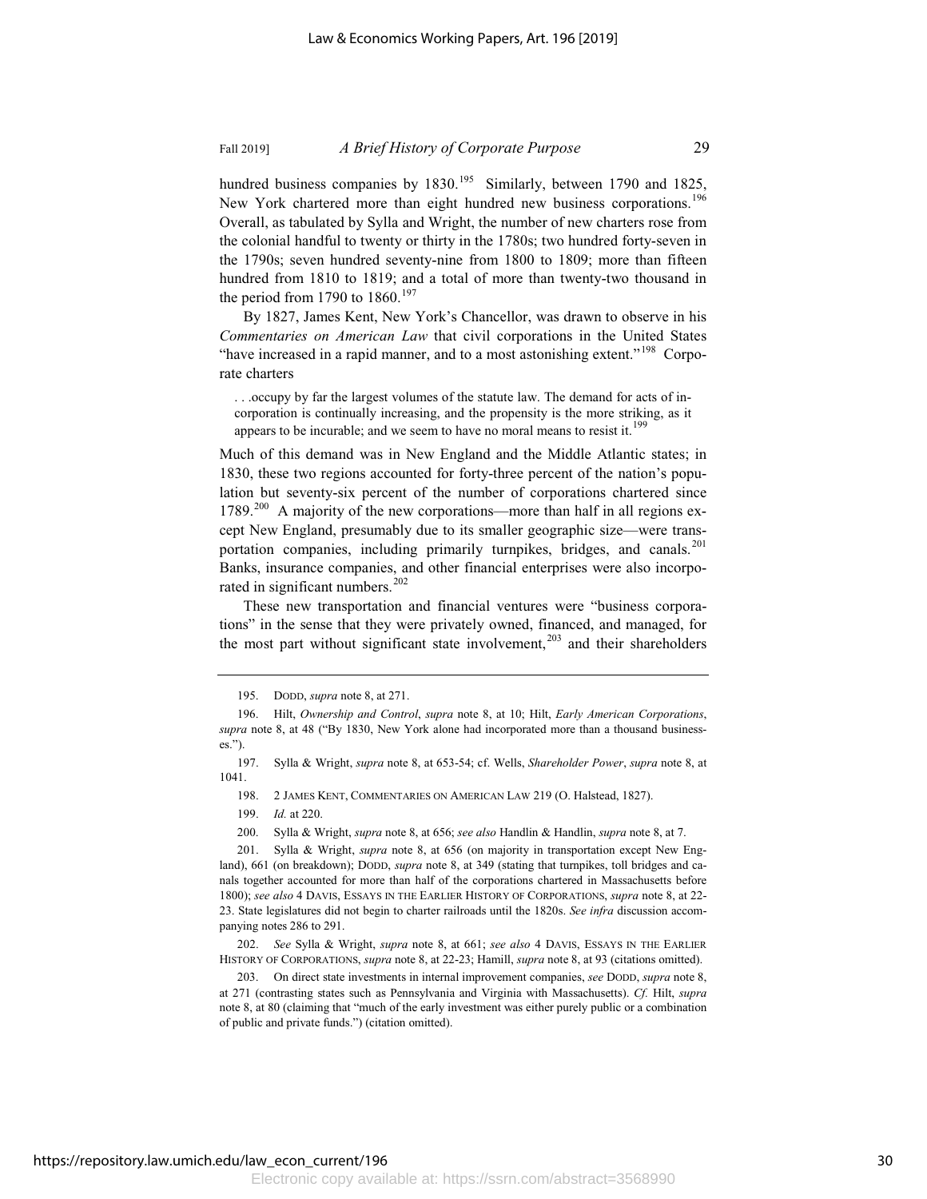hundred business companies by 1830.[195] Similarly, between 1790 and 1825, New York chartered more than eight hundred new business corporations.[196] Overall, as tabulated by Sylla and Wright, the number of new charters rose from the colonial handful to twenty or thirty in the 1780s; two hundred forty-seven in the 1790s; seven hundred seventy-nine from 1800 to 1809; more than fifteen hundred from 1810 to 1819; and a total of more than twenty-two thousand in the period from 1790 to 1860.[197]

By 1827, James Kent, New York's Chancellor, was drawn to observe in his *Commentaries on American Law* that civil corporations in the United States "have increased in a rapid manner, and to a most astonishing extent."[198] Corporate charters

> . . .occupy by far the largest volumes of the statute law. The demand for acts of incorporation is continually increasing, and the propensity is the more striking, as it appears to be incurable; and we seem to have no moral means to resist it.[199]

Much of this demand was in New England and the Middle Atlantic states; in 1830, these two regions accounted for forty-three percent of the nation's population but seventy-six percent of the number of corporations chartered since 1789.[200] A majority of the new corporations—more than half in all regions except New England, presumably due to its smaller geographic size—were transportation companies, including primarily turnpikes, bridges, and canals.[201] Banks, insurance companies, and other financial enterprises were also incorporated in significant numbers.[202]

These new transportation and financial ventures were "business corporations" in the sense that they were privately owned, financed, and managed, for the most part without significant state involvement,[203] and their shareholders

---

195. DODD, *supra* note 8, at 271.

196. Hilt, *Ownership and Control*, *supra* note 8, at 10; Hilt, *Early American Corporations*, *supra* note 8, at 48 ("By 1830, New York alone had incorporated more than a thousand businesses.").

197. Sylla & Wright, *supra* note 8, at 653-54; cf. Wells, *Shareholder Power*, *supra* note 8, at 1041.

198. 2 JAMES KENT, COMMENTARIES ON AMERICAN LAW 219 (O. Halstead, 1827).

199. *Id.* at 220.

200. Sylla & Wright, *supra* note 8, at 656; *see also* Handlin & Handlin, *supra* note 8, at 7.

201. Sylla & Wright, *supra* note 8, at 656 (on majority in transportation except New England), 661 (on breakdown); DODD, *supra* note 8, at 349 (stating that turnpikes, toll bridges and canals together accounted for more than half of the corporations chartered in Massachusetts before 1800); *see also* 4 DAVIS, ESSAYS IN THE EARLIER HISTORY OF CORPORATIONS, *supra* note 8, at 22-23. State legislatures did not begin to charter railroads until the 1820s. *See infra* discussion accompanying notes 286 to 291.

202. *See* Sylla & Wright, *supra* note 8, at 661; *see also* 4 DAVIS, ESSAYS IN THE EARLIER HISTORY OF CORPORATIONS, *supra* note 8, at 22-23; Hamill, *supra* note 8, at 93 (citations omitted).

203. On direct state investments in internal improvement companies, *see* DODD, *supra* note 8, at 271 (contrasting states such as Pennsylvania and Virginia with Massachusetts). *Cf.* Hilt, *supra* note 8, at 80 (claiming that "much of the early investment was either purely public or a combination of public and private funds.") (citation omitted).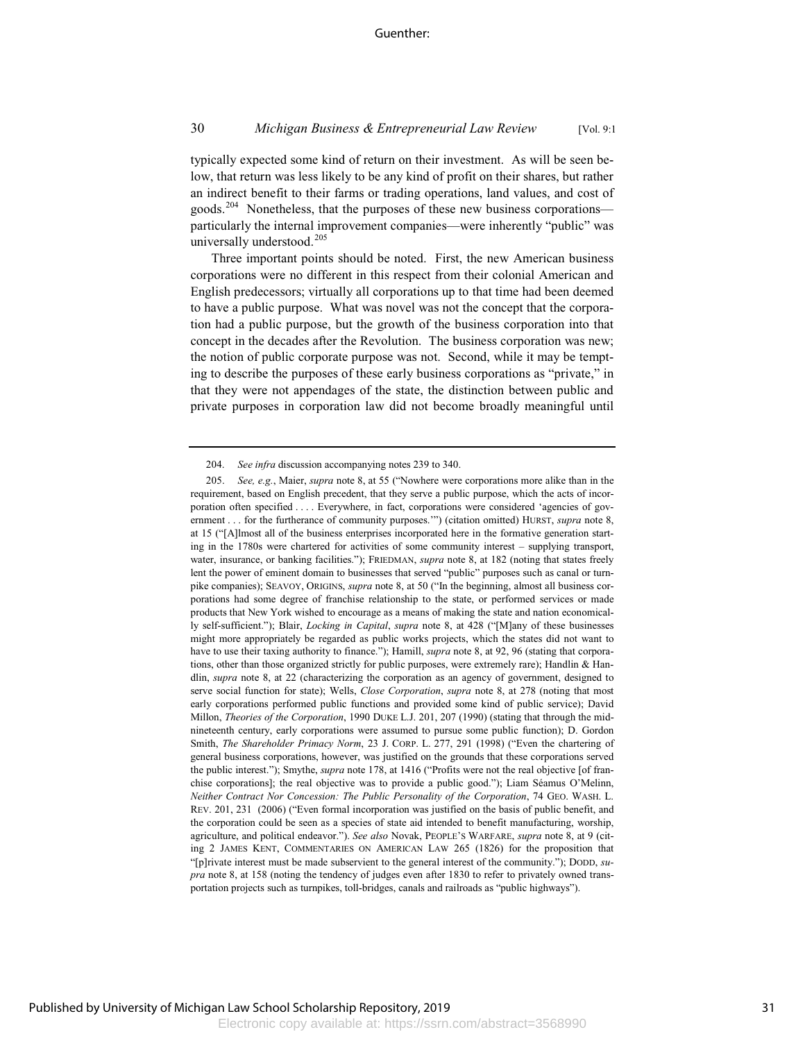typically expected some kind of return on their investment. As will be seen below, that return was less likely to be any kind of profit on their shares, but rather an indirect benefit to their farms or trading operations, land values, and cost of goods.[204] Nonetheless, that the purposes of these new business corporations—particularly the internal improvement companies—were inherently "public" was universally understood.[205]

Three important points should be noted. First, the new American business corporations were no different in this respect from their colonial American and English predecessors; virtually all corporations up to that time had been deemed to have a public purpose. What was novel was not the concept that the corporation had a public purpose, but the growth of the business corporation into that concept in the decades after the Revolution. The business corporation was new; the notion of public corporate purpose was not. Second, while it may be tempting to describe the purposes of these early business corporations as "private," in that they were not appendages of the state, the distinction between public and private purposes in corporation law did not become broadly meaningful until

---

204. *See infra* discussion accompanying notes 239 to 340.

205. *See, e.g.*, Maier, *supra* note 8, at 55 ("Nowhere were corporations more alike than in the requirement, based on English precedent, that they serve a public purpose, which the acts of incorporation often specified . . . . Everywhere, in fact, corporations were considered 'agencies of government . . . for the furtherance of community purposes.'") (citation omitted) HURST, *supra* note 8, at 15 ("[A]lmost all of the business enterprises incorporated here in the formative generation starting in the 1780s were chartered for activities of some community interest – supplying transport, water, insurance, or banking facilities."); FRIEDMAN, *supra* note 8, at 182 (noting that states freely lent the power of eminent domain to businesses that served "public" purposes such as canal or turnpike companies); SEAVOY, ORIGINS, *supra* note 8, at 50 ("In the beginning, almost all business corporations had some degree of franchise relationship to the state, or performed services or made products that New York wished to encourage as a means of making the state and nation economically self-sufficient."); Blair, *Locking in Capital*, *supra* note 8, at 428 ("[M]any of these businesses might more appropriately be regarded as public works projects, which the states did not want to have to use their taxing authority to finance."); Hamill, *supra* note 8, at 92, 96 (stating that corporations, other than those organized strictly for public purposes, were extremely rare); Handlin & Handlin, *supra* note 8, at 22 (characterizing the corporation as an agency of government, designed to serve social function for state); Wells, *Close Corporation*, *supra* note 8, at 278 (noting that most early corporations performed public functions and provided some kind of public service); David Millon, *Theories of the Corporation*, 1990 DUKE L.J. 201, 207 (1990) (stating that through the mid-nineteenth century, early corporations were assumed to pursue some public function); D. Gordon Smith, *The Shareholder Primacy Norm*, 23 J. CORP. L. 277, 291 (1998) ("Even the chartering of general business corporations, however, was justified on the grounds that these corporations served the public interest."); Smythe, *supra* note 178, at 1416 ("Profits were not the real objective [of franchise corporations]; the real objective was to provide a public good."); Liam Séamus O'Melinn, *Neither Contract Nor Concession: The Public Personality of the Corporation*, 74 GEO. WASH. L. REV. 201, 231 (2006) ("Even formal incorporation was justified on the basis of public benefit, and the corporation could be seen as a species of state aid intended to benefit manufacturing, worship, agriculture, and political endeavor."). *See also* Novak, PEOPLE'S WARFARE, *supra* note 8, at 9 (citing 2 JAMES KENT, COMMENTARIES ON AMERICAN LAW 265 (1826) for the proposition that "[p]rivate interest must be made subservient to the general interest of the community."); DODD, *supra* note 8, at 158 (noting the tendency of judges even after 1830 to refer to privately owned transportation projects such as turnpikes, toll-bridges, canals and railroads as "public highways").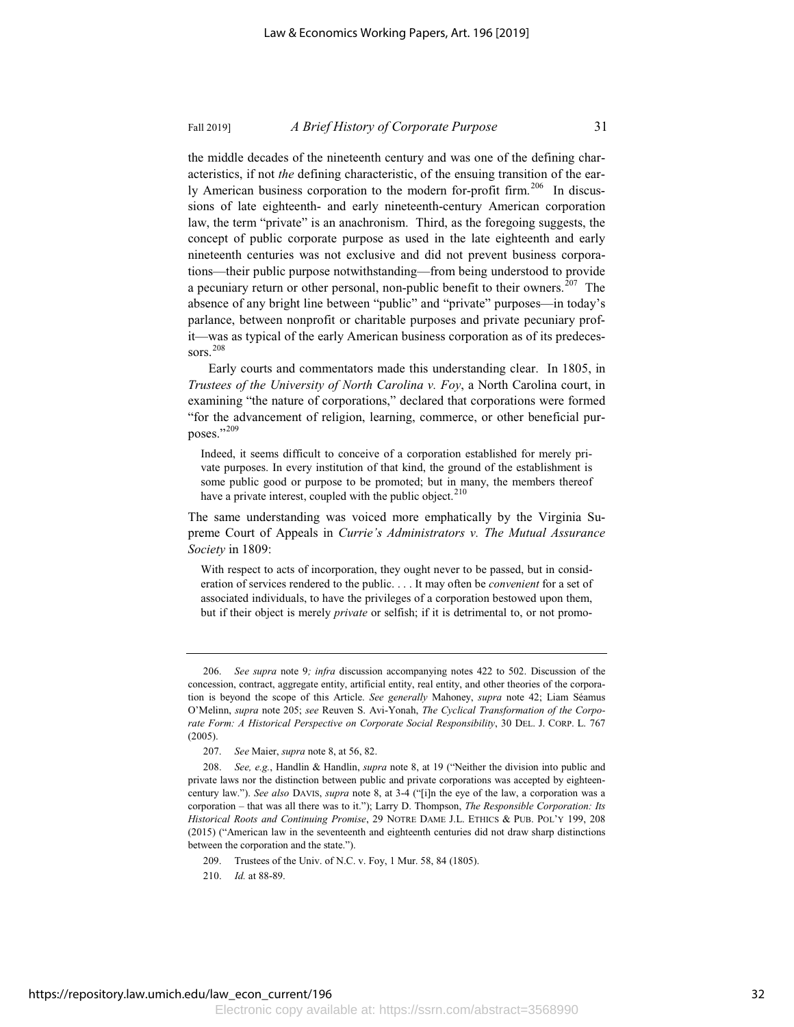the middle decades of the nineteenth century and was one of the defining characteristics, if not *the* defining characteristic, of the ensuing transition of the early American business corporation to the modern for-profit firm.[206] In discussions of late eighteenth- and early nineteenth-century American corporation law, the term "private" is an anachronism. Third, as the foregoing suggests, the concept of public corporate purpose as used in the late eighteenth and early nineteenth centuries was not exclusive and did not prevent business corporations—their public purpose notwithstanding—from being understood to provide a pecuniary return or other personal, non-public benefit to their owners.[207] The absence of any bright line between "public" and "private" purposes—in today's parlance, between nonprofit or charitable purposes and private pecuniary profit—was as typical of the early American business corporation as of its predecessors.[208]

Early courts and commentators made this understanding clear. In 1805, in *Trustees of the University of North Carolina v. Foy*, a North Carolina court, in examining "the nature of corporations," declared that corporations were formed "for the advancement of religion, learning, commerce, or other beneficial purposes."[209]

> Indeed, it seems difficult to conceive of a corporation established for merely private purposes. In every institution of that kind, the ground of the establishment is some public good or purpose to be promoted; but in many, the members thereof have a private interest, coupled with the public object.[210]

The same understanding was voiced more emphatically by the Virginia Supreme Court of Appeals in *Currie's Administrators v. The Mutual Assurance Society* in 1809:

> With respect to acts of incorporation, they ought never to be passed, but in consideration of services rendered to the public. . . . It may often be *convenient* for a set of associated individuals, to have the privileges of a corporation bestowed upon them, but if their object is merely *private* or selfish; if it is detrimental to, or not promo-

---

206. *See supra* note 9*; infra* discussion accompanying notes 422 to 502. Discussion of the concession, contract, aggregate entity, artificial entity, real entity, and other theories of the corporation is beyond the scope of this Article. *See generally* Mahoney, *supra* note 42; Liam Séamus O'Melinn, *supra* note 205; *see* Reuven S. Avi-Yonah, *The Cyclical Transformation of the Corporate Form: A Historical Perspective on Corporate Social Responsibility*, 30 DEL. J. CORP. L. 767 (2005).

207. *See* Maier, *supra* note 8, at 56, 82.

208. *See, e.g.*, Handlin & Handlin, *supra* note 8, at 19 ("Neither the division into public and private laws nor the distinction between public and private corporations was accepted by eighteen-century law."). *See also* DAVIS, *supra* note 8, at 3-4 ("[i]n the eye of the law, a corporation was a corporation – that was all there was to it."); Larry D. Thompson, *The Responsible Corporation: Its Historical Roots and Continuing Promise*, 29 NOTRE DAME J.L. ETHICS & PUB. POL'Y 199, 208 (2015) ("American law in the seventeenth and eighteenth centuries did not draw sharp distinctions between the corporation and the state.").

209. Trustees of the Univ. of N.C. v. Foy, 1 Mur. 58, 84 (1805).

210. *Id.* at 88-89.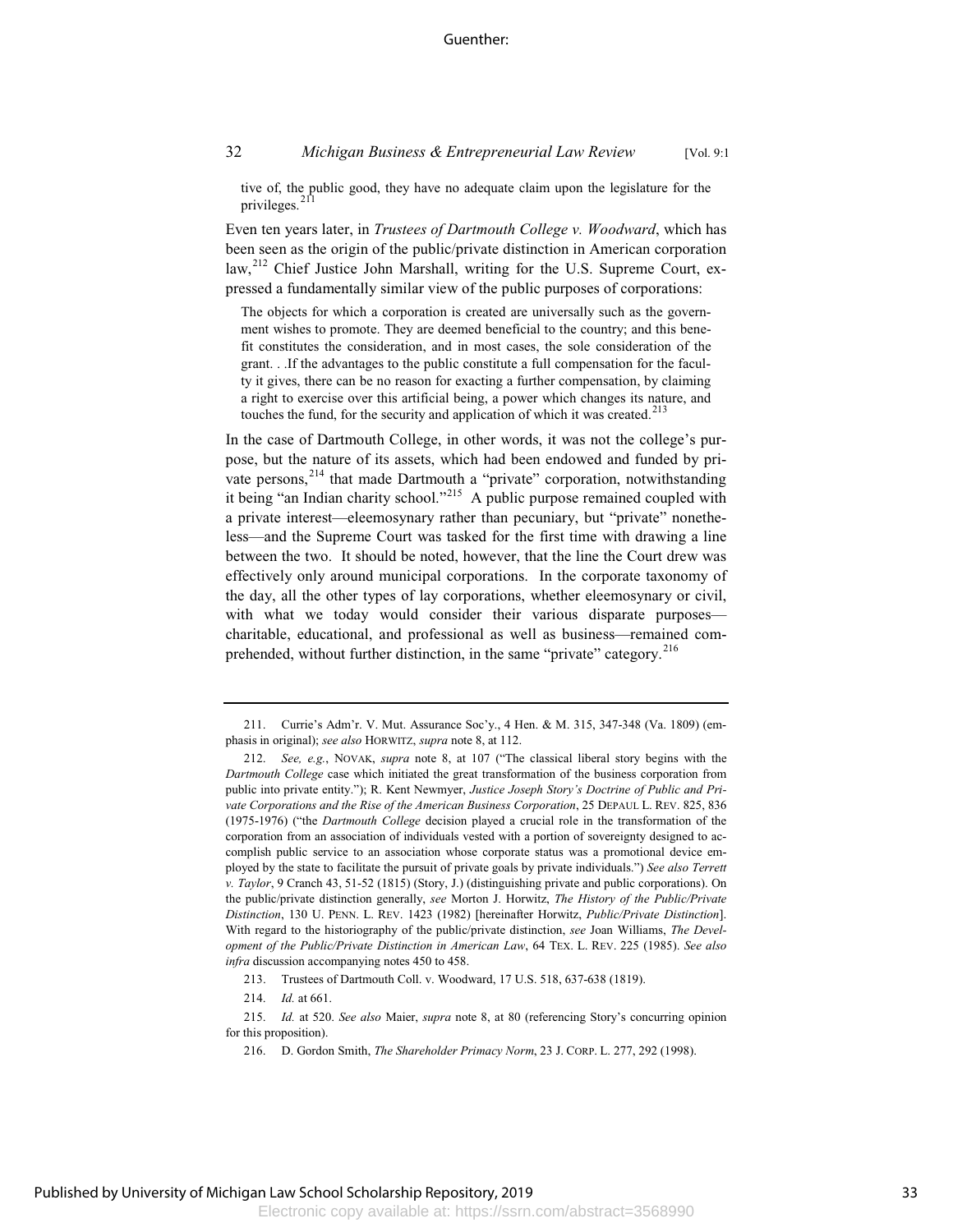tive of, the public good, they have no adequate claim upon the legislature for the privileges.[211]

Even ten years later, in *Trustees of Dartmouth College v. Woodward*, which has been seen as the origin of the public/private distinction in American corporation law,[212] Chief Justice John Marshall, writing for the U.S. Supreme Court, expressed a fundamentally similar view of the public purposes of corporations:

> The objects for which a corporation is created are universally such as the government wishes to promote. They are deemed beneficial to the country; and this benefit constitutes the consideration, and in most cases, the sole consideration of the grant. . .If the advantages to the public constitute a full compensation for the faculty it gives, there can be no reason for exacting a further compensation, by claiming a right to exercise over this artificial being, a power which changes its nature, and touches the fund, for the security and application of which it was created.[213]

In the case of Dartmouth College, in other words, it was not the college's purpose, but the nature of its assets, which had been endowed and funded by private persons,[214] that made Dartmouth a "private" corporation, notwithstanding it being "an Indian charity school."[215] A public purpose remained coupled with a private interest—eleemosynary rather than pecuniary, but "private" nonetheless—and the Supreme Court was tasked for the first time with drawing a line between the two. It should be noted, however, that the line the Court drew was effectively only around municipal corporations. In the corporate taxonomy of the day, all the other types of lay corporations, whether eleemosynary or civil, with what we today would consider their various disparate purposes—charitable, educational, and professional as well as business—remained comprehended, without further distinction, in the same "private" category.[216]

---

211. Currie's Adm'r. V. Mut. Assurance Soc'y., 4 Hen. & M. 315, 347-348 (Va. 1809) (emphasis in original); *see also* HORWITZ, *supra* note 8, at 112.

212. *See, e.g.*, NOVAK, *supra* note 8, at 107 ("The classical liberal story begins with the *Dartmouth College* case which initiated the great transformation of the business corporation from public into private entity."); R. Kent Newmyer, *Justice Joseph Story's Doctrine of Public and Private Corporations and the Rise of the American Business Corporation*, 25 DEPAUL L. REV. 825, 836 (1975-1976) ("the *Dartmouth College* decision played a crucial role in the transformation of the corporation from an association of individuals vested with a portion of sovereignty designed to accomplish public service to an association whose corporate status was a promotional device employed by the state to facilitate the pursuit of private goals by private individuals.") *See also Terrett v. Taylor*, 9 Cranch 43, 51-52 (1815) (Story, J.) (distinguishing private and public corporations). On the public/private distinction generally, *see* Morton J. Horwitz, *The History of the Public/Private Distinction*, 130 U. PENN. L. REV. 1423 (1982) [hereinafter Horwitz, *Public/Private Distinction*]. With regard to the historiography of the public/private distinction, *see* Joan Williams, *The Development of the Public/Private Distinction in American Law*, 64 TEX. L. REV. 225 (1985). *See also infra* discussion accompanying notes 450 to 458.

213. Trustees of Dartmouth Coll. v. Woodward, 17 U.S. 518, 637-638 (1819).

214. *Id.* at 661.

215. *Id.* at 520. *See also* Maier, *supra* note 8, at 80 (referencing Story's concurring opinion for this proposition).

216. D. Gordon Smith, *The Shareholder Primacy Norm*, 23 J. CORP. L. 277, 292 (1998).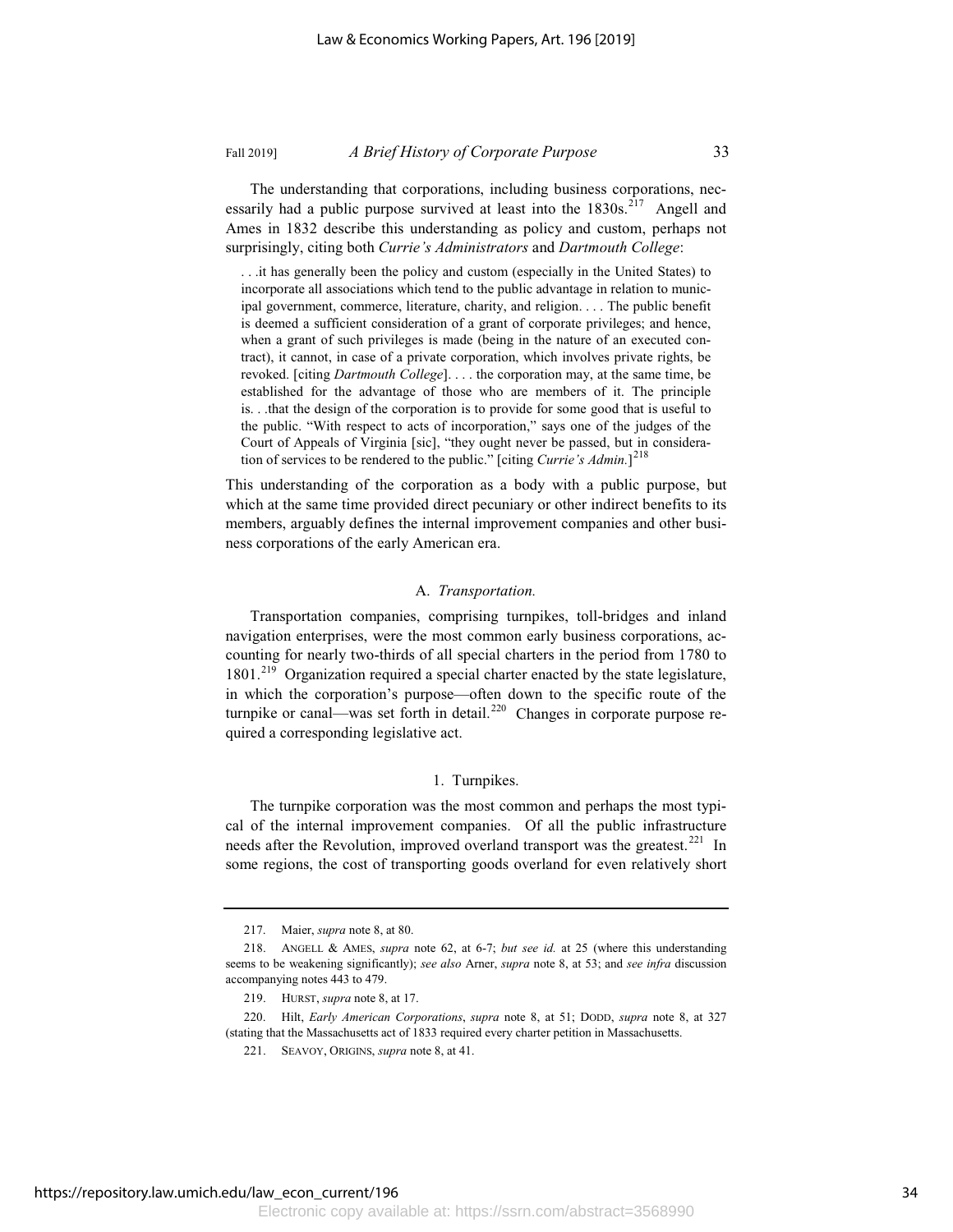The understanding that corporations, including business corporations, necessarily had a public purpose survived at least into the 1830s.[217] Angell and Ames in 1832 describe this understanding as policy and custom, perhaps not surprisingly, citing both *Currie's Administrators* and *Dartmouth College*:

> . . .it has generally been the policy and custom (especially in the United States) to incorporate all associations which tend to the public advantage in relation to municipal government, commerce, literature, charity, and religion. . . . The public benefit is deemed a sufficient consideration of a grant of corporate privileges; and hence, when a grant of such privileges is made (being in the nature of an executed contract), it cannot, in case of a private corporation, which involves private rights, be revoked. [citing *Dartmouth College*]. . . . the corporation may, at the same time, be established for the advantage of those who are members of it. The principle is. . .that the design of the corporation is to provide for some good that is useful to the public. "With respect to acts of incorporation," says one of the judges of the Court of Appeals of Virginia [sic], "they ought never be passed, but in consideration of services to be rendered to the public." [citing *Currie's Admin.*][218]

This understanding of the corporation as a body with a public purpose, but which at the same time provided direct pecuniary or other indirect benefits to its members, arguably defines the internal improvement companies and other business corporations of the early American era.

## A. *Transportation.*

Transportation companies, comprising turnpikes, toll-bridges and inland navigation enterprises, were the most common early business corporations, accounting for nearly two-thirds of all special charters in the period from 1780 to 1801.[219] Organization required a special charter enacted by the state legislature, in which the corporation's purpose—often down to the specific route of the turnpike or canal—was set forth in detail.[220] Changes in corporate purpose required a corresponding legislative act.

### 1. Turnpikes.

The turnpike corporation was the most common and perhaps the most typical of the internal improvement companies. Of all the public infrastructure needs after the Revolution, improved overland transport was the greatest.[221] In some regions, the cost of transporting goods overland for even relatively short

---

217. Maier, *supra* note 8, at 80.

218. ANGELL & AMES, *supra* note 62, at 6-7; *but see id.* at 25 (where this understanding seems to be weakening significantly); *see also* Arner, *supra* note 8, at 53; and *see infra* discussion accompanying notes 443 to 479.

219. HURST, *supra* note 8, at 17.

220. Hilt, *Early American Corporations*, *supra* note 8, at 51; DODD, *supra* note 8, at 327 (stating that the Massachusetts act of 1833 required every charter petition in Massachusetts.

221. SEAVOY, ORIGINS, *supra* note 8, at 41.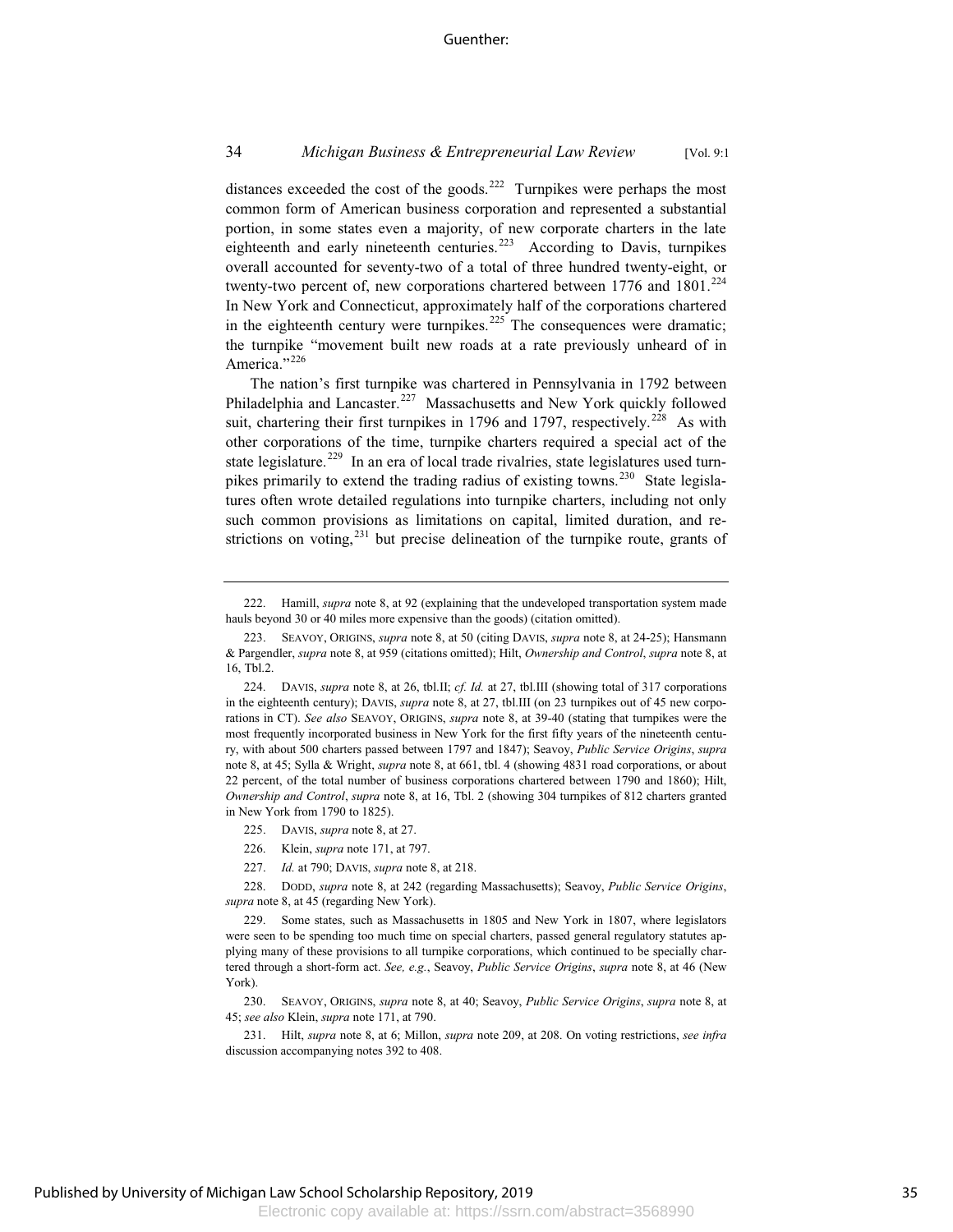distances exceeded the cost of the goods.[222] Turnpikes were perhaps the most common form of American business corporation and represented a substantial portion, in some states even a majority, of new corporate charters in the late eighteenth and early nineteenth centuries.[223] According to Davis, turnpikes overall accounted for seventy-two of a total of three hundred twenty-eight, or twenty-two percent of, new corporations chartered between 1776 and 1801.[224] In New York and Connecticut, approximately half of the corporations chartered in the eighteenth century were turnpikes.[225] The consequences were dramatic; the turnpike "movement built new roads at a rate previously unheard of in America."[226]

The nation's first turnpike was chartered in Pennsylvania in 1792 between Philadelphia and Lancaster.[227] Massachusetts and New York quickly followed suit, chartering their first turnpikes in 1796 and 1797, respectively.[228] As with other corporations of the time, turnpike charters required a special act of the state legislature.[229] In an era of local trade rivalries, state legislatures used turnpikes primarily to extend the trading radius of existing towns.[230] State legislatures often wrote detailed regulations into turnpike charters, including not only such common provisions as limitations on capital, limited duration, and restrictions on voting,[231] but precise delineation of the turnpike route, grants of

---

222. Hamill, *supra* note 8, at 92 (explaining that the undeveloped transportation system made hauls beyond 30 or 40 miles more expensive than the goods) (citation omitted).

223. SEAVOY, ORIGINS, *supra* note 8, at 50 (citing DAVIS, *supra* note 8, at 24-25); Hansmann & Pargendler, *supra* note 8, at 959 (citations omitted); Hilt, *Ownership and Control*, *supra* note 8, at 16, Tbl.2.

224. DAVIS, *supra* note 8, at 26, tbl.II; *cf. Id.* at 27, tbl.III (showing total of 317 corporations in the eighteenth century); DAVIS, *supra* note 8, at 27, tbl.III (on 23 turnpikes out of 45 new corporations in CT). *See also* SEAVOY, ORIGINS, *supra* note 8, at 39-40 (stating that turnpikes were the most frequently incorporated business in New York for the first fifty years of the nineteenth century, with about 500 charters passed between 1797 and 1847); Seavoy, *Public Service Origins*, *supra* note 8, at 45; Sylla & Wright, *supra* note 8, at 661, tbl. 4 (showing 4831 road corporations, or about 22 percent, of the total number of business corporations chartered between 1790 and 1860); Hilt, *Ownership and Control*, *supra* note 8, at 16, Tbl. 2 (showing 304 turnpikes of 812 charters granted in New York from 1790 to 1825).

225. DAVIS, *supra* note 8, at 27.

226. Klein, *supra* note 171, at 797.

227. *Id.* at 790; DAVIS, *supra* note 8, at 218.

228. DODD, *supra* note 8, at 242 (regarding Massachusetts); Seavoy, *Public Service Origins*, *supra* note 8, at 45 (regarding New York).

229. Some states, such as Massachusetts in 1805 and New York in 1807, where legislators were seen to be spending too much time on special charters, passed general regulatory statutes applying many of these provisions to all turnpike corporations, which continued to be specially chartered through a short-form act. *See, e.g.*, Seavoy, *Public Service Origins*, *supra* note 8, at 46 (New York).

230. SEAVOY, ORIGINS, *supra* note 8, at 40; Seavoy, *Public Service Origins*, *supra* note 8, at 45; *see also* Klein, *supra* note 171, at 790.

231. Hilt, *supra* note 8, at 6; Millon, *supra* note 209, at 208. On voting restrictions, *see infra* discussion accompanying notes 392 to 408.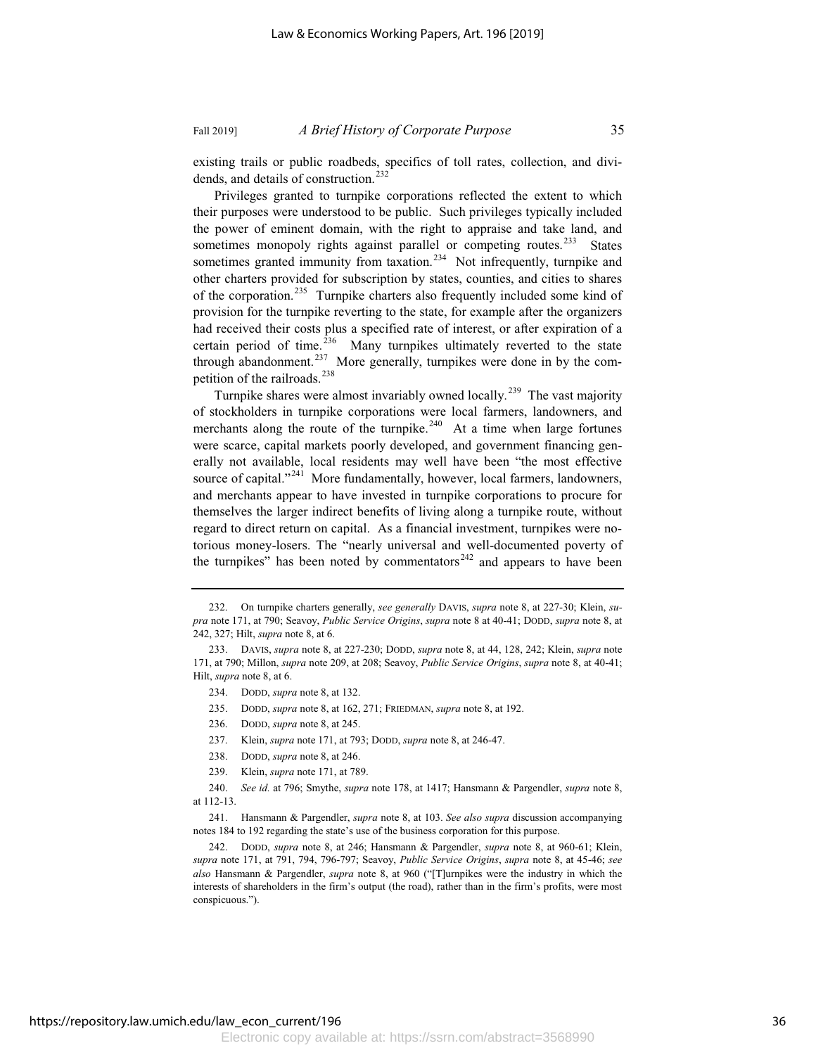existing trails or public roadbeds, specifics of toll rates, collection, and dividends, and details of construction.[232]

Privileges granted to turnpike corporations reflected the extent to which their purposes were understood to be public. Such privileges typically included the power of eminent domain, with the right to appraise and take land, and sometimes monopoly rights against parallel or competing routes.[233] States sometimes granted immunity from taxation.[234] Not infrequently, turnpike and other charters provided for subscription by states, counties, and cities to shares of the corporation.[235] Turnpike charters also frequently included some kind of provision for the turnpike reverting to the state, for example after the organizers had received their costs plus a specified rate of interest, or after expiration of a certain period of time.[236] Many turnpikes ultimately reverted to the state through abandonment.[237] More generally, turnpikes were done in by the competition of the railroads.[238]

Turnpike shares were almost invariably owned locally.[239] The vast majority of stockholders in turnpike corporations were local farmers, landowners, and merchants along the route of the turnpike.[240] At a time when large fortunes were scarce, capital markets poorly developed, and government financing generally not available, local residents may well have been "the most effective source of capital."[241] More fundamentally, however, local farmers, landowners, and merchants appear to have invested in turnpike corporations to procure for themselves the larger indirect benefits of living along a turnpike route, without regard to direct return on capital. As a financial investment, turnpikes were notorious money-losers. The "nearly universal and well-documented poverty of the turnpikes" has been noted by commentators[242] and appears to have been

---

232. On turnpike charters generally, *see generally* DAVIS, *supra* note 8, at 227-30; Klein, *supra* note 171, at 790; Seavoy, *Public Service Origins*, *supra* note 8 at 40-41; DODD, *supra* note 8, at 242, 327; Hilt, *supra* note 8, at 6.

233. DAVIS, *supra* note 8, at 227-230; DODD, *supra* note 8, at 44, 128, 242; Klein, *supra* note 171, at 790; Millon, *supra* note 209, at 208; Seavoy, *Public Service Origins*, *supra* note 8 at 40-41; Hilt, *supra* note 8, at 6.

234. DODD, *supra* note 8, at 132.

235. DODD, *supra* note 8, at 162, 271; FRIEDMAN, *supra* note 8, at 192.

236. DODD, *supra* note 8, at 245.

237. Klein, *supra* note 171, at 793; DODD, *supra* note 8, at 246-47.

238. DODD, *supra* note 8, at 246.

239. Klein, *supra* note 171, at 789.

240. *See id.* at 796; Smythe, *supra* note 178, at 1417; Hansmann & Pargendler, *supra* note 8, at 112-13.

241. Hansmann & Pargendler, *supra* note 8, at 103. *See also supra* discussion accompanying notes 184 to 192 regarding the state's use of the business corporation for this purpose.

242. DODD, *supra* note 8, at 246; Hansmann & Pargendler, *supra* note 8, at 960-61; Klein, *supra* note 171, at 791, 794, 796-797; Seavoy, *Public Service Origins*, *supra* note 8, at 45-46; *see also* Hansmann & Pargendler, *supra* note 8, at 960 ("[T]urnpikes were the industry in which the interests of shareholders in the firm's output (the road), rather than in the firm's profits, were most conspicuous.").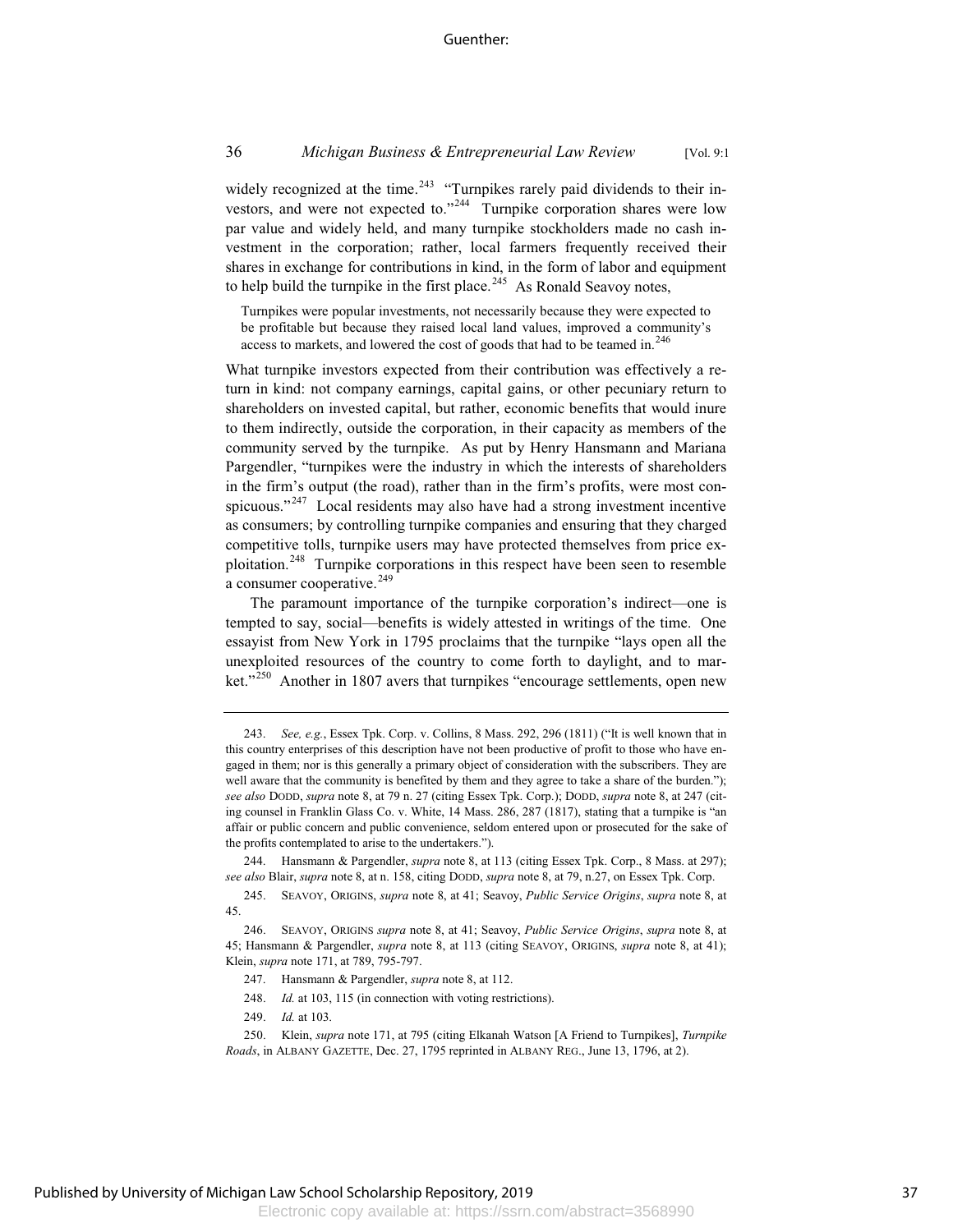widely recognized at the time.[243] "Turnpikes rarely paid dividends to their investors, and were not expected to."[244] Turnpike corporation shares were low par value and widely held, and many turnpike stockholders made no cash investment in the corporation; rather, local farmers frequently received their shares in exchange for contributions in kind, in the form of labor and equipment to help build the turnpike in the first place.[245] As Ronald Seavoy notes,

> Turnpikes were popular investments, not necessarily because they were expected to be profitable but because they raised local land values, improved a community's access to markets, and lowered the cost of goods that had to be teamed in.[246]

What turnpike investors expected from their contribution was effectively a return in kind: not company earnings, capital gains, or other pecuniary return to shareholders on invested capital, but rather, economic benefits that would inure to them indirectly, outside the corporation, in their capacity as members of the community served by the turnpike. As put by Henry Hansmann and Mariana Pargendler, "turnpikes were the industry in which the interests of shareholders in the firm's output (the road), rather than in the firm's profits, were most conspicuous."[247] Local residents may also have had a strong investment incentive as consumers; by controlling turnpike companies and ensuring that they charged competitive tolls, turnpike users may have protected themselves from price exploitation.[248] Turnpike corporations in this respect have been seen to resemble a consumer cooperative.[249]

The paramount importance of the turnpike corporation's indirect—one is tempted to say, social—benefits is widely attested in writings of the time. One essayist from New York in 1795 proclaims that the turnpike "lays open all the unexploited resources of the country to come forth to daylight, and to market."[250] Another in 1807 avers that turnpikes "encourage settlements, open new

---

243. *See, e.g.*, Essex Tpk. Corp. v. Collins, 8 Mass. 292, 296 (1811) ("It is well known that in this country enterprises of this description have not been productive of profit to those who have engaged in them; nor is this generally a primary object of consideration with the subscribers. They are well aware that the community is benefited by them and they agree to take a share of the burden."); *see also* DODD, *supra* note 8, at 79 n. 27 (citing Essex Tpk. Corp.); DODD, *supra* note 8, at 247 (citing counsel in Franklin Glass Co. v. White, 14 Mass. 286, 287 (1817), stating that a turnpike is "an affair or public concern and public convenience, seldom entered upon or prosecuted for the sake of the profits contemplated to arise to the undertakers.").

244. Hansmann & Pargendler, *supra* note 8, at 113 (citing Essex Tpk. Corp., 8 Mass. at 297); *see also* Blair, *supra* note 8, at n. 158, citing DODD, *supra* note 8, at 79, n.27, on Essex Tpk. Corp.

245. SEAVOY, ORIGINS, *supra* note 8, at 41; Seavoy, *Public Service Origins*, *supra* note 8, at 45.

246. SEAVOY, ORIGINS *supra* note 8, at 41; Seavoy, *Public Service Origins*, *supra* note 8, at 45; Hansmann & Pargendler, *supra* note 8, at 113 (citing SEAVOY, ORIGINS, *supra* note 8, at 41); Klein, *supra* note 171, at 789, 795-797.

247. Hansmann & Pargendler, *supra* note 8, at 112.

248. *Id.* at 103, 115 (in connection with voting restrictions).

249. *Id.* at 103.

250. Klein, *supra* note 171, at 795 (citing Elkanah Watson [A Friend to Turnpikes], *Turnpike Roads*, in ALBANY GAZETTE, Dec. 27, 1795 reprinted in ALBANY REG., June 13, 1796, at 2).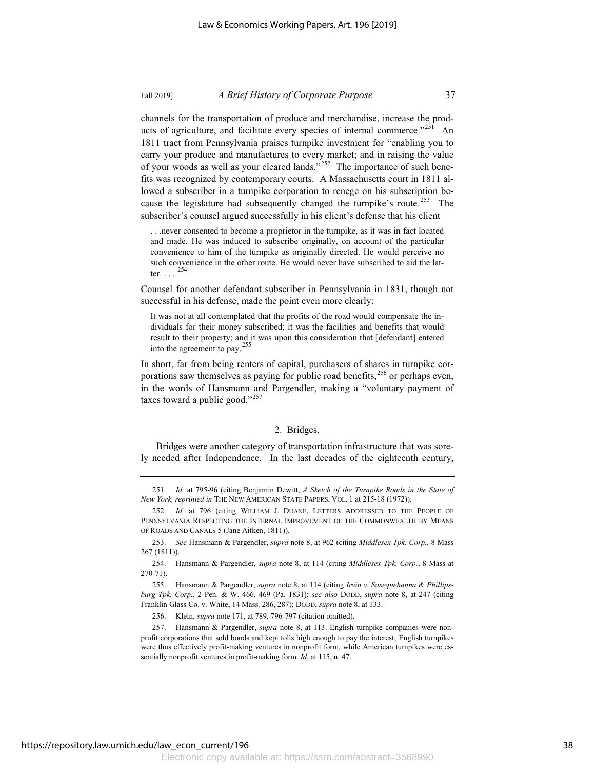channels for the transportation of produce and merchandise, increase the products of agriculture, and facilitate every species of internal commerce."[251] An 1811 tract from Pennsylvania praises turnpike investment for "enabling you to carry your produce and manufactures to every market; and in raising the value of your woods as well as your cleared lands."[252] The importance of such benefits was recognized by contemporary courts. A Massachusetts court in 1811 allowed a subscriber in a turnpike corporation to renege on his subscription because the legislature had subsequently changed the turnpike's route.[253] The subscriber's counsel argued successfully in his client's defense that his client

> . . .never consented to become a proprietor in the turnpike, as it was in fact located and made. He was induced to subscribe originally, on account of the particular convenience to him of the turnpike as originally directed. He would perceive no such convenience in the other route. He would never have subscribed to aid the latter. . . . [254]

Counsel for another defendant subscriber in Pennsylvania in 1831, though not successful in his defense, made the point even more clearly:

> It was not at all contemplated that the profits of the road would compensate the individuals for their money subscribed; it was the facilities and benefits that would result to their property; and it was upon this consideration that [defendant] entered into the agreement to pay.[255]

In short, far from being renters of capital, purchasers of shares in turnpike corporations saw themselves as paying for public road benefits,[256] or perhaps even, in the words of Hansmann and Pargendler, making a "voluntary payment of taxes toward a public good."[257]

### 2. Bridges.

Bridges were another category of transportation infrastructure that was sorely needed after Independence. In the last decades of the eighteenth century,

---

251. *Id.* at 795-96 (citing Benjamin Dewitt, *A Sketch of the Turnpike Roads in the State of New York, reprinted in* THE NEW AMERICAN STATE PAPERS, VOL. 1 at 215-18 (1972)).

252. *Id.* at 796 (citing WILLIAM J. DUANE, LETTERS ADDRESSED TO THE PEOPLE OF PENNSYLVANIA RESPECTING THE INTERNAL IMPROVEMENT OF THE COMMONWEALTH BY MEANS OF ROADS AND CANALS 5 (Jane Aitken, 1811)).

253. *See* Hansmann & Pargendler, *supra* note 8, at 962 (citing *Middlesex Tpk. Corp.*, 8 Mass 267 (1811)).

254. Hansmann & Pargendler, *supra* note 8, at 114 (citing *Middlesex Tpk. Corp.*, 8 Mass at 270-71).

255. Hansmann & Pargendler, *supra* note 8, at 114 (citing *Irvin v. Susequehanna & Phillipsburg Tpk. Corp.*, 2 Pen. & W. 466, 469 (Pa. 1831); *see also* DODD, *supra* note 8, at 247 (citing Franklin Glass Co. v. White, 14 Mass. 286, 287); DODD, *supra* note 8, at 133.

256. Klein, *supra* note 171, at 789, 796-797 (citation omitted).

257. Hansmann & Pargendler, *supra* note 8, at 113. English turnpike companies were nonprofit corporations that sold bonds and kept tolls high enough to pay the interest; English turnpikes were thus effectively profit-making ventures in nonprofit form, while American turnpikes were essentially nonprofit ventures in profit-making form. *Id.* at 115, n. 47.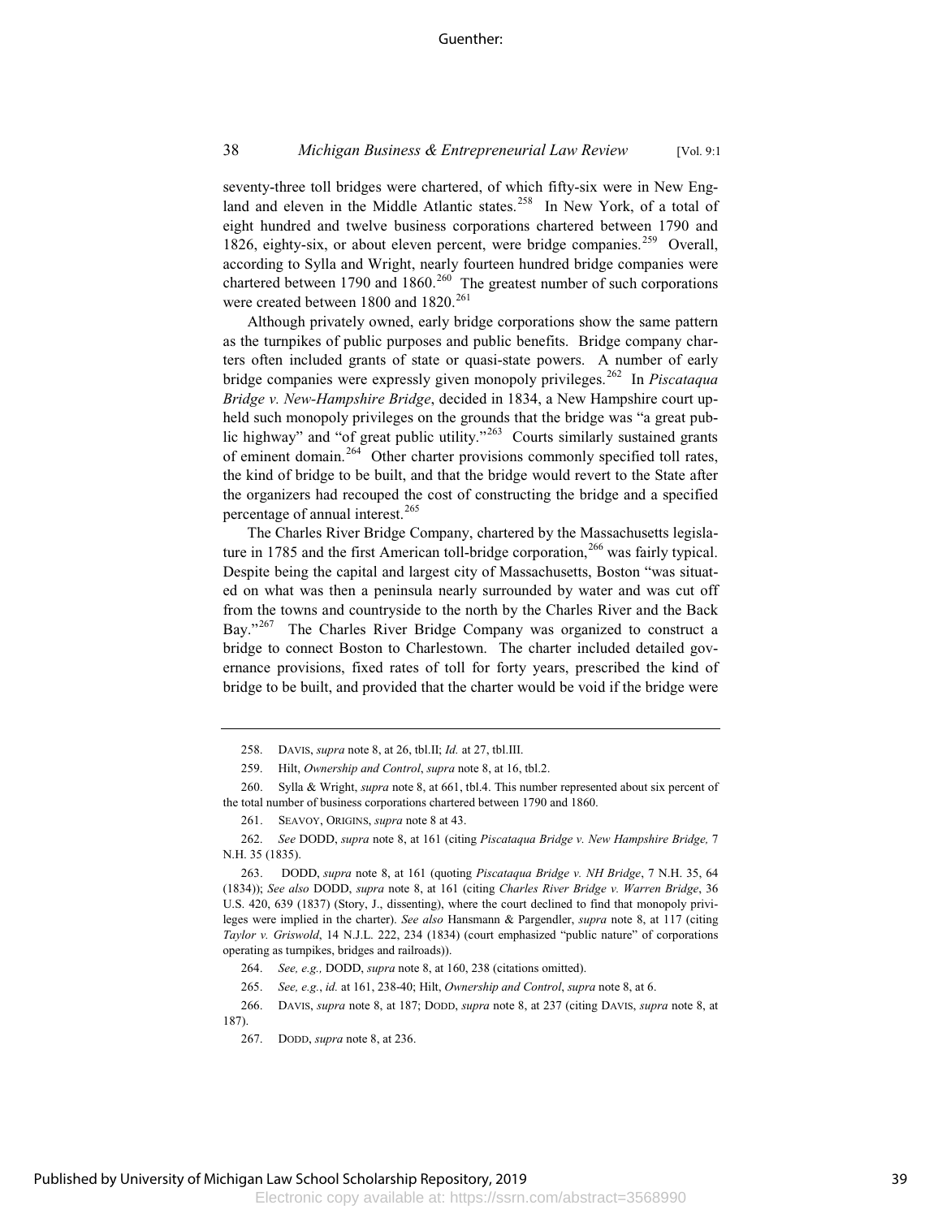seventy-three toll bridges were chartered, of which fifty-six were in New England and eleven in the Middle Atlantic states.[258] In New York, of a total of eight hundred and twelve business corporations chartered between 1790 and 1826, eighty-six, or about eleven percent, were bridge companies.[259] Overall, according to Sylla and Wright, nearly fourteen hundred bridge companies were chartered between 1790 and 1860.[260] The greatest number of such corporations were created between 1800 and 1820.[261]

Although privately owned, early bridge corporations show the same pattern as the turnpikes of public purposes and public benefits. Bridge company charters often included grants of state or quasi-state powers. A number of early bridge companies were expressly given monopoly privileges.[262] In *Piscataqua Bridge v. New-Hampshire Bridge*, decided in 1834, a New Hampshire court upheld such monopoly privileges on the grounds that the bridge was "a great public highway" and "of great public utility."[263] Courts similarly sustained grants of eminent domain.[264] Other charter provisions commonly specified toll rates, the kind of bridge to be built, and that the bridge would revert to the State after the organizers had recouped the cost of constructing the bridge and a specified percentage of annual interest.[265]

The Charles River Bridge Company, chartered by the Massachusetts legislature in 1785 and the first American toll-bridge corporation,[266] was fairly typical. Despite being the capital and largest city of Massachusetts, Boston "was situated on what was then a peninsula nearly surrounded by water and was cut off from the towns and countryside to the north by the Charles River and the Back Bay."[267] The Charles River Bridge Company was organized to construct a bridge to connect Boston to Charlestown. The charter included detailed governance provisions, fixed rates of toll for forty years, prescribed the kind of bridge to be built, and provided that the charter would be void if the bridge were

---

258. DAVIS, *supra* note 8, at 26, tbl.II; *Id.* at 27, tbl.III.

259. Hilt, *Ownership and Control*, *supra* note 8, at 16, tbl.2.

260. Sylla & Wright, *supra* note 8, at 661, tbl.4. This number represented about six percent of the total number of business corporations chartered between 1790 and 1860.

261. SEAVOY, ORIGINS, *supra* note 8 at 43.

262. *See* DODD, *supra* note 8, at 161 (citing *Piscataqua Bridge v. New Hampshire Bridge,* 7 N.H. 35 (1835).

263. DODD, *supra* note 8, at 161 (quoting *Piscataqua Bridge v. NH Bridge*, 7 N.H. 35, 64 (1834)); *See also* DODD, *supra* note 8, at 161 (citing *Charles River Bridge v. Warren Bridge*, 36 U.S. 420, 639 (1837) (Story, J., dissenting), where the court declined to find that monopoly privileges were implied in the charter). *See also* Hansmann & Pargendler, *supra* note 8, at 117 (citing *Taylor v. Griswold*, 14 N.J.L. 222, 234 (1834) (court emphasized "public nature" of corporations operating as turnpikes, bridges and railroads)).

264. *See, e.g.,* DODD, *supra* note 8, at 160, 238 (citations omitted).

265. *See, e.g.*, *id.* at 161, 238-40; Hilt, *Ownership and Control*, *supra* note 8, at 6.

266. DAVIS, *supra* note 8, at 187; DODD, *supra* note 8, at 237 (citing DAVIS, *supra* note 8, at 187).

267. DODD, *supra* note 8, at 236.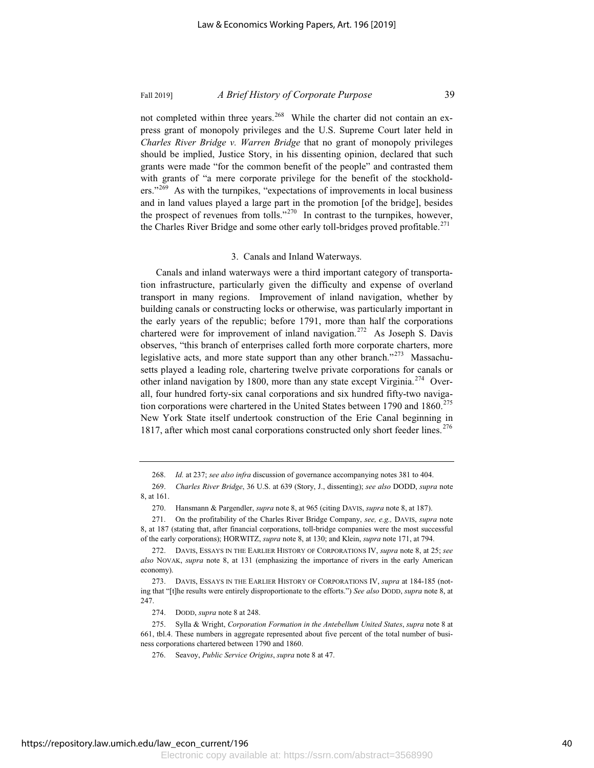not completed within three years.[268] While the charter did not contain an express grant of monopoly privileges and the U.S. Supreme Court later held in *Charles River Bridge v. Warren Bridge* that no grant of monopoly privileges should be implied, Justice Story, in his dissenting opinion, declared that such grants were made "for the common benefit of the people" and contrasted them with grants of "a mere corporate privilege for the benefit of the stockholders."[269] As with the turnpikes, "expectations of improvements in local business and in land values played a large part in the promotion [of the bridge], besides the prospect of revenues from tolls."[270] In contrast to the turnpikes, however, the Charles River Bridge and some other early toll-bridges proved profitable.[271]

### 3. Canals and Inland Waterways.

Canals and inland waterways were a third important category of transportation infrastructure, particularly given the difficulty and expense of overland transport in many regions. Improvement of inland navigation, whether by building canals or constructing locks or otherwise, was particularly important in the early years of the republic; before 1791, more than half the corporations chartered were for improvement of inland navigation.[272] As Joseph S. Davis observes, "this branch of enterprises called forth more corporate charters, more legislative acts, and more state support than any other branch."[273] Massachusetts played a leading role, chartering twelve private corporations for canals or other inland navigation by 1800, more than any state except Virginia.[274] Overall, four hundred forty-six canal corporations and six hundred fifty-two navigation corporations were chartered in the United States between 1790 and 1860.[275] New York State itself undertook construction of the Erie Canal beginning in 1817, after which most canal corporations constructed only short feeder lines.[276]

---

268. *Id.* at 237; *see also infra* discussion of governance accompanying notes 381 to 404.

269. *Charles River Bridge*, 36 U.S. at 639 (Story, J., dissenting); *see also* DODD, *supra* note 8, at 161.

270. Hansmann & Pargendler, *supra* note 8, at 965 (citing DAVIS, *supra* note 8, at 187).

271. On the profitability of the Charles River Bridge Company, *see, e.g.,* DAVIS, *supra* note 8, at 187 (stating that, after financial corporations, toll-bridge companies were the most successful of the early corporations); HORWITZ, *supra* note 8, at 130; and Klein, *supra* note 171, at 794.

272. DAVIS, ESSAYS IN THE EARLIER HISTORY OF CORPORATIONS IV, *supra* note 8, at 25; *see also* NOVAK, *supra* note 8, at 131 (emphasizing the importance of rivers in the early American economy).

273. DAVIS, ESSAYS IN THE EARLIER HISTORY OF CORPORATIONS IV, *supra* at 184-185 (noting that "[t]he results were entirely disproportionate to the efforts.") *See also* DODD, *supra* note 8, at 247.

274. DODD, *supra* note 8 at 248.

275. Sylla & Wright, *Corporation Formation in the Antebellum United States*, *supra* note 8 at 661, tbl.4. These numbers in aggregate represented about five percent of the total number of business corporations chartered between 1790 and 1860.

276. Seavoy, *Public Service Origins*, *supra* note 8 at 47.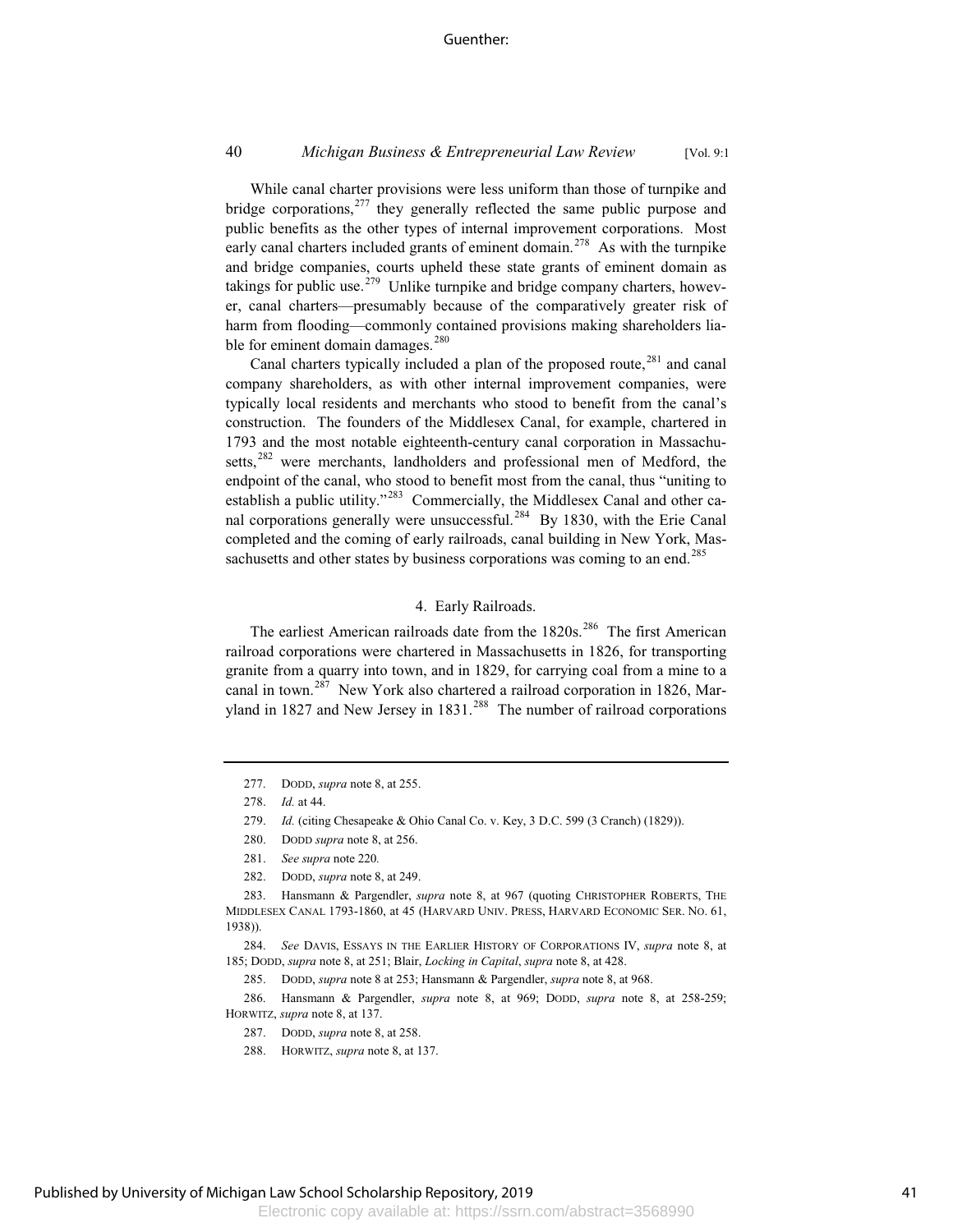While canal charter provisions were less uniform than those of turnpike and bridge corporations,[277] they generally reflected the same public purpose and public benefits as the other types of internal improvement corporations. Most early canal charters included grants of eminent domain.[278] As with the turnpike and bridge companies, courts upheld these state grants of eminent domain as takings for public use.[279] Unlike turnpike and bridge company charters, however, canal charters—presumably because of the comparatively greater risk of harm from flooding—commonly contained provisions making shareholders liable for eminent domain damages.[280]

Canal charters typically included a plan of the proposed route,[281] and canal company shareholders, as with other internal improvement companies, were typically local residents and merchants who stood to benefit from the canal's construction. The founders of the Middlesex Canal, for example, chartered in 1793 and the most notable eighteenth-century canal corporation in Massachusetts,[282] were merchants, landholders and professional men of Medford, the endpoint of the canal, who stood to benefit most from the canal, thus "uniting to establish a public utility."[283] Commercially, the Middlesex Canal and other canal corporations generally were unsuccessful.[284] By 1830, with the Erie Canal completed and the coming of early railroads, canal building in New York, Massachusetts and other states by business corporations was coming to an end.[285]

#### 4. Early Railroads.

The earliest American railroads date from the 1820s.[286] The first American railroad corporations were chartered in Massachusetts in 1826, for transporting granite from a quarry into town, and in 1829, for carrying coal from a mine to a canal in town.[287] New York also chartered a railroad corporation in 1826, Maryland in 1827 and New Jersey in 1831.[288] The number of railroad corporations

---

277. DODD, *supra* note 8, at 255.

278. *Id.* at 44.

279. *Id.* (citing Chesapeake & Ohio Canal Co. v. Key, 3 D.C. 599 (3 Cranch) (1829)).

280. DODD *supra* note 8, at 256.

281. *See supra* note 220.

282. DODD, *supra* note 8, at 249.

283. Hansmann & Pargendler, *supra* note 8, at 967 (quoting CHRISTOPHER ROBERTS, THE MIDDLESEX CANAL 1793-1860, at 45 (HARVARD UNIV. PRESS, HARVARD ECONOMIC SER. NO. 61, 1938)).

284. *See* DAVIS, ESSAYS IN THE EARLIER HISTORY OF CORPORATIONS IV, *supra* note 8, at 185; DODD, *supra* note 8, at 251; Blair, *Locking in Capital*, *supra* note 8, at 428.

285. DODD, *supra* note 8 at 253; Hansmann & Pargendler, *supra* note 8, at 968.

286. Hansmann & Pargendler, *supra* note 8, at 969; DODD, *supra* note 8, at 258-259; HORWITZ, *supra* note 8, at 137.

287. DODD, *supra* note 8, at 258.

288. HORWITZ, *supra* note 8, at 137.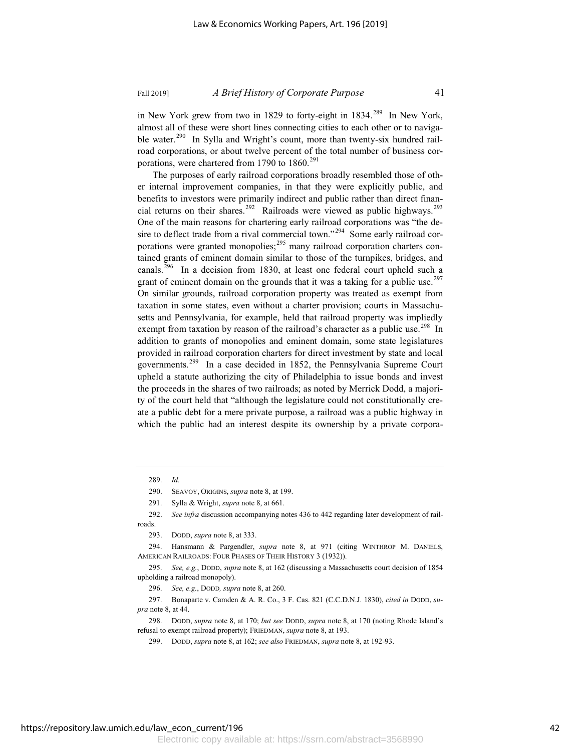in New York grew from two in 1829 to forty-eight in 1834.[289] In New York, almost all of these were short lines connecting cities to each other or to navigable water.[290] In Sylla and Wright's count, more than twenty-six hundred railroad corporations, or about twelve percent of the total number of business corporations, were chartered from 1790 to 1860.[291]

The purposes of early railroad corporations broadly resembled those of other internal improvement companies, in that they were explicitly public, and benefits to investors were primarily indirect and public rather than direct financial returns on their shares.[292] Railroads were viewed as public highways.[293] One of the main reasons for chartering early railroad corporations was "the desire to deflect trade from a rival commercial town."[294] Some early railroad corporations were granted monopolies;[295] many railroad corporation charters contained grants of eminent domain similar to those of the turnpikes, bridges, and canals.[296] In a decision from 1830, at least one federal court upheld such a grant of eminent domain on the grounds that it was a taking for a public use.[297] On similar grounds, railroad corporation property was treated as exempt from taxation in some states, even without a charter provision; courts in Massachusetts and Pennsylvania, for example, held that railroad property was impliedly exempt from taxation by reason of the railroad's character as a public use.[298] In addition to grants of monopolies and eminent domain, some state legislatures provided in railroad corporation charters for direct investment by state and local governments.[299] In a case decided in 1852, the Pennsylvania Supreme Court upheld a statute authorizing the city of Philadelphia to issue bonds and invest the proceeds in the shares of two railroads; as noted by Merrick Dodd, a majority of the court held that "although the legislature could not constitutionally create a public debt for a mere private purpose, a railroad was a public highway in which the public had an interest despite its ownership by a private corpora-

---

289. *Id.*

290. SEAVOY, ORIGINS, *supra* note 8, at 199.

291. Sylla & Wright, *supra* note 8, at 661.

292. *See infra* discussion accompanying notes 436 to 442 regarding later development of railroads.

293. DODD, *supra* note 8, at 333.

294. Hansmann & Pargendler, *supra* note 8, at 971 (citing WINTHROP M. DANIELS, AMERICAN RAILROADS: FOUR PHASES OF THEIR HISTORY 3 (1932)).

295. *See, e.g.*, DODD, *supra* note 8, at 162 (discussing a Massachusetts court decision of 1854 upholding a railroad monopoly).

296. *See, e.g.*, DODD*, supra* note 8, at 260.

297. Bonaparte v. Camden & A. R. Co., 3 F. Cas. 821 (C.C.D.N.J. 1830), *cited in* DODD, *supra* note 8, at 44.

298. DODD, *supra* note 8, at 170; *but see* DODD, *supra* note 8, at 170 (noting Rhode Island's refusal to exempt railroad property); FRIEDMAN, *supra* note 8, at 193.

299. DODD, *supra* note 8, at 162; *see also* FRIEDMAN, *supra* note 8, at 192-93.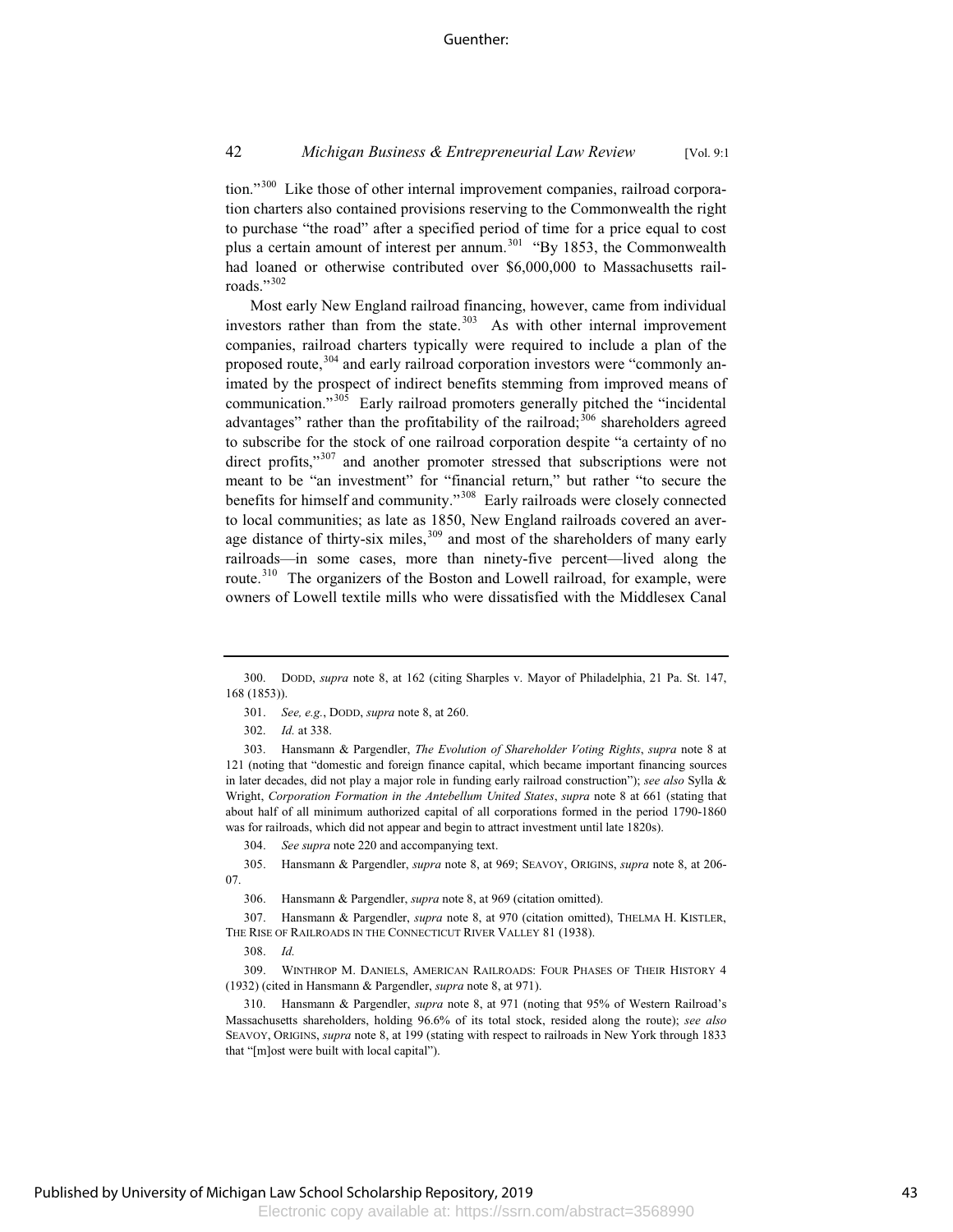tion."[300] Like those of other internal improvement companies, railroad corporation charters also contained provisions reserving to the Commonwealth the right to purchase "the road" after a specified period of time for a price equal to cost plus a certain amount of interest per annum.[301] "By 1853, the Commonwealth had loaned or otherwise contributed over $6,000,000 to Massachusetts railroads."[302]

Most early New England railroad financing, however, came from individual investors rather than from the state.[303] As with other internal improvement companies, railroad charters typically were required to include a plan of the proposed route,[304] and early railroad corporation investors were "commonly animated by the prospect of indirect benefits stemming from improved means of communication."[305] Early railroad promoters generally pitched the "incidental advantages" rather than the profitability of the railroad;[306] shareholders agreed to subscribe for the stock of one railroad corporation despite "a certainty of no direct profits,"[307] and another promoter stressed that subscriptions were not meant to be "an investment" for "financial return," but rather "to secure the benefits for himself and community."[308] Early railroads were closely connected to local communities; as late as 1850, New England railroads covered an average distance of thirty-six miles,[309] and most of the shareholders of many early railroads—in some cases, more than ninety-five percent—lived along the route.[310] The organizers of the Boston and Lowell railroad, for example, were owners of Lowell textile mills who were dissatisfied with the Middlesex Canal

---

300. DODD, *supra* note 8, at 162 (citing Sharples v. Mayor of Philadelphia, 21 Pa. St. 147, 168 (1853)).

301. *See, e.g.*, DODD, *supra* note 8, at 260.

302. *Id.* at 338.

303. Hansmann & Pargendler, *The Evolution of Shareholder Voting Rights*, *supra* note 8 at 121 (noting that "domestic and foreign finance capital, which became important financing sources in later decades, did not play a major role in funding early railroad construction"); *see also* Sylla & Wright, *Corporation Formation in the Antebellum United States*, *supra* note 8 at 661 (stating that about half of all minimum authorized capital of all corporations formed in the period 1790-1860 was for railroads, which did not appear and begin to attract investment until late 1820s).

304. *See supra* note 220 and accompanying text.

305. Hansmann & Pargendler, *supra* note 8, at 969; SEAVOY, ORIGINS, *supra* note 8, at 206-07.

306. Hansmann & Pargendler, *supra* note 8, at 969 (citation omitted).

307. Hansmann & Pargendler, *supra* note 8, at 970 (citation omitted), THELMA H. KISTLER, THE RISE OF RAILROADS IN THE CONNECTICUT RIVER VALLEY 81 (1938).

308. *Id.*

309. WINTHROP M. DANIELS, AMERICAN RAILROADS: FOUR PHASES OF THEIR HISTORY 4 (1932) (cited in Hansmann & Pargendler, *supra* note 8, at 971).

310. Hansmann & Pargendler, *supra* note 8, at 971 (noting that 95% of Western Railroad's Massachusetts shareholders, holding 96.6% of its total stock, resided along the route); *see also* SEAVOY, ORIGINS, *supra* note 8, at 199 (stating with respect to railroads in New York through 1833 that "[m]ost were built with local capital").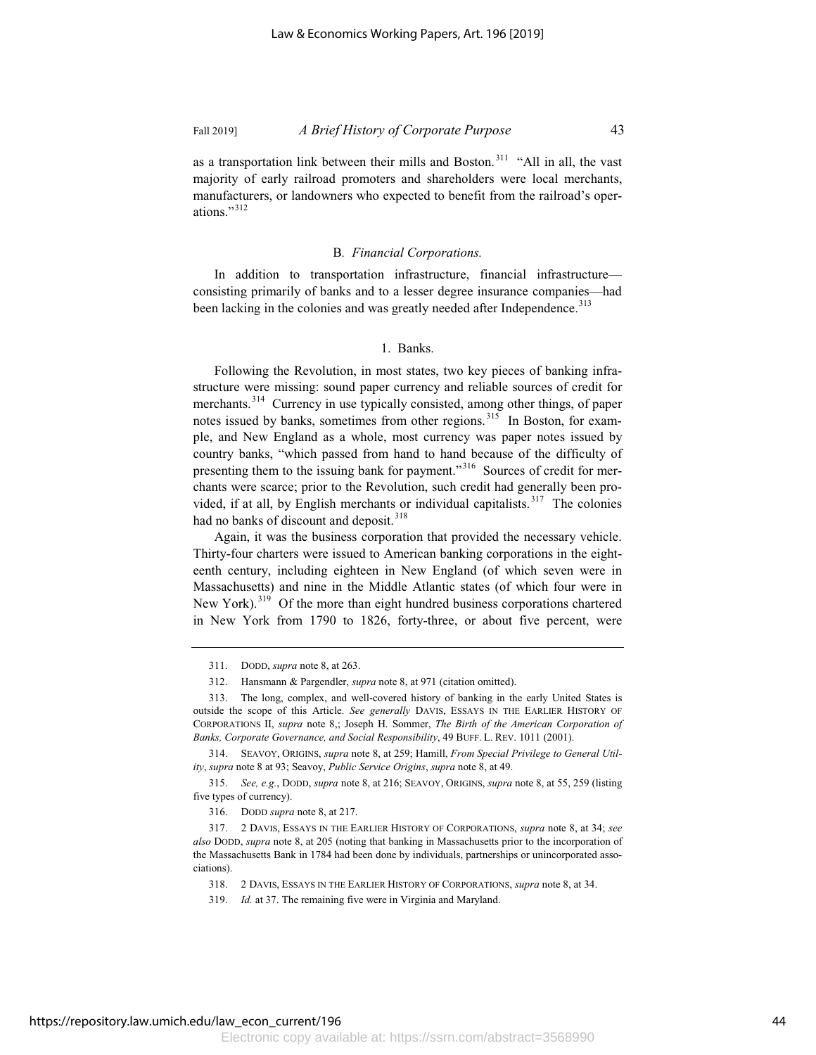as a transportation link between their mills and Boston.[311] "All in all, the vast majority of early railroad promoters and shareholders were local merchants, manufacturers, or landowners who expected to benefit from the railroad's operations."[312]

### B. *Financial Corporations.*

In addition to transportation infrastructure, financial infrastructure—consisting primarily of banks and to a lesser degree insurance companies—had been lacking in the colonies and was greatly needed after Independence.[313]

#### 1. Banks.

Following the Revolution, in most states, two key pieces of banking infrastructure were missing: sound paper currency and reliable sources of credit for merchants.[314] Currency in use typically consisted, among other things, of paper notes issued by banks, sometimes from other regions.[315] In Boston, for example, and New England as a whole, most currency was paper notes issued by country banks, "which passed from hand to hand because of the difficulty of presenting them to the issuing bank for payment."[316] Sources of credit for merchants were scarce; prior to the Revolution, such credit had generally been provided, if at all, by English merchants or individual capitalists.[317] The colonies had no banks of discount and deposit.[318]

Again, it was the business corporation that provided the necessary vehicle. Thirty-four charters were issued to American banking corporations in the eighteenth century, including eighteen in New England (of which seven were in Massachusetts) and nine in the Middle Atlantic states (of which four were in New York).[319] Of the more than eight hundred business corporations chartered in New York from 1790 to 1826, forty-three, or about five percent, were

---

311. DODD, *supra* note 8, at 263.

312. Hansmann & Pargendler, *supra* note 8, at 971 (citation omitted).

313. The long, complex, and well-covered history of banking in the early United States is outside the scope of this Article. *See generally* DAVIS, ESSAYS IN THE EARLIER HISTORY OF CORPORATIONS II, *supra* note 8,; Joseph H. Sommer, *The Birth of the American Corporation of Banks, Corporate Governance, and Social Responsibility*, 49 BUFF. L. REV. 1011 (2001).

314. SEAVOY, ORIGINS, *supra* note 8, at 259; Hamill, *From Special Privilege to General Utility*, *supra* note 8 at 93; Seavoy, *Public Service Origins*, *supra* note 8, at 49.

315. *See, e.g.*, DODD, *supra* note 8, at 216; SEAVOY, ORIGINS, *supra* note 8, at 55, 259 (listing five types of currency).

316. DODD *supra* note 8, at 217.

317. 2 DAVIS, ESSAYS IN THE EARLIER HISTORY OF CORPORATIONS, *supra* note 8, at 34; *see also* DODD, *supra* note 8, at 205 (noting that banking in Massachusetts prior to the incorporation of the Massachusetts Bank in 1784 had been done by individuals, partnerships or unincorporated associations).

318. 2 DAVIS, ESSAYS IN THE EARLIER HISTORY OF CORPORATIONS, *supra* note 8, at 34.

319. *Id.* at 37. The remaining five were in Virginia and Maryland.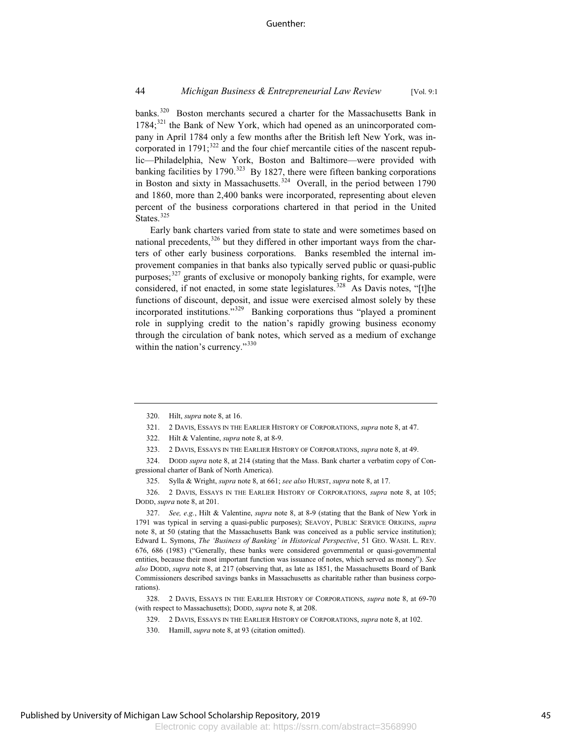banks.[320] Boston merchants secured a charter for the Massachusetts Bank in 1784;[321] the Bank of New York, which had opened as an unincorporated company in April 1784 only a few months after the British left New York, was incorporated in 1791;[322] and the four chief mercantile cities of the nascent republic—Philadelphia, New York, Boston and Baltimore—were provided with banking facilities by 1790.[323] By 1827, there were fifteen banking corporations in Boston and sixty in Massachusetts.[324] Overall, in the period between 1790 and 1860, more than 2,400 banks were incorporated, representing about eleven percent of the business corporations chartered in that period in the United States.[325]

Early bank charters varied from state to state and were sometimes based on national precedents,[326] but they differed in other important ways from the charters of other early business corporations. Banks resembled the internal improvement companies in that banks also typically served public or quasi-public purposes;[327] grants of exclusive or monopoly banking rights, for example, were considered, if not enacted, in some state legislatures.[328] As Davis notes, "[t]he functions of discount, deposit, and issue were exercised almost solely by these incorporated institutions."[329] Banking corporations thus "played a prominent role in supplying credit to the nation's rapidly growing business economy through the circulation of bank notes, which served as a medium of exchange within the nation's currency."[330]

---

320. Hilt, *supra* note 8, at 16.

321. 2 DAVIS, ESSAYS IN THE EARLIER HISTORY OF CORPORATIONS, *supra* note 8, at 47.

322. Hilt & Valentine, *supra* note 8, at 8-9.

323. 2 DAVIS, ESSAYS IN THE EARLIER HISTORY OF CORPORATIONS, *supra* note 8, at 49.

324. DODD *supra* note 8, at 214 (stating that the Mass. Bank charter a verbatim copy of Congressional charter of Bank of North America).

325. Sylla & Wright, *supra* note 8, at 661; *see also* HURST, *supra* note 8, at 17.

326. 2 DAVIS, ESSAYS IN THE EARLIER HISTORY OF CORPORATIONS, *supra* note 8, at 105; DODD, *supra* note 8, at 201.

327. *See, e.g.*, Hilt & Valentine, *supra* note 8, at 8-9 (stating that the Bank of New York in 1791 was typical in serving a quasi-public purposes); SEAVOY, PUBLIC SERVICE ORIGINS, *supra* note 8, at 50 (stating that the Massachusetts Bank was conceived as a public service institution); Edward L. Symons, *The 'Business of Banking' in Historical Perspective*, 51 GEO. WASH. L. REV. 676, 686 (1983) ("Generally, these banks were considered governmental or quasi-governmental entities, because their most important function was issuance of notes, which served as money"). *See also* DODD, *supra* note 8, at 217 (observing that, as late as 1851, the Massachusetts Board of Bank Commissioners described savings banks in Massachusetts as charitable rather than business corporations).

328. 2 DAVIS, ESSAYS IN THE EARLIER HISTORY OF CORPORATIONS, *supra* note 8, at 69-70 (with respect to Massachusetts); DODD, *supra* note 8, at 208.

329. 2 DAVIS, ESSAYS IN THE EARLIER HISTORY OF CORPORATIONS, *supra* note 8, at 102.

330. Hamill, *supra* note 8, at 93 (citation omitted).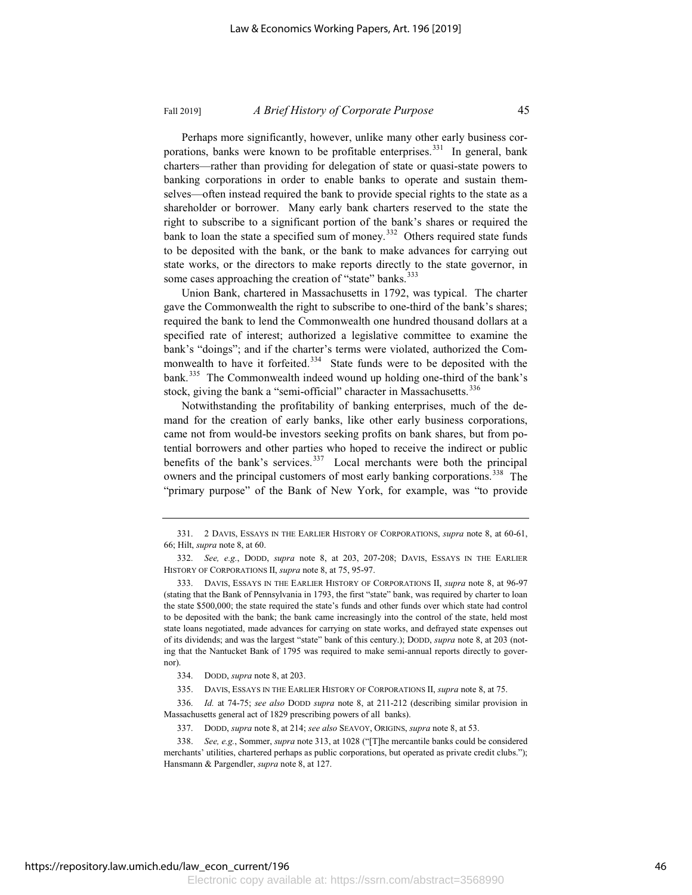Perhaps more significantly, however, unlike many other early business corporations, banks were known to be profitable enterprises.[331] In general, bank charters—rather than providing for delegation of state or quasi-state powers to banking corporations in order to enable banks to operate and sustain themselves—often instead required the bank to provide special rights to the state as a shareholder or borrower. Many early bank charters reserved to the state the right to subscribe to a significant portion of the bank's shares or required the bank to loan the state a specified sum of money.[332] Others required state funds to be deposited with the bank, or the bank to make advances for carrying out state works, or the directors to make reports directly to the state governor, in some cases approaching the creation of "state" banks.[333]

Union Bank, chartered in Massachusetts in 1792, was typical. The charter gave the Commonwealth the right to subscribe to one-third of the bank's shares; required the bank to lend the Commonwealth one hundred thousand dollars at a specified rate of interest; authorized a legislative committee to examine the bank's "doings"; and if the charter's terms were violated, authorized the Commonwealth to have it forfeited.[334] State funds were to be deposited with the bank.[335] The Commonwealth indeed wound up holding one-third of the bank's stock, giving the bank a "semi-official" character in Massachusetts.[336]

Notwithstanding the profitability of banking enterprises, much of the demand for the creation of early banks, like other early business corporations, came not from would-be investors seeking profits on bank shares, but from potential borrowers and other parties who hoped to receive the indirect or public benefits of the bank's services.[337] Local merchants were both the principal owners and the principal customers of most early banking corporations.[338] The "primary purpose" of the Bank of New York, for example, was "to provide

---

331. 2 Davis, Essays in the Earlier History of Corporations, *supra* note 8, at 60-61, 66; Hilt, *supra* note 8, at 60.

332. *See, e.g.*, Dodd, *supra* note 8, at 203, 207-208; Davis, Essays in the Earlier History of Corporations II, *supra* note 8, at 75, 95-97.

333. Davis, Essays in the Earlier History of Corporations II, *supra* note 8, at 96-97 (stating that the Bank of Pennsylvania in 1793, the first "state" bank, was required by charter to loan the state $500,000; the state required the state's funds and other funds over which state had control to be deposited with the bank; the bank came increasingly into the control of the state, held most state loans negotiated, made advances for carrying on state works, and defrayed state expenses out of its dividends; and was the largest "state" bank of this century.); Dodd, *supra* note 8, at 203 (noting that the Nantucket Bank of 1795 was required to make semi-annual reports directly to governor).

334. Dodd, *supra* note 8, at 203.

335. Davis, Essays in the Earlier History of Corporations II, *supra* note 8, at 75.

336. *Id.* at 74-75; *see also* Dodd *supra* note 8, at 211-212 (describing similar provision in Massachusetts general act of 1829 prescribing powers of all banks).

337. Dodd, *supra* note 8, at 214; *see also* Seavoy, Origins, *supra* note 8, at 53.

338. *See, e.g.*, Sommer, *supra* note 313, at 1028 ("[T]he mercantile banks could be considered merchants' utilities, chartered perhaps as public corporations, but operated as private credit clubs."); Hansmann & Pargendler, *supra* note 8, at 127.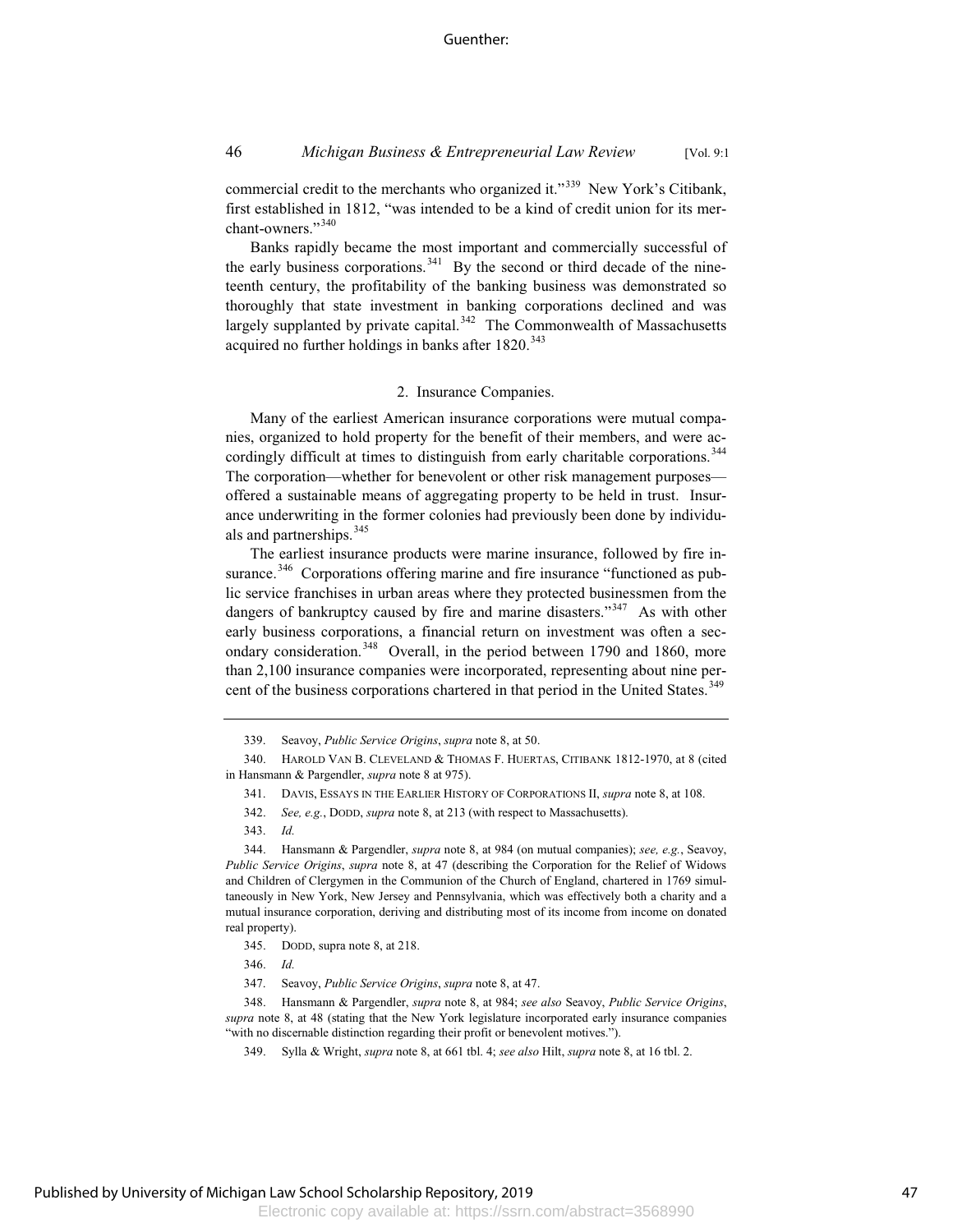commercial credit to the merchants who organized it."[339] New York's Citibank, first established in 1812, "was intended to be a kind of credit union for its merchant-owners."[340]

Banks rapidly became the most important and commercially successful of the early business corporations.[341] By the second or third decade of the nineteenth century, the profitability of the banking business was demonstrated so thoroughly that state investment in banking corporations declined and was largely supplanted by private capital.[342] The Commonwealth of Massachusetts acquired no further holdings in banks after 1820.[343]

### 2. Insurance Companies.

Many of the earliest American insurance corporations were mutual companies, organized to hold property for the benefit of their members, and were accordingly difficult at times to distinguish from early charitable corporations.[344] The corporation—whether for benevolent or other risk management purposes—offered a sustainable means of aggregating property to be held in trust. Insurance underwriting in the former colonies had previously been done by individuals and partnerships.[345]

The earliest insurance products were marine insurance, followed by fire insurance.[346] Corporations offering marine and fire insurance "functioned as public service franchises in urban areas where they protected businessmen from the dangers of bankruptcy caused by fire and marine disasters."[347] As with other early business corporations, a financial return on investment was often a secondary consideration.[348] Overall, in the period between 1790 and 1860, more than 2,100 insurance companies were incorporated, representing about nine percent of the business corporations chartered in that period in the United States.[349]

---

339. Seavoy, *Public Service Origins*, *supra* note 8, at 50.

340. HAROLD VAN B. CLEVELAND & THOMAS F. HUERTAS, CITIBANK 1812-1970, at 8 (cited in Hansmann & Pargendler, *supra* note 8 at 975).

341. DAVIS, ESSAYS IN THE EARLIER HISTORY OF CORPORATIONS II, *supra* note 8, at 108.

342. *See, e.g.*, DODD, *supra* note 8, at 213 (with respect to Massachusetts).

343. *Id.*

344. Hansmann & Pargendler, *supra* note 8, at 984 (on mutual companies); *see, e.g.*, Seavoy, *Public Service Origins*, *supra* note 8, at 47 (describing the Corporation for the Relief of Widows and Children of Clergymen in the Communion of the Church of England, chartered in 1769 simultaneously in New York, New Jersey and Pennsylvania, which was effectively both a charity and a mutual insurance corporation, deriving and distributing most of its income from income on donated real property).

345. DODD, supra note 8, at 218.

346. *Id.*

347. Seavoy, *Public Service Origins*, *supra* note 8, at 47.

348. Hansmann & Pargendler, *supra* note 8, at 984; *see also* Seavoy, *Public Service Origins*, *supra* note 8, at 48 (stating that the New York legislature incorporated early insurance companies "with no discernable distinction regarding their profit or benevolent motives.").

349. Sylla & Wright, *supra* note 8, at 661 tbl. 4; *see also* Hilt, *supra* note 8, at 16 tbl. 2.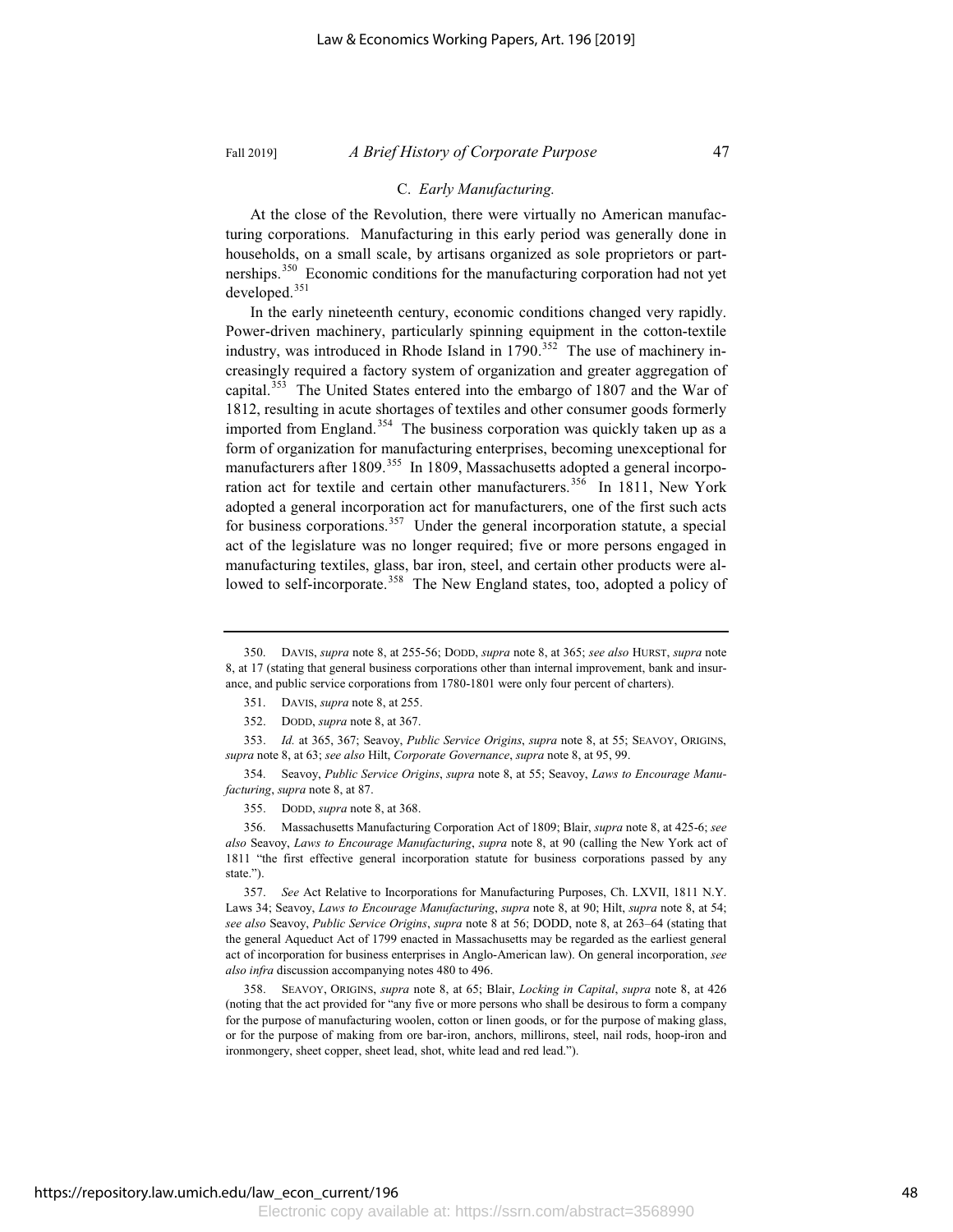### C. *Early Manufacturing.*

At the close of the Revolution, there were virtually no American manufacturing corporations. Manufacturing in this early period was generally done in households, on a small scale, by artisans organized as sole proprietors or partnerships.[350] Economic conditions for the manufacturing corporation had not yet developed.[351]

In the early nineteenth century, economic conditions changed very rapidly. Power-driven machinery, particularly spinning equipment in the cotton-textile industry, was introduced in Rhode Island in 1790.[352] The use of machinery increasingly required a factory system of organization and greater aggregation of capital.[353] The United States entered into the embargo of 1807 and the War of 1812, resulting in acute shortages of textiles and other consumer goods formerly imported from England.[354] The business corporation was quickly taken up as a form of organization for manufacturing enterprises, becoming unexceptional for manufacturers after 1809.[355] In 1809, Massachusetts adopted a general incorporation act for textile and certain other manufacturers.[356] In 1811, New York adopted a general incorporation act for manufacturers, one of the first such acts for business corporations.[357] Under the general incorporation statute, a special act of the legislature was no longer required; five or more persons engaged in manufacturing textiles, glass, bar iron, steel, and certain other products were allowed to self-incorporate.[358] The New England states, too, adopted a policy of

---

350. DAVIS, *supra* note 8, at 255-56; DODD, *supra* note 8, at 365; *see also* HURST, *supra* note 8, at 17 (stating that general business corporations other than internal improvement, bank and insurance, and public service corporations from 1780-1801 were only four percent of charters).

351. DAVIS, *supra* note 8, at 255.

352. DODD, *supra* note 8, at 367.

353. *Id.* at 365, 367; Seavoy, *Public Service Origins*, *supra* note 8, at 55; SEAVOY, ORIGINS, *supra* note 8, at 63; *see also* Hilt, *Corporate Governance*, *supra* note 8, at 95, 99.

354. Seavoy, *Public Service Origins*, *supra* note 8, at 55; Seavoy, *Laws to Encourage Manufacturing*, *supra* note 8, at 87.

355. DODD, *supra* note 8, at 368.

356. Massachusetts Manufacturing Corporation Act of 1809; Blair, *supra* note 8, at 425-6; *see also* Seavoy, *Laws to Encourage Manufacturing*, *supra* note 8, at 90 (calling the New York act of 1811 "the first effective general incorporation statute for business corporations passed by any state.").

357. *See* Act Relative to Incorporations for Manufacturing Purposes, Ch. LXVII, 1811 N.Y. Laws 34; Seavoy, *Laws to Encourage Manufacturing*, *supra* note 8, at 90; Hilt, *supra* note 8, at 54; *see also* Seavoy, *Public Service Origins*, *supra* note 8 at 56; DODD, note 8, at 263–64 (stating that the general Aqueduct Act of 1799 enacted in Massachusetts may be regarded as the earliest general act of incorporation for business enterprises in Anglo-American law). On general incorporation, *see also infra* discussion accompanying notes 480 to 496.

358. SEAVOY, ORIGINS, *supra* note 8, at 65; Blair, *Locking in Capital*, *supra* note 8, at 426 (noting that the act provided for "any five or more persons who shall be desirous to form a company for the purpose of manufacturing woolen, cotton or linen goods, or for the purpose of making glass, or for the purpose of making from ore bar-iron, anchors, millirons, steel, nail rods, hoop-iron and ironmongery, sheet copper, sheet lead, shot, white lead and red lead.").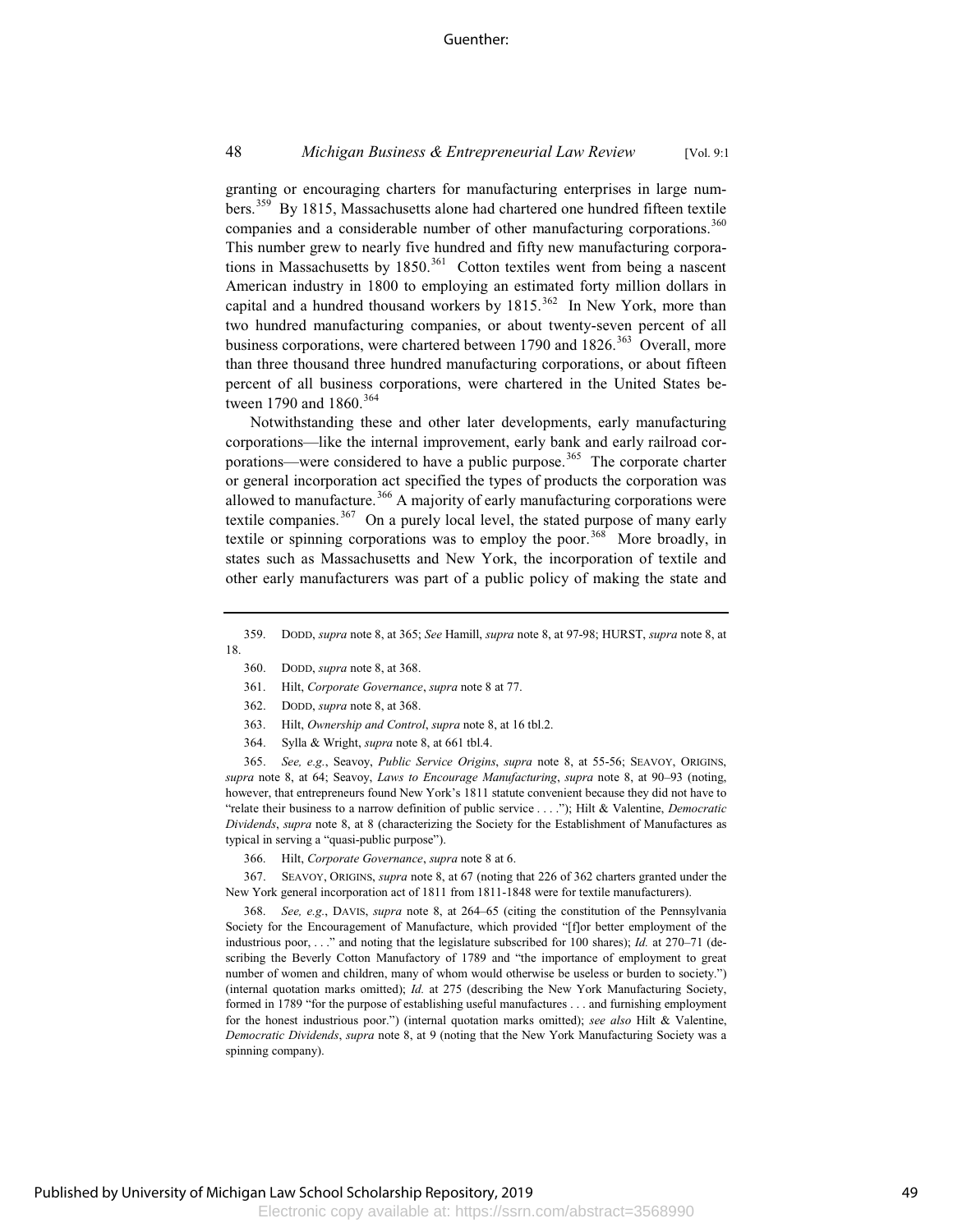granting or encouraging charters for manufacturing enterprises in large numbers.[359] By 1815, Massachusetts alone had chartered one hundred fifteen textile companies and a considerable number of other manufacturing corporations.[360] This number grew to nearly five hundred and fifty new manufacturing corporations in Massachusetts by 1850.[361] Cotton textiles went from being a nascent American industry in 1800 to employing an estimated forty million dollars in capital and a hundred thousand workers by 1815.[362] In New York, more than two hundred manufacturing companies, or about twenty-seven percent of all business corporations, were chartered between 1790 and 1826.[363] Overall, more than three thousand three hundred manufacturing corporations, or about fifteen percent of all business corporations, were chartered in the United States between 1790 and 1860.[364]

Notwithstanding these and other later developments, early manufacturing corporations—like the internal improvement, early bank and early railroad corporations—were considered to have a public purpose.[365] The corporate charter or general incorporation act specified the types of products the corporation was allowed to manufacture.[366] A majority of early manufacturing corporations were textile companies.[367] On a purely local level, the stated purpose of many early textile or spinning corporations was to employ the poor.[368] More broadly, in states such as Massachusetts and New York, the incorporation of textile and other early manufacturers was part of a public policy of making the state and

---

359. DODD, *supra* note 8, at 365; *See* Hamill, *supra* note 8, at 97-98; HURST, *supra* note 8, at 18.

360. DODD, *supra* note 8, at 368.

361. Hilt, *Corporate Governance*, *supra* note 8 at 77.

362. DODD, *supra* note 8, at 368.

363. Hilt, *Ownership and Control*, *supra* note 8, at 16 tbl.2.

364. Sylla & Wright, *supra* note 8, at 661 tbl.4.

365. *See, e.g.*, Seavoy, *Public Service Origins*, *supra* note 8, at 55-56; SEAVOY, ORIGINS, *supra* note 8, at 64; Seavoy, *Laws to Encourage Manufacturing*, *supra* note 8, at 90–93 (noting, however, that entrepreneurs found New York's 1811 statute convenient because they did not have to "relate their business to a narrow definition of public service . . . ."); Hilt & Valentine, *Democratic Dividends*, *supra* note 8, at 8 (characterizing the Society for the Establishment of Manufactures as typical in serving a "quasi-public purpose").

366. Hilt, *Corporate Governance*, *supra* note 8 at 6.

367. SEAVOY, ORIGINS, *supra* note 8, at 67 (noting that 226 of 362 charters granted under the New York general incorporation act of 1811 from 1811-1848 were for textile manufacturers).

368. *See, e.g.*, DAVIS, *supra* note 8, at 264–65 (citing the constitution of the Pennsylvania Society for the Encouragement of Manufacture, which provided "[f]or better employment of the industrious poor, . . ." and noting that the legislature subscribed for 100 shares); *Id.* at 270–71 (describing the Beverly Cotton Manufactory of 1789 and "the importance of employment to great number of women and children, many of whom would otherwise be useless or burden to society.") (internal quotation marks omitted); *Id.* at 275 (describing the New York Manufacturing Society, formed in 1789 "for the purpose of establishing useful manufactures . . . and furnishing employment for the honest industrious poor.") (internal quotation marks omitted); *see also* Hilt & Valentine, *Democratic Dividends*, *supra* note 8, at 9 (noting that the New York Manufacturing Society was a spinning company).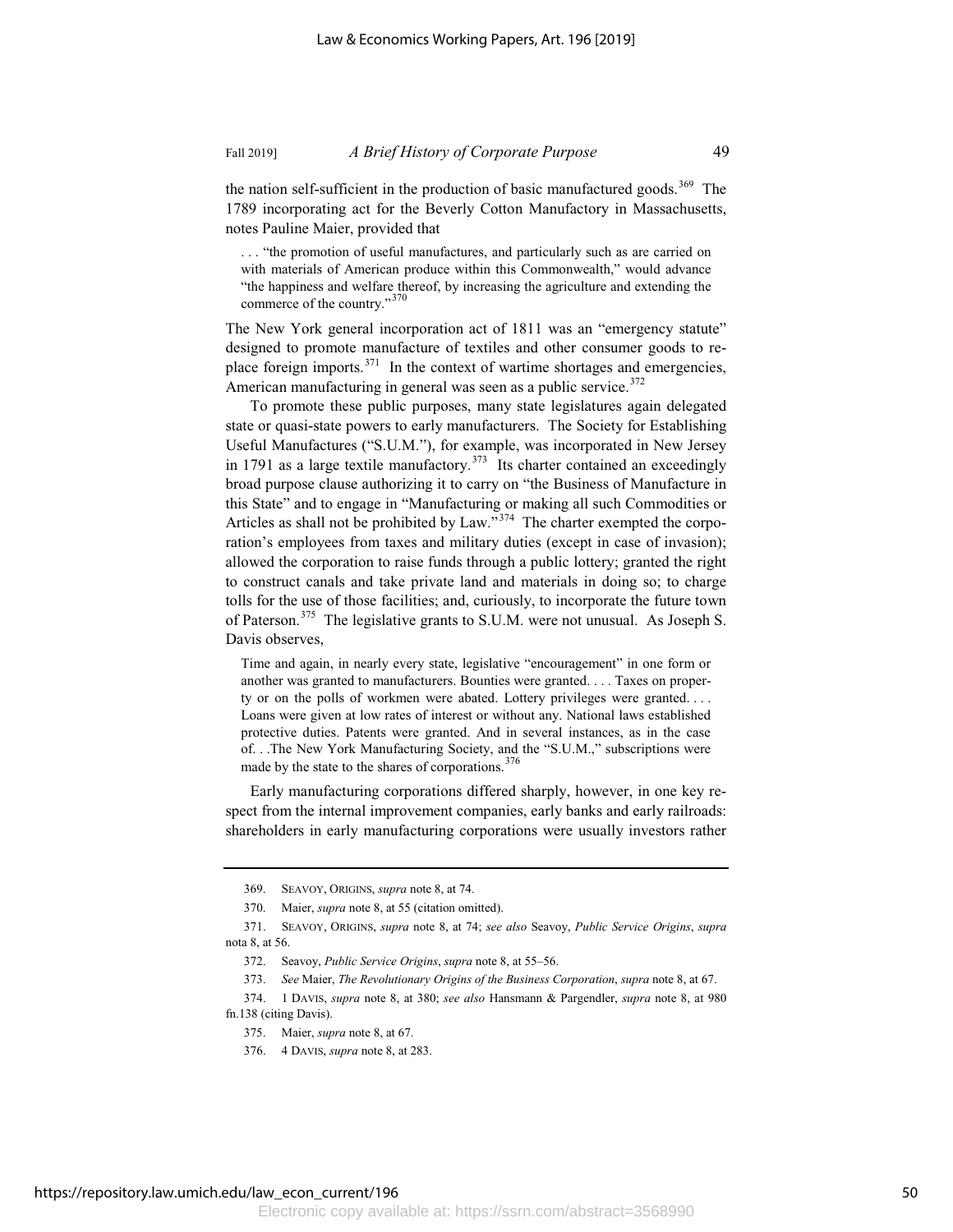the nation self-sufficient in the production of basic manufactured goods.[369] The 1789 incorporating act for the Beverly Cotton Manufactory in Massachusetts, notes Pauline Maier, provided that

> . . . "the promotion of useful manufactures, and particularly such as are carried on with materials of American produce within this Commonwealth," would advance "the happiness and welfare thereof, by increasing the agriculture and extending the commerce of the country."[370]

The New York general incorporation act of 1811 was an "emergency statute" designed to promote manufacture of textiles and other consumer goods to replace foreign imports.[371] In the context of wartime shortages and emergencies, American manufacturing in general was seen as a public service.[372]

To promote these public purposes, many state legislatures again delegated state or quasi-state powers to early manufacturers. The Society for Establishing Useful Manufactures ("S.U.M."), for example, was incorporated in New Jersey in 1791 as a large textile manufactory.[373] Its charter contained an exceedingly broad purpose clause authorizing it to carry on "the Business of Manufacture in this State" and to engage in "Manufacturing or making all such Commodities or Articles as shall not be prohibited by Law."[374] The charter exempted the corporation's employees from taxes and military duties (except in case of invasion); allowed the corporation to raise funds through a public lottery; granted the right to construct canals and take private land and materials in doing so; to charge tolls for the use of those facilities; and, curiously, to incorporate the future town of Paterson.[375] The legislative grants to S.U.M. were not unusual. As Joseph S. Davis observes,

> Time and again, in nearly every state, legislative "encouragement" in one form or another was granted to manufacturers. Bounties were granted. . . . Taxes on property or on the polls of workmen were abated. Lottery privileges were granted. . . . Loans were given at low rates of interest or without any. National laws established protective duties. Patents were granted. And in several instances, as in the case of. . .The New York Manufacturing Society, and the "S.U.M.," subscriptions were made by the state to the shares of corporations.[376]

Early manufacturing corporations differed sharply, however, in one key respect from the internal improvement companies, early banks and early railroads: shareholders in early manufacturing corporations were usually investors rather

---

369. SEAVOY, ORIGINS, *supra* note 8, at 74.

370. Maier, *supra* note 8, at 55 (citation omitted).

371. SEAVOY, ORIGINS, *supra* note 8, at 74; *see also* Seavoy, *Public Service Origins*, *supra* nota 8, at 56.

372. Seavoy, *Public Service Origins*, *supra* note 8, at 55–56.

373. *See* Maier, *The Revolutionary Origins of the Business Corporation*, *supra* note 8, at 67.

374. 1 DAVIS, *supra* note 8, at 380; *see also* Hansmann & Pargendler, *supra* note 8, at 980 fn.138 (citing Davis).

375. Maier, *supra* note 8, at 67.

376. 4 DAVIS, *supra* note 8, at 283.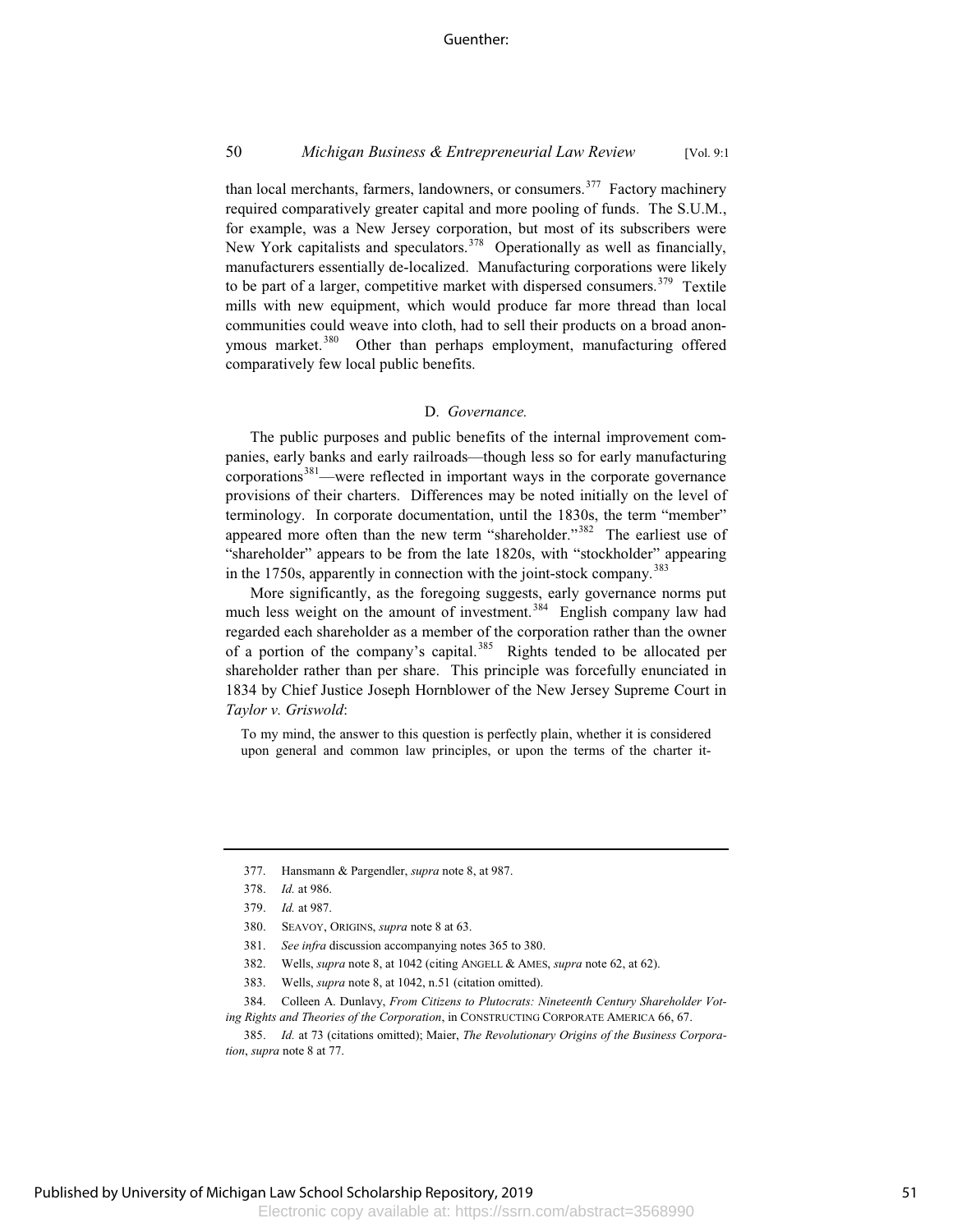than local merchants, farmers, landowners, or consumers.[377] Factory machinery required comparatively greater capital and more pooling of funds. The S.U.M., for example, was a New Jersey corporation, but most of its subscribers were New York capitalists and speculators.[378] Operationally as well as financially, manufacturers essentially de-localized. Manufacturing corporations were likely to be part of a larger, competitive market with dispersed consumers.[379] Textile mills with new equipment, which would produce far more thread than local communities could weave into cloth, had to sell their products on a broad anonymous market.[380] Other than perhaps employment, manufacturing offered comparatively few local public benefits.

### D. *Governance.*

The public purposes and public benefits of the internal improvement companies, early banks and early railroads—though less so for early manufacturing corporations[381]—were reflected in important ways in the corporate governance provisions of their charters. Differences may be noted initially on the level of terminology. In corporate documentation, until the 1830s, the term "member" appeared more often than the new term "shareholder."[382] The earliest use of "shareholder" appears to be from the late 1820s, with "stockholder" appearing in the 1750s, apparently in connection with the joint-stock company.[383]

More significantly, as the foregoing suggests, early governance norms put much less weight on the amount of investment.[384] English company law had regarded each shareholder as a member of the corporation rather than the owner of a portion of the company's capital.[385] Rights tended to be allocated per shareholder rather than per share. This principle was forcefully enunciated in 1834 by Chief Justice Joseph Hornblower of the New Jersey Supreme Court in *Taylor v. Griswold*:

> To my mind, the answer to this question is perfectly plain, whether it is considered upon general and common law principles, or upon the terms of the charter it-

---

377. Hansmann & Pargendler, *supra* note 8, at 987.

378. *Id.* at 986.

379. *Id.* at 987.

380. SEAVOY, ORIGINS, *supra* note 8 at 63.

381. *See infra* discussion accompanying notes 365 to 380.

382. Wells, *supra* note 8, at 1042 (citing ANGELL & AMES, *supra* note 62, at 62).

383. Wells, *supra* note 8, at 1042, n.51 (citation omitted).

384. Colleen A. Dunlavy, *From Citizens to Plutocrats: Nineteenth Century Shareholder Voting Rights and Theories of the Corporation*, in CONSTRUCTING CORPORATE AMERICA 66, 67.

385. *Id.* at 73 (citations omitted); Maier, *The Revolutionary Origins of the Business Corporation*, *supra* note 8 at 77.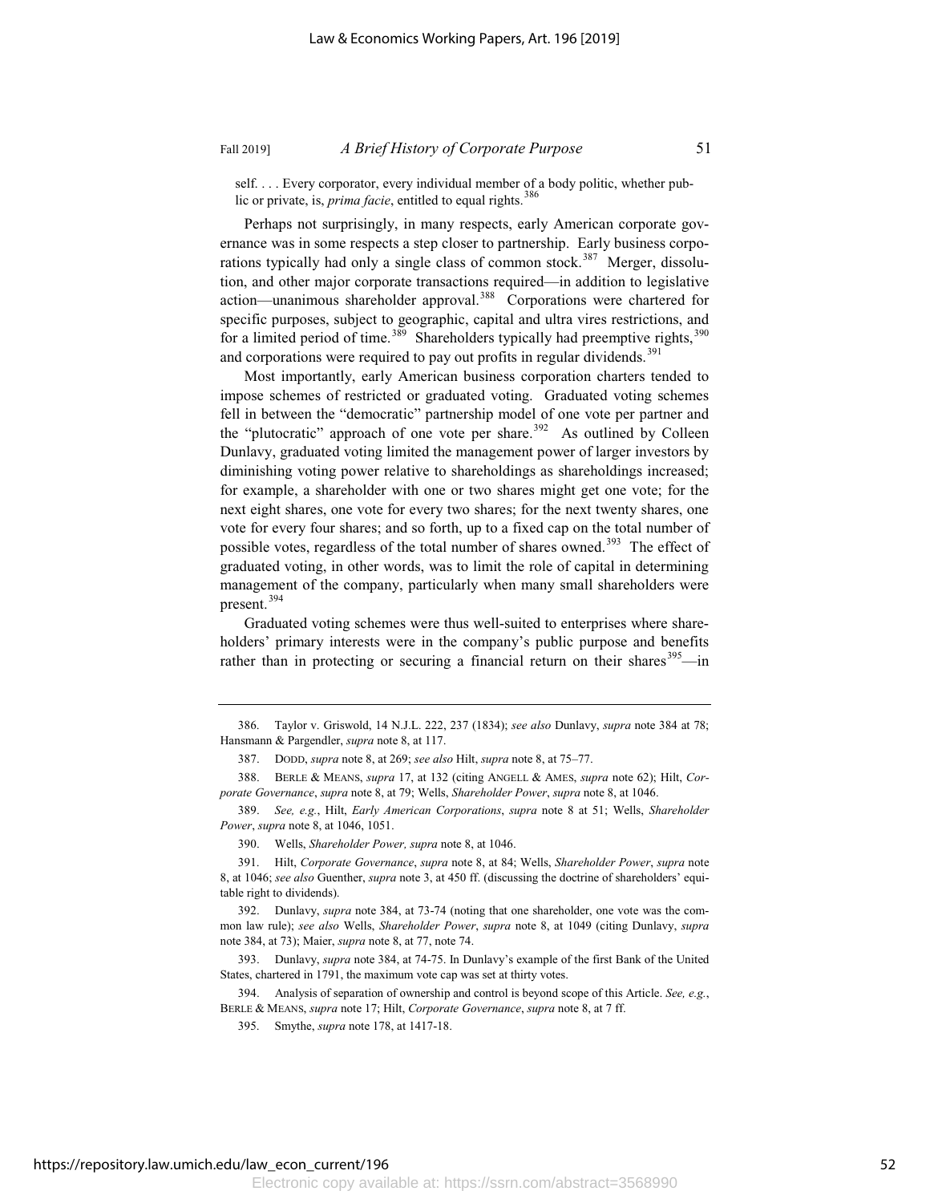self. . . . Every corporator, every individual member of a body politic, whether public or private, is, *prima facie*, entitled to equal rights.[386]

Perhaps not surprisingly, in many respects, early American corporate governance was in some respects a step closer to partnership. Early business corporations typically had only a single class of common stock.[387] Merger, dissolution, and other major corporate transactions required—in addition to legislative action—unanimous shareholder approval.[388] Corporations were chartered for specific purposes, subject to geographic, capital and ultra vires restrictions, and for a limited period of time.[389] Shareholders typically had preemptive rights,[390] and corporations were required to pay out profits in regular dividends.[391]

Most importantly, early American business corporation charters tended to impose schemes of restricted or graduated voting. Graduated voting schemes fell in between the "democratic" partnership model of one vote per partner and the "plutocratic" approach of one vote per share.[392] As outlined by Colleen Dunlavy, graduated voting limited the management power of larger investors by diminishing voting power relative to shareholdings as shareholdings increased; for example, a shareholder with one or two shares might get one vote; for the next eight shares, one vote for every two shares; for the next twenty shares, one vote for every four shares; and so forth, up to a fixed cap on the total number of possible votes, regardless of the total number of shares owned.[393] The effect of graduated voting, in other words, was to limit the role of capital in determining management of the company, particularly when many small shareholders were present.[394]

Graduated voting schemes were thus well-suited to enterprises where shareholders' primary interests were in the company's public purpose and benefits rather than in protecting or securing a financial return on their shares[395]—in

---

386. Taylor v. Griswold, 14 N.J.L. 222, 237 (1834); *see also* Dunlavy, *supra* note 384 at 78; Hansmann & Pargendler, *supra* note 8, at 117.

387. DODD, *supra* note 8, at 269; *see also* Hilt, *supra* note 8, at 75–77.

388. BERLE & MEANS, *supra* 17, at 132 (citing ANGELL & AMES, *supra* note 62); Hilt, *Corporate Governance*, *supra* note 8, at 79; Wells, *Shareholder Power*, *supra* note 8, at 1046.

389. *See, e.g.*, Hilt, *Early American Corporations*, *supra* note 8 at 51; Wells, *Shareholder Power*, *supra* note 8, at 1046, 1051.

390. Wells, *Shareholder Power, supra* note 8, at 1046.

391. Hilt, *Corporate Governance*, *supra* note 8, at 84; Wells, *Shareholder Power*, *supra* note 8, at 1046; *see also* Guenther, *supra* note 3, at 450 ff. (discussing the doctrine of shareholders' equitable right to dividends).

392. Dunlavy, *supra* note 384, at 73-74 (noting that one shareholder, one vote was the common law rule); *see also* Wells, *Shareholder Power*, *supra* note 8, at 1049 (citing Dunlavy, *supra* note 384, at 73); Maier, *supra* note 8, at 77, note 74.

393. Dunlavy, *supra* note 384, at 74-75. In Dunlavy's example of the first Bank of the United States, chartered in 1791, the maximum vote cap was set at thirty votes.

394. Analysis of separation of ownership and control is beyond scope of this Article. *See, e.g.*, BERLE & MEANS, *supra* note 17; Hilt, *Corporate Governance*, *supra* note 8, at 7 ff.

395. Smythe, *supra* note 178, at 1417-18.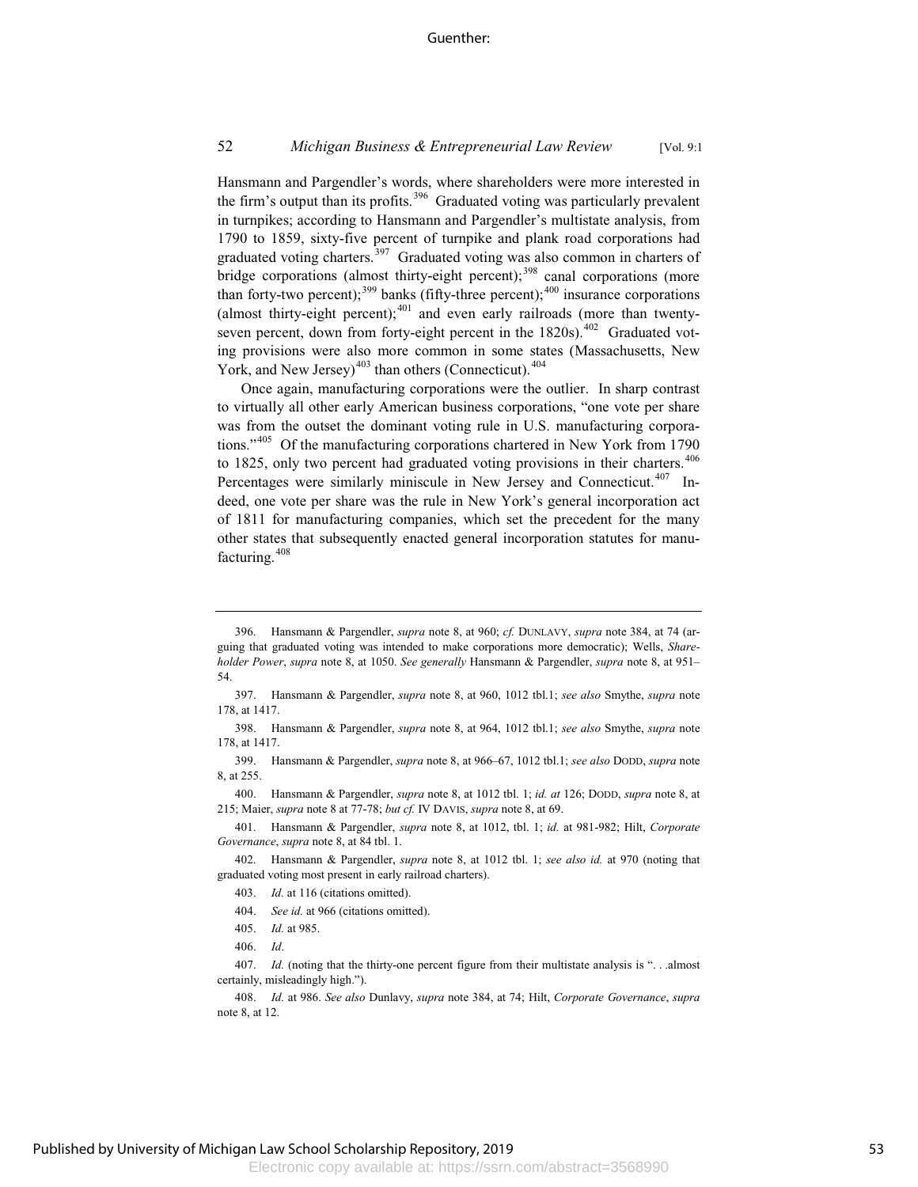Hansmann and Pargendler's words, where shareholders were more interested in the firm's output than its profits.[396] Graduated voting was particularly prevalent in turnpikes; according to Hansmann and Pargendler's multistate analysis, from 1790 to 1859, sixty-five percent of turnpike and plank road corporations had graduated voting charters.[397] Graduated voting was also common in charters of bridge corporations (almost thirty-eight percent);[398] canal corporations (more than forty-two percent);[399] banks (fifty-three percent);[400] insurance corporations (almost thirty-eight percent);[401] and even early railroads (more than twenty-seven percent, down from forty-eight percent in the 1820s).[402] Graduated voting provisions were also more common in some states (Massachusetts, New York, and New Jersey)[403] than others (Connecticut).[404]

Once again, manufacturing corporations were the outlier. In sharp contrast to virtually all other early American business corporations, "one vote per share was from the outset the dominant voting rule in U.S. manufacturing corporations."[405] Of the manufacturing corporations chartered in New York from 1790 to 1825, only two percent had graduated voting provisions in their charters.[406] Percentages were similarly miniscule in New Jersey and Connecticut.[407] Indeed, one vote per share was the rule in New York's general incorporation act of 1811 for manufacturing companies, which set the precedent for the many other states that subsequently enacted general incorporation statutes for manufacturing.[408]

---

396. Hansmann & Pargendler, *supra* note 8, at 960; *cf.* DUNLAVY, *supra* note 384, at 74 (arguing that graduated voting was intended to make corporations more democratic); Wells, *Shareholder Power*, *supra* note 8, at 1050. *See generally* Hansmann & Pargendler, *supra* note 8, at 951–54.

397. Hansmann & Pargendler, *supra* note 8, at 960, 1012 tbl.1; *see also* Smythe, *supra* note 178, at 1417.

398. Hansmann & Pargendler, *supra* note 8, at 964, 1012 tbl.1; *see also* Smythe, *supra* note 178, at 1417.

399. Hansmann & Pargendler, *supra* note 8, at 966–67, 1012 tbl.1; *see also* DODD, *supra* note 8, at 255.

400. Hansmann & Pargendler, *supra* note 8, at 1012 tbl. 1; *id. at* 126; DODD, *supra* note 8, at 215; Maier, *supra* note 8 at 77-78; *but cf.* IV DAVIS, *supra* note 8, at 69.

401. Hansmann & Pargendler, *supra* note 8, at 1012, tbl. 1; *id.* at 981-982; Hilt, *Corporate Governance*, *supra* note 8, at 84 tbl. 1.

402. Hansmann & Pargendler, *supra* note 8, at 1012 tbl. 1; *see also id.* at 970 (noting that graduated voting most present in early railroad charters).

403. *Id.* at 116 (citations omitted).

404. *See id.* at 966 (citations omitted).

405. *Id.* at 985.

406. *Id*.

407. *Id.* (noting that the thirty-one percent figure from their multistate analysis is ". . .almost certainly, misleadingly high.").

408. *Id.* at 986. *See also* Dunlavy, *supra* note 384, at 74; Hilt, *Corporate Governance*, *supra* note 8, at 12.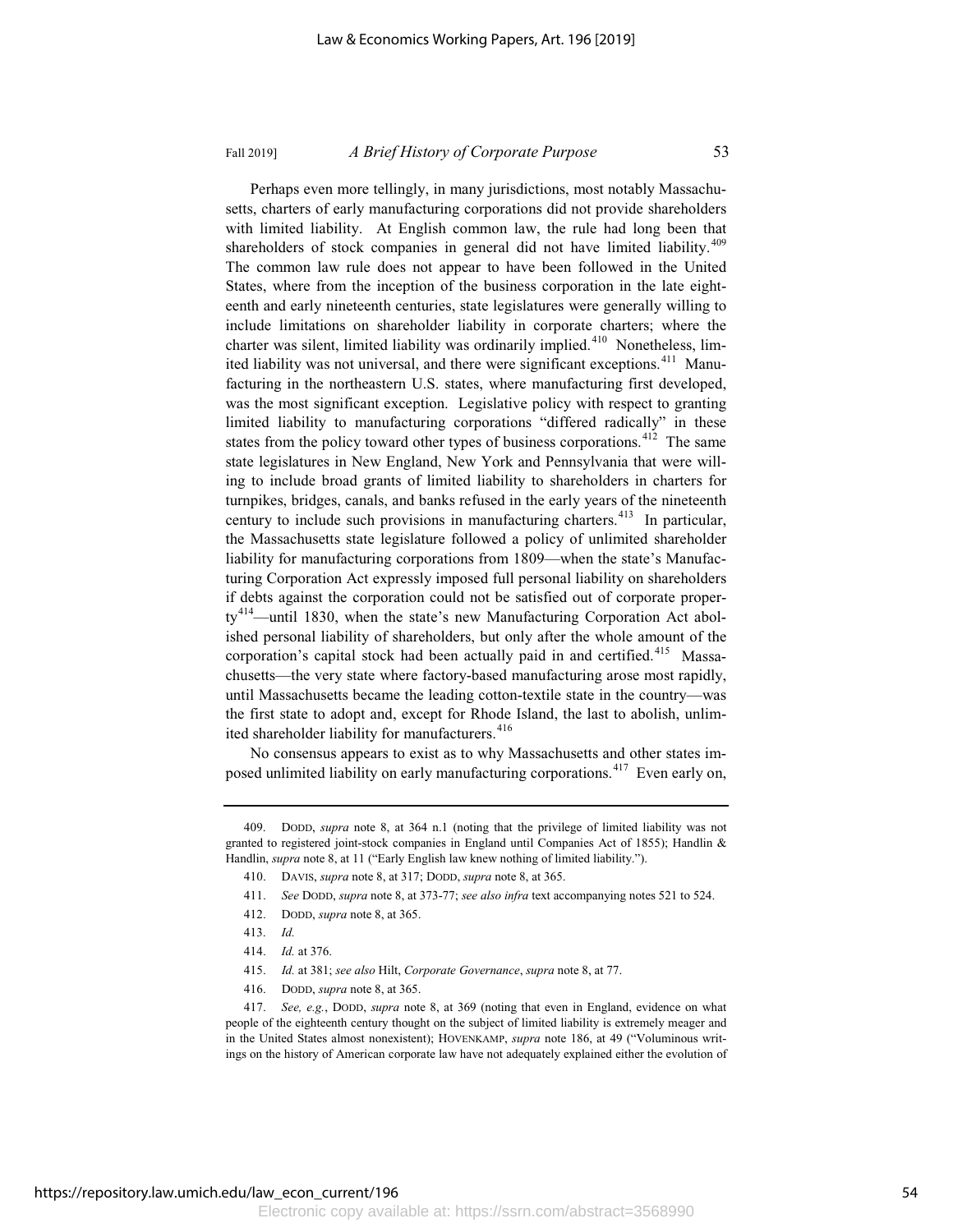Perhaps even more tellingly, in many jurisdictions, most notably Massachusetts, charters of early manufacturing corporations did not provide shareholders with limited liability. At English common law, the rule had long been that shareholders of stock companies in general did not have limited liability.[409] The common law rule does not appear to have been followed in the United States, where from the inception of the business corporation in the late eighteenth and early nineteenth centuries, state legislatures were generally willing to include limitations on shareholder liability in corporate charters; where the charter was silent, limited liability was ordinarily implied.[410] Nonetheless, limited liability was not universal, and there were significant exceptions.[411] Manufacturing in the northeastern U.S. states, where manufacturing first developed, was the most significant exception. Legislative policy with respect to granting limited liability to manufacturing corporations "differed radically" in these states from the policy toward other types of business corporations.[412] The same state legislatures in New England, New York and Pennsylvania that were willing to include broad grants of limited liability to shareholders in charters for turnpikes, bridges, canals, and banks refused in the early years of the nineteenth century to include such provisions in manufacturing charters.[413] In particular, the Massachusetts state legislature followed a policy of unlimited shareholder liability for manufacturing corporations from 1809—when the state's Manufacturing Corporation Act expressly imposed full personal liability on shareholders if debts against the corporation could not be satisfied out of corporate property[414]—until 1830, when the state's new Manufacturing Corporation Act abolished personal liability of shareholders, but only after the whole amount of the corporation's capital stock had been actually paid in and certified.[415] Massachusetts—the very state where factory-based manufacturing arose most rapidly, until Massachusetts became the leading cotton-textile state in the country—was the first state to adopt and, except for Rhode Island, the last to abolish, unlimited shareholder liability for manufacturers.[416]

No consensus appears to exist as to why Massachusetts and other states imposed unlimited liability on early manufacturing corporations.[417] Even early on,

---

409. DODD, *supra* note 8, at 364 n.1 (noting that the privilege of limited liability was not granted to registered joint-stock companies in England until Companies Act of 1855); Handlin & Handlin, *supra* note 8, at 11 ("Early English law knew nothing of limited liability.").

410. DAVIS, *supra* note 8, at 317; DODD, *supra* note 8, at 365.

411. *See* DODD, *supra* note 8, at 373-77; *see also infra* text accompanying notes 521 to 524.

412. DODD, *supra* note 8, at 365.

413. *Id.*

414. *Id.* at 376.

415. *Id.* at 381; *see also* Hilt, *Corporate Governance*, *supra* note 8, at 77.

416. DODD, *supra* note 8, at 365.

417. *See, e.g.*, DODD, *supra* note 8, at 369 (noting that even in England, evidence on what people of the eighteenth century thought on the subject of limited liability is extremely meager and in the United States almost nonexistent); HOVENKAMP, *supra* note 186, at 49 ("Voluminous writings on the history of American corporate law have not adequately explained either the evolution of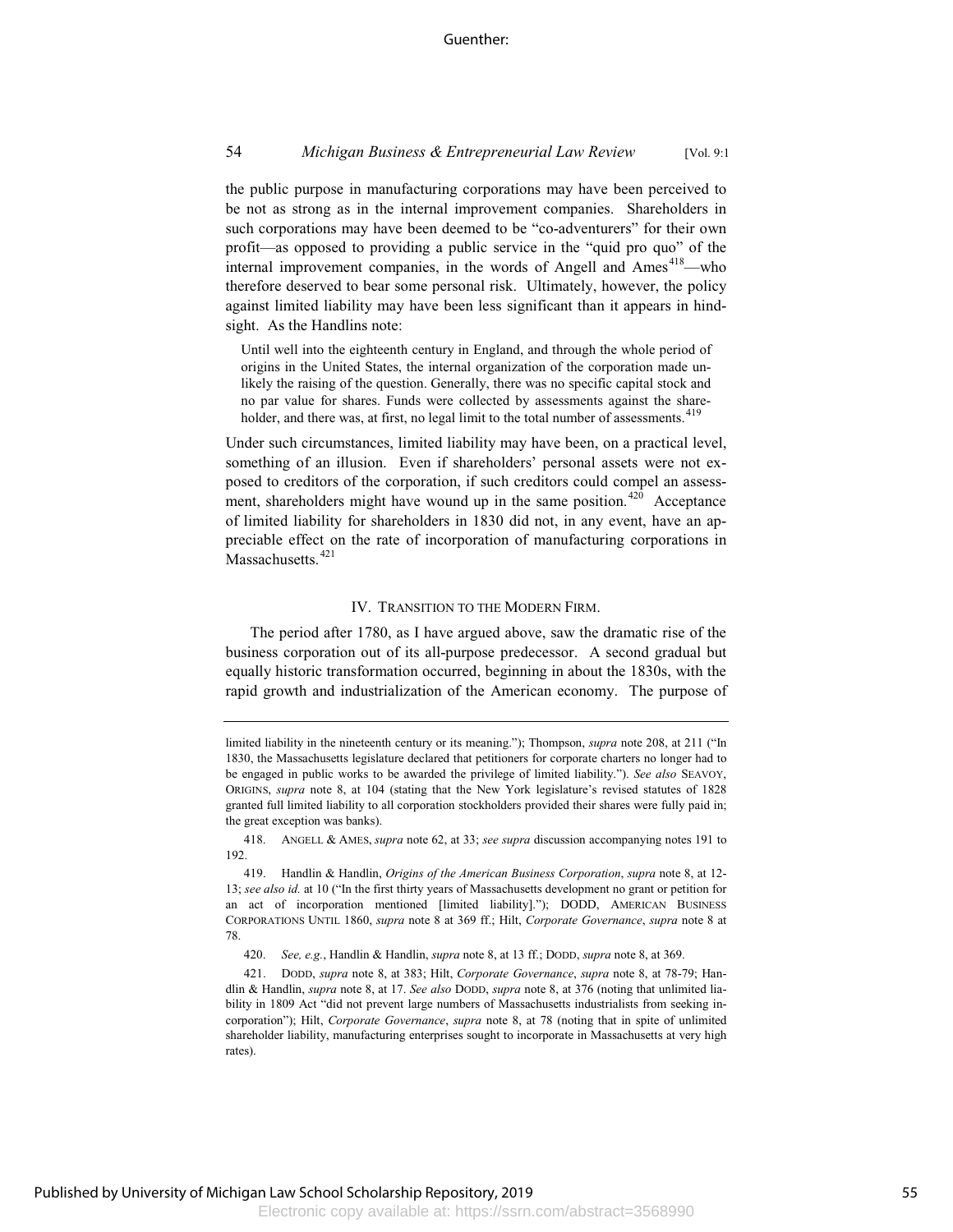the public purpose in manufacturing corporations may have been perceived to be not as strong as in the internal improvement companies. Shareholders in such corporations may have been deemed to be "co-adventurers" for their own profit—as opposed to providing a public service in the "quid pro quo" of the internal improvement companies, in the words of Angell and Ames[418]—who therefore deserved to bear some personal risk. Ultimately, however, the policy against limited liability may have been less significant than it appears in hindsight. As the Handlins note:

> Until well into the eighteenth century in England, and through the whole period of origins in the United States, the internal organization of the corporation made unlikely the raising of the question. Generally, there was no specific capital stock and no par value for shares. Funds were collected by assessments against the shareholder, and there was, at first, no legal limit to the total number of assessments.[419]

Under such circumstances, limited liability may have been, on a practical level, something of an illusion. Even if shareholders' personal assets were not exposed to creditors of the corporation, if such creditors could compel an assessment, shareholders might have wound up in the same position.[420] Acceptance of limited liability for shareholders in 1830 did not, in any event, have an appreciable effect on the rate of incorporation of manufacturing corporations in Massachusetts.[421]

## IV. Transition to the Modern Firm.

The period after 1780, as I have argued above, saw the dramatic rise of the business corporation out of its all-purpose predecessor. A second gradual but equally historic transformation occurred, beginning in about the 1830s, with the rapid growth and industrialization of the American economy. The purpose of

---

limited liability in the nineteenth century or its meaning."); Thompson, *supra* note 208, at 211 ("In 1830, the Massachusetts legislature declared that petitioners for corporate charters no longer had to be engaged in public works to be awarded the privilege of limited liability."). *See also* Seavoy, Origins, *supra* note 8, at 104 (stating that the New York legislature's revised statutes of 1828 granted full limited liability to all corporation stockholders provided their shares were fully paid in; the great exception was banks).

418. Angell & Ames, *supra* note 62, at 33; *see supra* discussion accompanying notes 191 to 192.

419. Handlin & Handlin, *Origins of the American Business Corporation*, *supra* note 8, at 12-13; *see also id.* at 10 ("In the first thirty years of Massachusetts development no grant or petition for an act of incorporation mentioned [limited liability]."); Dodd, American Business Corporations Until 1860, *supra* note 8 at 369 ff.; Hilt, *Corporate Governance*, *supra* note 8 at 78.

420. *See, e.g.*, Handlin & Handlin, *supra* note 8, at 13 ff.; Dodd, *supra* note 8, at 369.

421. Dodd, *supra* note 8, at 383; Hilt, *Corporate Governance*, *supra* note 8, at 78-79; Handlin & Handlin, *supra* note 8, at 17. *See also* Dodd, *supra* note 8, at 376 (noting that unlimited liability in 1809 Act "did not prevent large numbers of Massachusetts industrialists from seeking incorporation"); Hilt, *Corporate Governance*, *supra* note 8, at 78 (noting that in spite of unlimited shareholder liability, manufacturing enterprises sought to incorporate in Massachusetts at very high rates).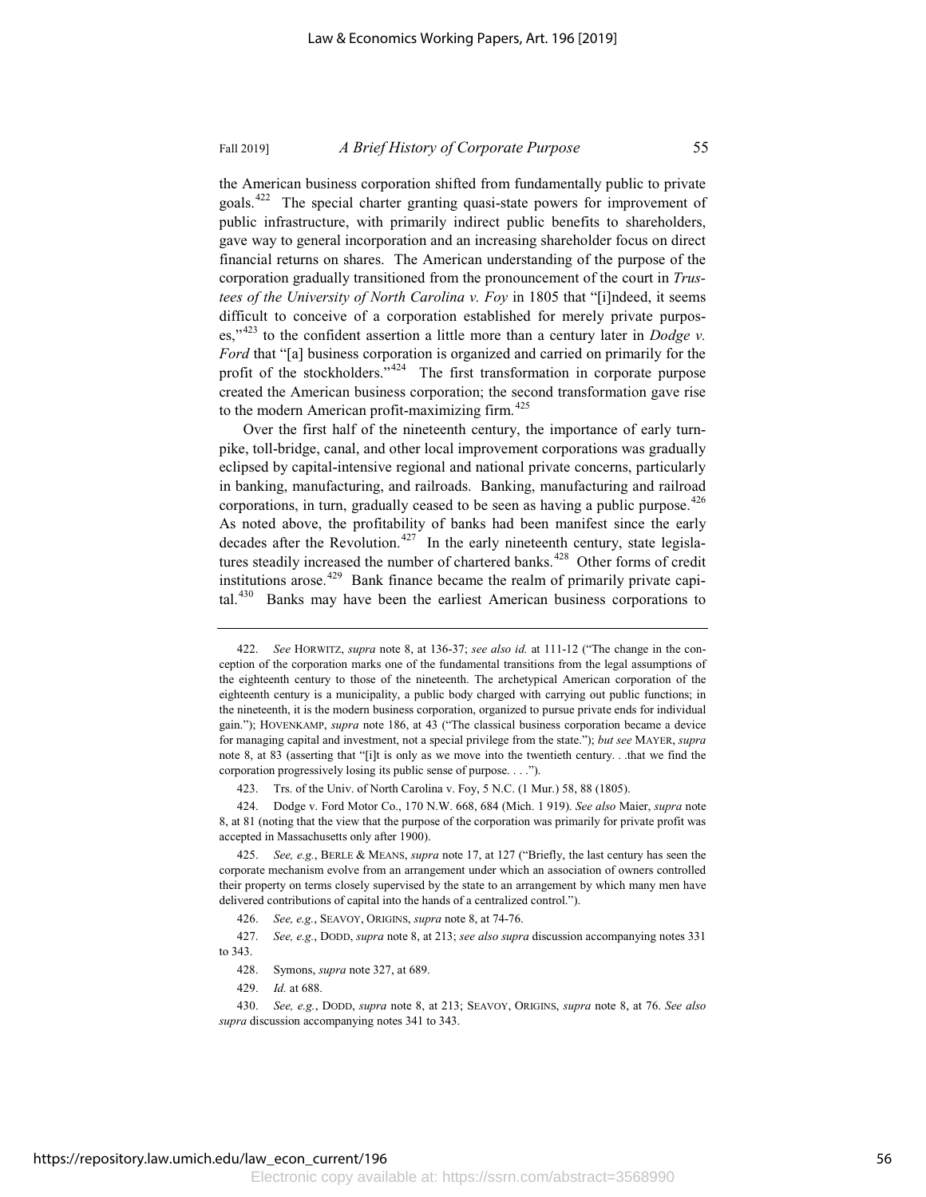the American business corporation shifted from fundamentally public to private goals.[422] The special charter granting quasi-state powers for improvement of public infrastructure, with primarily indirect public benefits to shareholders, gave way to general incorporation and an increasing shareholder focus on direct financial returns on shares. The American understanding of the purpose of the corporation gradually transitioned from the pronouncement of the court in *Trustees of the University of North Carolina v. Foy* in 1805 that "[i]ndeed, it seems difficult to conceive of a corporation established for merely private purposes,"[423] to the confident assertion a little more than a century later in *Dodge v. Ford* that "[a] business corporation is organized and carried on primarily for the profit of the stockholders."[424] The first transformation in corporate purpose created the American business corporation; the second transformation gave rise to the modern American profit-maximizing firm.[425]

Over the first half of the nineteenth century, the importance of early turnpike, toll-bridge, canal, and other local improvement corporations was gradually eclipsed by capital-intensive regional and national private concerns, particularly in banking, manufacturing, and railroads. Banking, manufacturing and railroad corporations, in turn, gradually ceased to be seen as having a public purpose.[426] As noted above, the profitability of banks had been manifest since the early decades after the Revolution.[427] In the early nineteenth century, state legislatures steadily increased the number of chartered banks.[428] Other forms of credit institutions arose.[429] Bank finance became the realm of primarily private capital.[430] Banks may have been the earliest American business corporations to

---

422. *See* HORWITZ, *supra* note 8, at 136-37; *see also id.* at 111-12 ("The change in the conception of the corporation marks one of the fundamental transitions from the legal assumptions of the eighteenth century to those of the nineteenth. The archetypical American corporation of the eighteenth century is a municipality, a public body charged with carrying out public functions; in the nineteenth, it is the modern business corporation, organized to pursue private ends for individual gain."); HOVENKAMP, *supra* note 186, at 43 ("The classical business corporation became a device for managing capital and investment, not a special privilege from the state."); *but see* MAYER, *supra* note 8, at 83 (asserting that "[i]t is only as we move into the twentieth century. . .that we find the corporation progressively losing its public sense of purpose. . . .").

423. Trs. of the Univ. of North Carolina v. Foy, 5 N.C. (1 Mur.) 58, 88 (1805).

424. Dodge v. Ford Motor Co., 170 N.W. 668, 684 (Mich. 1 919). *See also* Maier, *supra* note 8, at 81 (noting that the view that the purpose of the corporation was primarily for private profit was accepted in Massachusetts only after 1900).

425. *See, e.g.*, BERLE & MEANS, *supra* note 17, at 127 ("Briefly, the last century has seen the corporate mechanism evolve from an arrangement under which an association of owners controlled their property on terms closely supervised by the state to an arrangement by which many men have delivered contributions of capital into the hands of a centralized control.").

426. *See, e.g.*, SEAVOY, ORIGINS, *supra* note 8, at 74-76.

427. *See, e.g.*, DODD, *supra* note 8, at 213; *see also supra* discussion accompanying notes 331 to 343.

428. Symons, *supra* note 327, at 689.

429. *Id.* at 688.

430. *See, e.g.*, DODD, *supra* note 8, at 213; SEAVOY, ORIGINS, *supra* note 8, at 76. *See also supra* discussion accompanying notes 341 to 343.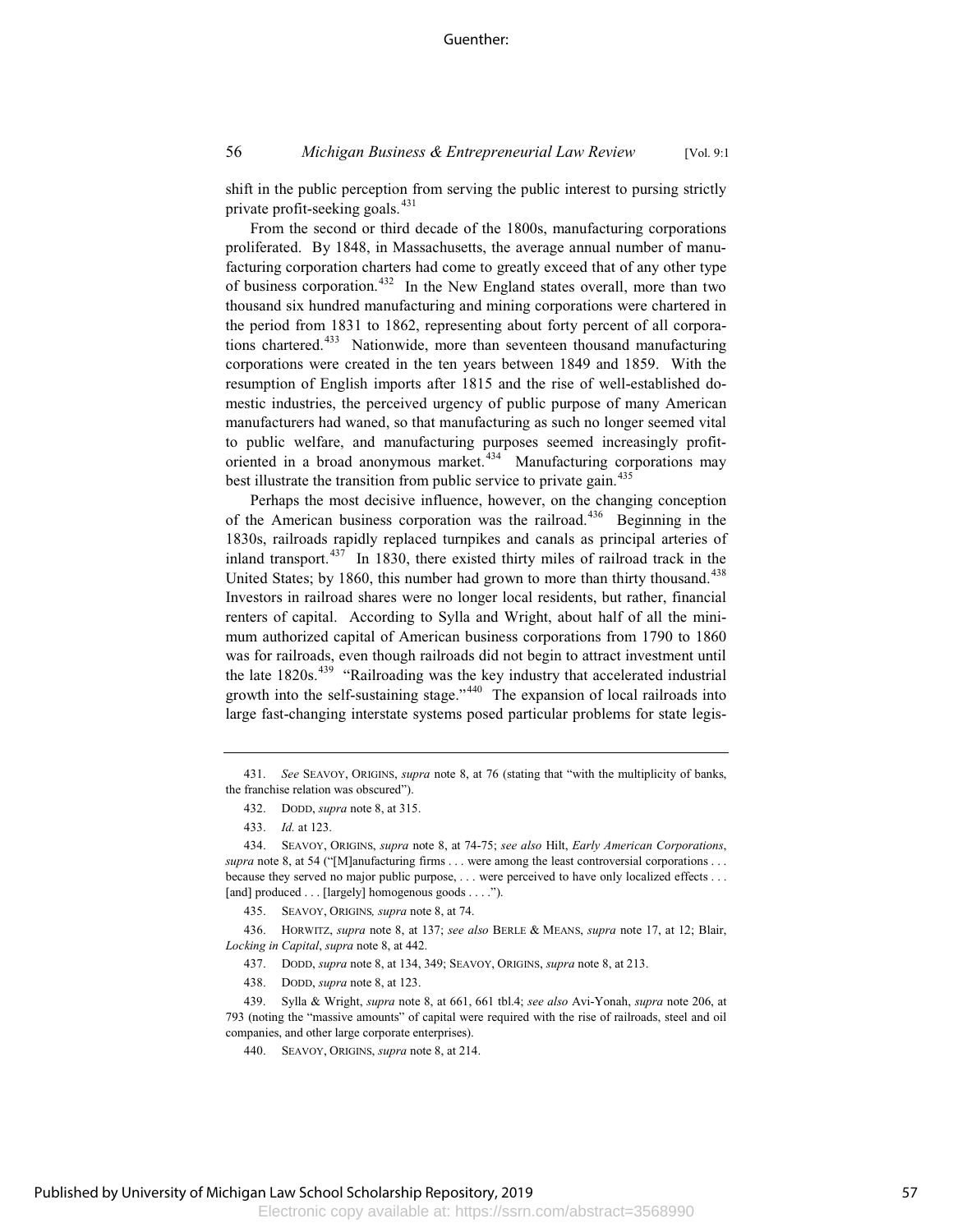shift in the public perception from serving the public interest to pursing strictly private profit-seeking goals.[431]

From the second or third decade of the 1800s, manufacturing corporations proliferated. By 1848, in Massachusetts, the average annual number of manufacturing corporation charters had come to greatly exceed that of any other type of business corporation.[432] In the New England states overall, more than two thousand six hundred manufacturing and mining corporations were chartered in the period from 1831 to 1862, representing about forty percent of all corporations chartered.[433] Nationwide, more than seventeen thousand manufacturing corporations were created in the ten years between 1849 and 1859. With the resumption of English imports after 1815 and the rise of well-established domestic industries, the perceived urgency of public purpose of many American manufacturers had waned, so that manufacturing as such no longer seemed vital to public welfare, and manufacturing purposes seemed increasingly profit-oriented in a broad anonymous market.[434] Manufacturing corporations may best illustrate the transition from public service to private gain.[435]

Perhaps the most decisive influence, however, on the changing conception of the American business corporation was the railroad.[436] Beginning in the 1830s, railroads rapidly replaced turnpikes and canals as principal arteries of inland transport.[437] In 1830, there existed thirty miles of railroad track in the United States; by 1860, this number had grown to more than thirty thousand.[438] Investors in railroad shares were no longer local residents, but rather, financial renters of capital. According to Sylla and Wright, about half of all the minimum authorized capital of American business corporations from 1790 to 1860 was for railroads, even though railroads did not begin to attract investment until the late 1820s.[439] "Railroading was the key industry that accelerated industrial growth into the self-sustaining stage."[440] The expansion of local railroads into large fast-changing interstate systems posed particular problems for state legis-

---

431. *See* SEAVOY, ORIGINS, *supra* note 8, at 76 (stating that "with the multiplicity of banks, the franchise relation was obscured").

432. DODD, *supra* note 8, at 315.

433. *Id.* at 123.

434. SEAVOY, ORIGINS, *supra* note 8, at 74-75; *see also* Hilt, *Early American Corporations*, *supra* note 8, at 54 ("[M]anufacturing firms . . . were among the least controversial corporations . . . because they served no major public purpose, . . . were perceived to have only localized effects . . . [and] produced . . . [largely] homogenous goods . . . .").

435. SEAVOY, ORIGINS*, supra* note 8, at 74.

436. HORWITZ, *supra* note 8, at 137; *see also* BERLE & MEANS, *supra* note 17, at 12; Blair, *Locking in Capital*, *supra* note 8, at 442.

437. DODD, *supra* note 8, at 134, 349; SEAVOY, ORIGINS, *supra* note 8, at 213.

438. DODD, *supra* note 8, at 123.

439. Sylla & Wright, *supra* note 8, at 661, 661 tbl.4; *see also* Avi-Yonah, *supra* note 206, at 793 (noting the "massive amounts" of capital were required with the rise of railroads, steel and oil companies, and other large corporate enterprises).

440. SEAVOY, ORIGINS, *supra* note 8, at 214.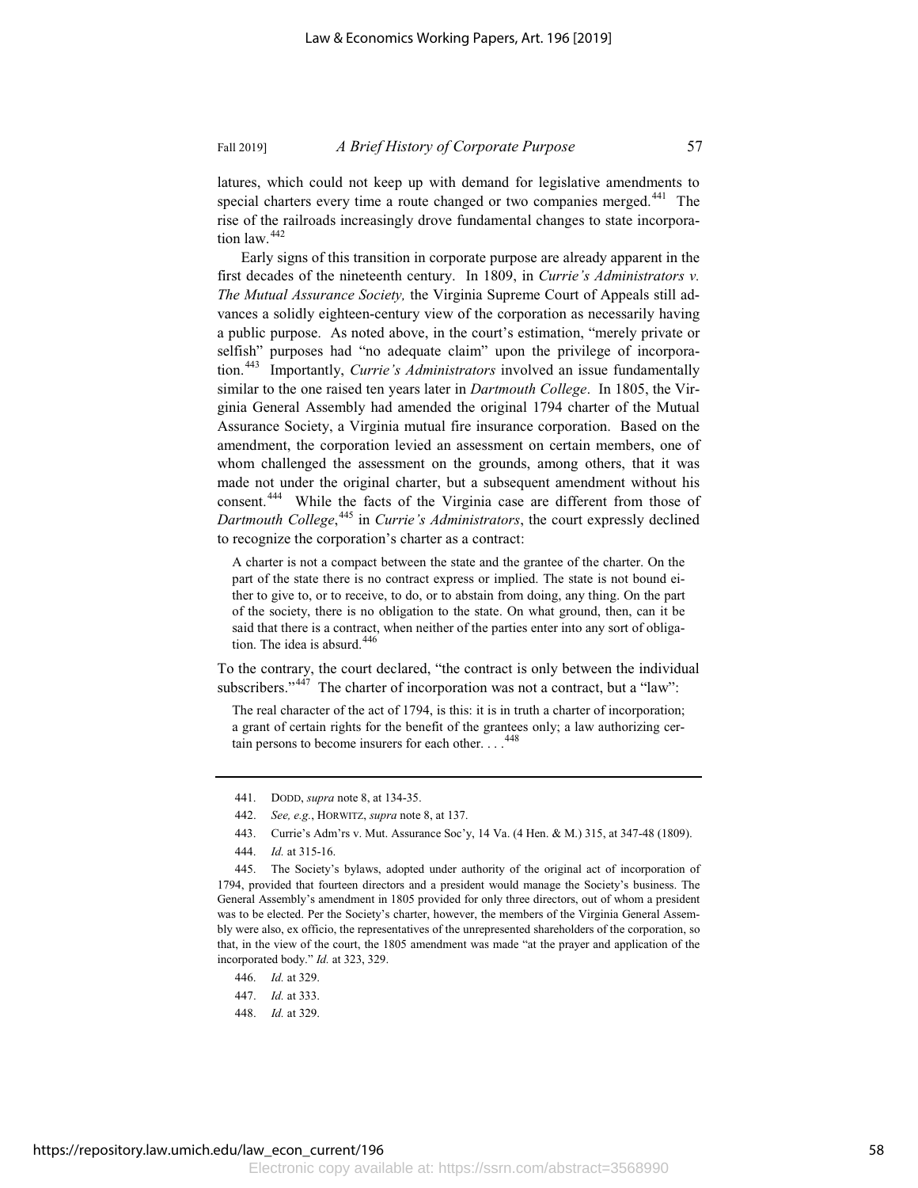latures, which could not keep up with demand for legislative amendments to special charters every time a route changed or two companies merged.[441] The rise of the railroads increasingly drove fundamental changes to state incorporation law.[442]

Early signs of this transition in corporate purpose are already apparent in the first decades of the nineteenth century. In 1809, in *Currie's Administrators v. The Mutual Assurance Society,* the Virginia Supreme Court of Appeals still advances a solidly eighteen-century view of the corporation as necessarily having a public purpose. As noted above, in the court's estimation, "merely private or selfish" purposes had "no adequate claim" upon the privilege of incorporation.[443] Importantly, *Currie's Administrators* involved an issue fundamentally similar to the one raised ten years later in *Dartmouth College*. In 1805, the Virginia General Assembly had amended the original 1794 charter of the Mutual Assurance Society, a Virginia mutual fire insurance corporation. Based on the amendment, the corporation levied an assessment on certain members, one of whom challenged the assessment on the grounds, among others, that it was made not under the original charter, but a subsequent amendment without his consent.[444] While the facts of the Virginia case are different from those of *Dartmouth College*,[445] in *Currie's Administrators*, the court expressly declined to recognize the corporation's charter as a contract:

> A charter is not a compact between the state and the grantee of the charter. On the part of the state there is no contract express or implied. The state is not bound either to give to, or to receive, to do, or to abstain from doing, any thing. On the part of the society, there is no obligation to the state. On what ground, then, can it be said that there is a contract, when neither of the parties enter into any sort of obligation. The idea is absurd.[446]

To the contrary, the court declared, "the contract is only between the individual subscribers."[447] The charter of incorporation was not a contract, but a "law":

> The real character of the act of 1794, is this: it is in truth a charter of incorporation; a grant of certain rights for the benefit of the grantees only; a law authorizing certain persons to become insurers for each other. . . .[448]

---

441. DODD, *supra* note 8, at 134-35.

442. *See, e.g.*, HORWITZ, *supra* note 8, at 137.

443. Currie's Adm'rs v. Mut. Assurance Soc'y, 14 Va. (4 Hen. & M.) 315, at 347-48 (1809).

444. *Id.* at 315-16.

445. The Society's bylaws, adopted under authority of the original act of incorporation of 1794, provided that fourteen directors and a president would manage the Society's business. The General Assembly's amendment in 1805 provided for only three directors, out of whom a president was to be elected. Per the Society's charter, however, the members of the Virginia General Assembly were also, ex officio, the representatives of the unrepresented shareholders of the corporation, so that, in the view of the court, the 1805 amendment was made "at the prayer and application of the incorporated body." *Id.* at 323, 329.

446. *Id.* at 329.

447. *Id.* at 333.

448. *Id.* at 329.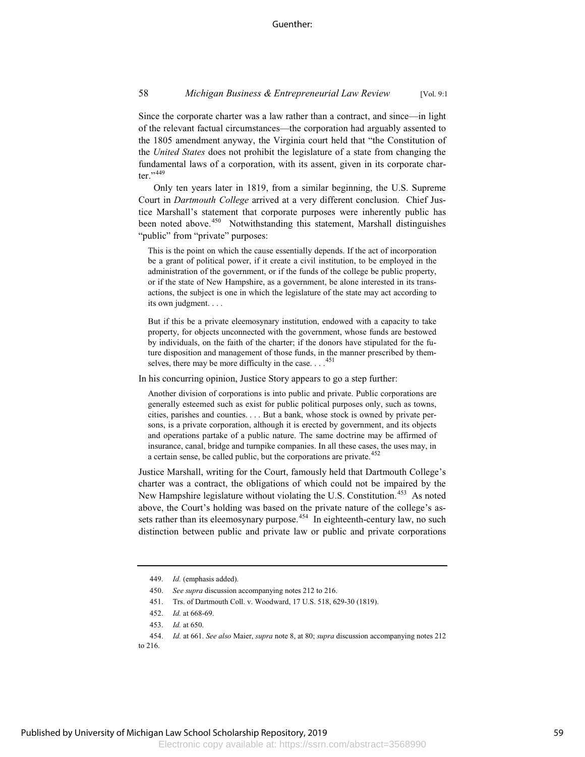Since the corporate charter was a law rather than a contract, and since—in light of the relevant factual circumstances—the corporation had arguably assented to the 1805 amendment anyway, the Virginia court held that "the Constitution of the *United States* does not prohibit the legislature of a state from changing the fundamental laws of a corporation, with its assent, given in its corporate charter."[449]

Only ten years later in 1819, from a similar beginning, the U.S. Supreme Court in *Dartmouth College* arrived at a very different conclusion. Chief Justice Marshall's statement that corporate purposes were inherently public has been noted above.[450] Notwithstanding this statement, Marshall distinguishes "public" from "private" purposes:

> This is the point on which the cause essentially depends. If the act of incorporation be a grant of political power, if it create a civil institution, to be employed in the administration of the government, or if the funds of the college be public property, or if the state of New Hampshire, as a government, be alone interested in its transactions, the subject is one in which the legislature of the state may act according to its own judgment. . . .
>
> But if this be a private eleemosynary institution, endowed with a capacity to take property, for objects unconnected with the government, whose funds are bestowed by individuals, on the faith of the charter; if the donors have stipulated for the future disposition and management of those funds, in the manner prescribed by themselves, there may be more difficulty in the case. . . .[451]

In his concurring opinion, Justice Story appears to go a step further:

> Another division of corporations is into public and private. Public corporations are generally esteemed such as exist for public political purposes only, such as towns, cities, parishes and counties. . . . But a bank, whose stock is owned by private persons, is a private corporation, although it is erected by government, and its objects and operations partake of a public nature. The same doctrine may be affirmed of insurance, canal, bridge and turnpike companies. In all these cases, the uses may, in a certain sense, be called public, but the corporations are private.[452]

Justice Marshall, writing for the Court, famously held that Dartmouth College's charter was a contract, the obligations of which could not be impaired by the New Hampshire legislature without violating the U.S. Constitution.[453] As noted above, the Court's holding was based on the private nature of the college's assets rather than its eleemosynary purpose.[454] In eighteenth-century law, no such distinction between public and private law or public and private corporations

---

449. *Id.* (emphasis added).

450. *See supra* discussion accompanying notes 212 to 216.

451. Trs. of Dartmouth Coll. v. Woodward, 17 U.S. 518, 629-30 (1819).

452. *Id.* at 668-69.

453. *Id.* at 650.

454. *Id.* at 661. *See also* Maier, *supra* note 8, at 80; *supra* discussion accompanying notes 212 to 216.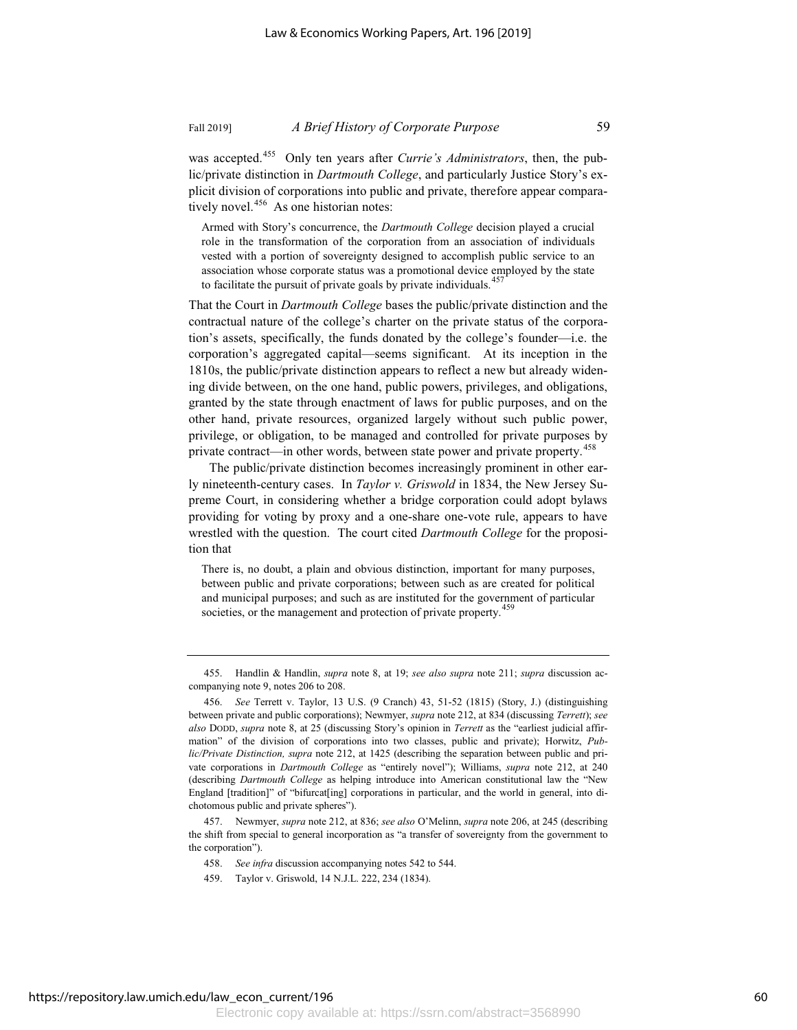was accepted.[455] Only ten years after *Currie's Administrators*, then, the public/private distinction in *Dartmouth College*, and particularly Justice Story's explicit division of corporations into public and private, therefore appear comparatively novel.[456] As one historian notes:

> Armed with Story's concurrence, the *Dartmouth College* decision played a crucial role in the transformation of the corporation from an association of individuals vested with a portion of sovereignty designed to accomplish public service to an association whose corporate status was a promotional device employed by the state to facilitate the pursuit of private goals by private individuals.[457]

That the Court in *Dartmouth College* bases the public/private distinction and the contractual nature of the college's charter on the private status of the corporation's assets, specifically, the funds donated by the college's founder—i.e. the corporation's aggregated capital—seems significant. At its inception in the 1810s, the public/private distinction appears to reflect a new but already widening divide between, on the one hand, public powers, privileges, and obligations, granted by the state through enactment of laws for public purposes, and on the other hand, private resources, organized largely without such public power, privilege, or obligation, to be managed and controlled for private purposes by private contract—in other words, between state power and private property.[458]

The public/private distinction becomes increasingly prominent in other early nineteenth-century cases. In *Taylor v. Griswold* in 1834, the New Jersey Supreme Court, in considering whether a bridge corporation could adopt bylaws providing for voting by proxy and a one-share one-vote rule, appears to have wrestled with the question. The court cited *Dartmouth College* for the proposition that

> There is, no doubt, a plain and obvious distinction, important for many purposes, between public and private corporations; between such as are created for political and municipal purposes; and such as are instituted for the government of particular societies, or the management and protection of private property.[459]

---

455. Handlin & Handlin, *supra* note 8, at 19; *see also supra* note 211; *supra* discussion accompanying note 9, notes 206 to 208.

456. *See* Terrett v. Taylor, 13 U.S. (9 Cranch) 43, 51-52 (1815) (Story, J.) (distinguishing between private and public corporations); Newmyer, *supra* note 212, at 834 (discussing *Terrett*); *see also* DODD, *supra* note 8, at 25 (discussing Story's opinion in *Terrett* as the "earliest judicial affirmation" of the division of corporations into two classes, public and private); Horwitz, *Public/Private Distinction, supra* note 212, at 1425 (describing the separation between public and private corporations in *Dartmouth College* as "entirely novel"); Williams, *supra* note 212, at 240 (describing *Dartmouth College* as helping introduce into American constitutional law the "New England [tradition]" of "bifurcat[ing] corporations in particular, and the world in general, into dichotomous public and private spheres").

457. Newmyer, *supra* note 212, at 836; *see also* O'Melinn, *supra* note 206, at 245 (describing the shift from special to general incorporation as "a transfer of sovereignty from the government to the corporation").

458. *See infra* discussion accompanying notes 542 to 544.

459. Taylor v. Griswold, 14 N.J.L. 222, 234 (1834).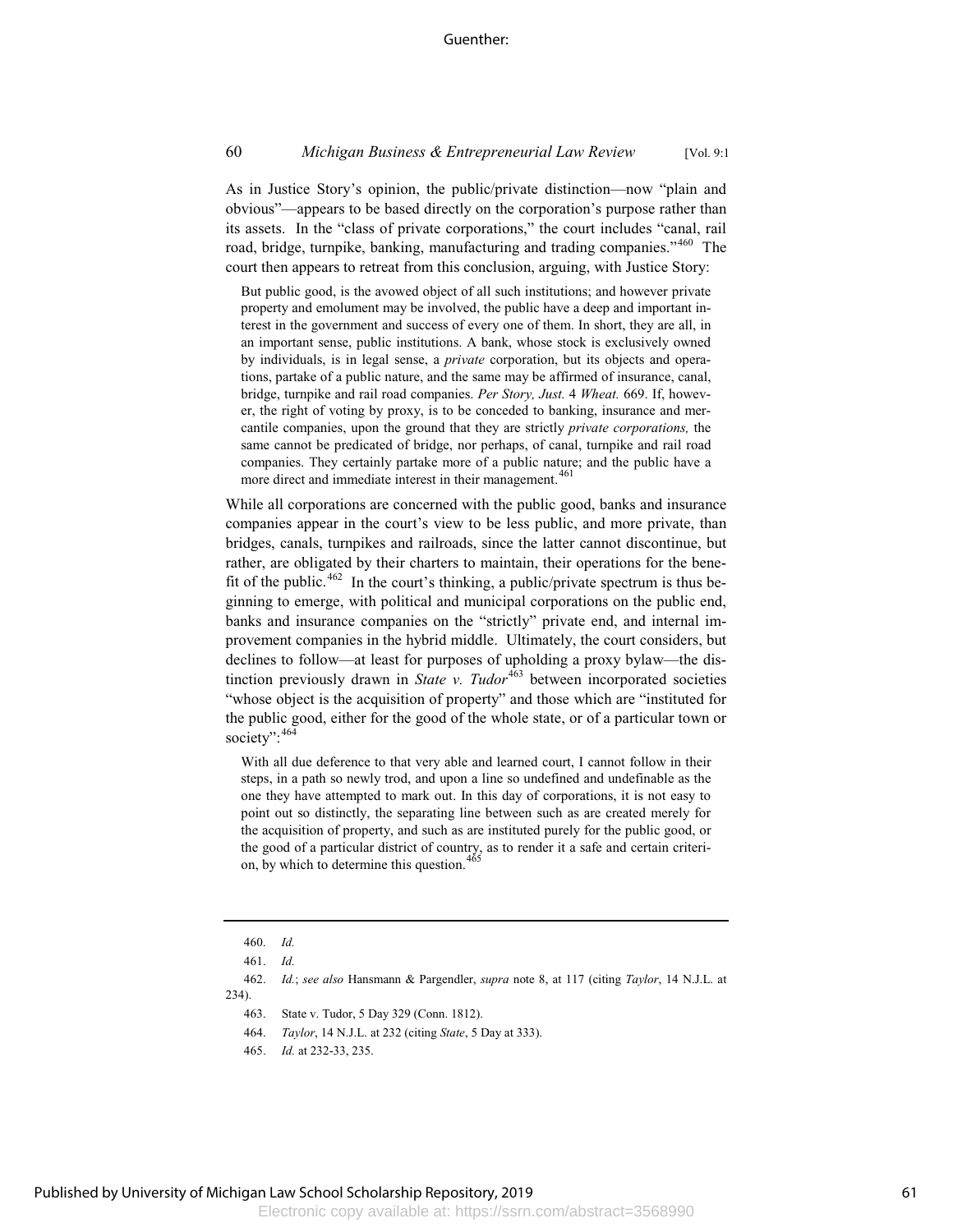As in Justice Story's opinion, the public/private distinction—now "plain and obvious"—appears to be based directly on the corporation's purpose rather than its assets. In the "class of private corporations," the court includes "canal, rail road, bridge, turnpike, banking, manufacturing and trading companies."[460] The court then appears to retreat from this conclusion, arguing, with Justice Story:

> But public good, is the avowed object of all such institutions; and however private property and emolument may be involved, the public have a deep and important interest in the government and success of every one of them. In short, they are all, in an important sense, public institutions. A bank, whose stock is exclusively owned by individuals, is in legal sense, a *private* corporation, but its objects and operations, partake of a public nature, and the same may be affirmed of insurance, canal, bridge, turnpike and rail road companies. *Per Story, Just.* 4 *Wheat.* 669. If, however, the right of voting by proxy, is to be conceded to banking, insurance and mercantile companies, upon the ground that they are strictly *private corporations,* the same cannot be predicated of bridge, nor perhaps, of canal, turnpike and rail road companies. They certainly partake more of a public nature; and the public have a more direct and immediate interest in their management.[461]

While all corporations are concerned with the public good, banks and insurance companies appear in the court's view to be less public, and more private, than bridges, canals, turnpikes and railroads, since the latter cannot discontinue, but rather, are obligated by their charters to maintain, their operations for the benefit of the public.[462] In the court's thinking, a public/private spectrum is thus beginning to emerge, with political and municipal corporations on the public end, banks and insurance companies on the "strictly" private end, and internal improvement companies in the hybrid middle. Ultimately, the court considers, but declines to follow—at least for purposes of upholding a proxy bylaw—the distinction previously drawn in *State v. Tudor*[463] between incorporated societies "whose object is the acquisition of property" and those which are "instituted for the public good, either for the good of the whole state, or of a particular town or society":[464]

> With all due deference to that very able and learned court, I cannot follow in their steps, in a path so newly trod, and upon a line so undefined and undefinable as the one they have attempted to mark out. In this day of corporations, it is not easy to point out so distinctly, the separating line between such as are created merely for the acquisition of property, and such as are instituted purely for the public good, or the good of a particular district of country, as to render it a safe and certain criterion, by which to determine this question.[465]

---

460. *Id.*

461. *Id.*

462. *Id.*; *see also* Hansmann & Pargendler, *supra* note 8, at 117 (citing *Taylor*, 14 N.J.L. at 234).

463. State v. Tudor, 5 Day 329 (Conn. 1812).

464. *Taylor*, 14 N.J.L. at 232 (citing *State*, 5 Day at 333).

465. *Id.* at 232-33, 235.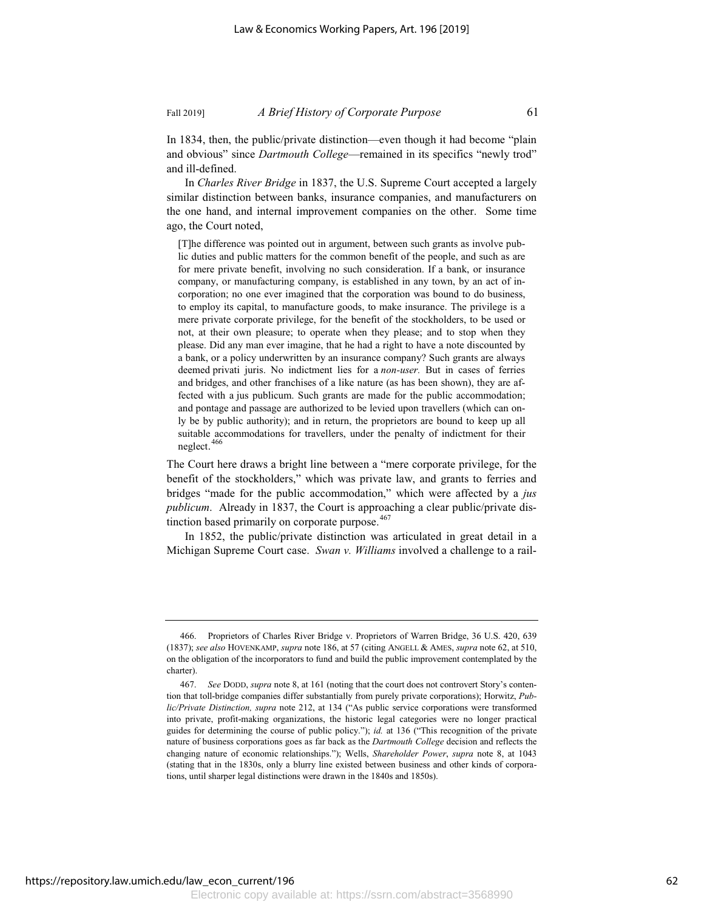In 1834, then, the public/private distinction—even though it had become "plain and obvious" since *Dartmouth College*—remained in its specifics "newly trod" and ill-defined.

In *Charles River Bridge* in 1837, the U.S. Supreme Court accepted a largely similar distinction between banks, insurance companies, and manufacturers on the one hand, and internal improvement companies on the other. Some time ago, the Court noted,

> [T]he difference was pointed out in argument, between such grants as involve public duties and public matters for the common benefit of the people, and such as are for mere private benefit, involving no such consideration. If a bank, or insurance company, or manufacturing company, is established in any town, by an act of incorporation; no one ever imagined that the corporation was bound to do business, to employ its capital, to manufacture goods, to make insurance. The privilege is a mere private corporate privilege, for the benefit of the stockholders, to be used or not, at their own pleasure; to operate when they please; and to stop when they please. Did any man ever imagine, that he had a right to have a note discounted by a bank, or a policy underwritten by an insurance company? Such grants are always deemed privati juris. No indictment lies for a *non-user.* But in cases of ferries and bridges, and other franchises of a like nature (as has been shown), they are affected with a jus publicum. Such grants are made for the public accommodation; and pontage and passage are authorized to be levied upon travellers (which can only be by public authority); and in return, the proprietors are bound to keep up all suitable accommodations for travellers, under the penalty of indictment for their neglect.[466]

The Court here draws a bright line between a "mere corporate privilege, for the benefit of the stockholders," which was private law, and grants to ferries and bridges "made for the public accommodation," which were affected by a *jus publicum*. Already in 1837, the Court is approaching a clear public/private distinction based primarily on corporate purpose.[467]

In 1852, the public/private distinction was articulated in great detail in a Michigan Supreme Court case. *Swan v. Williams* involved a challenge to a rail-

---

466. Proprietors of Charles River Bridge v. Proprietors of Warren Bridge, 36 U.S. 420, 639 (1837); *see also* HOVENKAMP, *supra* note 186, at 57 (citing ANGELL & AMES, *supra* note 62, at 510, on the obligation of the incorporators to fund and build the public improvement contemplated by the charter).

467. *See* DODD, *supra* note 8, at 161 (noting that the court does not controvert Story's contention that toll-bridge companies differ substantially from purely private corporations); Horwitz, *Public/Private Distinction, supra* note 212, at 134 ("As public service corporations were transformed into private, profit-making organizations, the historic legal categories were no longer practical guides for determining the course of public policy."); *id.* at 136 ("This recognition of the private nature of business corporations goes as far back as the *Dartmouth College* decision and reflects the changing nature of economic relationships."); Wells, *Shareholder Power*, *supra* note 8, at 1043 (stating that in the 1830s, only a blurry line existed between business and other kinds of corporations, until sharper legal distinctions were drawn in the 1840s and 1850s).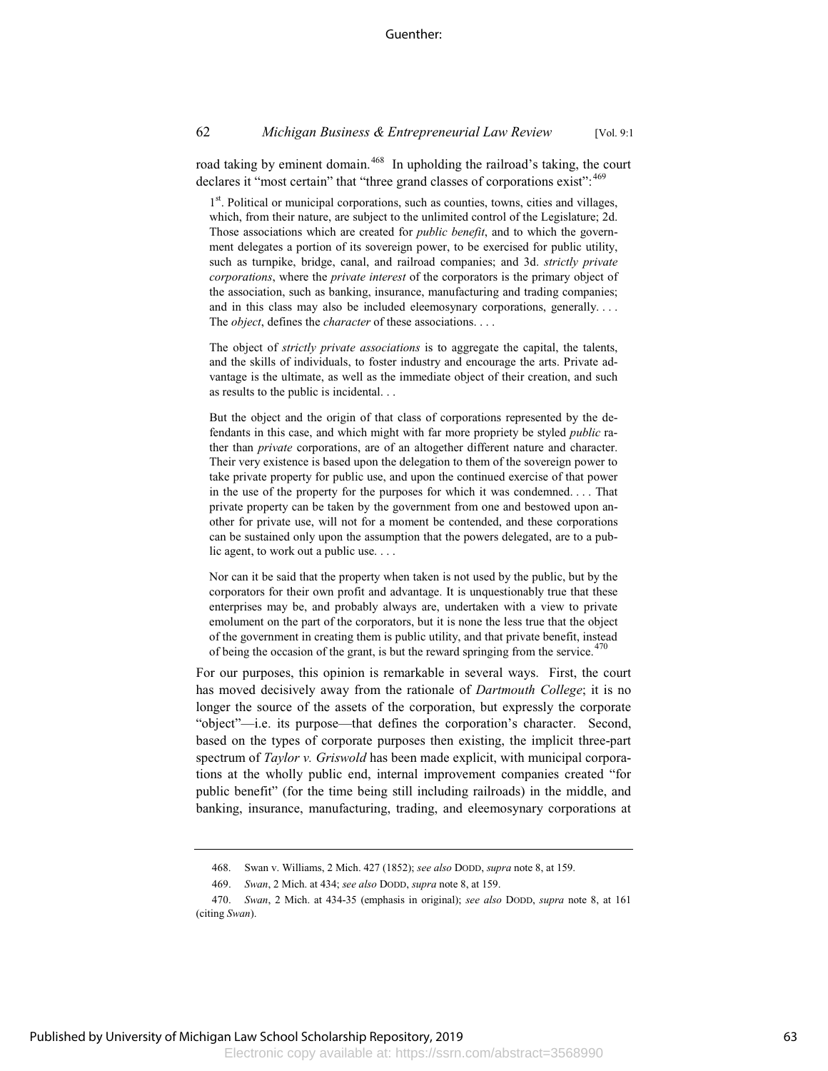road taking by eminent domain.[468] In upholding the railroad's taking, the court declares it "most certain" that "three grand classes of corporations exist":[469]

> 1st. Political or municipal corporations, such as counties, towns, cities and villages, which, from their nature, are subject to the unlimited control of the Legislature; 2d. Those associations which are created for *public benefit*, and to which the government delegates a portion of its sovereign power, to be exercised for public utility, such as turnpike, bridge, canal, and railroad companies; and 3d. *strictly private corporations*, where the *private interest* of the corporators is the primary object of the association, such as banking, insurance, manufacturing and trading companies; and in this class may also be included eleemosynary corporations, generally. . . . The *object*, defines the *character* of these associations. . . .
>
> The object of *strictly private associations* is to aggregate the capital, the talents, and the skills of individuals, to foster industry and encourage the arts. Private advantage is the ultimate, as well as the immediate object of their creation, and such as results to the public is incidental. . .
>
> But the object and the origin of that class of corporations represented by the defendants in this case, and which might with far more propriety be styled *public* rather than *private* corporations, are of an altogether different nature and character. Their very existence is based upon the delegation to them of the sovereign power to take private property for public use, and upon the continued exercise of that power in the use of the property for the purposes for which it was condemned. . . . That private property can be taken by the government from one and bestowed upon another for private use, will not for a moment be contended, and these corporations can be sustained only upon the assumption that the powers delegated, are to a public agent, to work out a public use. . . .
>
> Nor can it be said that the property when taken is not used by the public, but by the corporators for their own profit and advantage. It is unquestionably true that these enterprises may be, and probably always are, undertaken with a view to private emolument on the part of the corporators, but it is none the less true that the object of the government in creating them is public utility, and that private benefit, instead of being the occasion of the grant, is but the reward springing from the service.[470]

For our purposes, this opinion is remarkable in several ways. First, the court has moved decisively away from the rationale of *Dartmouth College*; it is no longer the source of the assets of the corporation, but expressly the corporate "object"—i.e. its purpose—that defines the corporation's character. Second, based on the types of corporate purposes then existing, the implicit three-part spectrum of *Taylor v. Griswold* has been made explicit, with municipal corporations at the wholly public end, internal improvement companies created "for public benefit" (for the time being still including railroads) in the middle, and banking, insurance, manufacturing, trading, and eleemosynary corporations at

---

468. Swan v. Williams, 2 Mich. 427 (1852); *see also* Dodd, *supra* note 8, at 159.

469. *Swan*, 2 Mich. at 434; *see also* Dodd, *supra* note 8, at 159.

470. *Swan*, 2 Mich. at 434-35 (emphasis in original); *see also* Dodd, *supra* note 8, at 161 (citing *Swan*).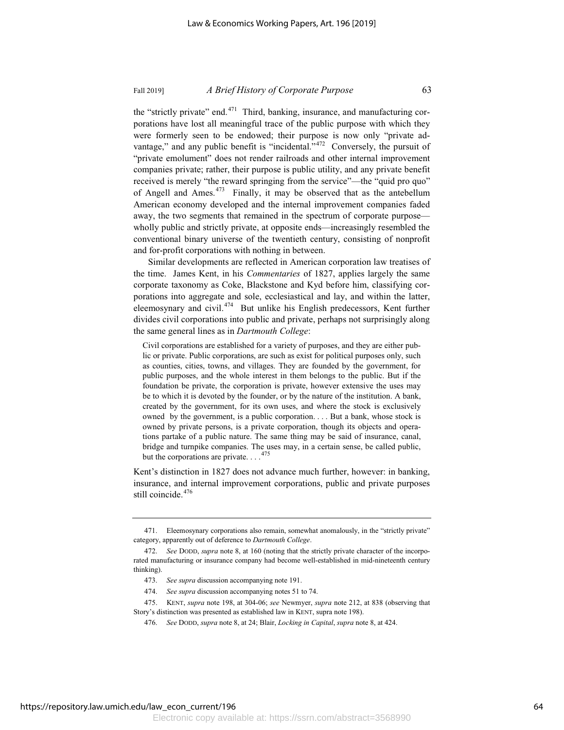the "strictly private" end.[471] Third, banking, insurance, and manufacturing corporations have lost all meaningful trace of the public purpose with which they were formerly seen to be endowed; their purpose is now only "private advantage," and any public benefit is "incidental."[472] Conversely, the pursuit of "private emolument" does not render railroads and other internal improvement companies private; rather, their purpose is public utility, and any private benefit received is merely "the reward springing from the service"—the "quid pro quo" of Angell and Ames.[473] Finally, it may be observed that as the antebellum American economy developed and the internal improvement companies faded away, the two segments that remained in the spectrum of corporate purpose—wholly public and strictly private, at opposite ends—increasingly resembled the conventional binary universe of the twentieth century, consisting of nonprofit and for-profit corporations with nothing in between.

Similar developments are reflected in American corporation law treatises of the time. James Kent, in his *Commentaries* of 1827, applies largely the same corporate taxonomy as Coke, Blackstone and Kyd before him, classifying corporations into aggregate and sole, ecclesiastical and lay, and within the latter, eleemosynary and civil.[474] But unlike his English predecessors, Kent further divides civil corporations into public and private, perhaps not surprisingly along the same general lines as in *Dartmouth College*:

> Civil corporations are established for a variety of purposes, and they are either public or private. Public corporations, are such as exist for political purposes only, such as counties, cities, towns, and villages. They are founded by the government, for public purposes, and the whole interest in them belongs to the public. But if the foundation be private, the corporation is private, however extensive the uses may be to which it is devoted by the founder, or by the nature of the institution. A bank, created by the government, for its own uses, and where the stock is exclusively owned by the government, is a public corporation. . . . But a bank, whose stock is owned by private persons, is a private corporation, though its objects and operations partake of a public nature. The same thing may be said of insurance, canal, bridge and turnpike companies. The uses may, in a certain sense, be called public, but the corporations are private. . . .[475]

Kent's distinction in 1827 does not advance much further, however: in banking, insurance, and internal improvement corporations, public and private purposes still coincide.[476]

---

471. Eleemosynary corporations also remain, somewhat anomalously, in the "strictly private" category, apparently out of deference to *Dartmouth College*.

472. *See* DODD, *supra* note 8, at 160 (noting that the strictly private character of the incorporated manufacturing or insurance company had become well-established in mid-nineteenth century thinking).

473. *See supra* discussion accompanying note 191.

474. *See supra* discussion accompanying notes 51 to 74.

475. KENT, *supra* note 198, at 304-06; *see* Newmyer, *supra* note 212, at 838 (observing that Story's distinction was presented as established law in KENT, supra note 198).

476. *See* DODD, *supra* note 8, at 24; Blair, *Locking in Capital*, *supra* note 8, at 424.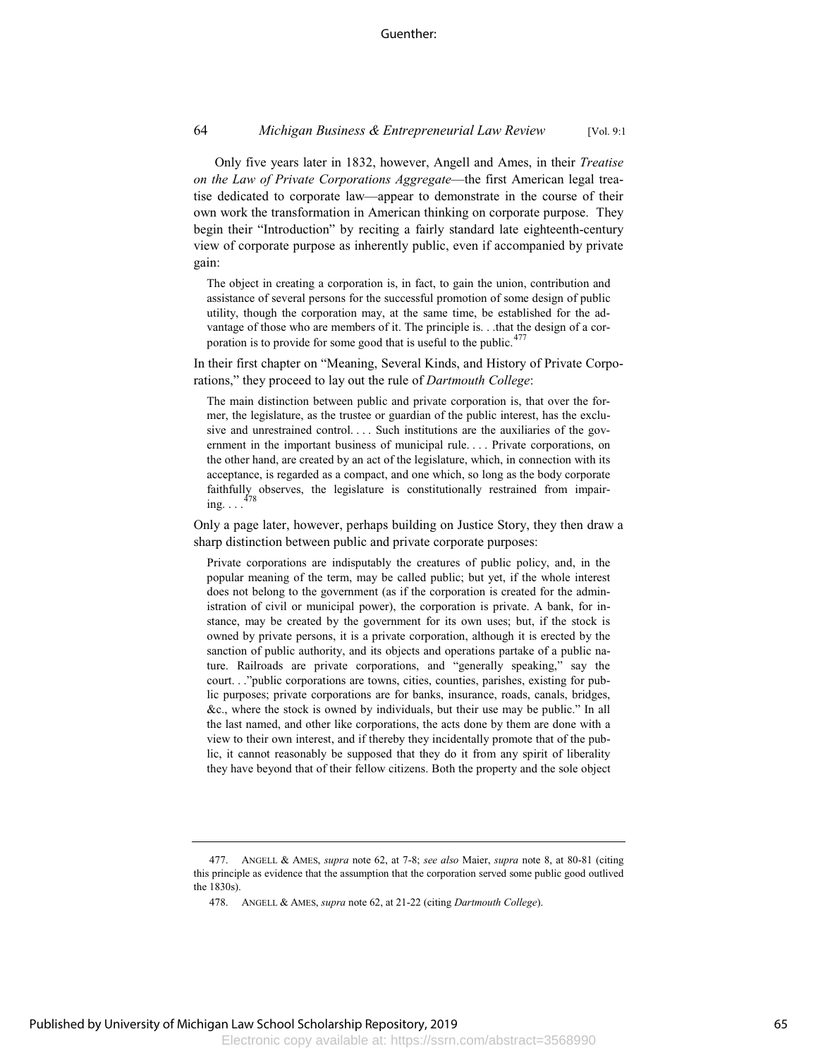Only five years later in 1832, however, Angell and Ames, in their *Treatise on the Law of Private Corporations Aggregate*—the first American legal treatise dedicated to corporate law—appear to demonstrate in the course of their own work the transformation in American thinking on corporate purpose. They begin their "Introduction" by reciting a fairly standard late eighteenth-century view of corporate purpose as inherently public, even if accompanied by private gain:

> The object in creating a corporation is, in fact, to gain the union, contribution and assistance of several persons for the successful promotion of some design of public utility, though the corporation may, at the same time, be established for the advantage of those who are members of it. The principle is. . .that the design of a corporation is to provide for some good that is useful to the public.[477]

In their first chapter on "Meaning, Several Kinds, and History of Private Corporations," they proceed to lay out the rule of *Dartmouth College*:

> The main distinction between public and private corporation is, that over the former, the legislature, as the trustee or guardian of the public interest, has the exclusive and unrestrained control. . . . Such institutions are the auxiliaries of the government in the important business of municipal rule. . . . Private corporations, on the other hand, are created by an act of the legislature, which, in connection with its acceptance, is regarded as a compact, and one which, so long as the body corporate faithfully observes, the legislature is constitutionally restrained from impairing. . . .[478]

Only a page later, however, perhaps building on Justice Story, they then draw a sharp distinction between public and private corporate purposes:

> Private corporations are indisputably the creatures of public policy, and, in the popular meaning of the term, may be called public; but yet, if the whole interest does not belong to the government (as if the corporation is created for the administration of civil or municipal power), the corporation is private. A bank, for instance, may be created by the government for its own uses; but, if the stock is owned by private persons, it is a private corporation, although it is erected by the sanction of public authority, and its objects and operations partake of a public nature. Railroads are private corporations, and "generally speaking," say the court. . ."public corporations are towns, cities, counties, parishes, existing for public purposes; private corporations are for banks, insurance, roads, canals, bridges, &c., where the stock is owned by individuals, but their use may be public." In all the last named, and other like corporations, the acts done by them are done with a view to their own interest, and if thereby they incidentally promote that of the public, it cannot reasonably be supposed that they do it from any spirit of liberality they have beyond that of their fellow citizens. Both the property and the sole object

---

477. ANGELL & AMES, *supra* note 62, at 7-8; *see also* Maier, *supra* note 8, at 80-81 (citing this principle as evidence that the assumption that the corporation served some public good outlived the 1830s).

478. ANGELL & AMES, *supra* note 62, at 21-22 (citing *Dartmouth College*).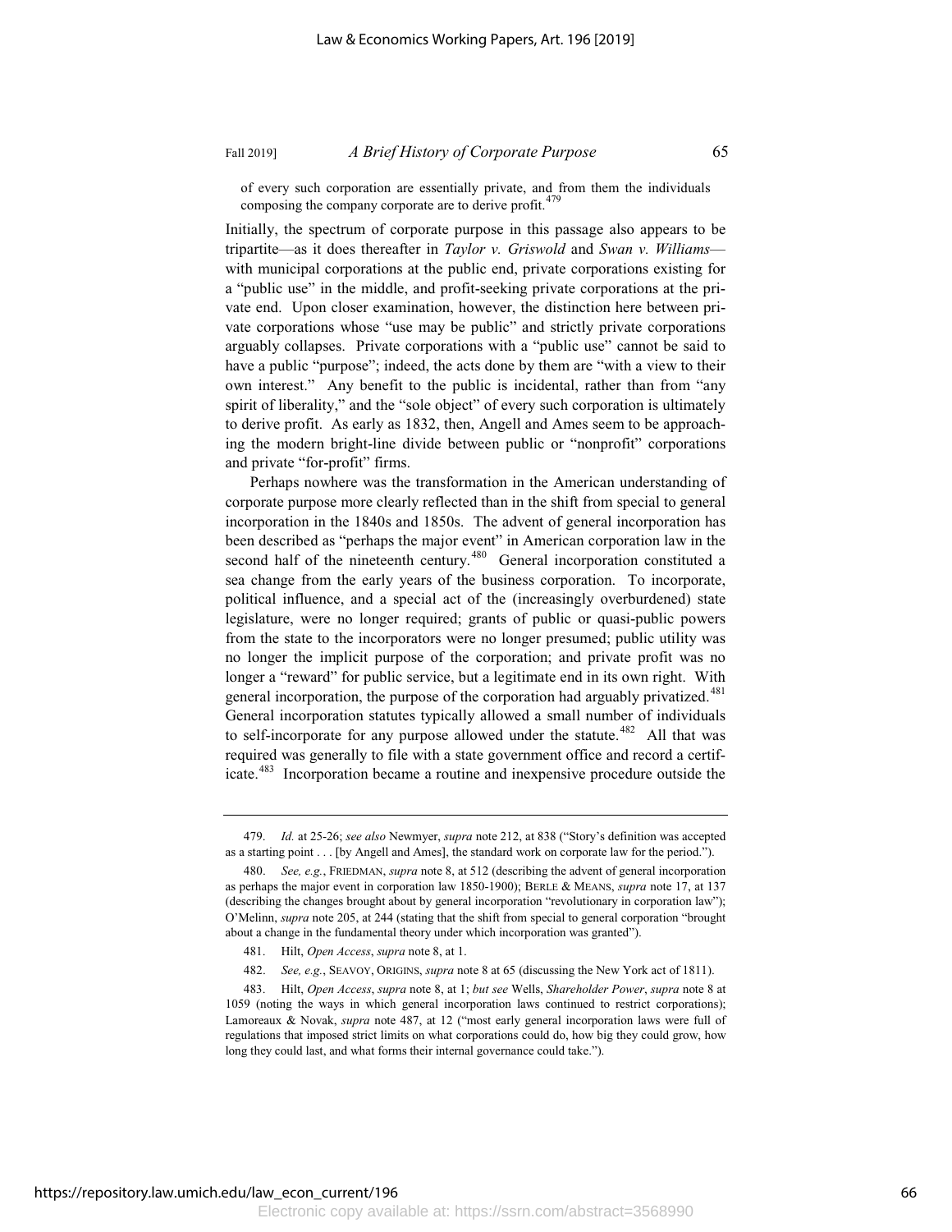of every such corporation are essentially private, and from them the individuals composing the company corporate are to derive profit.[479]

Initially, the spectrum of corporate purpose in this passage also appears to be tripartite—as it does thereafter in *Taylor v. Griswold* and *Swan v. Williams*—with municipal corporations at the public end, private corporations existing for a "public use" in the middle, and profit-seeking private corporations at the private end. Upon closer examination, however, the distinction here between private corporations whose "use may be public" and strictly private corporations arguably collapses. Private corporations with a "public use" cannot be said to have a public "purpose"; indeed, the acts done by them are "with a view to their own interest." Any benefit to the public is incidental, rather than from "any spirit of liberality," and the "sole object" of every such corporation is ultimately to derive profit. As early as 1832, then, Angell and Ames seem to be approaching the modern bright-line divide between public or "nonprofit" corporations and private "for-profit" firms.

Perhaps nowhere was the transformation in the American understanding of corporate purpose more clearly reflected than in the shift from special to general incorporation in the 1840s and 1850s. The advent of general incorporation has been described as "perhaps the major event" in American corporation law in the second half of the nineteenth century.[480] General incorporation constituted a sea change from the early years of the business corporation. To incorporate, political influence, and a special act of the (increasingly overburdened) state legislature, were no longer required; grants of public or quasi-public powers from the state to the incorporators were no longer presumed; public utility was no longer the implicit purpose of the corporation; and private profit was no longer a "reward" for public service, but a legitimate end in its own right. With general incorporation, the purpose of the corporation had arguably privatized.[481] General incorporation statutes typically allowed a small number of individuals to self-incorporate for any purpose allowed under the statute.[482] All that was required was generally to file with a state government office and record a certificate.[483] Incorporation became a routine and inexpensive procedure outside the

---

479. *Id.* at 25-26; *see also* Newmyer, *supra* note 212, at 838 ("Story's definition was accepted as a starting point . . . [by Angell and Ames], the standard work on corporate law for the period.").

480. *See, e.g.*, FRIEDMAN, *supra* note 8, at 512 (describing the advent of general incorporation as perhaps the major event in corporation law 1850-1900); BERLE & MEANS, *supra* note 17, at 137 (describing the changes brought about by general incorporation "revolutionary in corporation law"); O'Melinn, *supra* note 205, at 244 (stating that the shift from special to general corporation "brought about a change in the fundamental theory under which incorporation was granted").

481. Hilt, *Open Access*, *supra* note 8, at 1.

482. *See, e.g.*, SEAVOY, ORIGINS, *supra* note 8 at 65 (discussing the New York act of 1811).

483. Hilt, *Open Access*, *supra* note 8, at 1; *but see* Wells, *Shareholder Power*, *supra* note 8 at 1059 (noting the ways in which general incorporation laws continued to restrict corporations); Lamoreaux & Novak, *supra* note 487, at 12 ("most early general incorporation laws were full of regulations that imposed strict limits on what corporations could do, how big they could grow, how long they could last, and what forms their internal governance could take.").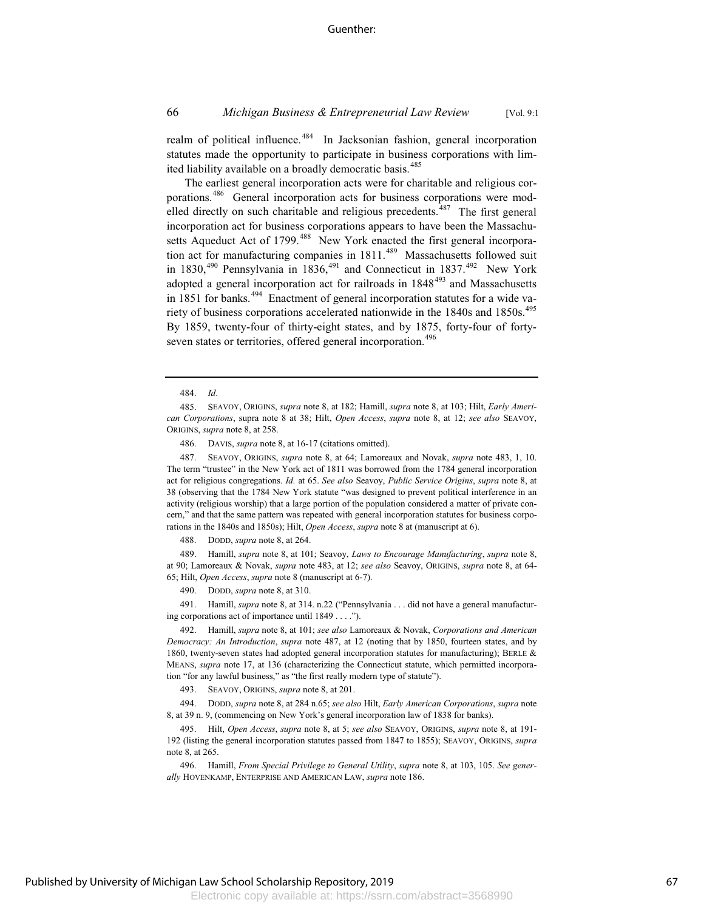realm of political influence.[484] In Jacksonian fashion, general incorporation statutes made the opportunity to participate in business corporations with limited liability available on a broadly democratic basis.[485]

The earliest general incorporation acts were for charitable and religious corporations.[486] General incorporation acts for business corporations were modelled directly on such charitable and religious precedents.[487] The first general incorporation act for business corporations appears to have been the Massachusetts Aqueduct Act of 1799.[488] New York enacted the first general incorporation act for manufacturing companies in 1811.[489] Massachusetts followed suit in 1830,[490] Pennsylvania in 1836,[491] and Connecticut in 1837.[492] New York adopted a general incorporation act for railroads in 1848[493] and Massachusetts in 1851 for banks.[494] Enactment of general incorporation statutes for a wide variety of business corporations accelerated nationwide in the 1840s and 1850s.[495] By 1859, twenty-four of thirty-eight states, and by 1875, forty-four of forty-seven states or territories, offered general incorporation.[496]

---

484. *Id*.

485. SEAVOY, ORIGINS, *supra* note 8, at 182; Hamill, *supra* note 8, at 103; Hilt, *Early American Corporations*, supra note 8 at 38; Hilt, *Open Access*, *supra* note 8, at 12; *see also* SEAVOY, ORIGINS, *supra* note 8, at 258.

486. DAVIS, *supra* note 8, at 16-17 (citations omitted).

487. SEAVOY, ORIGINS, *supra* note 8, at 64; Lamoreaux and Novak, *supra* note 483, 1, 10. The term "trustee" in the New York act of 1811 was borrowed from the 1784 general incorporation act for religious congregations. *Id.* at 65. *See also* Seavoy, *Public Service Origins*, *supra* note 8, at 38 (observing that the 1784 New York statute "was designed to prevent political interference in an activity (religious worship) that a large portion of the population considered a matter of private concern," and that the same pattern was repeated with general incorporation statutes for business corporations in the 1840s and 1850s); Hilt, *Open Access*, *supra* note 8 at (manuscript at 6).

488. DODD, *supra* note 8, at 264.

489. Hamill, *supra* note 8, at 101; Seavoy, *Laws to Encourage Manufacturing*, *supra* note 8, at 90; Lamoreaux & Novak, *supra* note 483, at 12; *see also* Seavoy, ORIGINS, *supra* note 8, at 64-65; Hilt, *Open Access*, *supra* note 8 (manuscript at 6-7).

490. DODD, *supra* note 8, at 310.

491. Hamill, *supra* note 8, at 314. n.22 ("Pennsylvania . . . did not have a general manufacturing corporations act of importance until 1849 . . . .").

492. Hamill, *supra* note 8, at 101; *see also* Lamoreaux & Novak, *Corporations and American Democracy: An Introduction*, *supra* note 487, at 12 (noting that by 1850, fourteen states, and by 1860, twenty-seven states had adopted general incorporation statutes for manufacturing); BERLE & MEANS, *supra* note 17, at 136 (characterizing the Connecticut statute, which permitted incorporation "for any lawful business," as "the first really modern type of statute").

493. SEAVOY, ORIGINS, *supra* note 8, at 201.

494. DODD, *supra* note 8, at 284 n.65; *see also* Hilt, *Early American Corporations*, *supra* note 8, at 39 n. 9, (commencing on New York's general incorporation law of 1838 for banks).

495. Hilt, *Open Access*, *supra* note 8, at 5; *see also* SEAVOY, ORIGINS, *supra* note 8, at 191-192 (listing the general incorporation statutes passed from 1847 to 1855); SEAVOY, ORIGINS, *supra* note 8, at 265.

496. Hamill, *From Special Privilege to General Utility*, *supra* note 8, at 103, 105. *See generally* HOVENKAMP, ENTERPRISE AND AMERICAN LAW, *supra* note 186.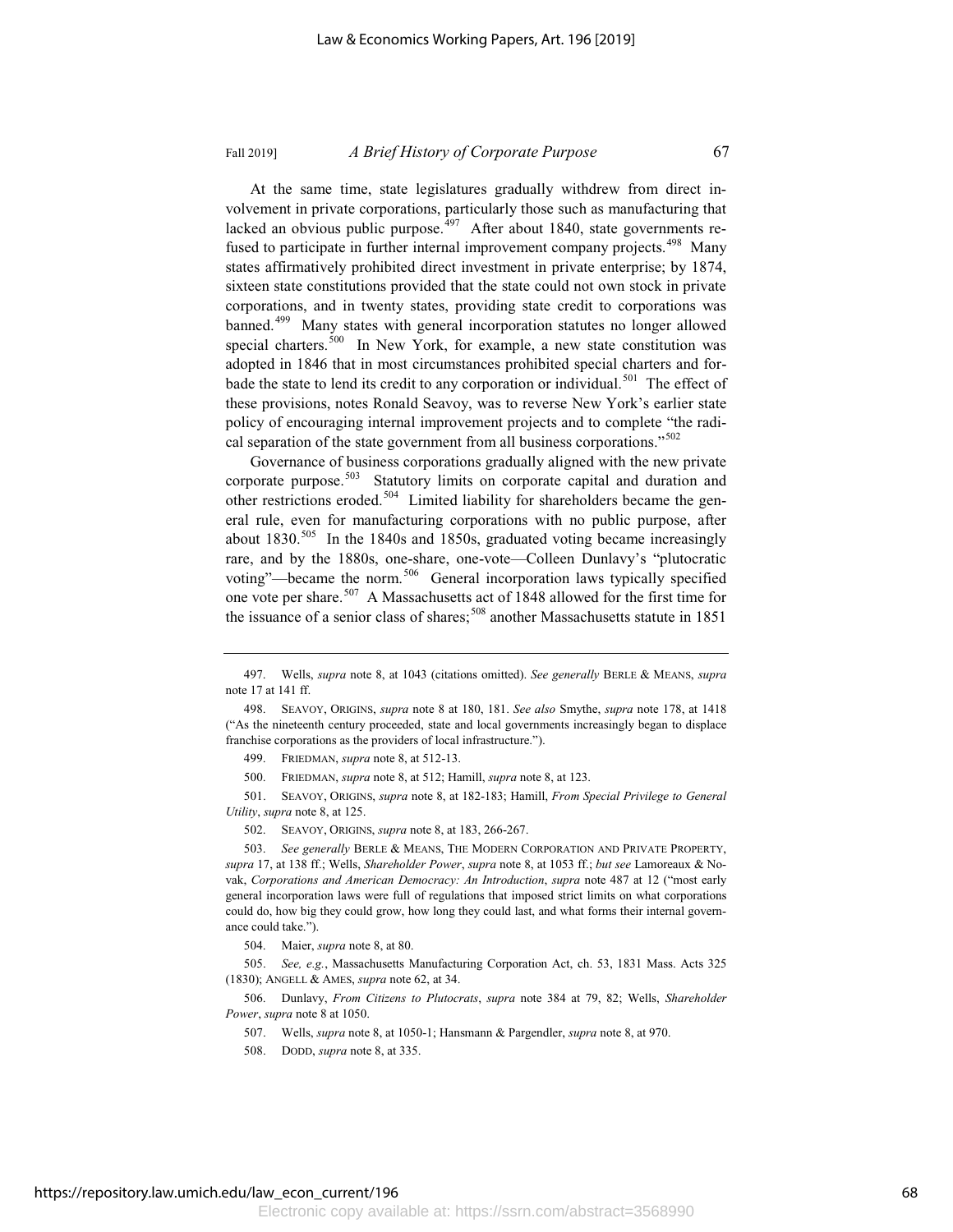At the same time, state legislatures gradually withdrew from direct involvement in private corporations, particularly those such as manufacturing that lacked an obvious public purpose.[497] After about 1840, state governments refused to participate in further internal improvement company projects.[498] Many states affirmatively prohibited direct investment in private enterprise; by 1874, sixteen state constitutions provided that the state could not own stock in private corporations, and in twenty states, providing state credit to corporations was banned.[499] Many states with general incorporation statutes no longer allowed special charters.[500] In New York, for example, a new state constitution was adopted in 1846 that in most circumstances prohibited special charters and forbade the state to lend its credit to any corporation or individual.[501] The effect of these provisions, notes Ronald Seavoy, was to reverse New York's earlier state policy of encouraging internal improvement projects and to complete "the radical separation of the state government from all business corporations."[502]

Governance of business corporations gradually aligned with the new private corporate purpose.[503] Statutory limits on corporate capital and duration and other restrictions eroded.[504] Limited liability for shareholders became the general rule, even for manufacturing corporations with no public purpose, after about 1830.[505] In the 1840s and 1850s, graduated voting became increasingly rare, and by the 1880s, one-share, one-vote—Colleen Dunlavy's "plutocratic voting"—became the norm.[506] General incorporation laws typically specified one vote per share.[507] A Massachusetts act of 1848 allowed for the first time for the issuance of a senior class of shares;[508] another Massachusetts statute in 1851

---

497. Wells, *supra* note 8, at 1043 (citations omitted). *See generally* BERLE & MEANS, *supra* note 17 at 141 ff.

498. SEAVOY, ORIGINS, *supra* note 8 at 180, 181. *See also* Smythe, *supra* note 178, at 1418 ("As the nineteenth century proceeded, state and local governments increasingly began to displace franchise corporations as the providers of local infrastructure.").

499. FRIEDMAN, *supra* note 8, at 512-13.

500. FRIEDMAN, *supra* note 8, at 512; Hamill, *supra* note 8, at 123.

501. SEAVOY, ORIGINS, *supra* note 8, at 182-183; Hamill, *From Special Privilege to General Utility*, *supra* note 8, at 125.

502. SEAVOY, ORIGINS, *supra* note 8, at 183, 266-267.

503. *See generally* BERLE & MEANS, THE MODERN CORPORATION AND PRIVATE PROPERTY, *supra* 17, at 138 ff.; Wells, *Shareholder Power*, *supra* note 8, at 1053 ff.; *but see* Lamoreaux & Novak, *Corporations and American Democracy: An Introduction*, *supra* note 487 at 12 ("most early general incorporation laws were full of regulations that imposed strict limits on what corporations could do, how big they could grow, how long they could last, and what forms their internal governance could take.").

504. Maier, *supra* note 8, at 80.

505. *See, e.g.*, Massachusetts Manufacturing Corporation Act, ch. 53, 1831 Mass. Acts 325 (1830); ANGELL & AMES, *supra* note 62, at 34.

506. Dunlavy, *From Citizens to Plutocrats*, *supra* note 384 at 79, 82; Wells, *Shareholder Power*, *supra* note 8 at 1050.

507. Wells, *supra* note 8, at 1050-1; Hansmann & Pargendler, *supra* note 8, at 970.

508. DODD, *supra* note 8, at 335.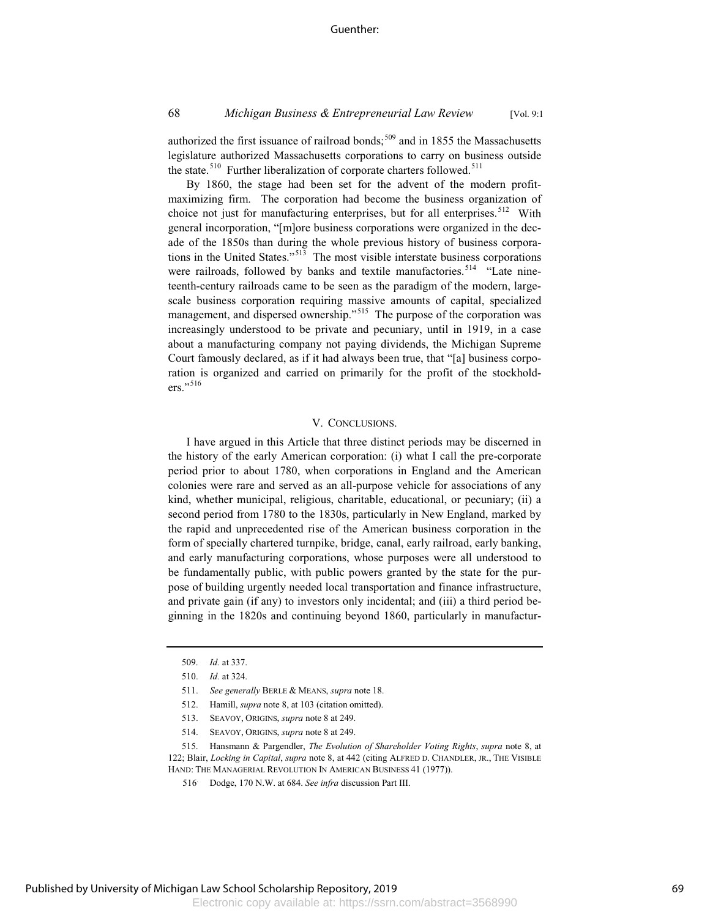authorized the first issuance of railroad bonds;[509] and in 1855 the Massachusetts legislature authorized Massachusetts corporations to carry on business outside the state.[510] Further liberalization of corporate charters followed.[511]

By 1860, the stage had been set for the advent of the modern profit-maximizing firm. The corporation had become the business organization of choice not just for manufacturing enterprises, but for all enterprises.[512] With general incorporation, "[m]ore business corporations were organized in the decade of the 1850s than during the whole previous history of business corporations in the United States."[513] The most visible interstate business corporations were railroads, followed by banks and textile manufactories.[514] "Late nineteenth-century railroads came to be seen as the paradigm of the modern, large-scale business corporation requiring massive amounts of capital, specialized management, and dispersed ownership."[515] The purpose of the corporation was increasingly understood to be private and pecuniary, until in 1919, in a case about a manufacturing company not paying dividends, the Michigan Supreme Court famously declared, as if it had always been true, that "[a] business corporation is organized and carried on primarily for the profit of the stockholders."[516]

## V. CONCLUSIONS.

I have argued in this Article that three distinct periods may be discerned in the history of the early American corporation: (i) what I call the pre-corporate period prior to about 1780, when corporations in England and the American colonies were rare and served as an all-purpose vehicle for associations of any kind, whether municipal, religious, charitable, educational, or pecuniary; (ii) a second period from 1780 to the 1830s, particularly in New England, marked by the rapid and unprecedented rise of the American business corporation in the form of specially chartered turnpike, bridge, canal, early railroad, early banking, and early manufacturing corporations, whose purposes were all understood to be fundamentally public, with public powers granted by the state for the purpose of building urgently needed local transportation and finance infrastructure, and private gain (if any) to investors only incidental; and (iii) a third period beginning in the 1820s and continuing beyond 1860, particularly in manufactur-

---

509. *Id.* at 337.

510. *Id.* at 324.

511. *See generally* BERLE & MEANS, *supra* note 18.

512. Hamill, *supra* note 8, at 103 (citation omitted).

513. SEAVOY, ORIGINS, *supra* note 8 at 249.

514. SEAVOY, ORIGINS, *supra* note 8 at 249.

515. Hansmann & Pargendler, *The Evolution of Shareholder Voting Rights*, *supra* note 8, at 122; Blair, *Locking in Capital*, *supra* note 8, at 442 (citing ALFRED D. CHANDLER, JR., THE VISIBLE HAND: THE MANAGERIAL REVOLUTION IN AMERICAN BUSINESS 41 (1977)).

516. Dodge, 170 N.W. at 684. *See infra* discussion Part III.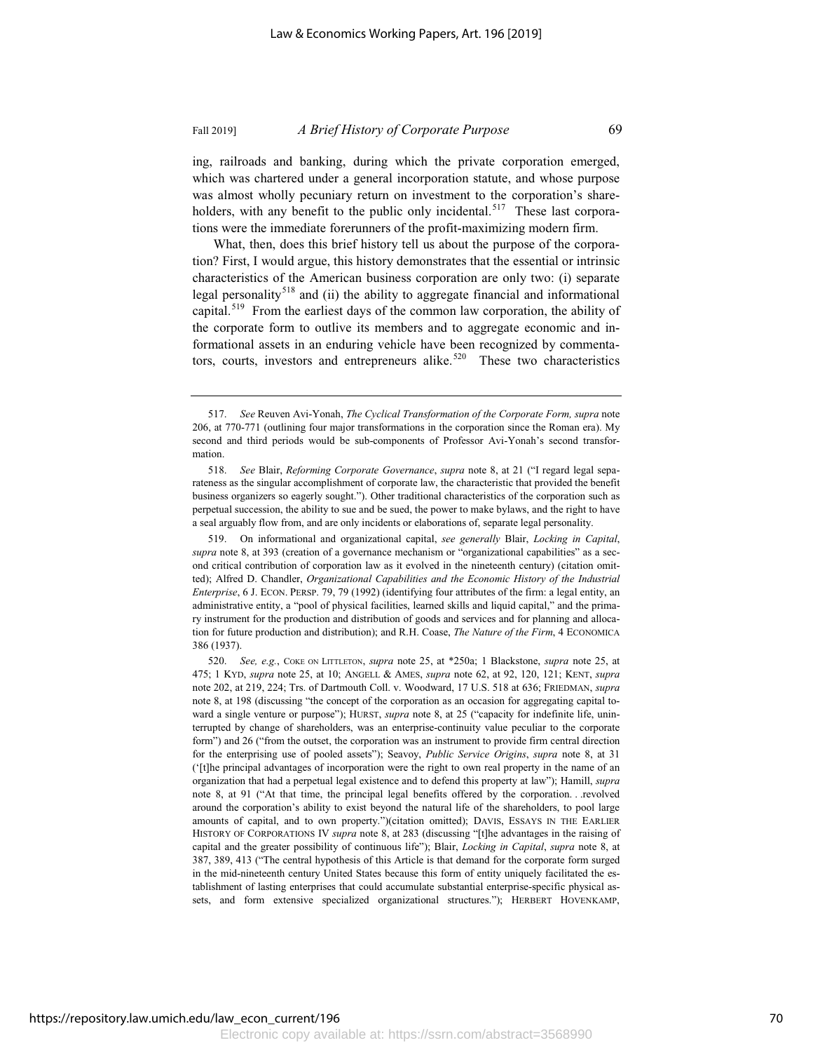ing, railroads and banking, during which the private corporation emerged, which was chartered under a general incorporation statute, and whose purpose was almost wholly pecuniary return on investment to the corporation's shareholders, with any benefit to the public only incidental.[517] These last corporations were the immediate forerunners of the profit-maximizing modern firm.

What, then, does this brief history tell us about the purpose of the corporation? First, I would argue, this history demonstrates that the essential or intrinsic characteristics of the American business corporation are only two: (i) separate legal personality[518] and (ii) the ability to aggregate financial and informational capital.[519] From the earliest days of the common law corporation, the ability of the corporate form to outlive its members and to aggregate economic and informational assets in an enduring vehicle have been recognized by commentators, courts, investors and entrepreneurs alike.[520] These two characteristics

---

517. *See* Reuven Avi-Yonah, *The Cyclical Transformation of the Corporate Form, supra* note 206, at 770-771 (outlining four major transformations in the corporation since the Roman era). My second and third periods would be sub-components of Professor Avi-Yonah's second transformation.

518. *See* Blair, *Reforming Corporate Governance*, *supra* note 8, at 21 ("I regard legal separateness as the singular accomplishment of corporate law, the characteristic that provided the benefit business organizers so eagerly sought."). Other traditional characteristics of the corporation such as perpetual succession, the ability to sue and be sued, the power to make bylaws, and the right to have a seal arguably flow from, and are only incidents or elaborations of, separate legal personality.

519. On informational and organizational capital, *see generally* Blair, *Locking in Capital*, *supra* note 8, at 393 (creation of a governance mechanism or "organizational capabilities" as a second critical contribution of corporation law as it evolved in the nineteenth century) (citation omitted); Alfred D. Chandler, *Organizational Capabilities and the Economic History of the Industrial Enterprise*, 6 J. ECON. PERSP. 79, 79 (1992) (identifying four attributes of the firm: a legal entity, an administrative entity, a "pool of physical facilities, learned skills and liquid capital," and the primary instrument for the production and distribution of goods and services and for planning and allocation for future production and distribution); and R.H. Coase, *The Nature of the Firm*, 4 ECONOMICA 386 (1937).

520. *See, e.g.*, COKE ON LITTLETON, *supra* note 25, at *250a; 1 Blackstone, *supra* note 25, at 475; 1 KYD, *supra* note 25, at 10; ANGELL & AMES, *supra* note 62, at 92, 120, 121; KENT, *supra* note 202, at 219, 224; Trs. of Dartmouth Coll. v. Woodward, 17 U.S. 518 at 636; FRIEDMAN, *supra* note 8, at 198 (discussing "the concept of the corporation as an occasion for aggregating capital toward a single venture or purpose"); HURST, *supra* note 8, at 25 ("capacity for indefinite life, uninterrupted by change of shareholders, was an enterprise-continuity value peculiar to the corporate form") and 26 ("from the outset, the corporation was an instrument to provide firm central direction for the enterprising use of pooled assets"); Seavoy, *Public Service Origins*, *supra* note 8, at 31 ('[t]he principal advantages of incorporation were the right to own real property in the name of an organization that had a perpetual legal existence and to defend this property at law"); Hamill, *supra* note 8, at 91 ("At that time, the principal legal benefits offered by the corporation. . .revolved around the corporation's ability to exist beyond the natural life of the shareholders, to pool large amounts of capital, and to own property.")(citation omitted); DAVIS, ESSAYS IN THE EARLIER HISTORY OF CORPORATIONS IV *supra* note 8, at 283 (discussing "[t]he advantages in the raising of capital and the greater possibility of continuous life"); Blair, *Locking in Capital*, *supra* note 8, at 387, 389, 413 ("The central hypothesis of this Article is that demand for the corporate form surged in the mid-nineteenth century United States because this form of entity uniquely facilitated the establishment of lasting enterprises that could accumulate substantial enterprise-specific physical assets, and form extensive specialized organizational structures."); HERBERT HOVENKAMP,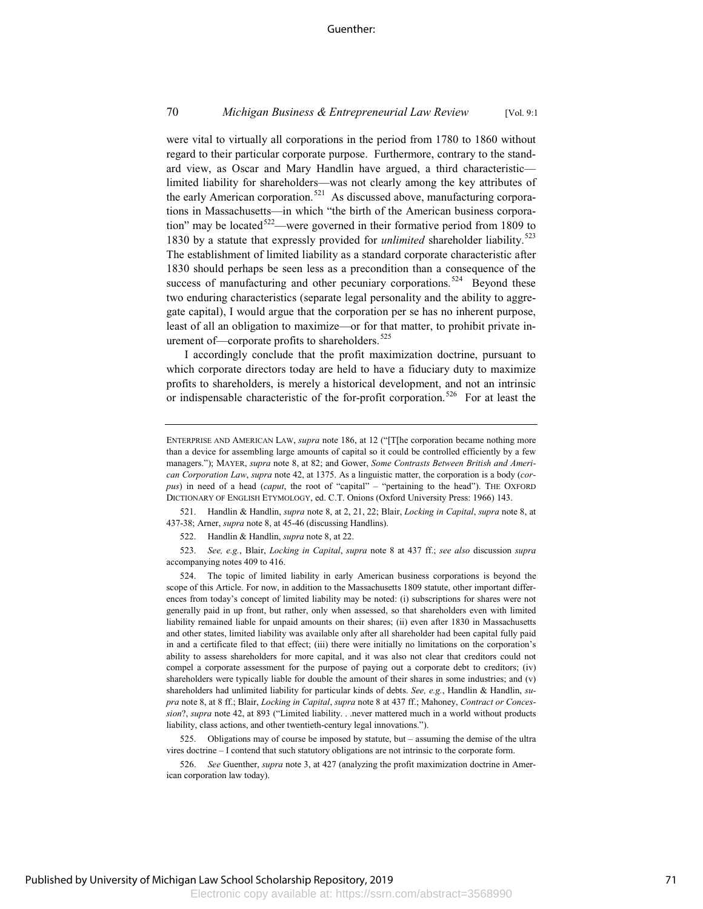were vital to virtually all corporations in the period from 1780 to 1860 without regard to their particular corporate purpose. Furthermore, contrary to the standard view, as Oscar and Mary Handlin have argued, a third characteristic—limited liability for shareholders—was not clearly among the key attributes of the early American corporation.[521] As discussed above, manufacturing corporations in Massachusetts—in which "the birth of the American business corporation" may be located[522]—were governed in their formative period from 1809 to 1830 by a statute that expressly provided for *unlimited* shareholder liability.[523] The establishment of limited liability as a standard corporate characteristic after 1830 should perhaps be seen less as a precondition than a consequence of the success of manufacturing and other pecuniary corporations.[524] Beyond these two enduring characteristics (separate legal personality and the ability to aggregate capital), I would argue that the corporation per se has no inherent purpose, least of all an obligation to maximize—or for that matter, to prohibit private inurement of—corporate profits to shareholders.[525]

I accordingly conclude that the profit maximization doctrine, pursuant to which corporate directors today are held to have a fiduciary duty to maximize profits to shareholders, is merely a historical development, and not an intrinsic or indispensable characteristic of the for-profit corporation.[526] For at least the

---

ENTERPRISE AND AMERICAN LAW, *supra* note 186, at 12 ("[T[he corporation became nothing more than a device for assembling large amounts of capital so it could be controlled efficiently by a few managers."); MAYER, *supra* note 8, at 82; and Gower, *Some Contrasts Between British and American Corporation Law*, *supra* note 42, at 1375. As a linguistic matter, the corporation is a body (*corpus*) in need of a head (*caput*, the root of "capital" – "pertaining to the head"). THE OXFORD DICTIONARY OF ENGLISH ETYMOLOGY, ed. C.T. Onions (Oxford University Press: 1966) 143.

521. Handlin & Handlin, *supra* note 8, at 2, 21, 22; Blair, *Locking in Capital*, *supra* note 8, at 437-38; Arner, *supra* note 8, at 45-46 (discussing Handlins).

522. Handlin & Handlin, *supra* note 8, at 22.

523. *See, e.g.*, Blair, *Locking in Capital*, *supra* note 8 at 437 ff.; *see also* discussion *supra* accompanying notes 409 to 416.

524. The topic of limited liability in early American business corporations is beyond the scope of this Article. For now, in addition to the Massachusetts 1809 statute, other important differences from today's concept of limited liability may be noted: (i) subscriptions for shares were not generally paid in up front, but rather, only when assessed, so that shareholders even with limited liability remained liable for unpaid amounts on their shares; (ii) even after 1830 in Massachusetts and other states, limited liability was available only after all shareholder had been capital fully paid in and a certificate filed to that effect; (iii) there were initially no limitations on the corporation's ability to assess shareholders for more capital, and it was also not clear that creditors could not compel a corporate assessment for the purpose of paying out a corporate debt to creditors; (iv) shareholders were typically liable for double the amount of their shares in some industries; and (v) shareholders had unlimited liability for particular kinds of debts. *See, e.g.*, Handlin & Handlin, *supra* note 8, at 8 ff.; Blair, *Locking in Capital*, *supra* note 8 at 437 ff.; Mahoney, *Contract or Concession*?, *supra* note 42, at 893 ("Limited liability. . .never mattered much in a world without products liability, class actions, and other twentieth-century legal innovations.").

525. Obligations may of course be imposed by statute, but – assuming the demise of the ultra vires doctrine – I contend that such statutory obligations are not intrinsic to the corporate form.

526. *See* Guenther, *supra* note 3, at 427 (analyzing the profit maximization doctrine in American corporation law today).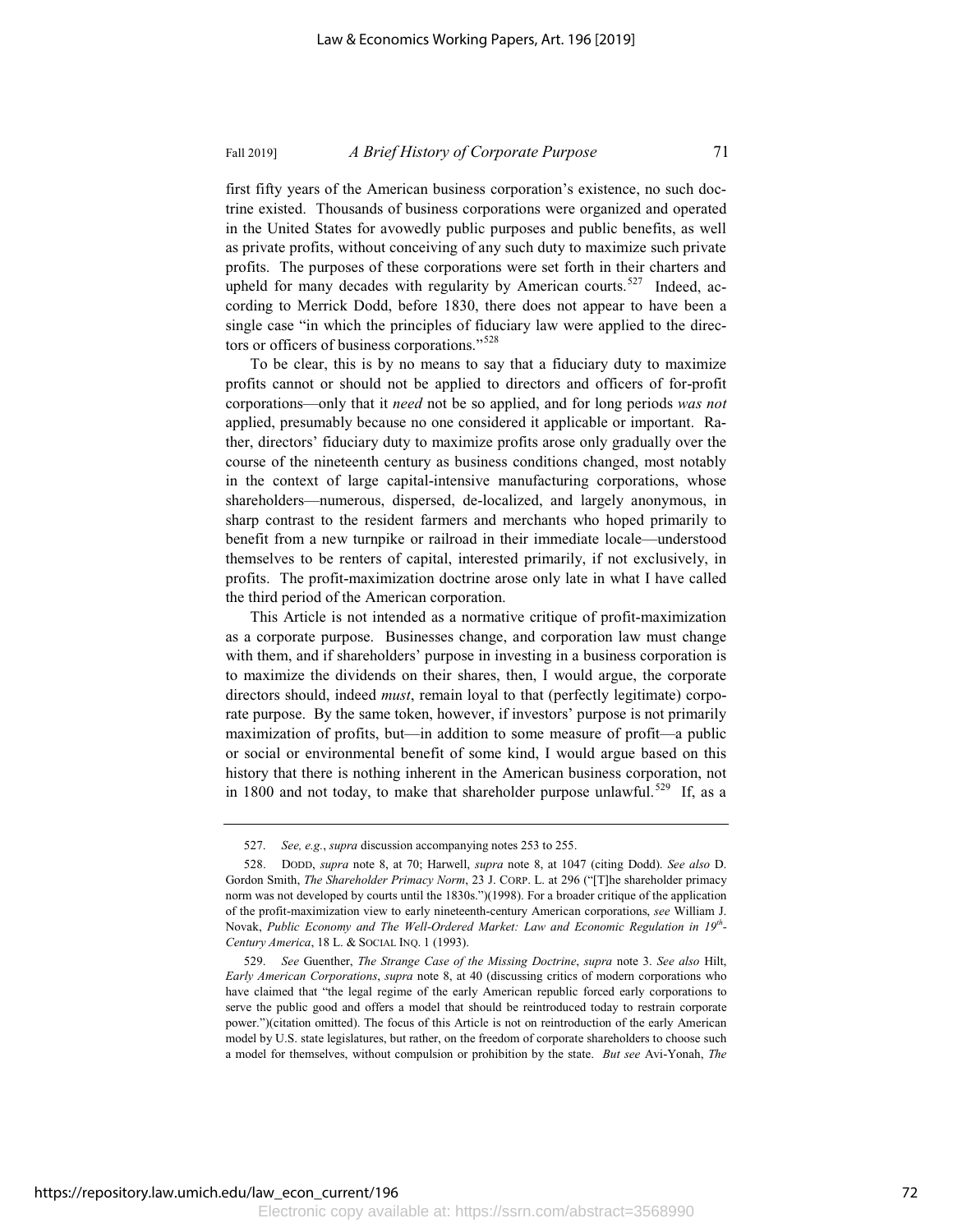first fifty years of the American business corporation's existence, no such doctrine existed. Thousands of business corporations were organized and operated in the United States for avowedly public purposes and public benefits, as well as private profits, without conceiving of any such duty to maximize such private profits. The purposes of these corporations were set forth in their charters and upheld for many decades with regularity by American courts.[527] Indeed, according to Merrick Dodd, before 1830, there does not appear to have been a single case "in which the principles of fiduciary law were applied to the directors or officers of business corporations."[528]

To be clear, this is by no means to say that a fiduciary duty to maximize profits cannot or should not be applied to directors and officers of for-profit corporations—only that it *need* not be so applied, and for long periods *was not* applied, presumably because no one considered it applicable or important. Rather, directors' fiduciary duty to maximize profits arose only gradually over the course of the nineteenth century as business conditions changed, most notably in the context of large capital-intensive manufacturing corporations, whose shareholders—numerous, dispersed, de-localized, and largely anonymous, in sharp contrast to the resident farmers and merchants who hoped primarily to benefit from a new turnpike or railroad in their immediate locale—understood themselves to be renters of capital, interested primarily, if not exclusively, in profits. The profit-maximization doctrine arose only late in what I have called the third period of the American corporation.

This Article is not intended as a normative critique of profit-maximization as a corporate purpose. Businesses change, and corporation law must change with them, and if shareholders' purpose in investing in a business corporation is to maximize the dividends on their shares, then, I would argue, the corporate directors should, indeed *must*, remain loyal to that (perfectly legitimate) corporate purpose. By the same token, however, if investors' purpose is not primarily maximization of profits, but—in addition to some measure of profit—a public or social or environmental benefit of some kind, I would argue based on this history that there is nothing inherent in the American business corporation, not in 1800 and not today, to make that shareholder purpose unlawful.[529] If, as a

---

527. *See, e.g.*, *supra* discussion accompanying notes 253 to 255.

528. DODD, *supra* note 8, at 70; Harwell, *supra* note 8, at 1047 (citing Dodd). *See also* D. Gordon Smith, *The Shareholder Primacy Norm*, 23 J. CORP. L. at 296 ("[T]he shareholder primacy norm was not developed by courts until the 1830s.")(1998). For a broader critique of the application of the profit-maximization view to early nineteenth-century American corporations, *see* William J. Novak, *Public Economy and The Well-Ordered Market: Law and Economic Regulation in 19th-Century America*, 18 L. & SOCIAL INQ. 1 (1993).

529. *See* Guenther, *The Strange Case of the Missing Doctrine*, *supra* note 3. *See also* Hilt, *Early American Corporations*, *supra* note 8, at 40 (discussing critics of modern corporations who have claimed that "the legal regime of the early American republic forced early corporations to serve the public good and offers a model that should be reintroduced today to restrain corporate power.")(citation omitted). The focus of this Article is not on reintroduction of the early American model by U.S. state legislatures, but rather, on the freedom of corporate shareholders to choose such a model for themselves, without compulsion or prohibition by the state. *But see* Avi-Yonah, *The*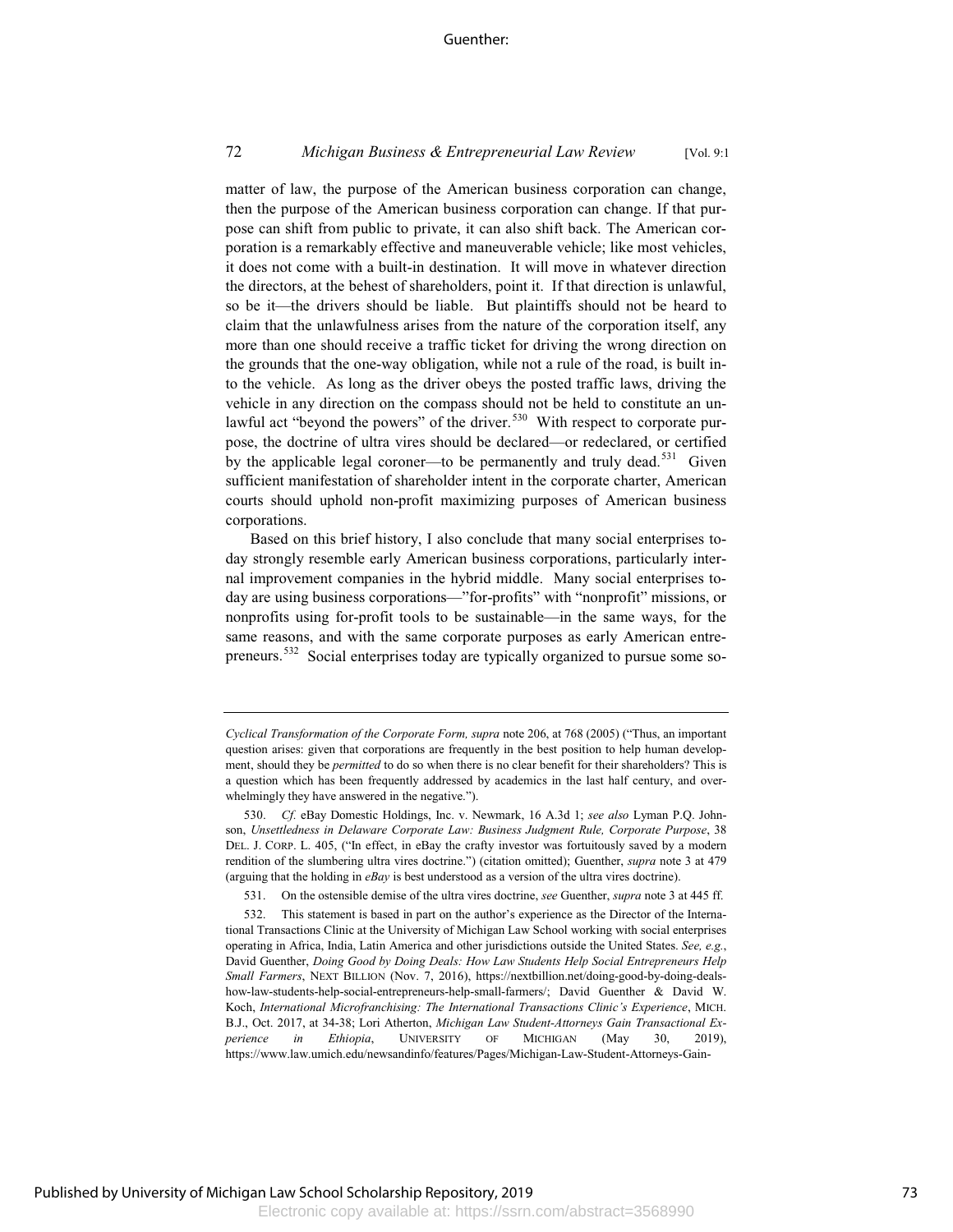matter of law, the purpose of the American business corporation can change, then the purpose of the American business corporation can change. If that purpose can shift from public to private, it can also shift back. The American corporation is a remarkably effective and maneuverable vehicle; like most vehicles, it does not come with a built-in destination. It will move in whatever direction the directors, at the behest of shareholders, point it. If that direction is unlawful, so be it—the drivers should be liable. But plaintiffs should not be heard to claim that the unlawfulness arises from the nature of the corporation itself, any more than one should receive a traffic ticket for driving the wrong direction on the grounds that the one-way obligation, while not a rule of the road, is built into the vehicle. As long as the driver obeys the posted traffic laws, driving the vehicle in any direction on the compass should not be held to constitute an unlawful act "beyond the powers" of the driver.[530] With respect to corporate purpose, the doctrine of ultra vires should be declared—or redeclared, or certified by the applicable legal coroner—to be permanently and truly dead.[531] Given sufficient manifestation of shareholder intent in the corporate charter, American courts should uphold non-profit maximizing purposes of American business corporations.

Based on this brief history, I also conclude that many social enterprises today strongly resemble early American business corporations, particularly internal improvement companies in the hybrid middle. Many social enterprises today are using business corporations—"for-profits" with "nonprofit" missions, or nonprofits using for-profit tools to be sustainable—in the same ways, for the same reasons, and with the same corporate purposes as early American entrepreneurs.[532] Social enterprises today are typically organized to pursue some so-

---

*Cyclical Transformation of the Corporate Form*, *supra* note 206, at 768 (2005) ("Thus, an important question arises: given that corporations are frequently in the best position to help human development, should they be *permitted* to do so when there is no clear benefit for their shareholders? This is a question which has been frequently addressed by academics in the last half century, and overwhelmingly they have answered in the negative.").

530. *Cf.* eBay Domestic Holdings, Inc. v. Newmark, 16 A.3d 1; *see also* Lyman P.Q. Johnson, *Unsettledness in Delaware Corporate Law: Business Judgment Rule, Corporate Purpose*, 38 DEL. J. CORP. L. 405, ("In effect, in eBay the crafty investor was fortuitously saved by a modern rendition of the slumbering ultra vires doctrine.") (citation omitted); Guenther, *supra* note 3 at 479 (arguing that the holding in *eBay* is best understood as a version of the ultra vires doctrine).

531. On the ostensible demise of the ultra vires doctrine, *see* Guenther, *supra* note 3 at 445 ff.

532. This statement is based in part on the author's experience as the Director of the International Transactions Clinic at the University of Michigan Law School working with social enterprises operating in Africa, India, Latin America and other jurisdictions outside the United States. *See, e.g.*, David Guenther, *Doing Good by Doing Deals: How Law Students Help Social Entrepreneurs Help Small Farmers*, NEXT BILLION (Nov. 7, 2016), https://nextbillion.net/doing-good-by-doing-deals-how-law-students-help-social-entrepreneurs-help-small-farmers/; David Guenther & David W. Koch, *International Microfranchising: The International Transactions Clinic's Experience*, MICH. B.J., Oct. 2017, at 34-38; Lori Atherton, *Michigan Law Student-Attorneys Gain Transactional Experience in Ethiopia*, UNIVERSITY OF MICHIGAN (May 30, 2019), https://www.law.umich.edu/newsandinfo/features/Pages/Michigan-Law-Student-Attorneys-Gain-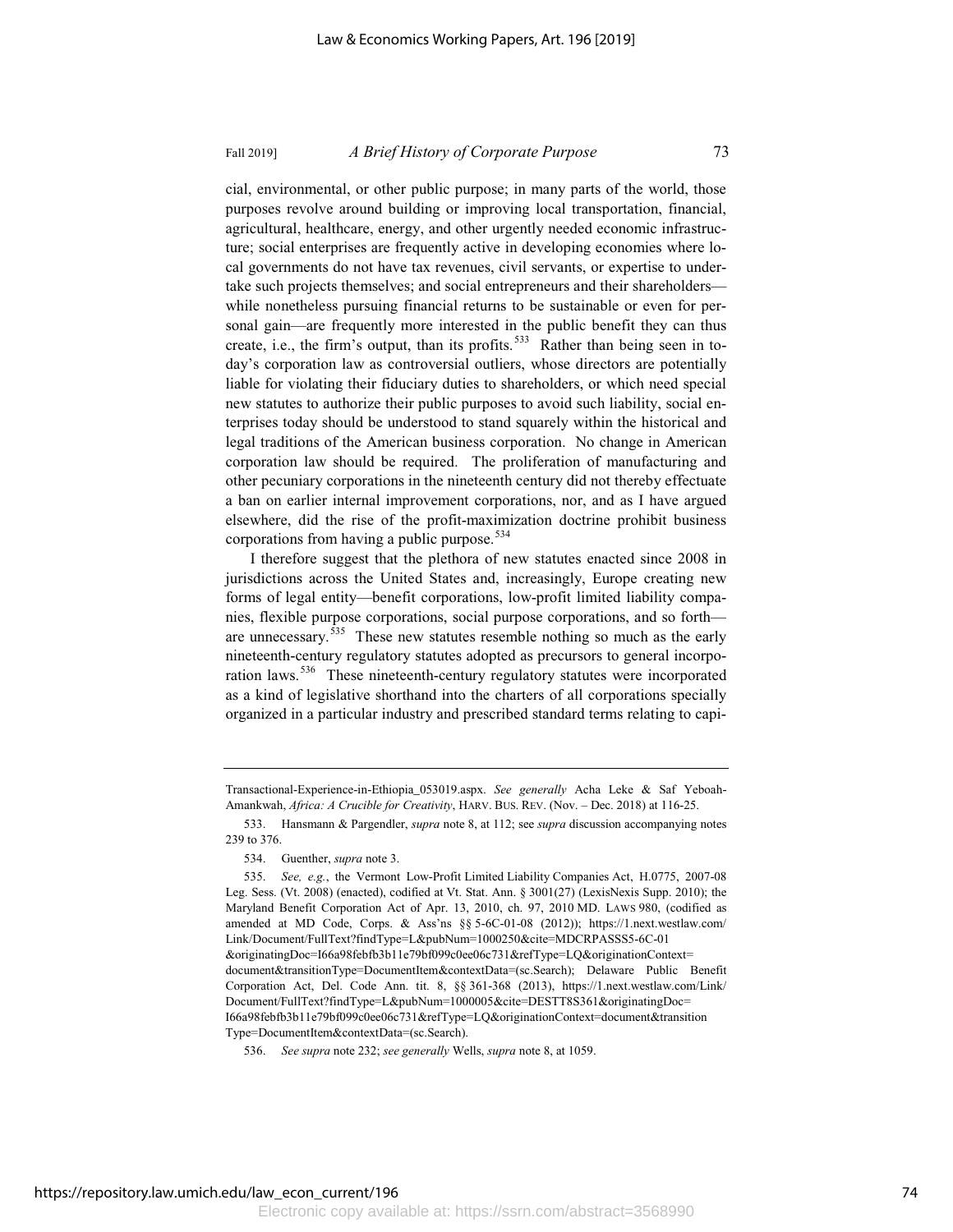cial, environmental, or other public purpose; in many parts of the world, those purposes revolve around building or improving local transportation, financial, agricultural, healthcare, energy, and other urgently needed economic infrastructure; social enterprises are frequently active in developing economies where local governments do not have tax revenues, civil servants, or expertise to undertake such projects themselves; and social entrepreneurs and their shareholders—while nonetheless pursuing financial returns to be sustainable or even for personal gain—are frequently more interested in the public benefit they can thus create, i.e., the firm's output, than its profits.[533] Rather than being seen in today's corporation law as controversial outliers, whose directors are potentially liable for violating their fiduciary duties to shareholders, or which need special new statutes to authorize their public purposes to avoid such liability, social enterprises today should be understood to stand squarely within the historical and legal traditions of the American business corporation. No change in American corporation law should be required. The proliferation of manufacturing and other pecuniary corporations in the nineteenth century did not thereby effectuate a ban on earlier internal improvement corporations, nor, and as I have argued elsewhere, did the rise of the profit-maximization doctrine prohibit business corporations from having a public purpose.[534]

I therefore suggest that the plethora of new statutes enacted since 2008 in jurisdictions across the United States and, increasingly, Europe creating new forms of legal entity—benefit corporations, low-profit limited liability companies, flexible purpose corporations, social purpose corporations, and so forth—are unnecessary.[535] These new statutes resemble nothing so much as the early nineteenth-century regulatory statutes adopted as precursors to general incorporation laws.[536] These nineteenth-century regulatory statutes were incorporated as a kind of legislative shorthand into the charters of all corporations specially organized in a particular industry and prescribed standard terms relating to capi-

---

Transactional-Experience-in-Ethiopia_053019.aspx. *See generally* Acha Leke & Saf Yeboah-Amankwah, *Africa: A Crucible for Creativity*, HARV. BUS. REV. (Nov. – Dec. 2018) at 116-25.

533. Hansmann & Pargendler, *supra* note 8, at 112; see *supra* discussion accompanying notes 239 to 376.

534. Guenther, *supra* note 3.

535. *See, e.g.*, the Vermont Low-Profit Limited Liability Companies Act, H.0775, 2007-08 Leg. Sess. (Vt. 2008) (enacted), codified at Vt. Stat. Ann. § 3001(27) (LexisNexis Supp. 2010); the Maryland Benefit Corporation Act of Apr. 13, 2010, ch. 97, 2010 MD. LAWS 980, (codified as amended at MD Code, Corps. & Ass'ns §§ 5-6C-01-08 (2012)); https://1.next.westlaw.com/Link/Document/FullText?findType=L&pubNum=1000250&cite=MDCRPASSS5-6C-01&originatingDoc=I66a98febfb3b11e79bf099c0ee06c731&refType=LQ&originationContext=document&transitionType=DocumentItem&contextData=(sc.Search); Delaware Public Benefit Corporation Act, Del. Code Ann. tit. 8, §§ 361-368 (2013), https://1.next.westlaw.com/Link/Document/FullText?findType=L&pubNum=1000005&cite=DESTT8S361&originatingDoc=I66a98febfb3b11e79bf099c0ee06c731&refType=LQ&originationContext=document&transitionType=DocumentItem&contextData=(sc.Search).

536. *See supra* note 232; *see generally* Wells, *supra* note 8, at 1059.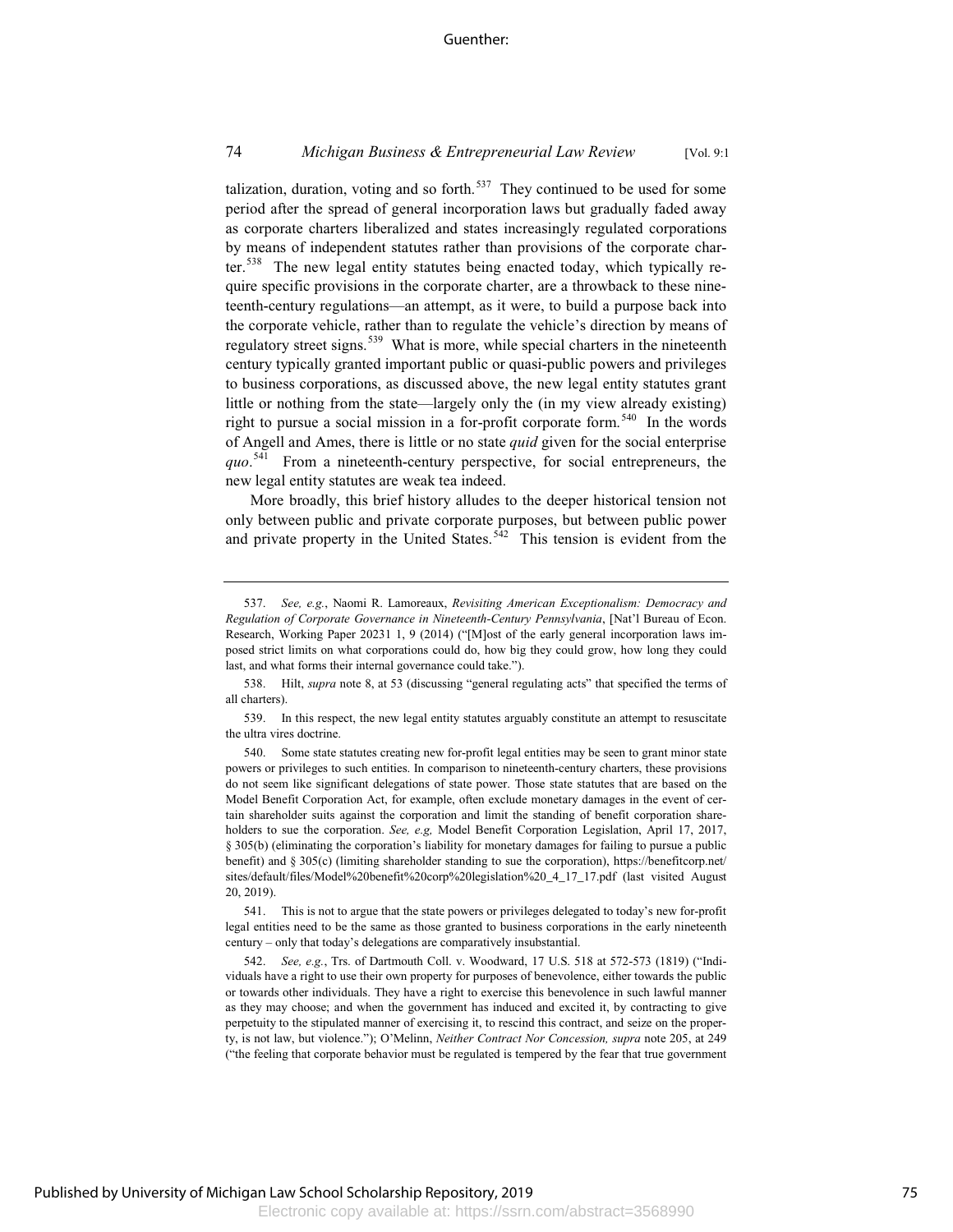talization, duration, voting and so forth.[537] They continued to be used for some period after the spread of general incorporation laws but gradually faded away as corporate charters liberalized and states increasingly regulated corporations by means of independent statutes rather than provisions of the corporate charter.[538] The new legal entity statutes being enacted today, which typically require specific provisions in the corporate charter, are a throwback to these nineteenth-century regulations—an attempt, as it were, to build a purpose back into the corporate vehicle, rather than to regulate the vehicle's direction by means of regulatory street signs.[539] What is more, while special charters in the nineteenth century typically granted important public or quasi-public powers and privileges to business corporations, as discussed above, the new legal entity statutes grant little or nothing from the state—largely only the (in my view already existing) right to pursue a social mission in a for-profit corporate form.[540] In the words of Angell and Ames, there is little or no state *quid* given for the social enterprise *quo*.[541] From a nineteenth-century perspective, for social entrepreneurs, the new legal entity statutes are weak tea indeed.

More broadly, this brief history alludes to the deeper historical tension not only between public and private corporate purposes, but between public power and private property in the United States.[542] This tension is evident from the

---

537. *See, e.g.*, Naomi R. Lamoreaux, *Revisiting American Exceptionalism: Democracy and Regulation of Corporate Governance in Nineteenth-Century Pennsylvania*, [Nat'l Bureau of Econ. Research, Working Paper 20231 1, 9 (2014) ("[M]ost of the early general incorporation laws imposed strict limits on what corporations could do, how big they could grow, how long they could last, and what forms their internal governance could take.").

538. Hilt, *supra* note 8, at 53 (discussing "general regulating acts" that specified the terms of all charters).

539. In this respect, the new legal entity statutes arguably constitute an attempt to resuscitate the ultra vires doctrine.

540. Some state statutes creating new for-profit legal entities may be seen to grant minor state powers or privileges to such entities. In comparison to nineteenth-century charters, these provisions do not seem like significant delegations of state power. Those state statutes that are based on the Model Benefit Corporation Act, for example, often exclude monetary damages in the event of certain shareholder suits against the corporation and limit the standing of benefit corporation shareholders to sue the corporation. *See, e.g,* Model Benefit Corporation Legislation, April 17, 2017, § 305(b) (eliminating the corporation's liability for monetary damages for failing to pursue a public benefit) and § 305(c) (limiting shareholder standing to sue the corporation), https://benefitcorp.net/sites/default/files/Model%20benefit%20corp%20legislation%20_4_17_17.pdf (last visited August 20, 2019).

541. This is not to argue that the state powers or privileges delegated to today's new for-profit legal entities need to be the same as those granted to business corporations in the early nineteenth century – only that today's delegations are comparatively insubstantial.

542. *See, e.g.*, Trs. of Dartmouth Coll. v. Woodward, 17 U.S. 518 at 572-573 (1819) ("Individuals have a right to use their own property for purposes of benevolence, either towards the public or towards other individuals. They have a right to exercise this benevolence in such lawful manner as they may choose; and when the government has induced and excited it, by contracting to give perpetuity to the stipulated manner of exercising it, to rescind this contract, and seize on the property, is not law, but violence."); O'Melinn, *Neither Contract Nor Concession, supra* note 205, at 249 ("the feeling that corporate behavior must be regulated is tempered by the fear that true government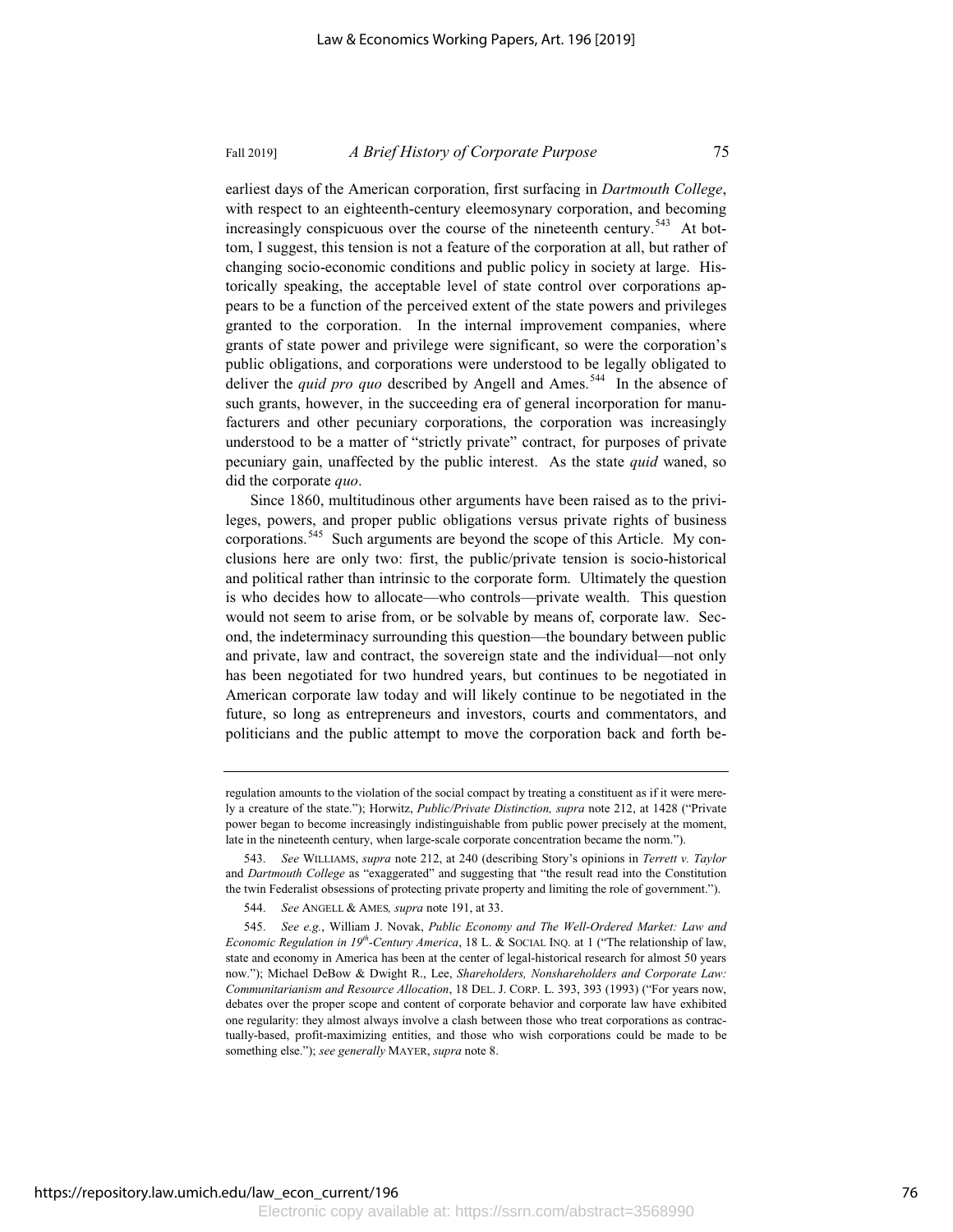earliest days of the American corporation, first surfacing in *Dartmouth College*, with respect to an eighteenth-century eleemosynary corporation, and becoming increasingly conspicuous over the course of the nineteenth century.[543] At bottom, I suggest, this tension is not a feature of the corporation at all, but rather of changing socio-economic conditions and public policy in society at large. Historically speaking, the acceptable level of state control over corporations appears to be a function of the perceived extent of the state powers and privileges granted to the corporation. In the internal improvement companies, where grants of state power and privilege were significant, so were the corporation's public obligations, and corporations were understood to be legally obligated to deliver the *quid pro quo* described by Angell and Ames.[544] In the absence of such grants, however, in the succeeding era of general incorporation for manufacturers and other pecuniary corporations, the corporation was increasingly understood to be a matter of "strictly private" contract, for purposes of private pecuniary gain, unaffected by the public interest. As the state *quid* waned, so did the corporate *quo*.

Since 1860, multitudinous other arguments have been raised as to the privileges, powers, and proper public obligations versus private rights of business corporations.[545] Such arguments are beyond the scope of this Article. My conclusions here are only two: first, the public/private tension is socio-historical and political rather than intrinsic to the corporate form. Ultimately the question is who decides how to allocate—who controls—private wealth. This question would not seem to arise from, or be solvable by means of, corporate law. Second, the indeterminacy surrounding this question—the boundary between public and private, law and contract, the sovereign state and the individual—not only has been negotiated for two hundred years, but continues to be negotiated in American corporate law today and will likely continue to be negotiated in the future, so long as entrepreneurs and investors, courts and commentators, and politicians and the public attempt to move the corporation back and forth be-

---

regulation amounts to the violation of the social compact by treating a constituent as if it were merely a creature of the state."); Horwitz, *Public/Private Distinction, supra* note 212, at 1428 ("Private power began to become increasingly indistinguishable from public power precisely at the moment, late in the nineteenth century, when large-scale corporate concentration became the norm.").

543. *See* WILLIAMS, *supra* note 212, at 240 (describing Story's opinions in *Terrett v. Taylor* and *Dartmouth College* as "exaggerated" and suggesting that "the result read into the Constitution the twin Federalist obsessions of protecting private property and limiting the role of government.").

544. *See* ANGELL & AMES*, supra* note 191, at 33.

545. *See e.g.*, William J. Novak, *Public Economy and The Well-Ordered Market: Law and Economic Regulation in 19th-Century America*, 18 L. & SOCIAL INQ. at 1 ("The relationship of law, state and economy in America has been at the center of legal-historical research for almost 50 years now."); Michael DeBow & Dwight R., Lee, *Shareholders, Nonshareholders and Corporate Law: Communitarianism and Resource Allocation*, 18 DEL. J. CORP. L. 393, 393 (1993) ("For years now, debates over the proper scope and content of corporate behavior and corporate law have exhibited one regularity: they almost always involve a clash between those who treat corporations as contractually-based, profit-maximizing entities, and those who wish corporations could be made to be something else."); *see generally* MAYER, *supra* note 8.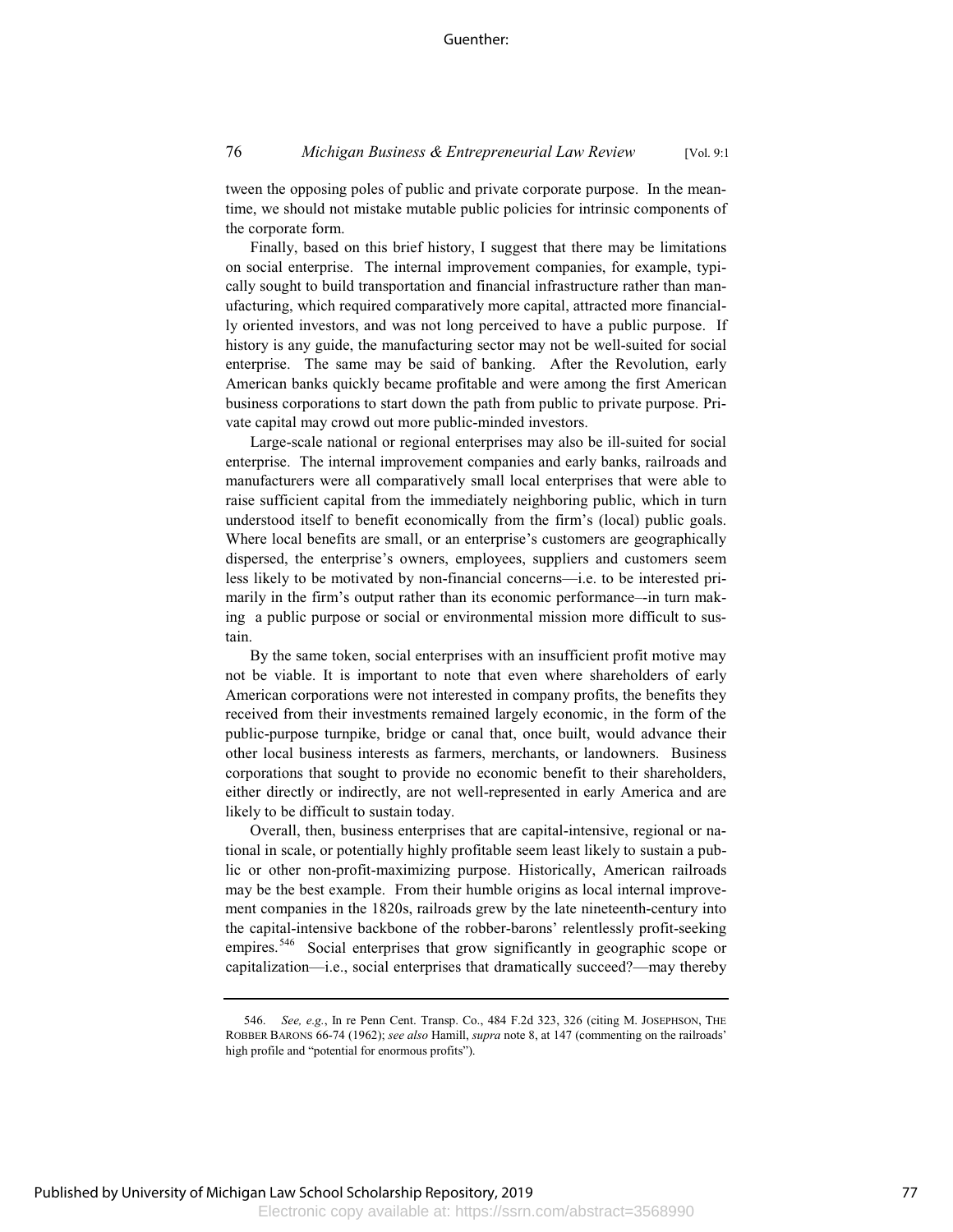tween the opposing poles of public and private corporate purpose. In the meantime, we should not mistake mutable public policies for intrinsic components of the corporate form.

Finally, based on this brief history, I suggest that there may be limitations on social enterprise. The internal improvement companies, for example, typically sought to build transportation and financial infrastructure rather than manufacturing, which required comparatively more capital, attracted more financially oriented investors, and was not long perceived to have a public purpose. If history is any guide, the manufacturing sector may not be well-suited for social enterprise. The same may be said of banking. After the Revolution, early American banks quickly became profitable and were among the first American business corporations to start down the path from public to private purpose. Private capital may crowd out more public-minded investors.

Large-scale national or regional enterprises may also be ill-suited for social enterprise. The internal improvement companies and early banks, railroads and manufacturers were all comparatively small local enterprises that were able to raise sufficient capital from the immediately neighboring public, which in turn understood itself to benefit economically from the firm's (local) public goals. Where local benefits are small, or an enterprise's customers are geographically dispersed, the enterprise's owners, employees, suppliers and customers seem less likely to be motivated by non-financial concerns—i.e. to be interested primarily in the firm's output rather than its economic performance–-in turn making a public purpose or social or environmental mission more difficult to sustain.

By the same token, social enterprises with an insufficient profit motive may not be viable. It is important to note that even where shareholders of early American corporations were not interested in company profits, the benefits they received from their investments remained largely economic, in the form of the public-purpose turnpike, bridge or canal that, once built, would advance their other local business interests as farmers, merchants, or landowners. Business corporations that sought to provide no economic benefit to their shareholders, either directly or indirectly, are not well-represented in early America and are likely to be difficult to sustain today.

Overall, then, business enterprises that are capital-intensive, regional or national in scale, or potentially highly profitable seem least likely to sustain a public or other non-profit-maximizing purpose. Historically, American railroads may be the best example. From their humble origins as local internal improvement companies in the 1820s, railroads grew by the late nineteenth-century into the capital-intensive backbone of the robber-barons' relentlessly profit-seeking empires.[546] Social enterprises that grow significantly in geographic scope or capitalization—i.e., social enterprises that dramatically succeed?—may thereby

546. *See, e.g.*, In re Penn Cent. Transp. Co., 484 F.2d 323, 326 (citing M. JOSEPHSON, THE ROBBER BARONS 66-74 (1962); *see also* Hamill, *supra* note 8, at 147 (commenting on the railroads' high profile and "potential for enormous profits").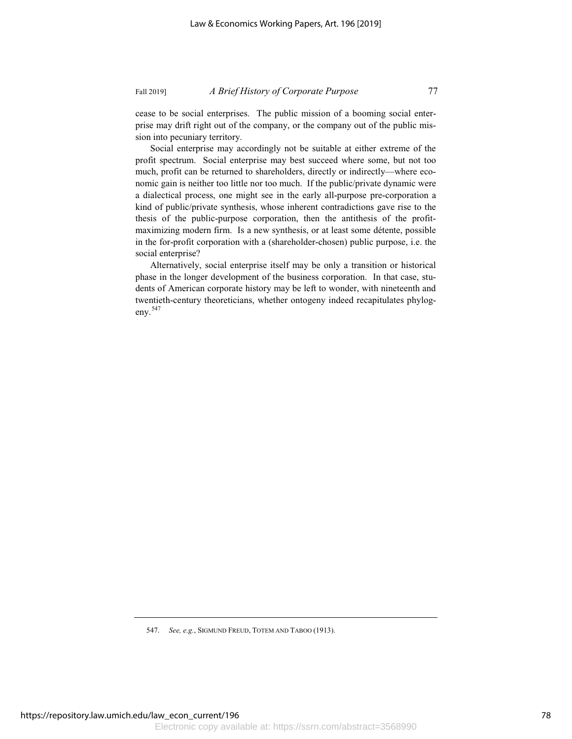cease to be social enterprises. The public mission of a booming social enterprise may drift right out of the company, or the company out of the public mission into pecuniary territory.

Social enterprise may accordingly not be suitable at either extreme of the profit spectrum. Social enterprise may best succeed where some, but not too much, profit can be returned to shareholders, directly or indirectly—where economic gain is neither too little nor too much. If the public/private dynamic were a dialectical process, one might see in the early all-purpose pre-corporation a kind of public/private synthesis, whose inherent contradictions gave rise to the thesis of the public-purpose corporation, then the antithesis of the profit-maximizing modern firm. Is a new synthesis, or at least some détente, possible in the for-profit corporation with a (shareholder-chosen) public purpose, i.e. the social enterprise?

Alternatively, social enterprise itself may be only a transition or historical phase in the longer development of the business corporation. In that case, students of American corporate history may be left to wonder, with nineteenth and twentieth-century theoreticians, whether ontogeny indeed recapitulates phylogeny.[547]

---

547. *See, e.g.*, SIGMUND FREUD, TOTEM AND TABOO (1913).